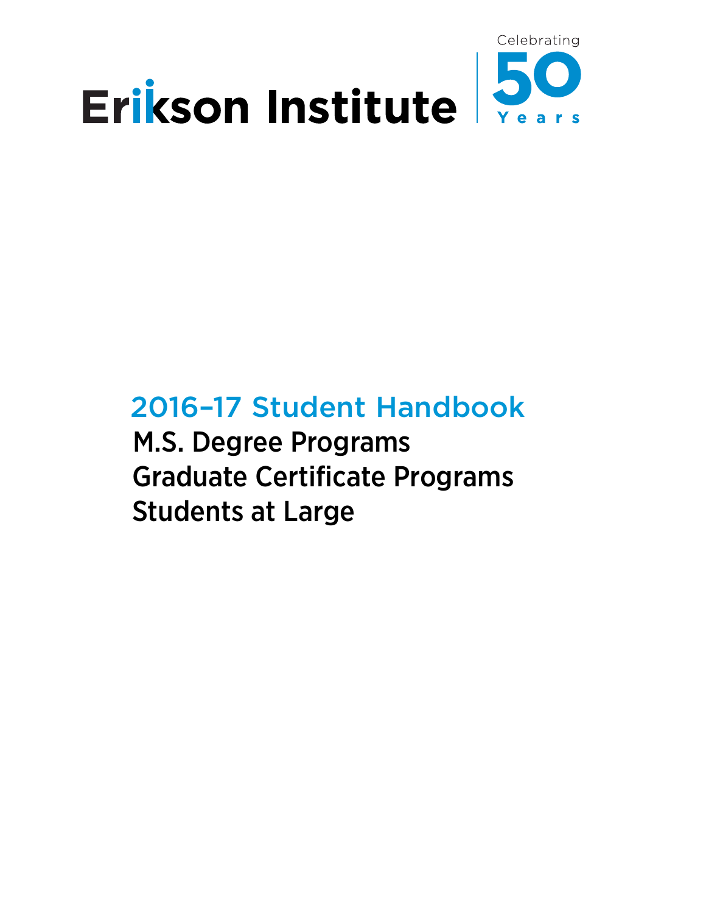# Erikson Institute

Celebrating 50 Years

## 2016–17 Student Handbook

M.S. Degree Programs
Graduate Certificate Programs
Students at Large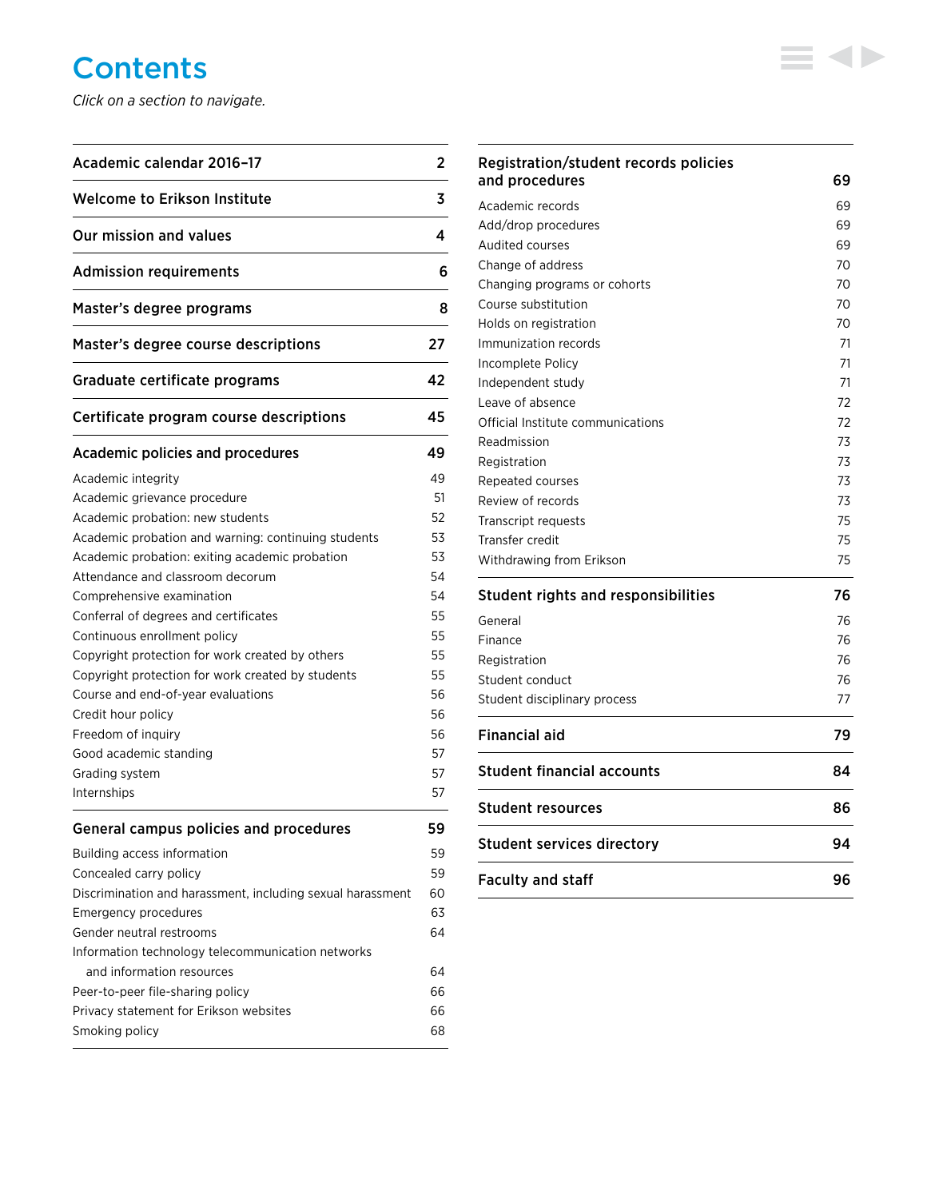# Contents

*Click on a section to navigate.*

| Section | Page |
|---|---|
| **Academic calendar 2016–17** | **2** |
| **Welcome to Erikson Institute** | **3** |
| **Our mission and values** | **4** |
| **Admission requirements** | **6** |
| **Master's degree programs** | **8** |
| **Master's degree course descriptions** | **27** |
| **Graduate certificate programs** | **42** |
| **Certificate program course descriptions** | **45** |
| **Academic policies and procedures** | **49** |
| Academic integrity | 49 |
| Academic grievance procedure | 51 |
| Academic probation: new students | 52 |
| Academic probation and warning: continuing students | 53 |
| Academic probation: exiting academic probation | 53 |
| Attendance and classroom decorum | 54 |
| Comprehensive examination | 54 |
| Conferral of degrees and certificates | 55 |
| Continuous enrollment policy | 55 |
| Copyright protection for work created by others | 55 |
| Copyright protection for work created by students | 55 |
| Course and end-of-year evaluations | 56 |
| Credit hour policy | 56 |
| Freedom of inquiry | 56 |
| Good academic standing | 57 |
| Grading system | 57 |
| Internships | 57 |
| **General campus policies and procedures** | **59** |
| Building access information | 59 |
| Concealed carry policy | 59 |
| Discrimination and harassment, including sexual harassment | 60 |
| Emergency procedures | 63 |
| Gender neutral restrooms | 64 |
| Information technology telecommunication networks and information resources | 64 |
| Peer-to-peer file-sharing policy | 66 |
| Privacy statement for Erikson websites | 66 |
| Smoking policy | 68 |
| **Registration/student records policies and procedures** | **69** |
| Academic records | 69 |
| Add/drop procedures | 69 |
| Audited courses | 69 |
| Change of address | 70 |
| Changing programs or cohorts | 70 |
| Course substitution | 70 |
| Holds on registration | 70 |
| Immunization records | 71 |
| Incomplete Policy | 71 |
| Independent study | 71 |
| Leave of absence | 72 |
| Official Institute communications | 72 |
| Readmission | 73 |
| Registration | 73 |
| Repeated courses | 73 |
| Review of records | 73 |
| Transcript requests | 75 |
| Transfer credit | 75 |
| Withdrawing from Erikson | 75 |
| **Student rights and responsibilities** | **76** |
| General | 76 |
| Finance | 76 |
| Registration | 76 |
| Student conduct | 76 |
| Student disciplinary process | 77 |
| **Financial aid** | **79** |
| **Student financial accounts** | **84** |
| **Student resources** | **86** |
| **Student services directory** | **94** |
| **Faculty and staff** | **96** |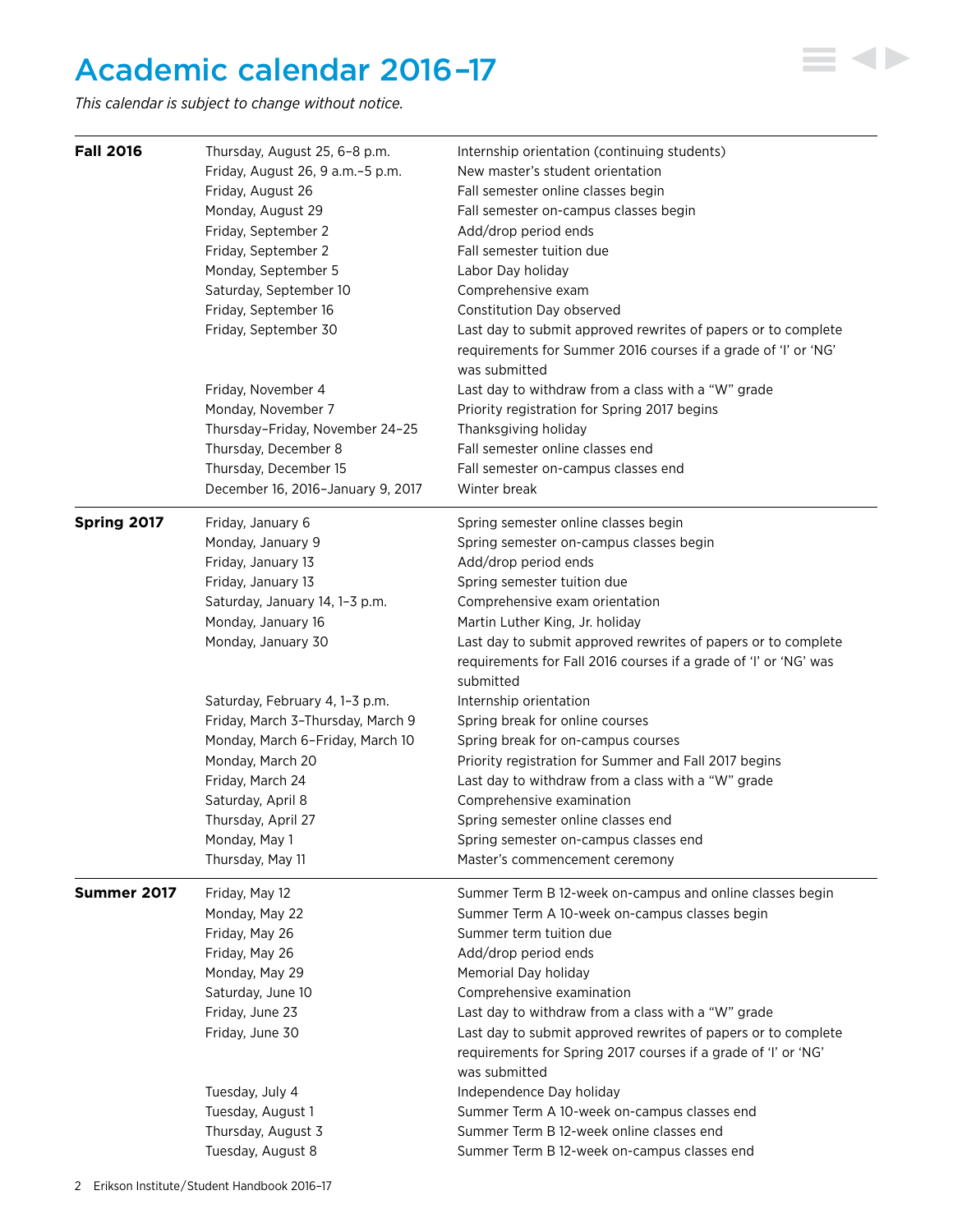# Academic calendar 2016–17

*This calendar is subject to change without notice.*

| | | |
|---|---|---|
| **Fall 2016** | Thursday, August 25, 6–8 p.m. | Internship orientation (continuing students) |
| | Friday, August 26, 9 a.m.–5 p.m. | New master's student orientation |
| | Friday, August 26 | Fall semester online classes begin |
| | Monday, August 29 | Fall semester on-campus classes begin |
| | Friday, September 2 | Add/drop period ends |
| | Friday, September 2 | Fall semester tuition due |
| | Monday, September 5 | Labor Day holiday |
| | Saturday, September 10 | Comprehensive exam |
| | Friday, September 16 | Constitution Day observed |
| | Friday, September 30 | Last day to submit approved rewrites of papers or to complete requirements for Summer 2016 courses if a grade of 'I' or 'NG' was submitted |
| | Friday, November 4 | Last day to withdraw from a class with a "W" grade |
| | Monday, November 7 | Priority registration for Spring 2017 begins |
| | Thursday–Friday, November 24–25 | Thanksgiving holiday |
| | Thursday, December 8 | Fall semester online classes end |
| | Thursday, December 15 | Fall semester on-campus classes end |
| | December 16, 2016–January 9, 2017 | Winter break |
| **Spring 2017** | Friday, January 6 | Spring semester online classes begin |
| | Monday, January 9 | Spring semester on-campus classes begin |
| | Friday, January 13 | Add/drop period ends |
| | Friday, January 13 | Spring semester tuition due |
| | Saturday, January 14, 1–3 p.m. | Comprehensive exam orientation |
| | Monday, January 16 | Martin Luther King, Jr. holiday |
| | Monday, January 30 | Last day to submit approved rewrites of papers or to complete requirements for Fall 2016 courses if a grade of 'I' or 'NG' was submitted |
| | Saturday, February 4, 1–3 p.m. | Internship orientation |
| | Friday, March 3–Thursday, March 9 | Spring break for online courses |
| | Monday, March 6–Friday, March 10 | Spring break for on-campus courses |
| | Monday, March 20 | Priority registration for Summer and Fall 2017 begins |
| | Friday, March 24 | Last day to withdraw from a class with a "W" grade |
| | Saturday, April 8 | Comprehensive examination |
| | Thursday, April 27 | Spring semester online classes end |
| | Monday, May 1 | Spring semester on-campus classes end |
| | Thursday, May 11 | Master's commencement ceremony |
| **Summer 2017** | Friday, May 12 | Summer Term B 12-week on-campus and online classes begin |
| | Monday, May 22 | Summer Term A 10-week on-campus classes begin |
| | Friday, May 26 | Summer term tuition due |
| | Friday, May 26 | Add/drop period ends |
| | Monday, May 29 | Memorial Day holiday |
| | Saturday, June 10 | Comprehensive examination |
| | Friday, June 23 | Last day to withdraw from a class with a "W" grade |
| | Friday, June 30 | Last day to submit approved rewrites of papers or to complete requirements for Spring 2017 courses if a grade of 'I' or 'NG' was submitted |
| | Tuesday, July 4 | Independence Day holiday |
| | Tuesday, August 1 | Summer Term A 10-week on-campus classes end |
| | Thursday, August 3 | Summer Term B 12-week online classes end |
| | Tuesday, August 8 | Summer Term B 12-week on-campus classes end |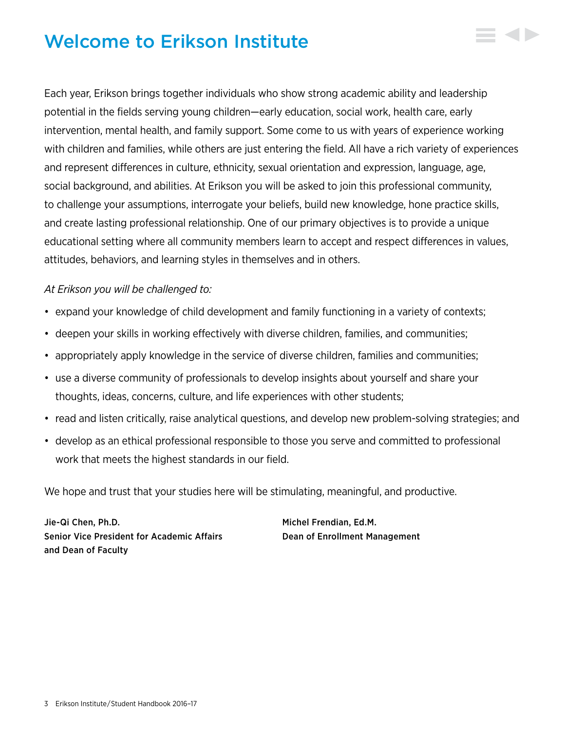# Welcome to Erikson Institute

Each year, Erikson brings together individuals who show strong academic ability and leadership potential in the fields serving young children—early education, social work, health care, early intervention, mental health, and family support. Some come to us with years of experience working with children and families, while others are just entering the field. All have a rich variety of experiences and represent differences in culture, ethnicity, sexual orientation and expression, language, age, social background, and abilities. At Erikson you will be asked to join this professional community, to challenge your assumptions, interrogate your beliefs, build new knowledge, hone practice skills, and create lasting professional relationship. One of our primary objectives is to provide a unique educational setting where all community members learn to accept and respect differences in values, attitudes, behaviors, and learning styles in themselves and in others.

*At Erikson you will be challenged to:*

- expand your knowledge of child development and family functioning in a variety of contexts;
- deepen your skills in working effectively with diverse children, families, and communities;
- appropriately apply knowledge in the service of diverse children, families and communities;
- use a diverse community of professionals to develop insights about yourself and share your thoughts, ideas, concerns, culture, and life experiences with other students;
- read and listen critically, raise analytical questions, and develop new problem-solving strategies; and
- develop as an ethical professional responsible to those you serve and committed to professional work that meets the highest standards in our field.

We hope and trust that your studies here will be stimulating, meaningful, and productive.

**Jie-Qi Chen, Ph.D.**
**Senior Vice President for Academic Affairs and Dean of Faculty**

**Michel Frendian, Ed.M.**
**Dean of Enrollment Management**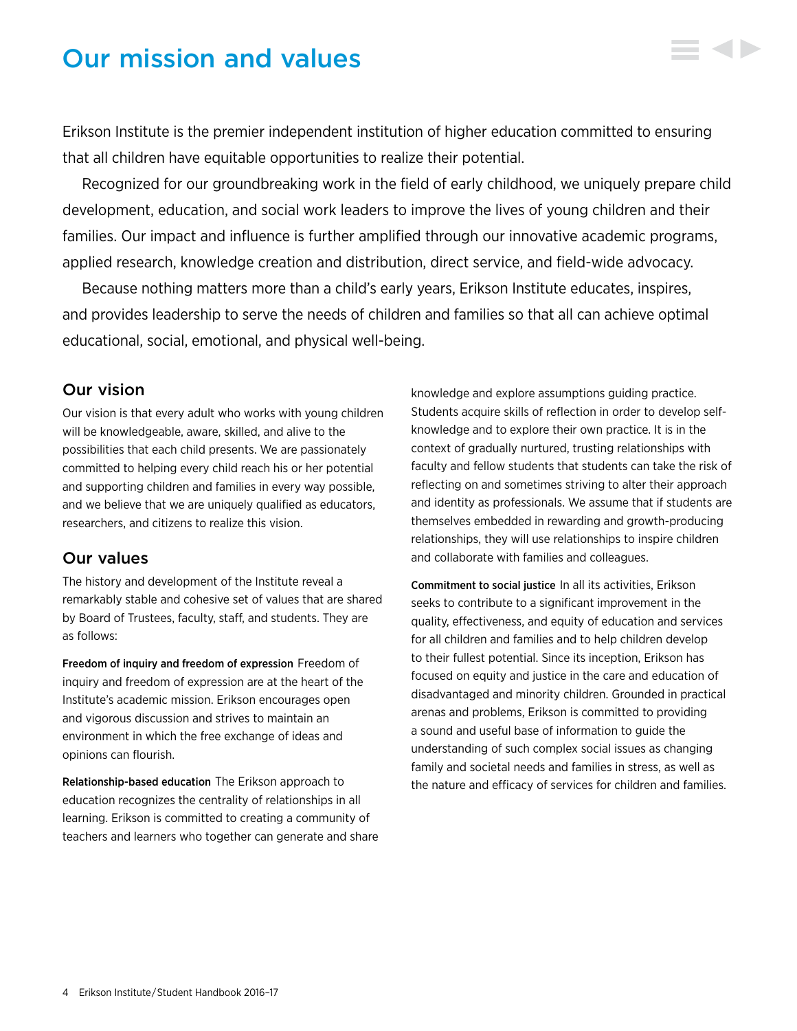# Our mission and values

Erikson Institute is the premier independent institution of higher education committed to ensuring that all children have equitable opportunities to realize their potential.

Recognized for our groundbreaking work in the field of early childhood, we uniquely prepare child development, education, and social work leaders to improve the lives of young children and their families. Our impact and influence is further amplified through our innovative academic programs, applied research, knowledge creation and distribution, direct service, and field-wide advocacy.

Because nothing matters more than a child's early years, Erikson Institute educates, inspires, and provides leadership to serve the needs of children and families so that all can achieve optimal educational, social, emotional, and physical well-being.

## Our vision

Our vision is that every adult who works with young children will be knowledgeable, aware, skilled, and alive to the possibilities that each child presents. We are passionately committed to helping every child reach his or her potential and supporting children and families in every way possible, and we believe that we are uniquely qualified as educators, researchers, and citizens to realize this vision.

## Our values

The history and development of the Institute reveal a remarkably stable and cohesive set of values that are shared by Board of Trustees, faculty, staff, and students. They are as follows:

**Freedom of inquiry and freedom of expression** Freedom of inquiry and freedom of expression are at the heart of the Institute's academic mission. Erikson encourages open and vigorous discussion and strives to maintain an environment in which the free exchange of ideas and opinions can flourish.

**Relationship-based education** The Erikson approach to education recognizes the centrality of relationships in all learning. Erikson is committed to creating a community of teachers and learners who together can generate and share knowledge and explore assumptions guiding practice. Students acquire skills of reflection in order to develop self-knowledge and to explore their own practice. It is in the context of gradually nurtured, trusting relationships with faculty and fellow students that students can take the risk of reflecting on and sometimes striving to alter their approach and identity as professionals. We assume that if students are themselves embedded in rewarding and growth-producing relationships, they will use relationships to inspire children and collaborate with families and colleagues.

**Commitment to social justice** In all its activities, Erikson seeks to contribute to a significant improvement in the quality, effectiveness, and equity of education and services for all children and families and to help children develop to their fullest potential. Since its inception, Erikson has focused on equity and justice in the care and education of disadvantaged and minority children. Grounded in practical arenas and problems, Erikson is committed to providing a sound and useful base of information to guide the understanding of such complex social issues as changing family and societal needs and families in stress, as well as the nature and efficacy of services for children and families.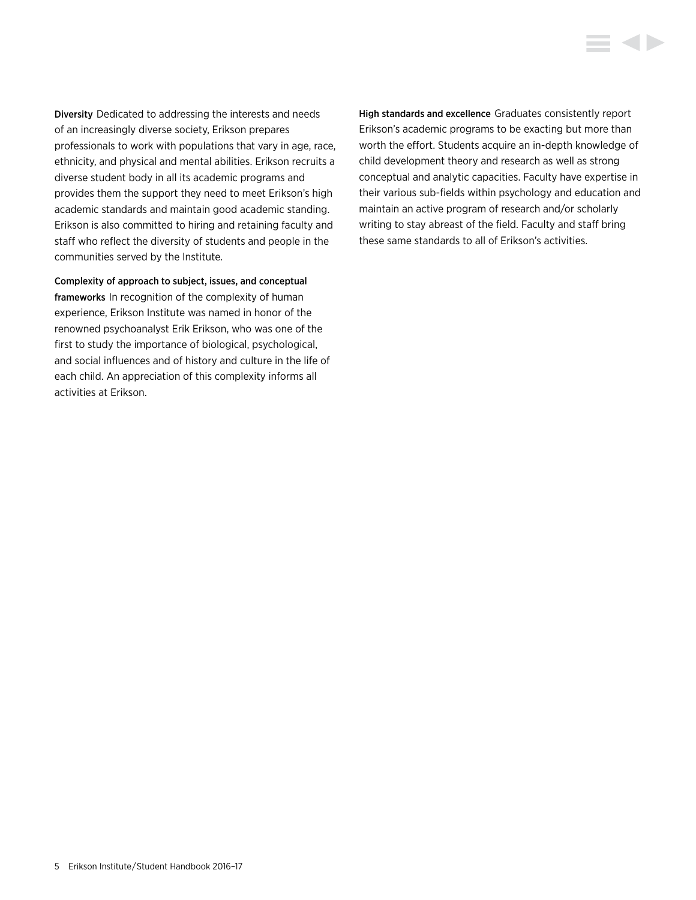**Diversity** Dedicated to addressing the interests and needs of an increasingly diverse society, Erikson prepares professionals to work with populations that vary in age, race, ethnicity, and physical and mental abilities. Erikson recruits a diverse student body in all its academic programs and provides them the support they need to meet Erikson's high academic standards and maintain good academic standing. Erikson is also committed to hiring and retaining faculty and staff who reflect the diversity of students and people in the communities served by the Institute.

**Complexity of approach to subject, issues, and conceptual frameworks** In recognition of the complexity of human experience, Erikson Institute was named in honor of the renowned psychoanalyst Erik Erikson, who was one of the first to study the importance of biological, psychological, and social influences and of history and culture in the life of each child. An appreciation of this complexity informs all activities at Erikson.

**High standards and excellence** Graduates consistently report Erikson's academic programs to be exacting but more than worth the effort. Students acquire an in-depth knowledge of child development theory and research as well as strong conceptual and analytic capacities. Faculty have expertise in their various sub-fields within psychology and education and maintain an active program of research and/or scholarly writing to stay abreast of the field. Faculty and staff bring these same standards to all of Erikson's activities.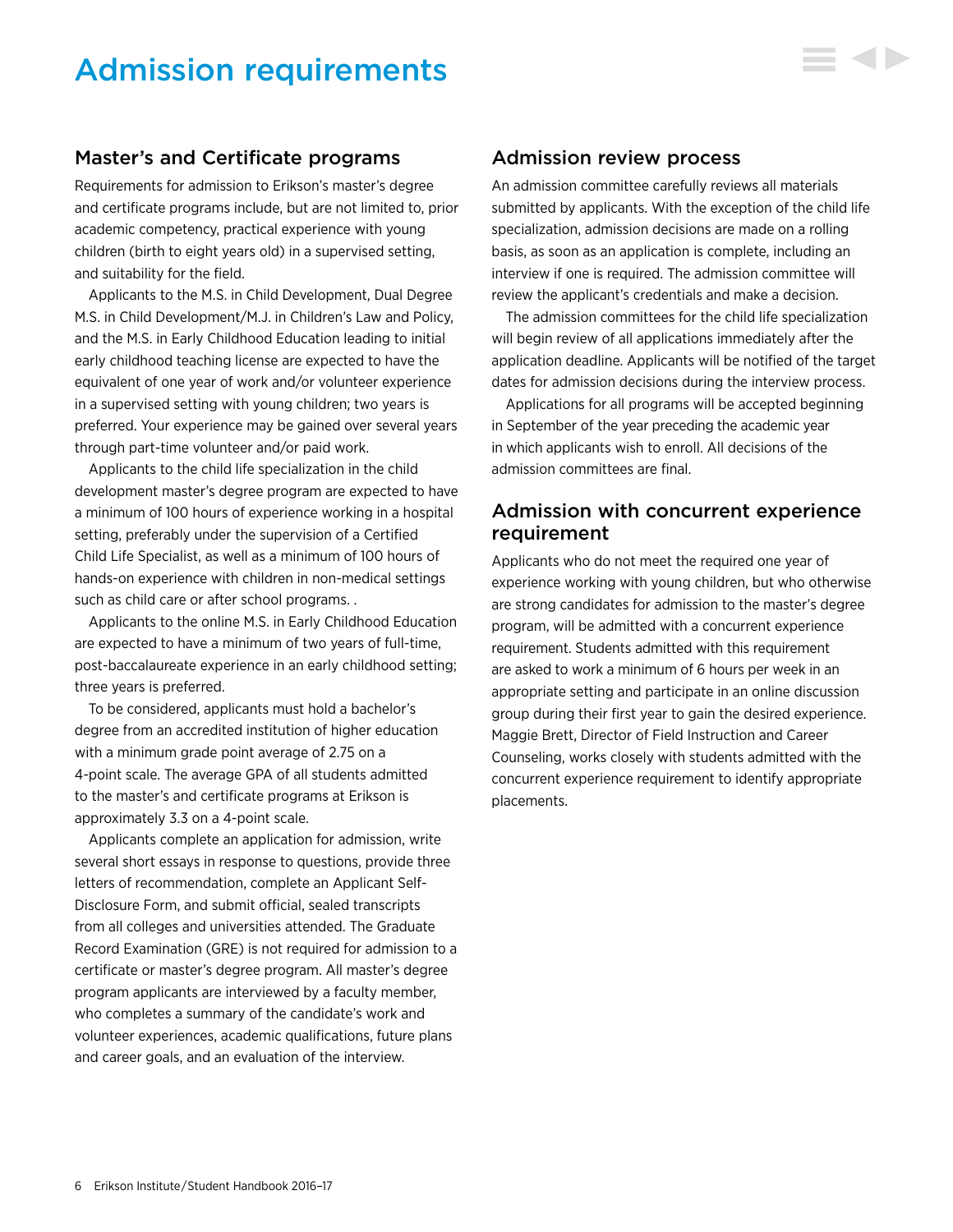# Admission requirements

## Master's and Certificate programs

Requirements for admission to Erikson's master's degree and certificate programs include, but are not limited to, prior academic competency, practical experience with young children (birth to eight years old) in a supervised setting, and suitability for the field.

Applicants to the M.S. in Child Development, Dual Degree M.S. in Child Development/M.J. in Children's Law and Policy, and the M.S. in Early Childhood Education leading to initial early childhood teaching license are expected to have the equivalent of one year of work and/or volunteer experience in a supervised setting with young children; two years is preferred. Your experience may be gained over several years through part-time volunteer and/or paid work.

Applicants to the child life specialization in the child development master's degree program are expected to have a minimum of 100 hours of experience working in a hospital setting, preferably under the supervision of a Certified Child Life Specialist, as well as a minimum of 100 hours of hands-on experience with children in non-medical settings such as child care or after school programs. .

Applicants to the online M.S. in Early Childhood Education are expected to have a minimum of two years of full-time, post-baccalaureate experience in an early childhood setting; three years is preferred.

To be considered, applicants must hold a bachelor's degree from an accredited institution of higher education with a minimum grade point average of 2.75 on a 4-point scale. The average GPA of all students admitted to the master's and certificate programs at Erikson is approximately 3.3 on a 4-point scale.

Applicants complete an application for admission, write several short essays in response to questions, provide three letters of recommendation, complete an Applicant Self-Disclosure Form, and submit official, sealed transcripts from all colleges and universities attended. The Graduate Record Examination (GRE) is not required for admission to a certificate or master's degree program. All master's degree program applicants are interviewed by a faculty member, who completes a summary of the candidate's work and volunteer experiences, academic qualifications, future plans and career goals, and an evaluation of the interview.

## Admission review process

An admission committee carefully reviews all materials submitted by applicants. With the exception of the child life specialization, admission decisions are made on a rolling basis, as soon as an application is complete, including an interview if one is required. The admission committee will review the applicant's credentials and make a decision.

The admission committees for the child life specialization will begin review of all applications immediately after the application deadline. Applicants will be notified of the target dates for admission decisions during the interview process.

Applications for all programs will be accepted beginning in September of the year preceding the academic year in which applicants wish to enroll. All decisions of the admission committees are final.

## Admission with concurrent experience requirement

Applicants who do not meet the required one year of experience working with young children, but who otherwise are strong candidates for admission to the master's degree program, will be admitted with a concurrent experience requirement. Students admitted with this requirement are asked to work a minimum of 6 hours per week in an appropriate setting and participate in an online discussion group during their first year to gain the desired experience. Maggie Brett, Director of Field Instruction and Career Counseling, works closely with students admitted with the concurrent experience requirement to identify appropriate placements.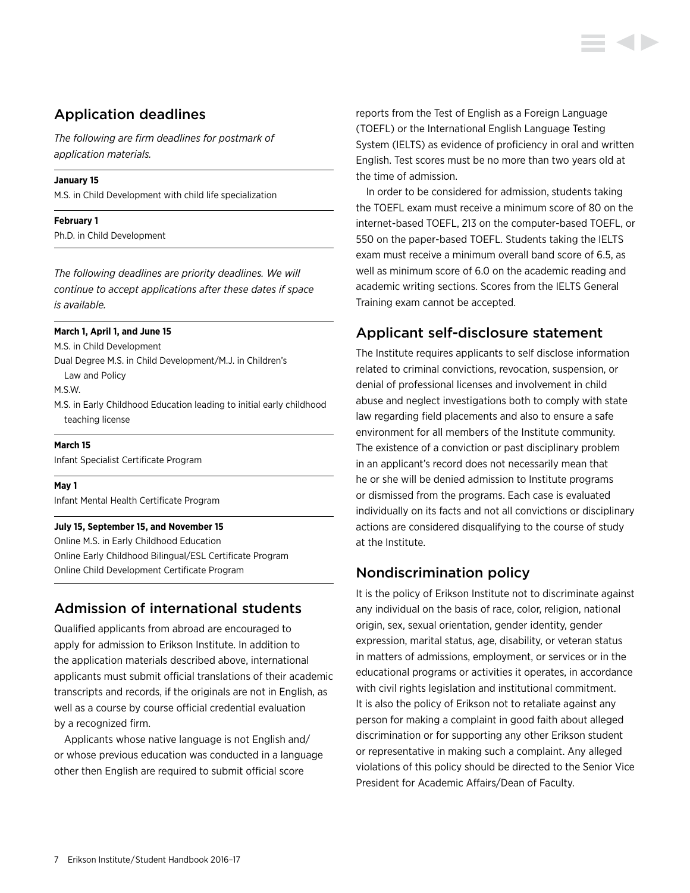## Application deadlines

*The following are firm deadlines for postmark of application materials.*

**January 15**
M.S. in Child Development with child life specialization

**February 1**
Ph.D. in Child Development

*The following deadlines are priority deadlines. We will continue to accept applications after these dates if space is available.*

**March 1, April 1, and June 15**
M.S. in Child Development
Dual Degree M.S. in Child Development/M.J. in Children's Law and Policy
M.S.W.
M.S. in Early Childhood Education leading to initial early childhood teaching license

**March 15**
Infant Specialist Certificate Program

**May 1**
Infant Mental Health Certificate Program

**July 15, September 15, and November 15**
Online M.S. in Early Childhood Education
Online Early Childhood Bilingual/ESL Certificate Program
Online Child Development Certificate Program

## Admission of international students

Qualified applicants from abroad are encouraged to apply for admission to Erikson Institute. In addition to the application materials described above, international applicants must submit official translations of their academic transcripts and records, if the originals are not in English, as well as a course by course official credential evaluation by a recognized firm.

Applicants whose native language is not English and/or whose previous education was conducted in a language other then English are required to submit official score reports from the Test of English as a Foreign Language (TOEFL) or the International English Language Testing System (IELTS) as evidence of proficiency in oral and written English. Test scores must be no more than two years old at the time of admission.

In order to be considered for admission, students taking the TOEFL exam must receive a minimum score of 80 on the internet-based TOEFL, 213 on the computer-based TOEFL, or 550 on the paper-based TOEFL. Students taking the IELTS exam must receive a minimum overall band score of 6.5, as well as minimum score of 6.0 on the academic reading and academic writing sections. Scores from the IELTS General Training exam cannot be accepted.

## Applicant self-disclosure statement

The Institute requires applicants to self disclose information related to criminal convictions, revocation, suspension, or denial of professional licenses and involvement in child abuse and neglect investigations both to comply with state law regarding field placements and also to ensure a safe environment for all members of the Institute community. The existence of a conviction or past disciplinary problem in an applicant's record does not necessarily mean that he or she will be denied admission to Institute programs or dismissed from the programs. Each case is evaluated individually on its facts and not all convictions or disciplinary actions are considered disqualifying to the course of study at the Institute.

## Nondiscrimination policy

It is the policy of Erikson Institute not to discriminate against any individual on the basis of race, color, religion, national origin, sex, sexual orientation, gender identity, gender expression, marital status, age, disability, or veteran status in matters of admissions, employment, or services or in the educational programs or activities it operates, in accordance with civil rights legislation and institutional commitment. It is also the policy of Erikson not to retaliate against any person for making a complaint in good faith about alleged discrimination or for supporting any other Erikson student or representative in making such a complaint. Any alleged violations of this policy should be directed to the Senior Vice President for Academic Affairs/Dean of Faculty.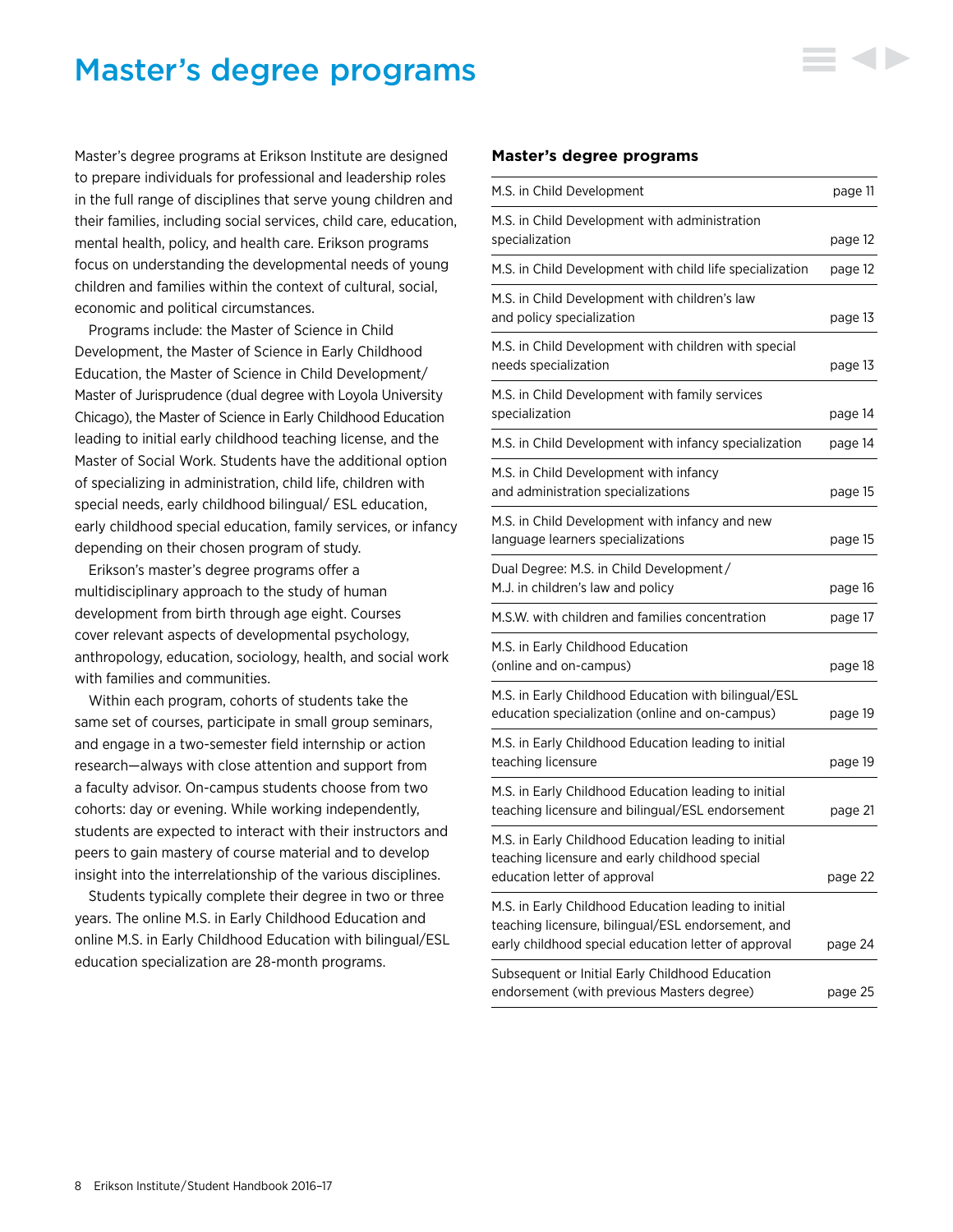# Master's degree programs

Master's degree programs at Erikson Institute are designed to prepare individuals for professional and leadership roles in the full range of disciplines that serve young children and their families, including social services, child care, education, mental health, policy, and health care. Erikson programs focus on understanding the developmental needs of young children and families within the context of cultural, social, economic and political circumstances.

Programs include: the Master of Science in Child Development, the Master of Science in Early Childhood Education, the Master of Science in Child Development/ Master of Jurisprudence (dual degree with Loyola University Chicago), the Master of Science in Early Childhood Education leading to initial early childhood teaching license, and the Master of Social Work. Students have the additional option of specializing in administration, child life, children with special needs, early childhood bilingual/ ESL education, early childhood special education, family services, or infancy depending on their chosen program of study.

Erikson's master's degree programs offer a multidisciplinary approach to the study of human development from birth through age eight. Courses cover relevant aspects of developmental psychology, anthropology, education, sociology, health, and social work with families and communities.

Within each program, cohorts of students take the same set of courses, participate in small group seminars, and engage in a two-semester field internship or action research—always with close attention and support from a faculty advisor. On-campus students choose from two cohorts: day or evening. While working independently, students are expected to interact with their instructors and peers to gain mastery of course material and to develop insight into the interrelationship of the various disciplines.

Students typically complete their degree in two or three years. The online M.S. in Early Childhood Education and online M.S. in Early Childhood Education with bilingual/ESL education specialization are 28-month programs.

### Master's degree programs

| Program | Page |
|---|---|
| M.S. in Child Development | page 11 |
| M.S. in Child Development with administration specialization | page 12 |
| M.S. in Child Development with child life specialization | page 12 |
| M.S. in Child Development with children's law and policy specialization | page 13 |
| M.S. in Child Development with children with special needs specialization | page 13 |
| M.S. in Child Development with family services specialization | page 14 |
| M.S. in Child Development with infancy specialization | page 14 |
| M.S. in Child Development with infancy and administration specializations | page 15 |
| M.S. in Child Development with infancy and new language learners specializations | page 15 |
| Dual Degree: M.S. in Child Development / M.J. in children's law and policy | page 16 |
| M.S.W. with children and families concentration | page 17 |
| M.S. in Early Childhood Education (online and on-campus) | page 18 |
| M.S. in Early Childhood Education with bilingual/ESL education specialization (online and on-campus) | page 19 |
| M.S. in Early Childhood Education leading to initial teaching licensure | page 19 |
| M.S. in Early Childhood Education leading to initial teaching licensure and bilingual/ESL endorsement | page 21 |
| M.S. in Early Childhood Education leading to initial teaching licensure and early childhood special education letter of approval | page 22 |
| M.S. in Early Childhood Education leading to initial teaching licensure, bilingual/ESL endorsement, and early childhood special education letter of approval | page 24 |
| Subsequent or Initial Early Childhood Education endorsement (with previous Masters degree) | page 25 |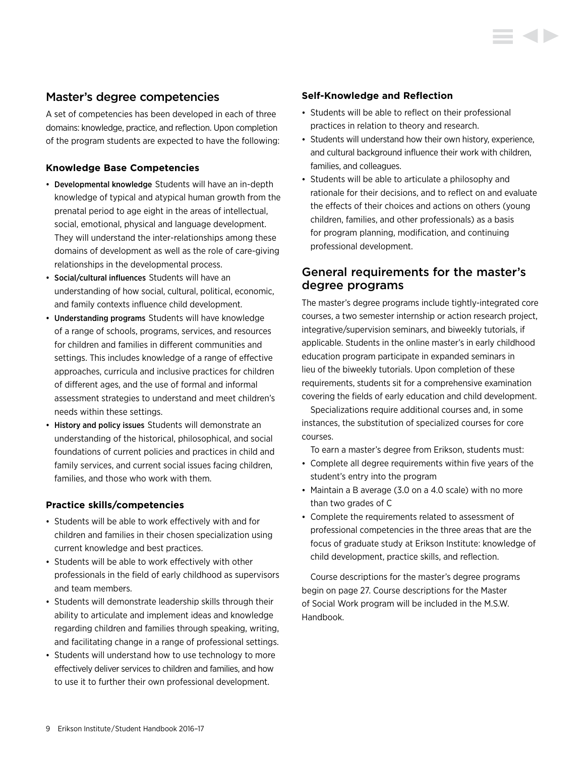## Master's degree competencies

A set of competencies has been developed in each of three domains: knowledge, practice, and reflection. Upon completion of the program students are expected to have the following:

### Knowledge Base Competencies

- Developmental knowledge Students will have an in-depth knowledge of typical and atypical human growth from the prenatal period to age eight in the areas of intellectual, social, emotional, physical and language development. They will understand the inter-relationships among these domains of development as well as the role of care-giving relationships in the developmental process.
- Social/cultural influences Students will have an understanding of how social, cultural, political, economic, and family contexts influence child development.
- Understanding programs Students will have knowledge of a range of schools, programs, services, and resources for children and families in different communities and settings. This includes knowledge of a range of effective approaches, curricula and inclusive practices for children of different ages, and the use of formal and informal assessment strategies to understand and meet children's needs within these settings.
- History and policy issues Students will demonstrate an understanding of the historical, philosophical, and social foundations of current policies and practices in child and family services, and current social issues facing children, families, and those who work with them.

### Practice skills/competencies

- Students will be able to work effectively with and for children and families in their chosen specialization using current knowledge and best practices.
- Students will be able to work effectively with other professionals in the field of early childhood as supervisors and team members.
- Students will demonstrate leadership skills through their ability to articulate and implement ideas and knowledge regarding children and families through speaking, writing, and facilitating change in a range of professional settings.
- Students will understand how to use technology to more effectively deliver services to children and families, and how to use it to further their own professional development.

### Self-Knowledge and Reflection

- Students will be able to reflect on their professional practices in relation to theory and research.
- Students will understand how their own history, experience, and cultural background influence their work with children, families, and colleagues.
- Students will be able to articulate a philosophy and rationale for their decisions, and to reflect on and evaluate the effects of their choices and actions on others (young children, families, and other professionals) as a basis for program planning, modification, and continuing professional development.

## General requirements for the master's degree programs

The master's degree programs include tightly-integrated core courses, a two semester internship or action research project, integrative/supervision seminars, and biweekly tutorials, if applicable. Students in the online master's in early childhood education program participate in expanded seminars in lieu of the biweekly tutorials. Upon completion of these requirements, students sit for a comprehensive examination covering the fields of early education and child development.

Specializations require additional courses and, in some instances, the substitution of specialized courses for core courses.

To earn a master's degree from Erikson, students must:

- Complete all degree requirements within five years of the student's entry into the program
- Maintain a B average (3.0 on a 4.0 scale) with no more than two grades of C
- Complete the requirements related to assessment of professional competencies in the three areas that are the focus of graduate study at Erikson Institute: knowledge of child development, practice skills, and reflection.

Course descriptions for the master's degree programs begin on page 27. Course descriptions for the Master of Social Work program will be included in the M.S.W. Handbook.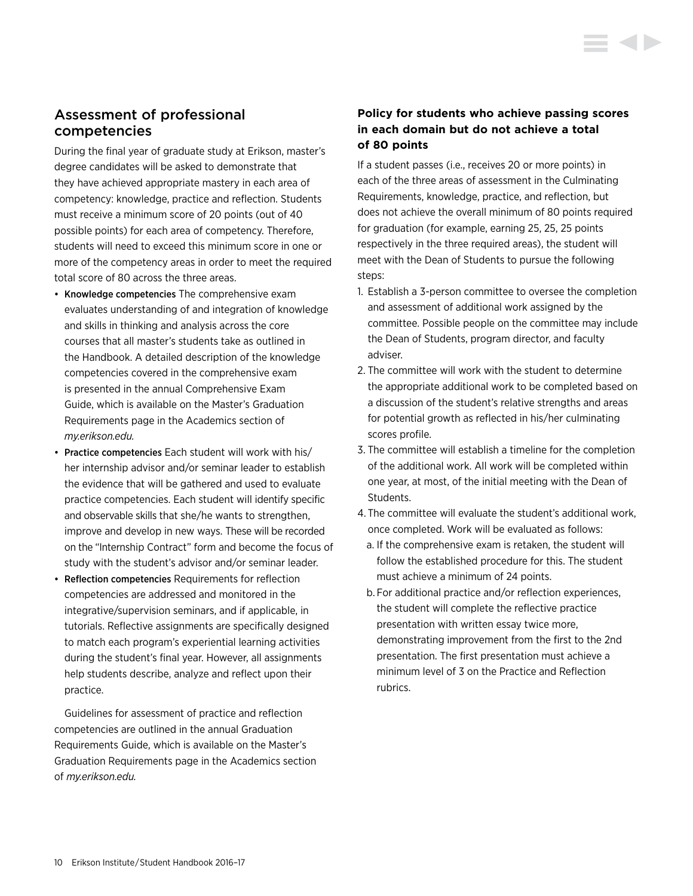## Assessment of professional competencies

During the final year of graduate study at Erikson, master's degree candidates will be asked to demonstrate that they have achieved appropriate mastery in each area of competency: knowledge, practice and reflection. Students must receive a minimum score of 20 points (out of 40 possible points) for each area of competency. Therefore, students will need to exceed this minimum score in one or more of the competency areas in order to meet the required total score of 80 across the three areas.

- Knowledge competencies The comprehensive exam evaluates understanding of and integration of knowledge and skills in thinking and analysis across the core courses that all master's students take as outlined in the Handbook. A detailed description of the knowledge competencies covered in the comprehensive exam is presented in the annual Comprehensive Exam Guide, which is available on the Master's Graduation Requirements page in the Academics section of *my.erikson.edu.*
- Practice competencies Each student will work with his/her internship advisor and/or seminar leader to establish the evidence that will be gathered and used to evaluate practice competencies. Each student will identify specific and observable skills that she/he wants to strengthen, improve and develop in new ways. These will be recorded on the "Internship Contract" form and become the focus of study with the student's advisor and/or seminar leader.
- Reflection competencies Requirements for reflection competencies are addressed and monitored in the integrative/supervision seminars, and if applicable, in tutorials. Reflective assignments are specifically designed to match each program's experiential learning activities during the student's final year. However, all assignments help students describe, analyze and reflect upon their practice.

Guidelines for assessment of practice and reflection competencies are outlined in the annual Graduation Requirements Guide, which is available on the Master's Graduation Requirements page in the Academics section of *my.erikson.edu.*

### Policy for students who achieve passing scores in each domain but do not achieve a total of 80 points

If a student passes (i.e., receives 20 or more points) in each of the three areas of assessment in the Culminating Requirements, knowledge, practice, and reflection, but does not achieve the overall minimum of 80 points required for graduation (for example, earning 25, 25, 25 points respectively in the three required areas), the student will meet with the Dean of Students to pursue the following steps:

1. Establish a 3-person committee to oversee the completion and assessment of additional work assigned by the committee. Possible people on the committee may include the Dean of Students, program director, and faculty adviser.
2. The committee will work with the student to determine the appropriate additional work to be completed based on a discussion of the student's relative strengths and areas for potential growth as reflected in his/her culminating scores profile.
3. The committee will establish a timeline for the completion of the additional work. All work will be completed within one year, at most, of the initial meeting with the Dean of Students.
4. The committee will evaluate the student's additional work, once completed. Work will be evaluated as follows:
   a. If the comprehensive exam is retaken, the student will follow the established procedure for this. The student must achieve a minimum of 24 points.
   b. For additional practice and/or reflection experiences, the student will complete the reflective practice presentation with written essay twice more, demonstrating improvement from the first to the 2nd presentation. The first presentation must achieve a minimum level of 3 on the Practice and Reflection rubrics.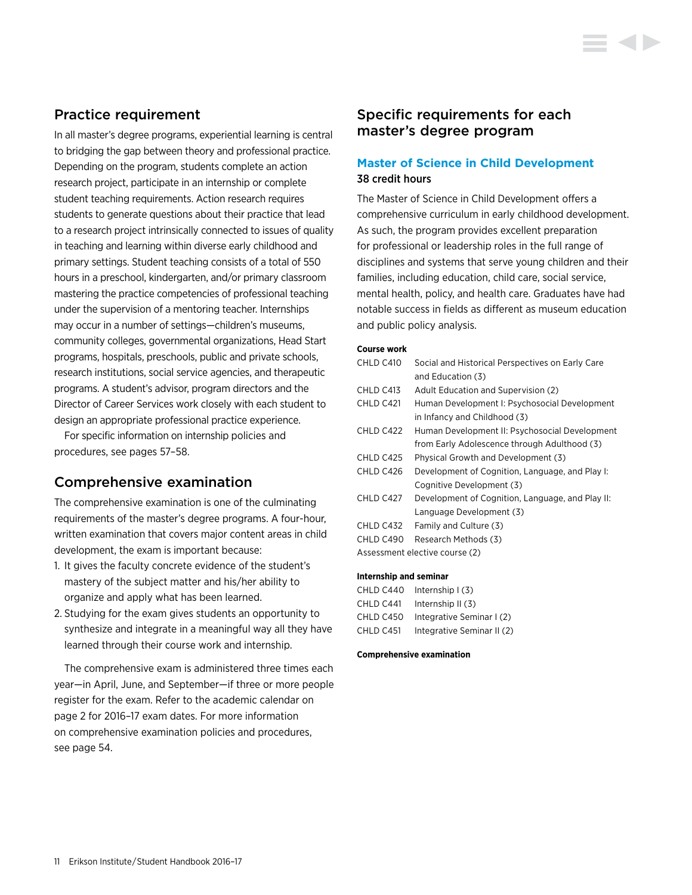## Practice requirement

In all master's degree programs, experiential learning is central to bridging the gap between theory and professional practice. Depending on the program, students complete an action research project, participate in an internship or complete student teaching requirements. Action research requires students to generate questions about their practice that lead to a research project intrinsically connected to issues of quality in teaching and learning within diverse early childhood and primary settings. Student teaching consists of a total of 550 hours in a preschool, kindergarten, and/or primary classroom mastering the practice competencies of professional teaching under the supervision of a mentoring teacher. Internships may occur in a number of settings—children's museums, community colleges, governmental organizations, Head Start programs, hospitals, preschools, public and private schools, research institutions, social service agencies, and therapeutic programs. A student's advisor, program directors and the Director of Career Services work closely with each student to design an appropriate professional practice experience.

For specific information on internship policies and procedures, see pages 57–58.

## Comprehensive examination

The comprehensive examination is one of the culminating requirements of the master's degree programs. A four-hour, written examination that covers major content areas in child development, the exam is important because:

1. It gives the faculty concrete evidence of the student's mastery of the subject matter and his/her ability to organize and apply what has been learned.
2. Studying for the exam gives students an opportunity to synthesize and integrate in a meaningful way all they have learned through their course work and internship.

The comprehensive exam is administered three times each year—in April, June, and September—if three or more people register for the exam. Refer to the academic calendar on page 2 for 2016–17 exam dates. For more information on comprehensive examination policies and procedures, see page 54.

## Specific requirements for each master's degree program

### Master of Science in Child Development

**38 credit hours**

The Master of Science in Child Development offers a comprehensive curriculum in early childhood development. As such, the program provides excellent preparation for professional or leadership roles in the full range of disciplines and systems that serve young children and their families, including education, child care, social service, mental health, policy, and health care. Graduates have had notable success in fields as different as museum education and public policy analysis.

**Course work**

| | |
|---|---|
| CHLD C410 | Social and Historical Perspectives on Early Care and Education (3) |
| CHLD C413 | Adult Education and Supervision (2) |
| CHLD C421 | Human Development I: Psychosocial Development in Infancy and Childhood (3) |
| CHLD C422 | Human Development II: Psychosocial Development from Early Adolescence through Adulthood (3) |
| CHLD C425 | Physical Growth and Development (3) |
| CHLD C426 | Development of Cognition, Language, and Play I: Cognitive Development (3) |
| CHLD C427 | Development of Cognition, Language, and Play II: Language Development (3) |
| CHLD C432 | Family and Culture (3) |
| CHLD C490 | Research Methods (3) |

Assessment elective course (2)

**Internship and seminar**

| | |
|---|---|
| CHLD C440 | Internship I (3) |
| CHLD C441 | Internship II (3) |
| CHLD C450 | Integrative Seminar I (2) |
| CHLD C451 | Integrative Seminar II (2) |

**Comprehensive examination**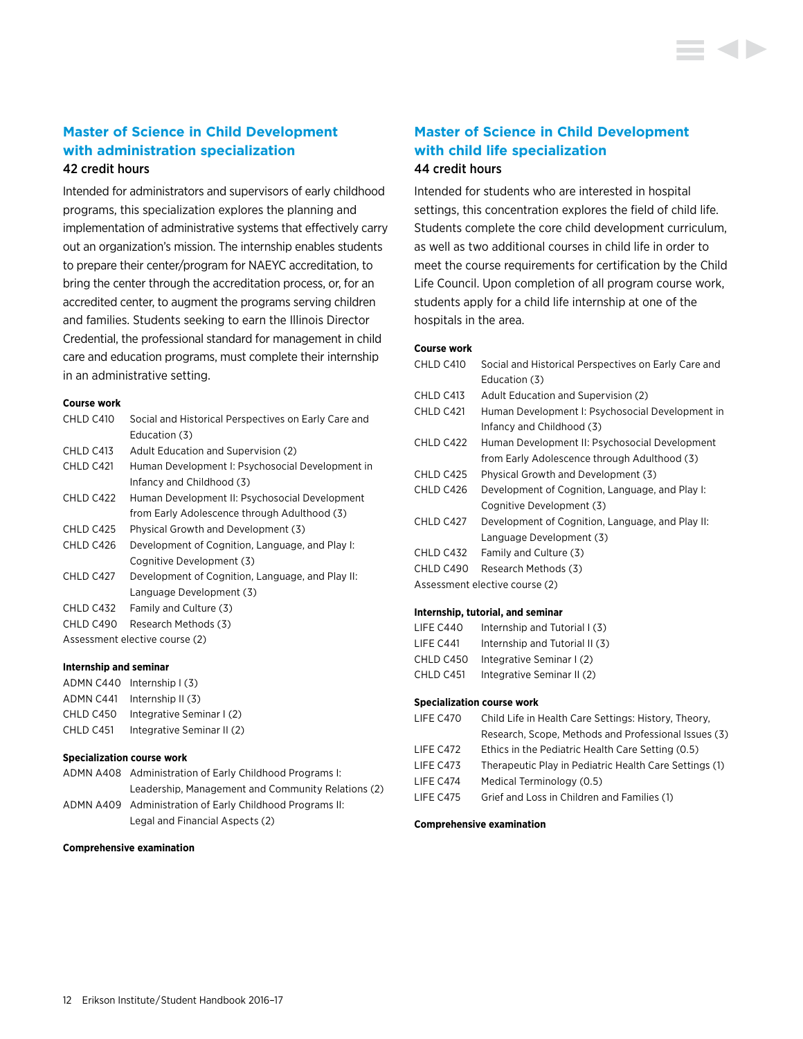## Master of Science in Child Development with administration specialization

42 credit hours

Intended for administrators and supervisors of early childhood programs, this specialization explores the planning and implementation of administrative systems that effectively carry out an organization's mission. The internship enables students to prepare their center/program for NAEYC accreditation, to bring the center through the accreditation process, or, for an accredited center, to augment the programs serving children and families. Students seeking to earn the Illinois Director Credential, the professional standard for management in child care and education programs, must complete their internship in an administrative setting.

**Course work**

| | |
|---|---|
| CHLD C410 | Social and Historical Perspectives on Early Care and Education (3) |
| CHLD C413 | Adult Education and Supervision (2) |
| CHLD C421 | Human Development I: Psychosocial Development in Infancy and Childhood (3) |
| CHLD C422 | Human Development II: Psychosocial Development from Early Adolescence through Adulthood (3) |
| CHLD C425 | Physical Growth and Development (3) |
| CHLD C426 | Development of Cognition, Language, and Play I: Cognitive Development (3) |
| CHLD C427 | Development of Cognition, Language, and Play II: Language Development (3) |
| CHLD C432 | Family and Culture (3) |
| CHLD C490 | Research Methods (3) |

Assessment elective course (2)

**Internship and seminar**

| | |
|---|---|
| ADMN C440 | Internship I (3) |
| ADMN C441 | Internship II (3) |
| CHLD C450 | Integrative Seminar I (2) |
| CHLD C451 | Integrative Seminar II (2) |

**Specialization course work**

| | |
|---|---|
| ADMN A408 | Administration of Early Childhood Programs I: Leadership, Management and Community Relations (2) |
| ADMN A409 | Administration of Early Childhood Programs II: Legal and Financial Aspects (2) |

**Comprehensive examination**

## Master of Science in Child Development with child life specialization

44 credit hours

Intended for students who are interested in hospital settings, this concentration explores the field of child life. Students complete the core child development curriculum, as well as two additional courses in child life in order to meet the course requirements for certification by the Child Life Council. Upon completion of all program course work, students apply for a child life internship at one of the hospitals in the area.

**Course work**

| | |
|---|---|
| CHLD C410 | Social and Historical Perspectives on Early Care and Education (3) |
| CHLD C413 | Adult Education and Supervision (2) |
| CHLD C421 | Human Development I: Psychosocial Development in Infancy and Childhood (3) |
| CHLD C422 | Human Development II: Psychosocial Development from Early Adolescence through Adulthood (3) |
| CHLD C425 | Physical Growth and Development (3) |
| CHLD C426 | Development of Cognition, Language, and Play I: Cognitive Development (3) |
| CHLD C427 | Development of Cognition, Language, and Play II: Language Development (3) |
| CHLD C432 | Family and Culture (3) |
| CHLD C490 | Research Methods (3) |

Assessment elective course (2)

**Internship, tutorial, and seminar**

| | |
|---|---|
| LIFE C440 | Internship and Tutorial I (3) |
| LIFE C441 | Internship and Tutorial II (3) |
| CHLD C450 | Integrative Seminar I (2) |
| CHLD C451 | Integrative Seminar II (2) |

**Specialization course work**

| | |
|---|---|
| LIFE C470 | Child Life in Health Care Settings: History, Theory, Research, Scope, Methods and Professional Issues (3) |
| LIFE C472 | Ethics in the Pediatric Health Care Setting (0.5) |
| LIFE C473 | Therapeutic Play in Pediatric Health Care Settings (1) |
| LIFE C474 | Medical Terminology (0.5) |
| LIFE C475 | Grief and Loss in Children and Families (1) |

**Comprehensive examination**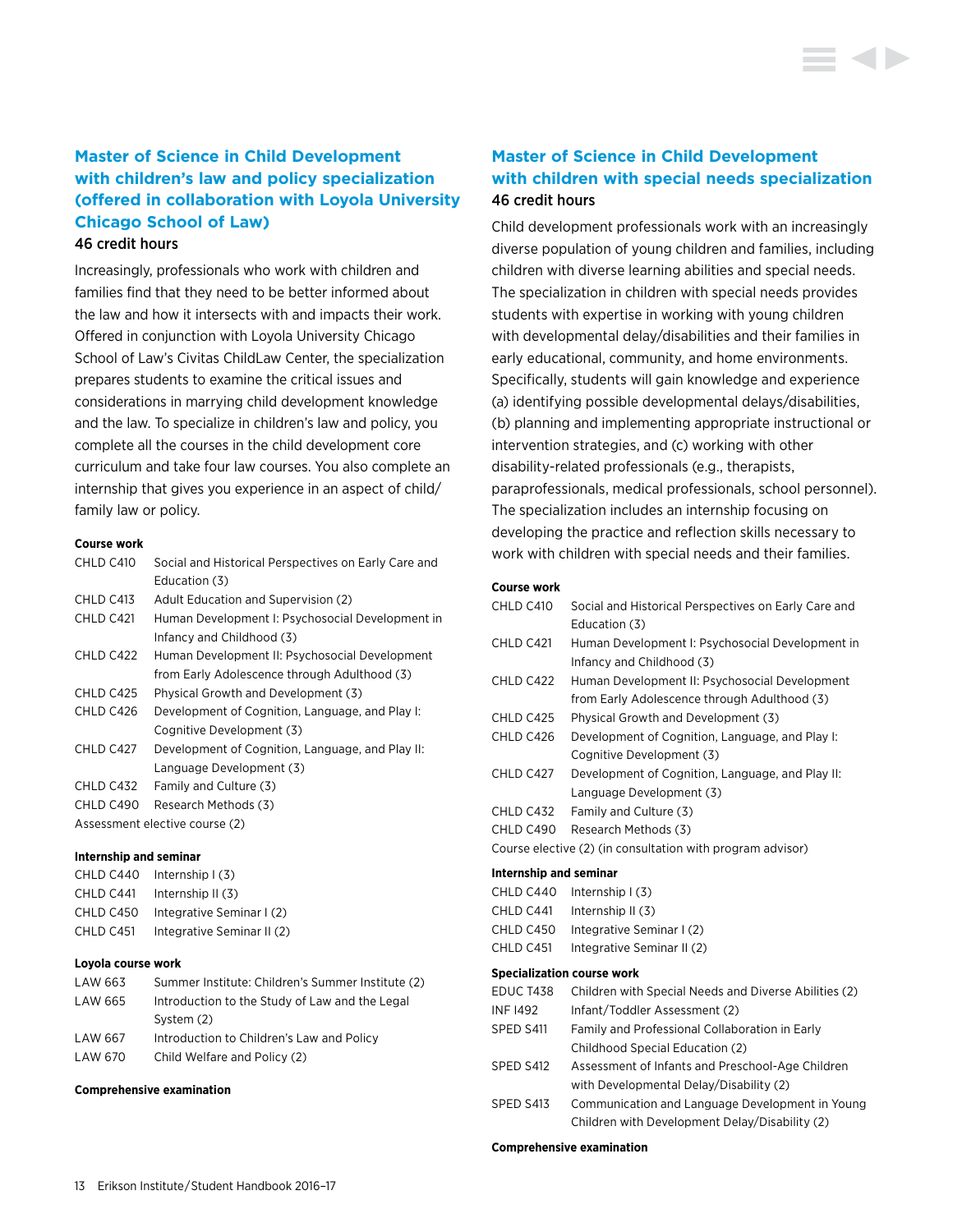## Master of Science in Child Development with children's law and policy specialization (offered in collaboration with Loyola University Chicago School of Law)

46 credit hours

Increasingly, professionals who work with children and families find that they need to be better informed about the law and how it intersects with and impacts their work. Offered in conjunction with Loyola University Chicago School of Law's Civitas ChildLaw Center, the specialization prepares students to examine the critical issues and considerations in marrying child development knowledge and the law. To specialize in children's law and policy, you complete all the courses in the child development core curriculum and take four law courses. You also complete an internship that gives you experience in an aspect of child/family law or policy.

**Course work**

| | |
|---|---|
| CHLD C410 | Social and Historical Perspectives on Early Care and Education (3) |
| CHLD C413 | Adult Education and Supervision (2) |
| CHLD C421 | Human Development I: Psychosocial Development in Infancy and Childhood (3) |
| CHLD C422 | Human Development II: Psychosocial Development from Early Adolescence through Adulthood (3) |
| CHLD C425 | Physical Growth and Development (3) |
| CHLD C426 | Development of Cognition, Language, and Play I: Cognitive Development (3) |
| CHLD C427 | Development of Cognition, Language, and Play II: Language Development (3) |
| CHLD C432 | Family and Culture (3) |
| CHLD C490 | Research Methods (3) |

Assessment elective course (2)

**Internship and seminar**

| | |
|---|---|
| CHLD C440 | Internship I (3) |
| CHLD C441 | Internship II (3) |
| CHLD C450 | Integrative Seminar I (2) |
| CHLD C451 | Integrative Seminar II (2) |

**Loyola course work**

| | |
|---|---|
| LAW 663 | Summer Institute: Children's Summer Institute (2) |
| LAW 665 | Introduction to the Study of Law and the Legal System (2) |
| LAW 667 | Introduction to Children's Law and Policy |
| LAW 670 | Child Welfare and Policy (2) |

**Comprehensive examination**

## Master of Science in Child Development with children with special needs specialization

46 credit hours

Child development professionals work with an increasingly diverse population of young children and families, including children with diverse learning abilities and special needs. The specialization in children with special needs provides students with expertise in working with young children with developmental delay/disabilities and their families in early educational, community, and home environments. Specifically, students will gain knowledge and experience (a) identifying possible developmental delays/disabilities, (b) planning and implementing appropriate instructional or intervention strategies, and (c) working with other disability-related professionals (e.g., therapists, paraprofessionals, medical professionals, school personnel). The specialization includes an internship focusing on developing the practice and reflection skills necessary to work with children with special needs and their families.

**Course work**

| | |
|---|---|
| CHLD C410 | Social and Historical Perspectives on Early Care and Education (3) |
| CHLD C421 | Human Development I: Psychosocial Development in Infancy and Childhood (3) |
| CHLD C422 | Human Development II: Psychosocial Development from Early Adolescence through Adulthood (3) |
| CHLD C425 | Physical Growth and Development (3) |
| CHLD C426 | Development of Cognition, Language, and Play I: Cognitive Development (3) |
| CHLD C427 | Development of Cognition, Language, and Play II: Language Development (3) |
| CHLD C432 | Family and Culture (3) |
| CHLD C490 | Research Methods (3) |

Course elective (2) (in consultation with program advisor)

**Internship and seminar**

| | |
|---|---|
| CHLD C440 | Internship I (3) |
| CHLD C441 | Internship II (3) |
| CHLD C450 | Integrative Seminar I (2) |
| CHLD C451 | Integrative Seminar II (2) |

**Specialization course work**

| | |
|---|---|
| EDUC T438 | Children with Special Needs and Diverse Abilities (2) |
| INF I492 | Infant/Toddler Assessment (2) |
| SPED S411 | Family and Professional Collaboration in Early Childhood Special Education (2) |
| SPED S412 | Assessment of Infants and Preschool-Age Children with Developmental Delay/Disability (2) |
| SPED S413 | Communication and Language Development in Young Children with Development Delay/Disability (2) |

**Comprehensive examination**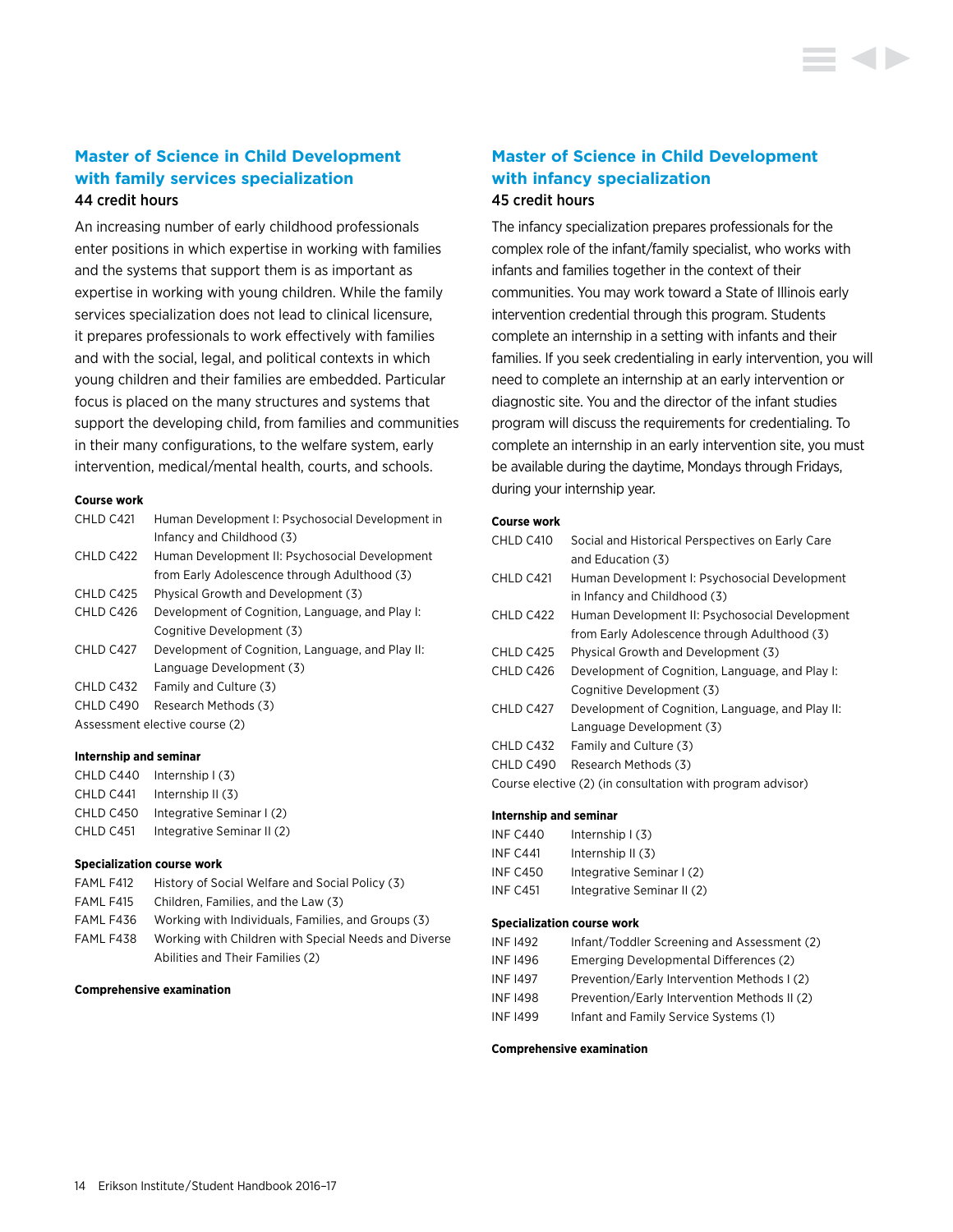## Master of Science in Child Development with family services specialization

44 credit hours

An increasing number of early childhood professionals enter positions in which expertise in working with families and the systems that support them is as important as expertise in working with young children. While the family services specialization does not lead to clinical licensure, it prepares professionals to work effectively with families and with the social, legal, and political contexts in which young children and their families are embedded. Particular focus is placed on the many structures and systems that support the developing child, from families and communities in their many configurations, to the welfare system, early intervention, medical/mental health, courts, and schools.

**Course work**

| | |
|---|---|
| CHLD C421 | Human Development I: Psychosocial Development in Infancy and Childhood (3) |
| CHLD C422 | Human Development II: Psychosocial Development from Early Adolescence through Adulthood (3) |
| CHLD C425 | Physical Growth and Development (3) |
| CHLD C426 | Development of Cognition, Language, and Play I: Cognitive Development (3) |
| CHLD C427 | Development of Cognition, Language, and Play II: Language Development (3) |
| CHLD C432 | Family and Culture (3) |
| CHLD C490 | Research Methods (3) |

Assessment elective course (2)

**Internship and seminar**

| | |
|---|---|
| CHLD C440 | Internship I (3) |
| CHLD C441 | Internship II (3) |
| CHLD C450 | Integrative Seminar I (2) |
| CHLD C451 | Integrative Seminar II (2) |

**Specialization course work**

| | |
|---|---|
| FAML F412 | History of Social Welfare and Social Policy (3) |
| FAML F415 | Children, Families, and the Law (3) |
| FAML F436 | Working with Individuals, Families, and Groups (3) |
| FAML F438 | Working with Children with Special Needs and Diverse Abilities and Their Families (2) |

**Comprehensive examination**

## Master of Science in Child Development with infancy specialization

45 credit hours

The infancy specialization prepares professionals for the complex role of the infant/family specialist, who works with infants and families together in the context of their communities. You may work toward a State of Illinois early intervention credential through this program. Students complete an internship in a setting with infants and their families. If you seek credentialing in early intervention, you will need to complete an internship at an early intervention or diagnostic site. You and the director of the infant studies program will discuss the requirements for credentialing. To complete an internship in an early intervention site, you must be available during the daytime, Mondays through Fridays, during your internship year.

**Course work**

| | |
|---|---|
| CHLD C410 | Social and Historical Perspectives on Early Care and Education (3) |
| CHLD C421 | Human Development I: Psychosocial Development in Infancy and Childhood (3) |
| CHLD C422 | Human Development II: Psychosocial Development from Early Adolescence through Adulthood (3) |
| CHLD C425 | Physical Growth and Development (3) |
| CHLD C426 | Development of Cognition, Language, and Play I: Cognitive Development (3) |
| CHLD C427 | Development of Cognition, Language, and Play II: Language Development (3) |
| CHLD C432 | Family and Culture (3) |
| CHLD C490 | Research Methods (3) |

Course elective (2) (in consultation with program advisor)

**Internship and seminar**

| | |
|---|---|
| INF C440 | Internship I (3) |
| INF C441 | Internship II (3) |
| INF C450 | Integrative Seminar I (2) |
| INF C451 | Integrative Seminar II (2) |

**Specialization course work**

| | |
|---|---|
| INF I492 | Infant/Toddler Screening and Assessment (2) |
| INF I496 | Emerging Developmental Differences (2) |
| INF I497 | Prevention/Early Intervention Methods I (2) |
| INF I498 | Prevention/Early Intervention Methods II (2) |
| INF I499 | Infant and Family Service Systems (1) |

**Comprehensive examination**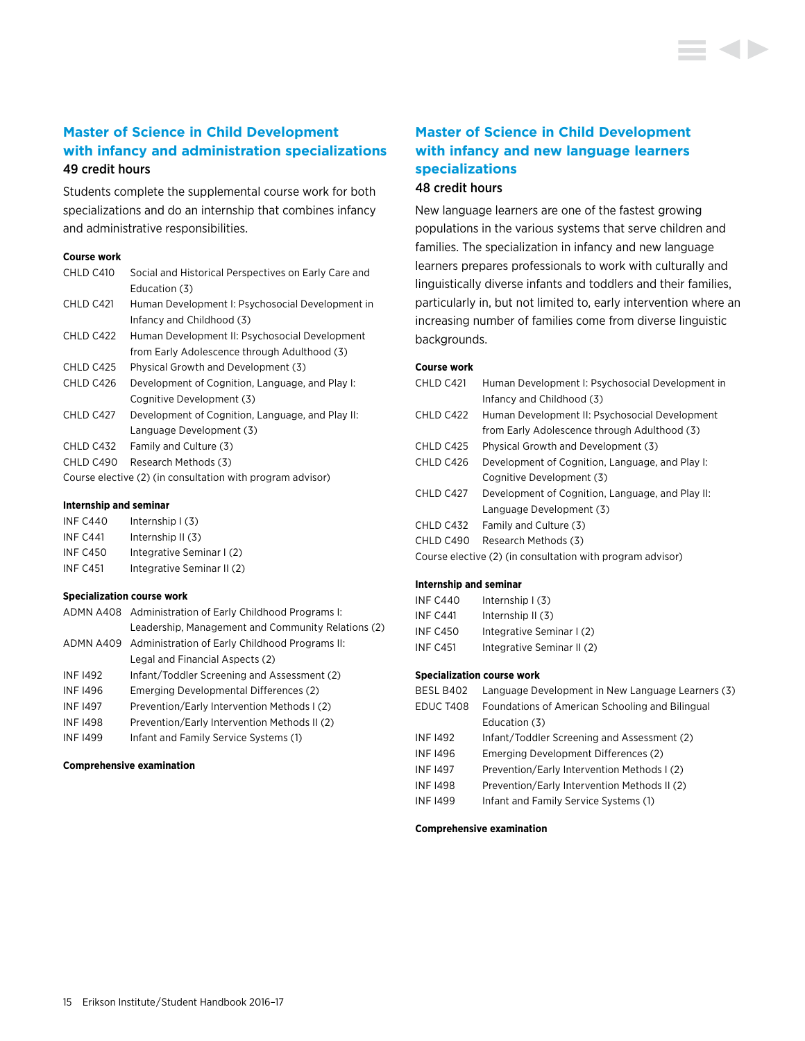## Master of Science in Child Development with infancy and administration specializations

49 credit hours

Students complete the supplemental course work for both specializations and do an internship that combines infancy and administrative responsibilities.

**Course work**

| | |
|---|---|
| CHLD C410 | Social and Historical Perspectives on Early Care and Education (3) |
| CHLD C421 | Human Development I: Psychosocial Development in Infancy and Childhood (3) |
| CHLD C422 | Human Development II: Psychosocial Development from Early Adolescence through Adulthood (3) |
| CHLD C425 | Physical Growth and Development (3) |
| CHLD C426 | Development of Cognition, Language, and Play I: Cognitive Development (3) |
| CHLD C427 | Development of Cognition, Language, and Play II: Language Development (3) |
| CHLD C432 | Family and Culture (3) |
| CHLD C490 | Research Methods (3) |

Course elective (2) (in consultation with program advisor)

**Internship and seminar**

| | |
|---|---|
| INF C440 | Internship I (3) |
| INF C441 | Internship II (3) |
| INF C450 | Integrative Seminar I (2) |
| INF C451 | Integrative Seminar II (2) |

**Specialization course work**

| | |
|---|---|
| ADMN A408 | Administration of Early Childhood Programs I: Leadership, Management and Community Relations (2) |
| ADMN A409 | Administration of Early Childhood Programs II: Legal and Financial Aspects (2) |
| INF I492 | Infant/Toddler Screening and Assessment (2) |
| INF I496 | Emerging Developmental Differences (2) |
| INF I497 | Prevention/Early Intervention Methods I (2) |
| INF I498 | Prevention/Early Intervention Methods II (2) |
| INF I499 | Infant and Family Service Systems (1) |

**Comprehensive examination**

## Master of Science in Child Development with infancy and new language learners specializations

48 credit hours

New language learners are one of the fastest growing populations in the various systems that serve children and families. The specialization in infancy and new language learners prepares professionals to work with culturally and linguistically diverse infants and toddlers and their families, particularly in, but not limited to, early intervention where an increasing number of families come from diverse linguistic backgrounds.

**Course work**

| | |
|---|---|
| CHLD C421 | Human Development I: Psychosocial Development in Infancy and Childhood (3) |
| CHLD C422 | Human Development II: Psychosocial Development from Early Adolescence through Adulthood (3) |
| CHLD C425 | Physical Growth and Development (3) |
| CHLD C426 | Development of Cognition, Language, and Play I: Cognitive Development (3) |
| CHLD C427 | Development of Cognition, Language, and Play II: Language Development (3) |
| CHLD C432 | Family and Culture (3) |
| CHLD C490 | Research Methods (3) |

Course elective (2) (in consultation with program advisor)

**Internship and seminar**

| | |
|---|---|
| INF C440 | Internship I (3) |
| INF C441 | Internship II (3) |
| INF C450 | Integrative Seminar I (2) |
| INF C451 | Integrative Seminar II (2) |

**Specialization course work**

| | |
|---|---|
| BESL B402 | Language Development in New Language Learners (3) |
| EDUC T408 | Foundations of American Schooling and Bilingual Education (3) |
| INF I492 | Infant/Toddler Screening and Assessment (2) |
| INF I496 | Emerging Development Differences (2) |
| INF I497 | Prevention/Early Intervention Methods I (2) |
| INF I498 | Prevention/Early Intervention Methods II (2) |
| INF I499 | Infant and Family Service Systems (1) |

**Comprehensive examination**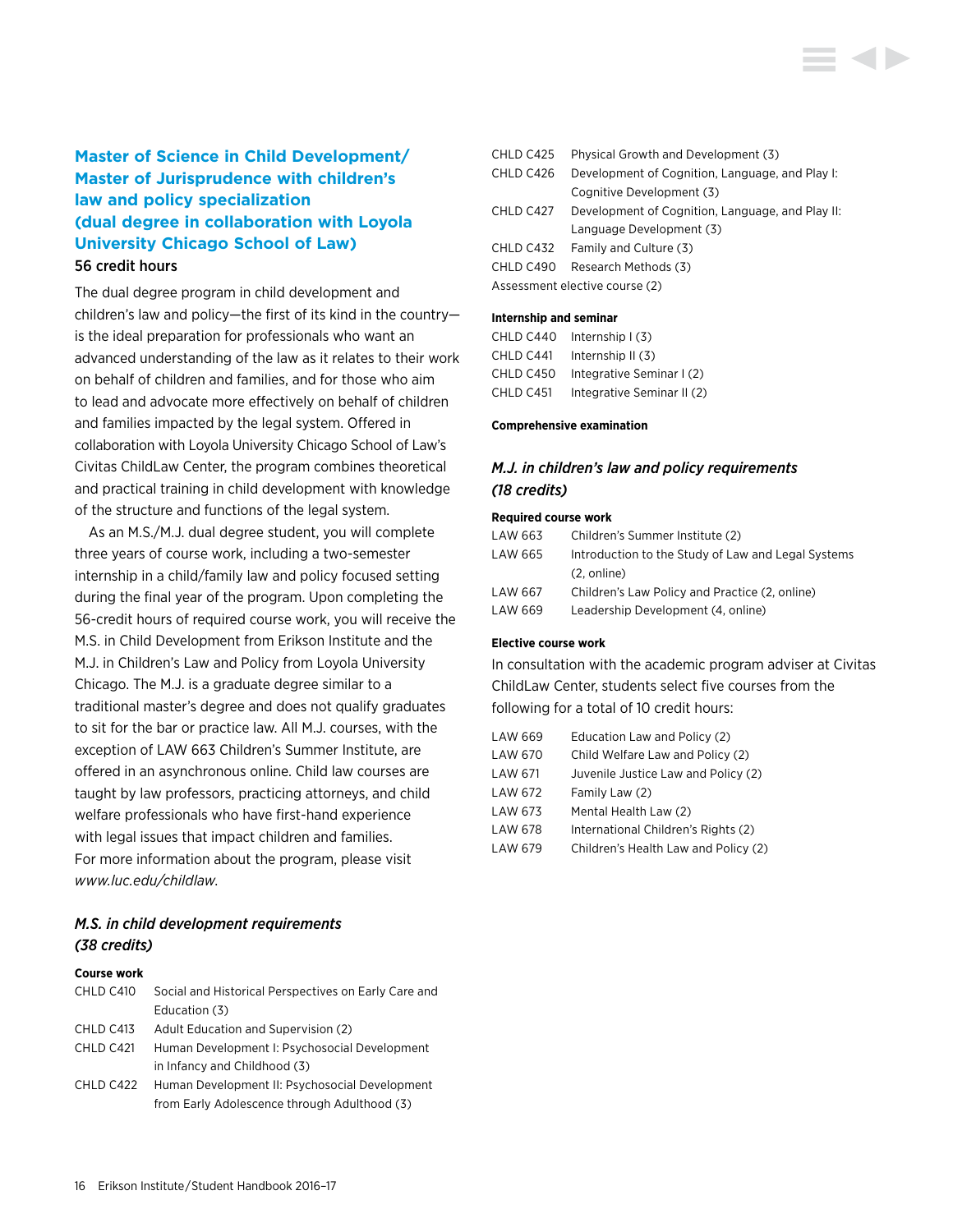## Master of Science in Child Development/ Master of Jurisprudence with children's law and policy specialization (dual degree in collaboration with Loyola University Chicago School of Law)

56 credit hours

The dual degree program in child development and children's law and policy—the first of its kind in the country—is the ideal preparation for professionals who want an advanced understanding of the law as it relates to their work on behalf of children and families, and for those who aim to lead and advocate more effectively on behalf of children and families impacted by the legal system. Offered in collaboration with Loyola University Chicago School of Law's Civitas ChildLaw Center, the program combines theoretical and practical training in child development with knowledge of the structure and functions of the legal system.

As an M.S./M.J. dual degree student, you will complete three years of course work, including a two-semester internship in a child/family law and policy focused setting during the final year of the program. Upon completing the 56-credit hours of required course work, you will receive the M.S. in Child Development from Erikson Institute and the M.J. in Children's Law and Policy from Loyola University Chicago. The M.J. is a graduate degree similar to a traditional master's degree and does not qualify graduates to sit for the bar or practice law. All M.J. courses, with the exception of LAW 663 Children's Summer Institute, are offered in an asynchronous online. Child law courses are taught by law professors, practicing attorneys, and child welfare professionals who have first-hand experience with legal issues that impact children and families. For more information about the program, please visit *www.luc.edu/childlaw.*

### *M.S. in child development requirements (38 credits)*

**Course work**

| | |
|---|---|
| CHLD C410 | Social and Historical Perspectives on Early Care and Education (3) |
| CHLD C413 | Adult Education and Supervision (2) |
| CHLD C421 | Human Development I: Psychosocial Development in Infancy and Childhood (3) |
| CHLD C422 | Human Development II: Psychosocial Development from Early Adolescence through Adulthood (3) |
| CHLD C425 | Physical Growth and Development (3) |
| CHLD C426 | Development of Cognition, Language, and Play I: Cognitive Development (3) |
| CHLD C427 | Development of Cognition, Language, and Play II: Language Development (3) |
| CHLD C432 | Family and Culture (3) |
| CHLD C490 | Research Methods (3) |

Assessment elective course (2)

**Internship and seminar**

| | |
|---|---|
| CHLD C440 | Internship I (3) |
| CHLD C441 | Internship II (3) |
| CHLD C450 | Integrative Seminar I (2) |
| CHLD C451 | Integrative Seminar II (2) |

**Comprehensive examination**

### *M.J. in children's law and policy requirements (18 credits)*

**Required course work**

| | |
|---|---|
| LAW 663 | Children's Summer Institute (2) |
| LAW 665 | Introduction to the Study of Law and Legal Systems (2, online) |
| LAW 667 | Children's Law Policy and Practice (2, online) |
| LAW 669 | Leadership Development (4, online) |

**Elective course work**

In consultation with the academic program adviser at Civitas ChildLaw Center, students select five courses from the following for a total of 10 credit hours:

| | |
|---|---|
| LAW 669 | Education Law and Policy (2) |
| LAW 670 | Child Welfare Law and Policy (2) |
| LAW 671 | Juvenile Justice Law and Policy (2) |
| LAW 672 | Family Law (2) |
| LAW 673 | Mental Health Law (2) |
| LAW 678 | International Children's Rights (2) |
| LAW 679 | Children's Health Law and Policy (2) |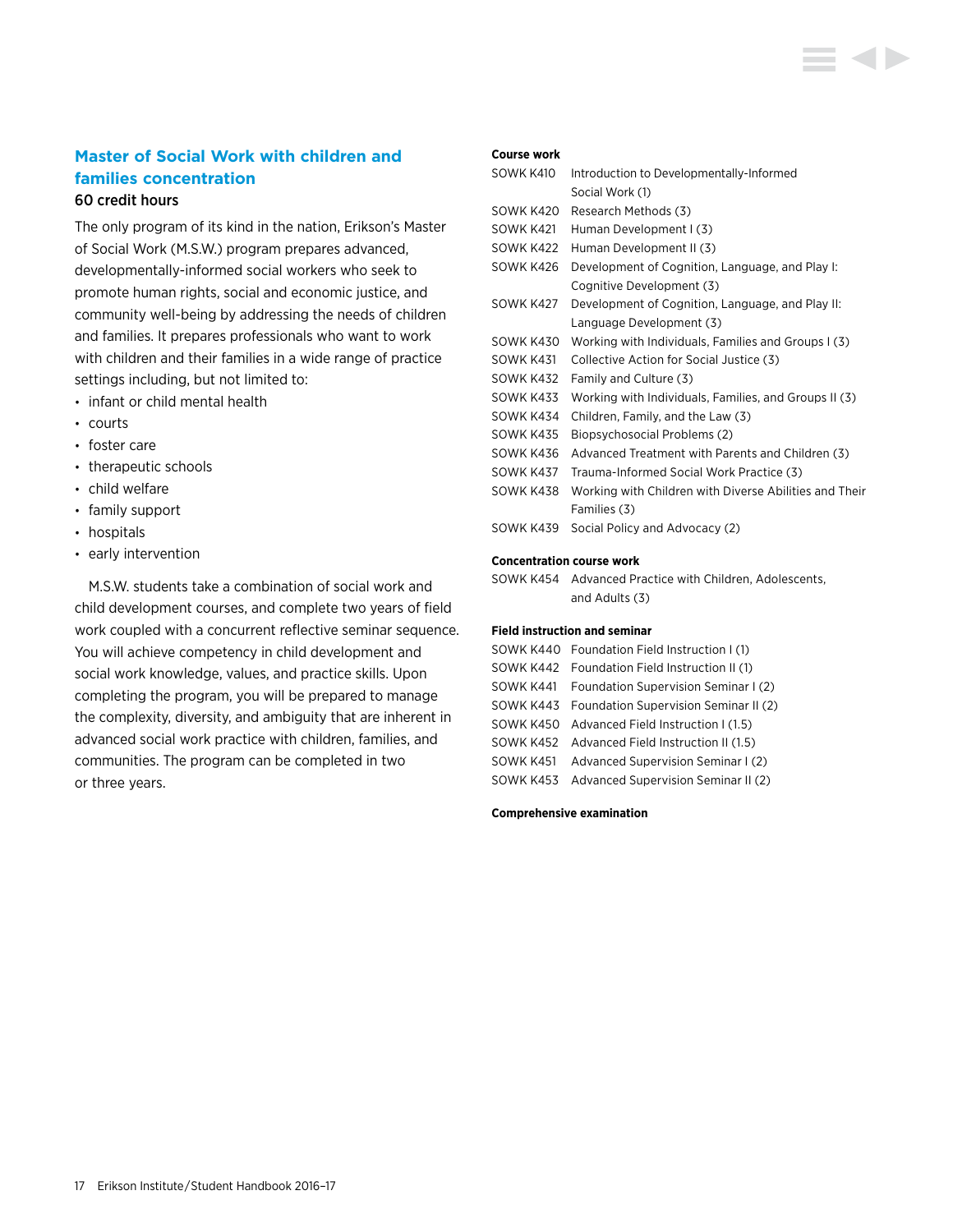## Master of Social Work with children and families concentration

**60 credit hours**

The only program of its kind in the nation, Erikson's Master of Social Work (M.S.W.) program prepares advanced, developmentally-informed social workers who seek to promote human rights, social and economic justice, and community well-being by addressing the needs of children and families. It prepares professionals who want to work with children and their families in a wide range of practice settings including, but not limited to:

- infant or child mental health
- courts
- foster care
- therapeutic schools
- child welfare
- family support
- hospitals
- early intervention

M.S.W. students take a combination of social work and child development courses, and complete two years of field work coupled with a concurrent reflective seminar sequence. You will achieve competency in child development and social work knowledge, values, and practice skills. Upon completing the program, you will be prepared to manage the complexity, diversity, and ambiguity that are inherent in advanced social work practice with children, families, and communities. The program can be completed in two or three years.

**Course work**

| | |
|---|---|
| SOWK K410 | Introduction to Developmentally-Informed Social Work (1) |
| SOWK K420 | Research Methods (3) |
| SOWK K421 | Human Development I (3) |
| SOWK K422 | Human Development II (3) |
| SOWK K426 | Development of Cognition, Language, and Play I: Cognitive Development (3) |
| SOWK K427 | Development of Cognition, Language, and Play II: Language Development (3) |
| SOWK K430 | Working with Individuals, Families and Groups I (3) |
| SOWK K431 | Collective Action for Social Justice (3) |
| SOWK K432 | Family and Culture (3) |
| SOWK K433 | Working with Individuals, Families, and Groups II (3) |
| SOWK K434 | Children, Family, and the Law (3) |
| SOWK K435 | Biopsychosocial Problems (2) |
| SOWK K436 | Advanced Treatment with Parents and Children (3) |
| SOWK K437 | Trauma-Informed Social Work Practice (3) |
| SOWK K438 | Working with Children with Diverse Abilities and Their Families (3) |
| SOWK K439 | Social Policy and Advocacy (2) |

**Concentration course work**

| | |
|---|---|
| SOWK K454 | Advanced Practice with Children, Adolescents, and Adults (3) |

**Field instruction and seminar**

| | |
|---|---|
| SOWK K440 | Foundation Field Instruction I (1) |
| SOWK K442 | Foundation Field Instruction II (1) |
| SOWK K441 | Foundation Supervision Seminar I (2) |
| SOWK K443 | Foundation Supervision Seminar II (2) |
| SOWK K450 | Advanced Field Instruction I (1.5) |
| SOWK K452 | Advanced Field Instruction II (1.5) |
| SOWK K451 | Advanced Supervision Seminar I (2) |
| SOWK K453 | Advanced Supervision Seminar II (2) |

**Comprehensive examination**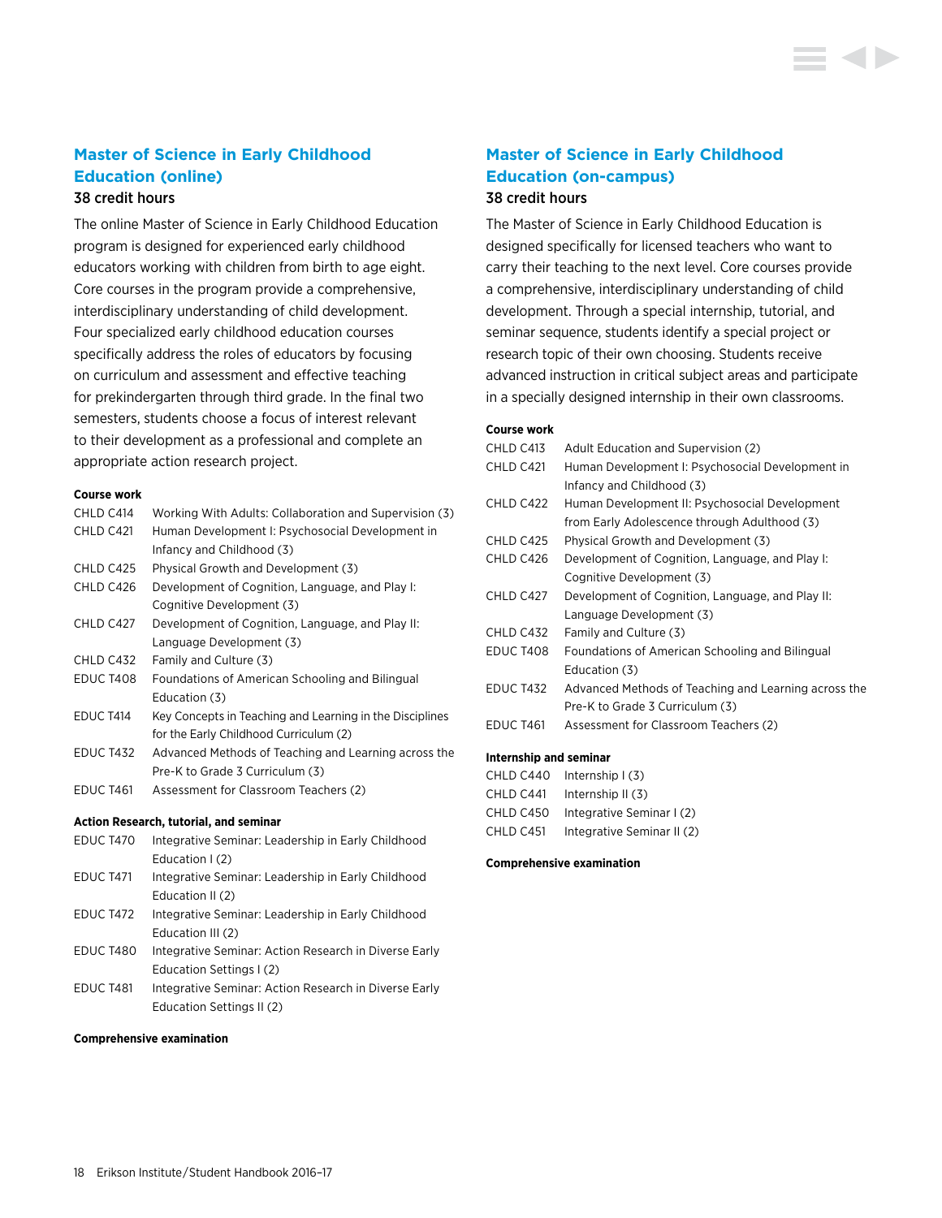## Master of Science in Early Childhood Education (online)

### 38 credit hours

The online Master of Science in Early Childhood Education program is designed for experienced early childhood educators working with children from birth to age eight. Core courses in the program provide a comprehensive, interdisciplinary understanding of child development. Four specialized early childhood education courses specifically address the roles of educators by focusing on curriculum and assessment and effective teaching for prekindergarten through third grade. In the final two semesters, students choose a focus of interest relevant to their development as a professional and complete an appropriate action research project.

**Course work**

| | |
|---|---|
| CHLD C414 | Working With Adults: Collaboration and Supervision (3) |
| CHLD C421 | Human Development I: Psychosocial Development in Infancy and Childhood (3) |
| CHLD C425 | Physical Growth and Development (3) |
| CHLD C426 | Development of Cognition, Language, and Play I: Cognitive Development (3) |
| CHLD C427 | Development of Cognition, Language, and Play II: Language Development (3) |
| CHLD C432 | Family and Culture (3) |
| EDUC T408 | Foundations of American Schooling and Bilingual Education (3) |
| EDUC T414 | Key Concepts in Teaching and Learning in the Disciplines for the Early Childhood Curriculum (2) |
| EDUC T432 | Advanced Methods of Teaching and Learning across the Pre-K to Grade 3 Curriculum (3) |
| EDUC T461 | Assessment for Classroom Teachers (2) |

**Action Research, tutorial, and seminar**

| | |
|---|---|
| EDUC T470 | Integrative Seminar: Leadership in Early Childhood Education I (2) |
| EDUC T471 | Integrative Seminar: Leadership in Early Childhood Education II (2) |
| EDUC T472 | Integrative Seminar: Leadership in Early Childhood Education III (2) |
| EDUC T480 | Integrative Seminar: Action Research in Diverse Early Education Settings I (2) |
| EDUC T481 | Integrative Seminar: Action Research in Diverse Early Education Settings II (2) |

**Comprehensive examination**

## Master of Science in Early Childhood Education (on-campus)

### 38 credit hours

The Master of Science in Early Childhood Education is designed specifically for licensed teachers who want to carry their teaching to the next level. Core courses provide a comprehensive, interdisciplinary understanding of child development. Through a special internship, tutorial, and seminar sequence, students identify a special project or research topic of their own choosing. Students receive advanced instruction in critical subject areas and participate in a specially designed internship in their own classrooms.

**Course work**

| | |
|---|---|
| CHLD C413 | Adult Education and Supervision (2) |
| CHLD C421 | Human Development I: Psychosocial Development in Infancy and Childhood (3) |
| CHLD C422 | Human Development II: Psychosocial Development from Early Adolescence through Adulthood (3) |
| CHLD C425 | Physical Growth and Development (3) |
| CHLD C426 | Development of Cognition, Language, and Play I: Cognitive Development (3) |
| CHLD C427 | Development of Cognition, Language, and Play II: Language Development (3) |
| CHLD C432 | Family and Culture (3) |
| EDUC T408 | Foundations of American Schooling and Bilingual Education (3) |
| EDUC T432 | Advanced Methods of Teaching and Learning across the Pre-K to Grade 3 Curriculum (3) |
| EDUC T461 | Assessment for Classroom Teachers (2) |

**Internship and seminar**

| | |
|---|---|
| CHLD C440 | Internship I (3) |
| CHLD C441 | Internship II (3) |
| CHLD C450 | Integrative Seminar I (2) |
| CHLD C451 | Integrative Seminar II (2) |

**Comprehensive examination**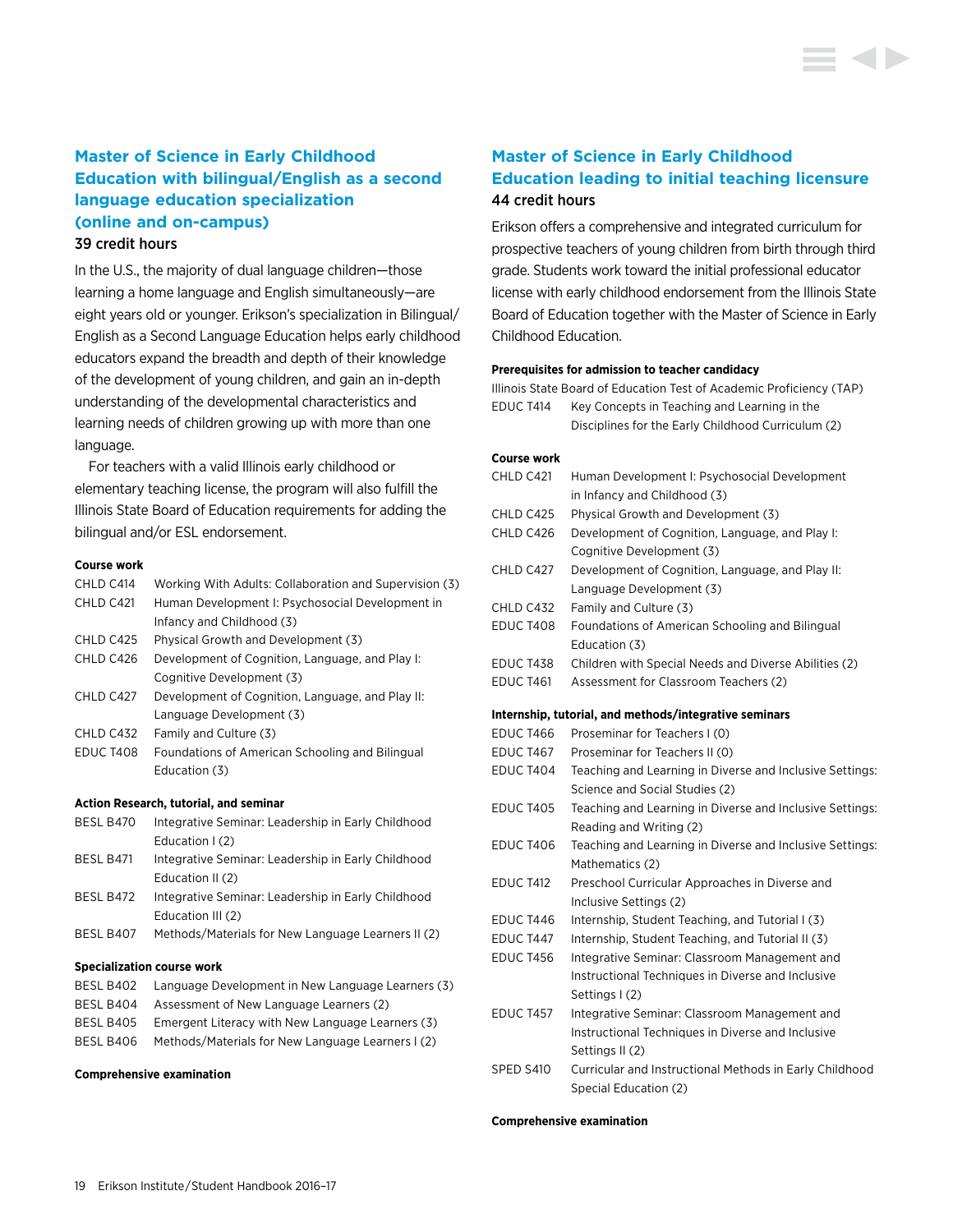## Master of Science in Early Childhood Education with bilingual/English as a second language education specialization (online and on-campus)

39 credit hours

In the U.S., the majority of dual language children—those learning a home language and English simultaneously—are eight years old or younger. Erikson's specialization in Bilingual/English as a Second Language Education helps early childhood educators expand the breadth and depth of their knowledge of the development of young children, and gain an in-depth understanding of the developmental characteristics and learning needs of children growing up with more than one language.

For teachers with a valid Illinois early childhood or elementary teaching license, the program will also fulfill the Illinois State Board of Education requirements for adding the bilingual and/or ESL endorsement.

**Course work**

| | |
|---|---|
| CHLD C414 | Working With Adults: Collaboration and Supervision (3) |
| CHLD C421 | Human Development I: Psychosocial Development in Infancy and Childhood (3) |
| CHLD C425 | Physical Growth and Development (3) |
| CHLD C426 | Development of Cognition, Language, and Play I: Cognitive Development (3) |
| CHLD C427 | Development of Cognition, Language, and Play II: Language Development (3) |
| CHLD C432 | Family and Culture (3) |
| EDUC T408 | Foundations of American Schooling and Bilingual Education (3) |

**Action Research, tutorial, and seminar**

| | |
|---|---|
| BESL B470 | Integrative Seminar: Leadership in Early Childhood Education I (2) |
| BESL B471 | Integrative Seminar: Leadership in Early Childhood Education II (2) |
| BESL B472 | Integrative Seminar: Leadership in Early Childhood Education III (2) |
| BESL B407 | Methods/Materials for New Language Learners II (2) |

**Specialization course work**

| | |
|---|---|
| BESL B402 | Language Development in New Language Learners (3) |
| BESL B404 | Assessment of New Language Learners (2) |
| BESL B405 | Emergent Literacy with New Language Learners (3) |
| BESL B406 | Methods/Materials for New Language Learners I (2) |

**Comprehensive examination**

## Master of Science in Early Childhood Education leading to initial teaching licensure

44 credit hours

Erikson offers a comprehensive and integrated curriculum for prospective teachers of young children from birth through third grade. Students work toward the initial professional educator license with early childhood endorsement from the Illinois State Board of Education together with the Master of Science in Early Childhood Education.

**Prerequisites for admission to teacher candidacy**

Illinois State Board of Education Test of Academic Proficiency (TAP)

| | |
|---|---|
| EDUC T414 | Key Concepts in Teaching and Learning in the Disciplines for the Early Childhood Curriculum (2) |

**Course work**

| | |
|---|---|
| CHLD C421 | Human Development I: Psychosocial Development in Infancy and Childhood (3) |
| CHLD C425 | Physical Growth and Development (3) |
| CHLD C426 | Development of Cognition, Language, and Play I: Cognitive Development (3) |
| CHLD C427 | Development of Cognition, Language, and Play II: Language Development (3) |
| CHLD C432 | Family and Culture (3) |
| EDUC T408 | Foundations of American Schooling and Bilingual Education (3) |
| EDUC T438 | Children with Special Needs and Diverse Abilities (2) |
| EDUC T461 | Assessment for Classroom Teachers (2) |

**Internship, tutorial, and methods/integrative seminars**

| | |
|---|---|
| EDUC T466 | Proseminar for Teachers I (0) |
| EDUC T467 | Proseminar for Teachers II (0) |
| EDUC T404 | Teaching and Learning in Diverse and Inclusive Settings: Science and Social Studies (2) |
| EDUC T405 | Teaching and Learning in Diverse and Inclusive Settings: Reading and Writing (2) |
| EDUC T406 | Teaching and Learning in Diverse and Inclusive Settings: Mathematics (2) |
| EDUC T412 | Preschool Curricular Approaches in Diverse and Inclusive Settings (2) |
| EDUC T446 | Internship, Student Teaching, and Tutorial I (3) |
| EDUC T447 | Internship, Student Teaching, and Tutorial II (3) |
| EDUC T456 | Integrative Seminar: Classroom Management and Instructional Techniques in Diverse and Inclusive Settings I (2) |
| EDUC T457 | Integrative Seminar: Classroom Management and Instructional Techniques in Diverse and Inclusive Settings II (2) |
| SPED S410 | Curricular and Instructional Methods in Early Childhood Special Education (2) |

**Comprehensive examination**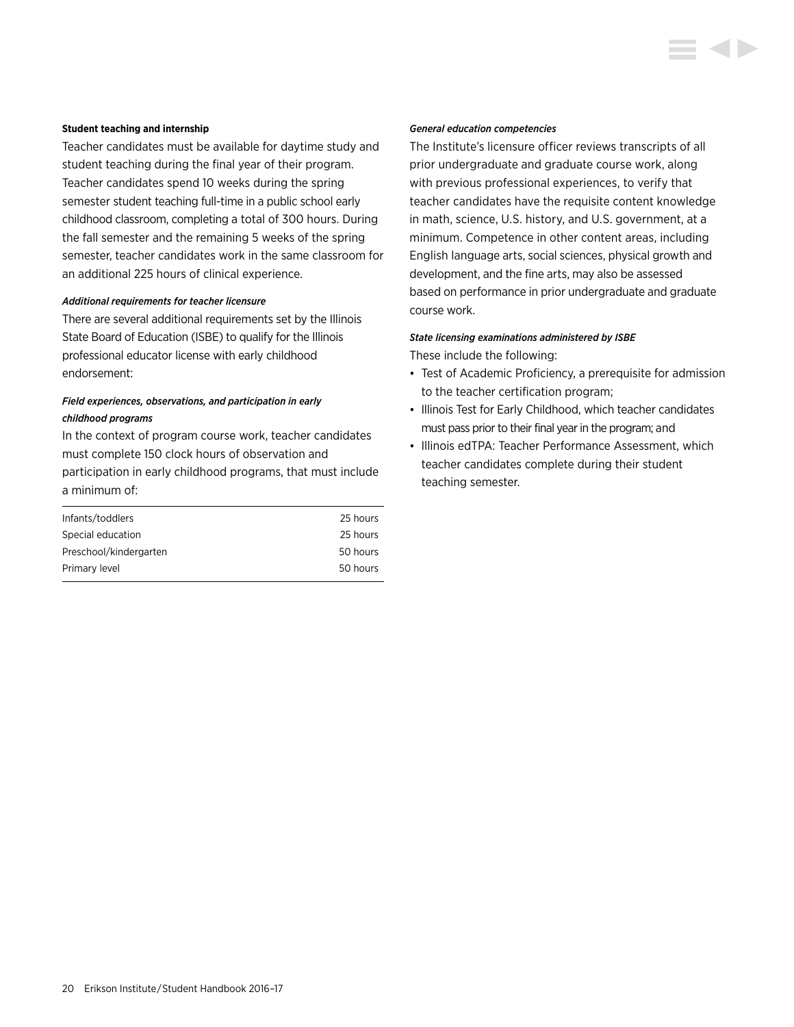#### Student teaching and internship

Teacher candidates must be available for daytime study and student teaching during the final year of their program. Teacher candidates spend 10 weeks during the spring semester student teaching full-time in a public school early childhood classroom, completing a total of 300 hours. During the fall semester and the remaining 5 weeks of the spring semester, teacher candidates work in the same classroom for an additional 225 hours of clinical experience.

##### *Additional requirements for teacher licensure*

There are several additional requirements set by the Illinois State Board of Education (ISBE) to qualify for the Illinois professional educator license with early childhood endorsement:

##### *Field experiences, observations, and participation in early childhood programs*

In the context of program course work, teacher candidates must complete 150 clock hours of observation and participation in early childhood programs, that must include a minimum of:

| | |
|---|---|
| Infants/toddlers | 25 hours |
| Special education | 25 hours |
| Preschool/kindergarten | 50 hours |
| Primary level | 50 hours |

##### *General education competencies*

The Institute's licensure officer reviews transcripts of all prior undergraduate and graduate course work, along with previous professional experiences, to verify that teacher candidates have the requisite content knowledge in math, science, U.S. history, and U.S. government, at a minimum. Competence in other content areas, including English language arts, social sciences, physical growth and development, and the fine arts, may also be assessed based on performance in prior undergraduate and graduate course work.

##### *State licensing examinations administered by ISBE*

These include the following:

- Test of Academic Proficiency, a prerequisite for admission to the teacher certification program;
- Illinois Test for Early Childhood, which teacher candidates must pass prior to their final year in the program; and
- Illinois edTPA: Teacher Performance Assessment, which teacher candidates complete during their student teaching semester.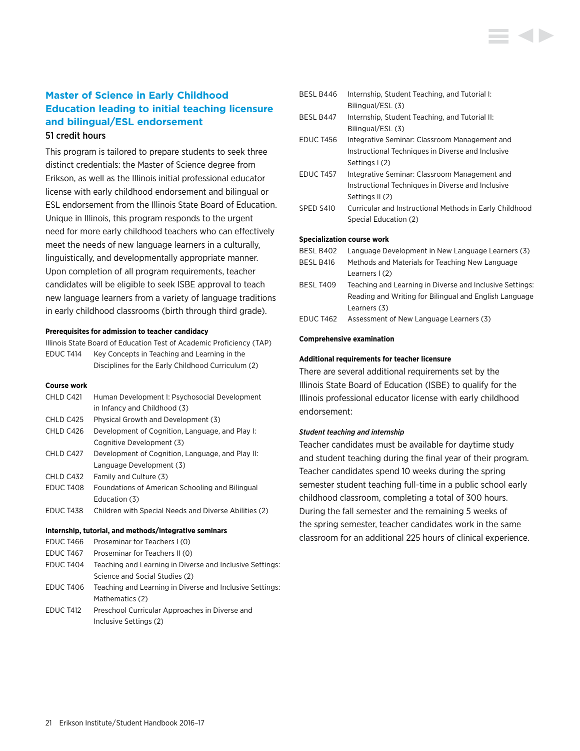## Master of Science in Early Childhood Education leading to initial teaching licensure and bilingual/ESL endorsement

51 credit hours

This program is tailored to prepare students to seek three distinct credentials: the Master of Science degree from Erikson, as well as the Illinois initial professional educator license with early childhood endorsement and bilingual or ESL endorsement from the Illinois State Board of Education. Unique in Illinois, this program responds to the urgent need for more early childhood teachers who can effectively meet the needs of new language learners in a culturally, linguistically, and developmentally appropriate manner. Upon completion of all program requirements, teacher candidates will be eligible to seek ISBE approval to teach new language learners from a variety of language traditions in early childhood classrooms (birth through third grade).

**Prerequisites for admission to teacher candidacy**

Illinois State Board of Education Test of Academic Proficiency (TAP)

| | |
|---|---|
| EDUC T414 | Key Concepts in Teaching and Learning in the Disciplines for the Early Childhood Curriculum (2) |

**Course work**

| | |
|---|---|
| CHLD C421 | Human Development I: Psychosocial Development in Infancy and Childhood (3) |
| CHLD C425 | Physical Growth and Development (3) |
| CHLD C426 | Development of Cognition, Language, and Play I: Cognitive Development (3) |
| CHLD C427 | Development of Cognition, Language, and Play II: Language Development (3) |
| CHLD C432 | Family and Culture (3) |
| EDUC T408 | Foundations of American Schooling and Bilingual Education (3) |
| EDUC T438 | Children with Special Needs and Diverse Abilities (2) |

**Internship, tutorial, and methods/integrative seminars**

| | |
|---|---|
| EDUC T466 | Proseminar for Teachers I (0) |
| EDUC T467 | Proseminar for Teachers II (0) |
| EDUC T404 | Teaching and Learning in Diverse and Inclusive Settings: Science and Social Studies (2) |
| EDUC T406 | Teaching and Learning in Diverse and Inclusive Settings: Mathematics (2) |
| EDUC T412 | Preschool Curricular Approaches in Diverse and Inclusive Settings (2) |
| BESL B446 | Internship, Student Teaching, and Tutorial I: Bilingual/ESL (3) |
| BESL B447 | Internship, Student Teaching, and Tutorial II: Bilingual/ESL (3) |
| EDUC T456 | Integrative Seminar: Classroom Management and Instructional Techniques in Diverse and Inclusive Settings I (2) |
| EDUC T457 | Integrative Seminar: Classroom Management and Instructional Techniques in Diverse and Inclusive Settings II (2) |
| SPED S410 | Curricular and Instructional Methods in Early Childhood Special Education (2) |

**Specialization course work**

| | |
|---|---|
| BESL B402 | Language Development in New Language Learners (3) |
| BESL B416 | Methods and Materials for Teaching New Language Learners I (2) |
| BESL T409 | Teaching and Learning in Diverse and Inclusive Settings: Reading and Writing for Bilingual and English Language Learners (3) |
| EDUC T462 | Assessment of New Language Learners (3) |

**Comprehensive examination**

**Additional requirements for teacher licensure**

There are several additional requirements set by the Illinois State Board of Education (ISBE) to qualify for the Illinois professional educator license with early childhood endorsement:

***Student teaching and internship***

Teacher candidates must be available for daytime study and student teaching during the final year of their program. Teacher candidates spend 10 weeks during the spring semester student teaching full-time in a public school early childhood classroom, completing a total of 300 hours. During the fall semester and the remaining 5 weeks of the spring semester, teacher candidates work in the same classroom for an additional 225 hours of clinical experience.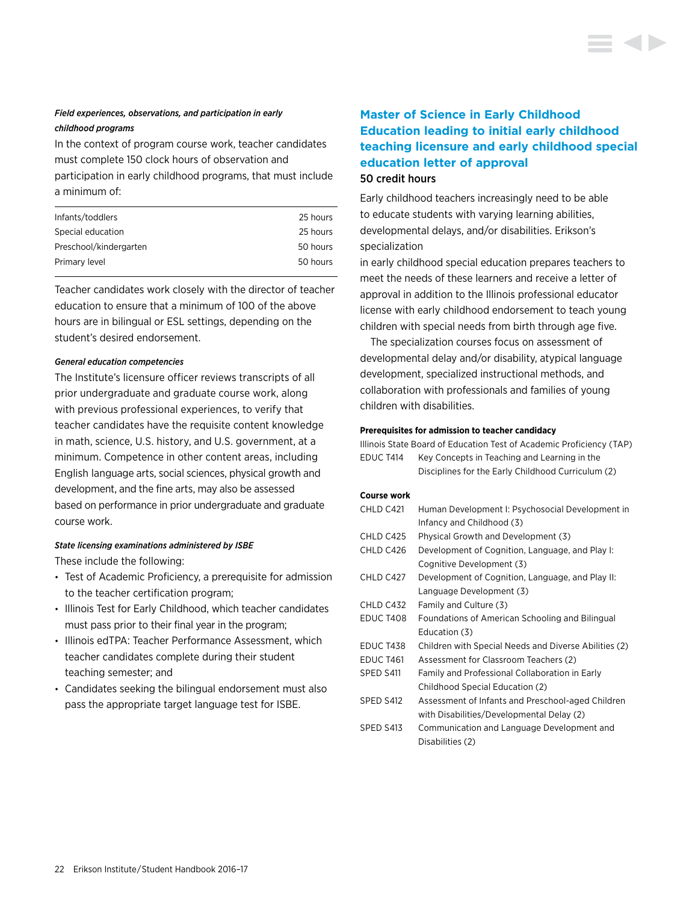*Field experiences, observations, and participation in early childhood programs*

In the context of program course work, teacher candidates must complete 150 clock hours of observation and participation in early childhood programs, that must include a minimum of:

| | |
|---|---|
| Infants/toddlers | 25 hours |
| Special education | 25 hours |
| Preschool/kindergarten | 50 hours |
| Primary level | 50 hours |

Teacher candidates work closely with the director of teacher education to ensure that a minimum of 100 of the above hours are in bilingual or ESL settings, depending on the student's desired endorsement.

***General education competencies***

The Institute's licensure officer reviews transcripts of all prior undergraduate and graduate course work, along with previous professional experiences, to verify that teacher candidates have the requisite content knowledge in math, science, U.S. history, and U.S. government, at a minimum. Competence in other content areas, including English language arts, social sciences, physical growth and development, and the fine arts, may also be assessed based on performance in prior undergraduate and graduate course work.

***State licensing examinations administered by ISBE***

These include the following:

- Test of Academic Proficiency, a prerequisite for admission to the teacher certification program;
- Illinois Test for Early Childhood, which teacher candidates must pass prior to their final year in the program;
- Illinois edTPA: Teacher Performance Assessment, which teacher candidates complete during their student teaching semester; and
- Candidates seeking the bilingual endorsement must also pass the appropriate target language test for ISBE.

## Master of Science in Early Childhood Education leading to initial early childhood teaching licensure and early childhood special education letter of approval

50 credit hours

Early childhood teachers increasingly need to be able to educate students with varying learning abilities, developmental delays, and/or disabilities. Erikson's specialization in early childhood special education prepares teachers to meet the needs of these learners and receive a letter of approval in addition to the Illinois professional educator license with early childhood endorsement to teach young children with special needs from birth through age five.

The specialization courses focus on assessment of developmental delay and/or disability, atypical language development, specialized instructional methods, and collaboration with professionals and families of young children with disabilities.

**Prerequisites for admission to teacher candidacy**

Illinois State Board of Education Test of Academic Proficiency (TAP)

| | |
|---|---|
| EDUC T414 | Key Concepts in Teaching and Learning in the Disciplines for the Early Childhood Curriculum (2) |

**Course work**

| | |
|---|---|
| CHLD C421 | Human Development I: Psychosocial Development in Infancy and Childhood (3) |
| CHLD C425 | Physical Growth and Development (3) |
| CHLD C426 | Development of Cognition, Language, and Play I: Cognitive Development (3) |
| CHLD C427 | Development of Cognition, Language, and Play II: Language Development (3) |
| CHLD C432 | Family and Culture (3) |
| EDUC T408 | Foundations of American Schooling and Bilingual Education (3) |
| EDUC T438 | Children with Special Needs and Diverse Abilities (2) |
| EDUC T461 | Assessment for Classroom Teachers (2) |
| SPED S411 | Family and Professional Collaboration in Early Childhood Special Education (2) |
| SPED S412 | Assessment of Infants and Preschool-aged Children with Disabilities/Developmental Delay (2) |
| SPED S413 | Communication and Language Development and Disabilities (2) |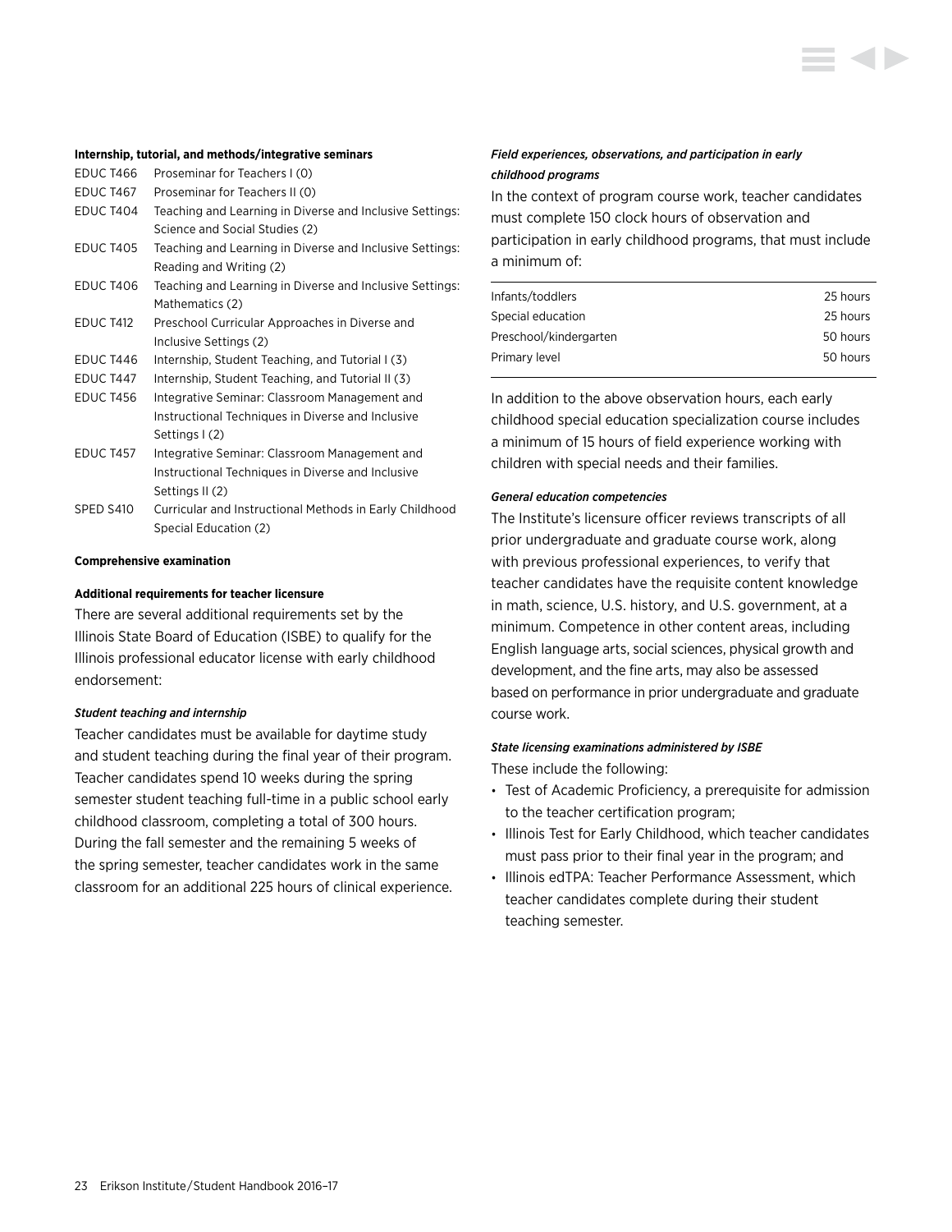**Internship, tutorial, and methods/integrative seminars**

| | |
|---|---|
| EDUC T466 | Proseminar for Teachers I (0) |
| EDUC T467 | Proseminar for Teachers II (0) |
| EDUC T404 | Teaching and Learning in Diverse and Inclusive Settings: Science and Social Studies (2) |
| EDUC T405 | Teaching and Learning in Diverse and Inclusive Settings: Reading and Writing (2) |
| EDUC T406 | Teaching and Learning in Diverse and Inclusive Settings: Mathematics (2) |
| EDUC T412 | Preschool Curricular Approaches in Diverse and Inclusive Settings (2) |
| EDUC T446 | Internship, Student Teaching, and Tutorial I (3) |
| EDUC T447 | Internship, Student Teaching, and Tutorial II (3) |
| EDUC T456 | Integrative Seminar: Classroom Management and Instructional Techniques in Diverse and Inclusive Settings I (2) |
| EDUC T457 | Integrative Seminar: Classroom Management and Instructional Techniques in Diverse and Inclusive Settings II (2) |
| SPED S410 | Curricular and Instructional Methods in Early Childhood Special Education (2) |

**Comprehensive examination**

**Additional requirements for teacher licensure**

There are several additional requirements set by the Illinois State Board of Education (ISBE) to qualify for the Illinois professional educator license with early childhood endorsement:

***Student teaching and internship***

Teacher candidates must be available for daytime study and student teaching during the final year of their program. Teacher candidates spend 10 weeks during the spring semester student teaching full-time in a public school early childhood classroom, completing a total of 300 hours. During the fall semester and the remaining 5 weeks of the spring semester, teacher candidates work in the same classroom for an additional 225 hours of clinical experience.

***Field experiences, observations, and participation in early childhood programs***

In the context of program course work, teacher candidates must complete 150 clock hours of observation and participation in early childhood programs, that must include a minimum of:

| | |
|---|---|
| Infants/toddlers | 25 hours |
| Special education | 25 hours |
| Preschool/kindergarten | 50 hours |
| Primary level | 50 hours |

In addition to the above observation hours, each early childhood special education specialization course includes a minimum of 15 hours of field experience working with children with special needs and their families.

***General education competencies***

The Institute's licensure officer reviews transcripts of all prior undergraduate and graduate course work, along with previous professional experiences, to verify that teacher candidates have the requisite content knowledge in math, science, U.S. history, and U.S. government, at a minimum. Competence in other content areas, including English language arts, social sciences, physical growth and development, and the fine arts, may also be assessed based on performance in prior undergraduate and graduate course work.

***State licensing examinations administered by ISBE***

These include the following:

- Test of Academic Proficiency, a prerequisite for admission to the teacher certification program;
- Illinois Test for Early Childhood, which teacher candidates must pass prior to their final year in the program; and
- Illinois edTPA: Teacher Performance Assessment, which teacher candidates complete during their student teaching semester.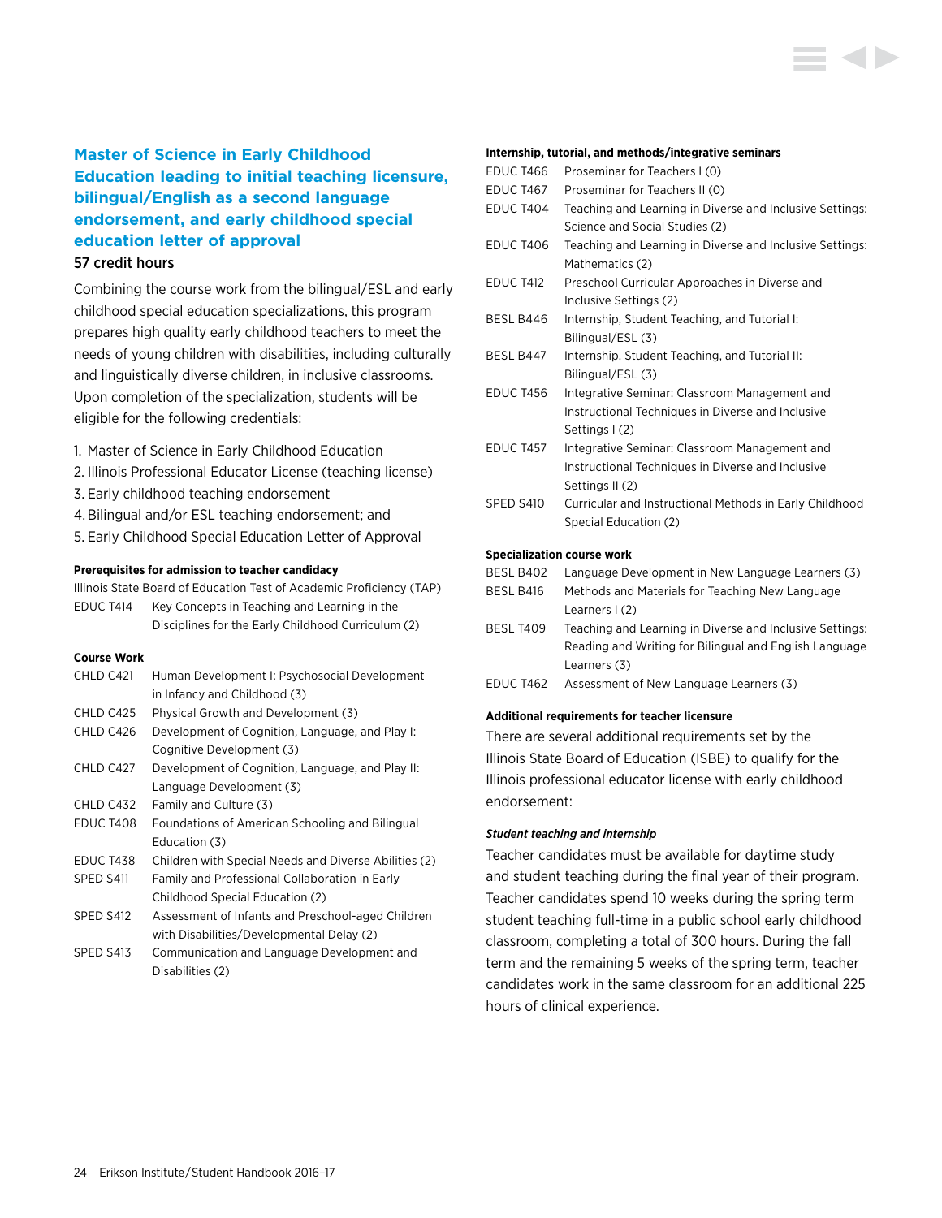## Master of Science in Early Childhood Education leading to initial teaching licensure, bilingual/English as a second language endorsement, and early childhood special education letter of approval

**57 credit hours**

Combining the course work from the bilingual/ESL and early childhood special education specializations, this program prepares high quality early childhood teachers to meet the needs of young children with disabilities, including culturally and linguistically diverse children, in inclusive classrooms. Upon completion of the specialization, students will be eligible for the following credentials:

1. Master of Science in Early Childhood Education
2. Illinois Professional Educator License (teaching license)
3. Early childhood teaching endorsement
4. Bilingual and/or ESL teaching endorsement; and
5. Early Childhood Special Education Letter of Approval

#### Prerequisites for admission to teacher candidacy

Illinois State Board of Education Test of Academic Proficiency (TAP)

| | |
|---|---|
| EDUC T414 | Key Concepts in Teaching and Learning in the Disciplines for the Early Childhood Curriculum (2) |

#### Course Work

| | |
|---|---|
| CHLD C421 | Human Development I: Psychosocial Development in Infancy and Childhood (3) |
| CHLD C425 | Physical Growth and Development (3) |
| CHLD C426 | Development of Cognition, Language, and Play I: Cognitive Development (3) |
| CHLD C427 | Development of Cognition, Language, and Play II: Language Development (3) |
| CHLD C432 | Family and Culture (3) |
| EDUC T408 | Foundations of American Schooling and Bilingual Education (3) |
| EDUC T438 | Children with Special Needs and Diverse Abilities (2) |
| SPED S411 | Family and Professional Collaboration in Early Childhood Special Education (2) |
| SPED S412 | Assessment of Infants and Preschool-aged Children with Disabilities/Developmental Delay (2) |
| SPED S413 | Communication and Language Development and Disabilities (2) |

#### Internship, tutorial, and methods/integrative seminars

| | |
|---|---|
| EDUC T466 | Proseminar for Teachers I (0) |
| EDUC T467 | Proseminar for Teachers II (0) |
| EDUC T404 | Teaching and Learning in Diverse and Inclusive Settings: Science and Social Studies (2) |
| EDUC T406 | Teaching and Learning in Diverse and Inclusive Settings: Mathematics (2) |
| EDUC T412 | Preschool Curricular Approaches in Diverse and Inclusive Settings (2) |
| BESL B446 | Internship, Student Teaching, and Tutorial I: Bilingual/ESL (3) |
| BESL B447 | Internship, Student Teaching, and Tutorial II: Bilingual/ESL (3) |
| EDUC T456 | Integrative Seminar: Classroom Management and Instructional Techniques in Diverse and Inclusive Settings I (2) |
| EDUC T457 | Integrative Seminar: Classroom Management and Instructional Techniques in Diverse and Inclusive Settings II (2) |
| SPED S410 | Curricular and Instructional Methods in Early Childhood Special Education (2) |

#### Specialization course work

| | |
|---|---|
| BESL B402 | Language Development in New Language Learners (3) |
| BESL B416 | Methods and Materials for Teaching New Language Learners I (2) |
| BESL T409 | Teaching and Learning in Diverse and Inclusive Settings: Reading and Writing for Bilingual and English Language Learners (3) |
| EDUC T462 | Assessment of New Language Learners (3) |

#### Additional requirements for teacher licensure

There are several additional requirements set by the Illinois State Board of Education (ISBE) to qualify for the Illinois professional educator license with early childhood endorsement:

##### *Student teaching and internship*

Teacher candidates must be available for daytime study and student teaching during the final year of their program. Teacher candidates spend 10 weeks during the spring term student teaching full-time in a public school early childhood classroom, completing a total of 300 hours. During the fall term and the remaining 5 weeks of the spring term, teacher candidates work in the same classroom for an additional 225 hours of clinical experience.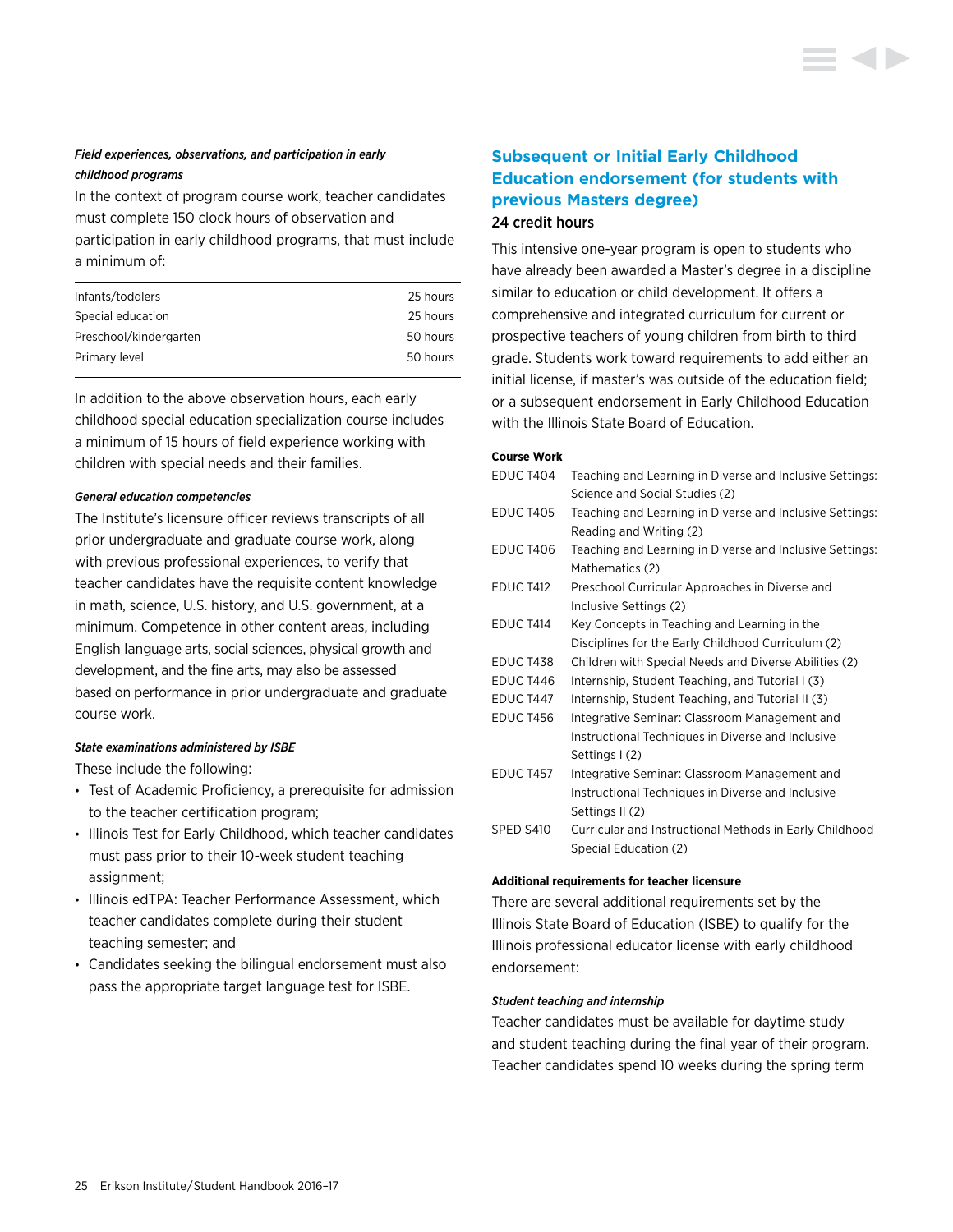*Field experiences, observations, and participation in early childhood programs*

In the context of program course work, teacher candidates must complete 150 clock hours of observation and participation in early childhood programs, that must include a minimum of:

| | |
|---|---|
| Infants/toddlers | 25 hours |
| Special education | 25 hours |
| Preschool/kindergarten | 50 hours |
| Primary level | 50 hours |

In addition to the above observation hours, each early childhood special education specialization course includes a minimum of 15 hours of field experience working with children with special needs and their families.

*General education competencies*

The Institute's licensure officer reviews transcripts of all prior undergraduate and graduate course work, along with previous professional experiences, to verify that teacher candidates have the requisite content knowledge in math, science, U.S. history, and U.S. government, at a minimum. Competence in other content areas, including English language arts, social sciences, physical growth and development, and the fine arts, may also be assessed based on performance in prior undergraduate and graduate course work.

*State examinations administered by ISBE*

These include the following:

- Test of Academic Proficiency, a prerequisite for admission to the teacher certification program;
- Illinois Test for Early Childhood, which teacher candidates must pass prior to their 10-week student teaching assignment;
- Illinois edTPA: Teacher Performance Assessment, which teacher candidates complete during their student teaching semester; and
- Candidates seeking the bilingual endorsement must also pass the appropriate target language test for ISBE.

## Subsequent or Initial Early Childhood Education endorsement (for students with previous Masters degree)

24 credit hours

This intensive one-year program is open to students who have already been awarded a Master's degree in a discipline similar to education or child development. It offers a comprehensive and integrated curriculum for current or prospective teachers of young children from birth to third grade. Students work toward requirements to add either an initial license, if master's was outside of the education field; or a subsequent endorsement in Early Childhood Education with the Illinois State Board of Education.

**Course Work**

| | |
|---|---|
| EDUC T404 | Teaching and Learning in Diverse and Inclusive Settings: Science and Social Studies (2) |
| EDUC T405 | Teaching and Learning in Diverse and Inclusive Settings: Reading and Writing (2) |
| EDUC T406 | Teaching and Learning in Diverse and Inclusive Settings: Mathematics (2) |
| EDUC T412 | Preschool Curricular Approaches in Diverse and Inclusive Settings (2) |
| EDUC T414 | Key Concepts in Teaching and Learning in the Disciplines for the Early Childhood Curriculum (2) |
| EDUC T438 | Children with Special Needs and Diverse Abilities (2) |
| EDUC T446 | Internship, Student Teaching, and Tutorial I (3) |
| EDUC T447 | Internship, Student Teaching, and Tutorial II (3) |
| EDUC T456 | Integrative Seminar: Classroom Management and Instructional Techniques in Diverse and Inclusive Settings I (2) |
| EDUC T457 | Integrative Seminar: Classroom Management and Instructional Techniques in Diverse and Inclusive Settings II (2) |
| SPED S410 | Curricular and Instructional Methods in Early Childhood Special Education (2) |

**Additional requirements for teacher licensure**

There are several additional requirements set by the Illinois State Board of Education (ISBE) to qualify for the Illinois professional educator license with early childhood endorsement:

*Student teaching and internship*

Teacher candidates must be available for daytime study and student teaching during the final year of their program. Teacher candidates spend 10 weeks during the spring term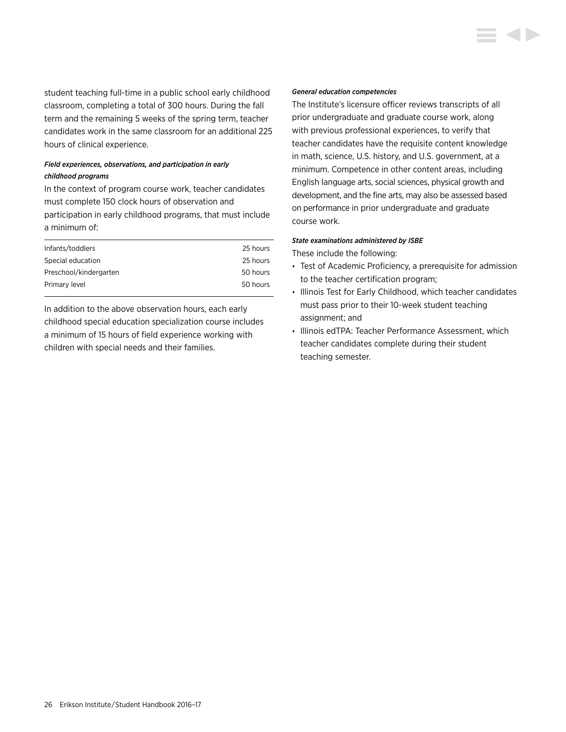student teaching full-time in a public school early childhood classroom, completing a total of 300 hours. During the fall term and the remaining 5 weeks of the spring term, teacher candidates work in the same classroom for an additional 225 hours of clinical experience.

***Field experiences, observations, and participation in early childhood programs***

In the context of program course work, teacher candidates must complete 150 clock hours of observation and participation in early childhood programs, that must include a minimum of:

| | |
|---|---|
| Infants/toddlers | 25 hours |
| Special education | 25 hours |
| Preschool/kindergarten | 50 hours |
| Primary level | 50 hours |

In addition to the above observation hours, each early childhood special education specialization course includes a minimum of 15 hours of field experience working with children with special needs and their families.

***General education competencies***

The Institute's licensure officer reviews transcripts of all prior undergraduate and graduate course work, along with previous professional experiences, to verify that teacher candidates have the requisite content knowledge in math, science, U.S. history, and U.S. government, at a minimum. Competence in other content areas, including English language arts, social sciences, physical growth and development, and the fine arts, may also be assessed based on performance in prior undergraduate and graduate course work.

***State examinations administered by ISBE***

These include the following:

- Test of Academic Proficiency, a prerequisite for admission to the teacher certification program;
- Illinois Test for Early Childhood, which teacher candidates must pass prior to their 10-week student teaching assignment; and
- Illinois edTPA: Teacher Performance Assessment, which teacher candidates complete during their student teaching semester.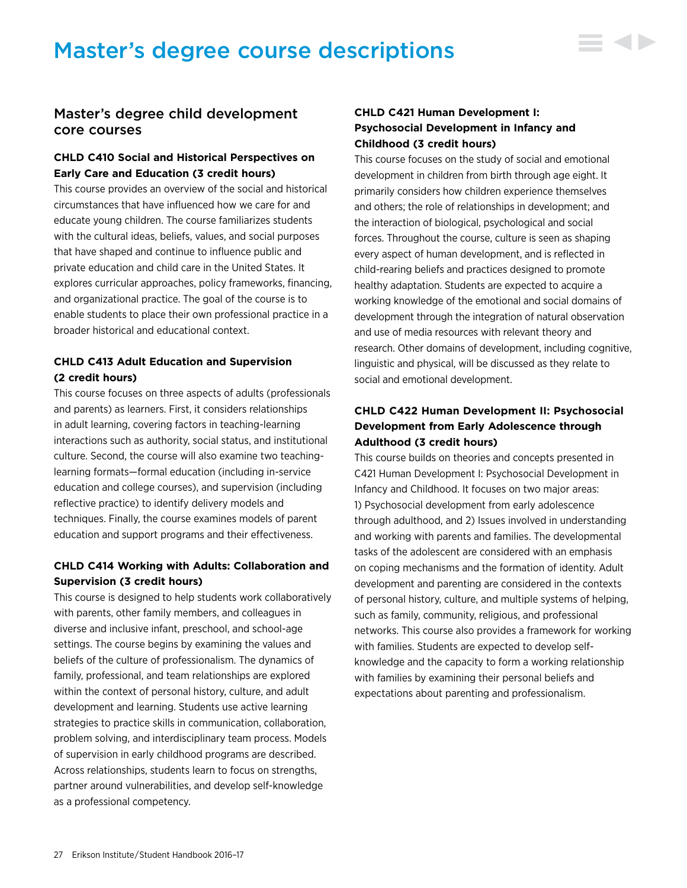# Master's degree course descriptions

## Master's degree child development core courses

### CHLD C410 Social and Historical Perspectives on Early Care and Education (3 credit hours)

This course provides an overview of the social and historical circumstances that have influenced how we care for and educate young children. The course familiarizes students with the cultural ideas, beliefs, values, and social purposes that have shaped and continue to influence public and private education and child care in the United States. It explores curricular approaches, policy frameworks, financing, and organizational practice. The goal of the course is to enable students to place their own professional practice in a broader historical and educational context.

### CHLD C413 Adult Education and Supervision (2 credit hours)

This course focuses on three aspects of adults (professionals and parents) as learners. First, it considers relationships in adult learning, covering factors in teaching-learning interactions such as authority, social status, and institutional culture. Second, the course will also examine two teaching-learning formats—formal education (including in-service education and college courses), and supervision (including reflective practice) to identify delivery models and techniques. Finally, the course examines models of parent education and support programs and their effectiveness.

### CHLD C414 Working with Adults: Collaboration and Supervision (3 credit hours)

This course is designed to help students work collaboratively with parents, other family members, and colleagues in diverse and inclusive infant, preschool, and school-age settings. The course begins by examining the values and beliefs of the culture of professionalism. The dynamics of family, professional, and team relationships are explored within the context of personal history, culture, and adult development and learning. Students use active learning strategies to practice skills in communication, collaboration, problem solving, and interdisciplinary team process. Models of supervision in early childhood programs are described. Across relationships, students learn to focus on strengths, partner around vulnerabilities, and develop self-knowledge as a professional competency.

### CHLD C421 Human Development I: Psychosocial Development in Infancy and Childhood (3 credit hours)

This course focuses on the study of social and emotional development in children from birth through age eight. It primarily considers how children experience themselves and others; the role of relationships in development; and the interaction of biological, psychological and social forces. Throughout the course, culture is seen as shaping every aspect of human development, and is reflected in child-rearing beliefs and practices designed to promote healthy adaptation. Students are expected to acquire a working knowledge of the emotional and social domains of development through the integration of natural observation and use of media resources with relevant theory and research. Other domains of development, including cognitive, linguistic and physical, will be discussed as they relate to social and emotional development.

### CHLD C422 Human Development II: Psychosocial Development from Early Adolescence through Adulthood (3 credit hours)

This course builds on theories and concepts presented in C421 Human Development I: Psychosocial Development in Infancy and Childhood. It focuses on two major areas: 1) Psychosocial development from early adolescence through adulthood, and 2) Issues involved in understanding and working with parents and families. The developmental tasks of the adolescent are considered with an emphasis on coping mechanisms and the formation of identity. Adult development and parenting are considered in the contexts of personal history, culture, and multiple systems of helping, such as family, community, religious, and professional networks. This course also provides a framework for working with families. Students are expected to develop self-knowledge and the capacity to form a working relationship with families by examining their personal beliefs and expectations about parenting and professionalism.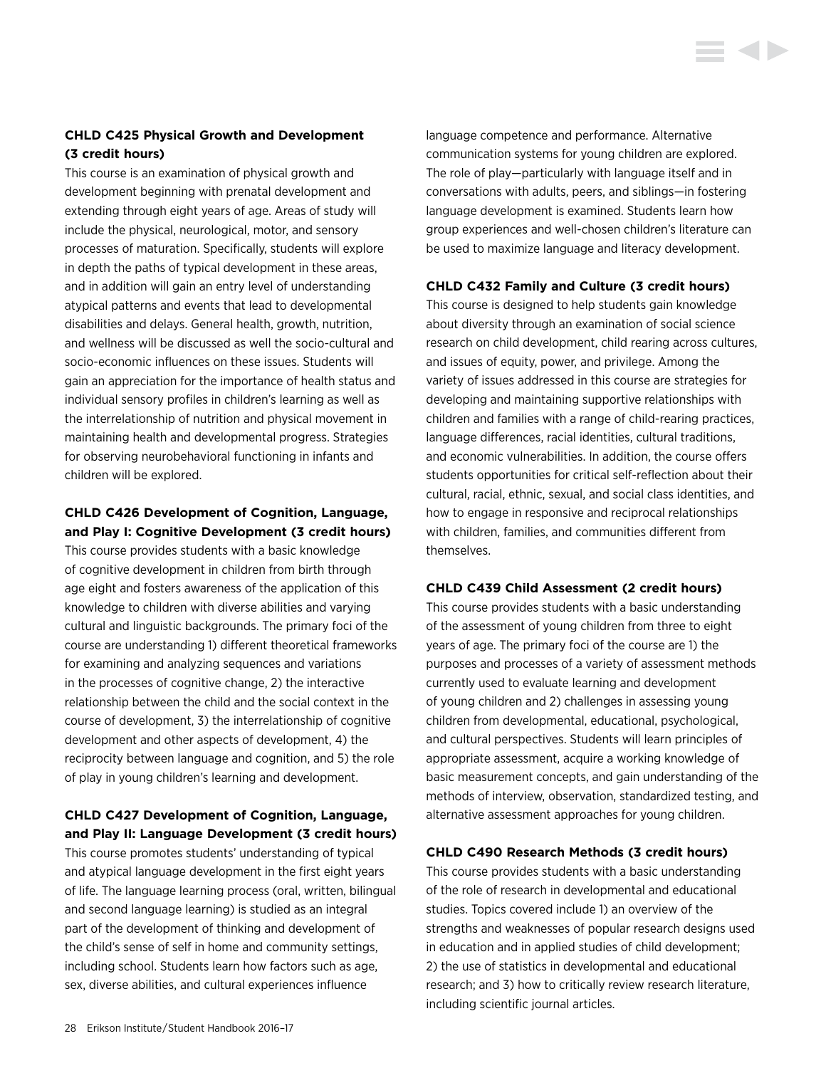**CHLD C425 Physical Growth and Development (3 credit hours)**

This course is an examination of physical growth and development beginning with prenatal development and extending through eight years of age. Areas of study will include the physical, neurological, motor, and sensory processes of maturation. Specifically, students will explore in depth the paths of typical development in these areas, and in addition will gain an entry level of understanding atypical patterns and events that lead to developmental disabilities and delays. General health, growth, nutrition, and wellness will be discussed as well the socio-cultural and socio-economic influences on these issues. Students will gain an appreciation for the importance of health status and individual sensory profiles in children's learning as well as the interrelationship of nutrition and physical movement in maintaining health and developmental progress. Strategies for observing neurobehavioral functioning in infants and children will be explored.

**CHLD C426 Development of Cognition, Language, and Play I: Cognitive Development (3 credit hours)**

This course provides students with a basic knowledge of cognitive development in children from birth through age eight and fosters awareness of the application of this knowledge to children with diverse abilities and varying cultural and linguistic backgrounds. The primary foci of the course are understanding 1) different theoretical frameworks for examining and analyzing sequences and variations in the processes of cognitive change, 2) the interactive relationship between the child and the social context in the course of development, 3) the interrelationship of cognitive development and other aspects of development, 4) the reciprocity between language and cognition, and 5) the role of play in young children's learning and development.

**CHLD C427 Development of Cognition, Language, and Play II: Language Development (3 credit hours)**

This course promotes students' understanding of typical and atypical language development in the first eight years of life. The language learning process (oral, written, bilingual and second language learning) is studied as an integral part of the development of thinking and development of the child's sense of self in home and community settings, including school. Students learn how factors such as age, sex, diverse abilities, and cultural experiences influence language competence and performance. Alternative communication systems for young children are explored. The role of play—particularly with language itself and in conversations with adults, peers, and siblings—in fostering language development is examined. Students learn how group experiences and well-chosen children's literature can be used to maximize language and literacy development.

**CHLD C432 Family and Culture (3 credit hours)**

This course is designed to help students gain knowledge about diversity through an examination of social science research on child development, child rearing across cultures, and issues of equity, power, and privilege. Among the variety of issues addressed in this course are strategies for developing and maintaining supportive relationships with children and families with a range of child-rearing practices, language differences, racial identities, cultural traditions, and economic vulnerabilities. In addition, the course offers students opportunities for critical self-reflection about their cultural, racial, ethnic, sexual, and social class identities, and how to engage in responsive and reciprocal relationships with children, families, and communities different from themselves.

**CHLD C439 Child Assessment (2 credit hours)**

This course provides students with a basic understanding of the assessment of young children from three to eight years of age. The primary foci of the course are 1) the purposes and processes of a variety of assessment methods currently used to evaluate learning and development of young children and 2) challenges in assessing young children from developmental, educational, psychological, and cultural perspectives. Students will learn principles of appropriate assessment, acquire a working knowledge of basic measurement concepts, and gain understanding of the methods of interview, observation, standardized testing, and alternative assessment approaches for young children.

**CHLD C490 Research Methods (3 credit hours)**

This course provides students with a basic understanding of the role of research in developmental and educational studies. Topics covered include 1) an overview of the strengths and weaknesses of popular research designs used in education and in applied studies of child development; 2) the use of statistics in developmental and educational research; and 3) how to critically review research literature, including scientific journal articles.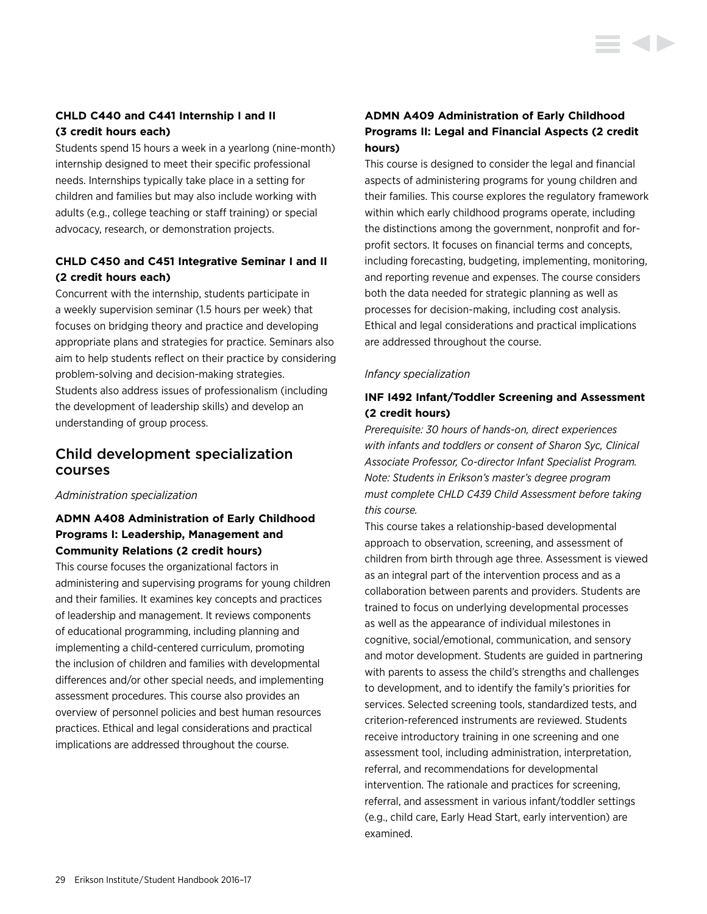### CHLD C440 and C441 Internship I and II (3 credit hours each)

Students spend 15 hours a week in a yearlong (nine-month) internship designed to meet their specific professional needs. Internships typically take place in a setting for children and families but may also include working with adults (e.g., college teaching or staff training) or special advocacy, research, or demonstration projects.

### CHLD C450 and C451 Integrative Seminar I and II (2 credit hours each)

Concurrent with the internship, students participate in a weekly supervision seminar (1.5 hours per week) that focuses on bridging theory and practice and developing appropriate plans and strategies for practice. Seminars also aim to help students reflect on their practice by considering problem-solving and decision-making strategies. Students also address issues of professionalism (including the development of leadership skills) and develop an understanding of group process.

## Child development specialization courses

*Administration specialization*

### ADMN A408 Administration of Early Childhood Programs I: Leadership, Management and Community Relations (2 credit hours)

This course focuses the organizational factors in administering and supervising programs for young children and their families. It examines key concepts and practices of leadership and management. It reviews components of educational programming, including planning and implementing a child-centered curriculum, promoting the inclusion of children and families with developmental differences and/or other special needs, and implementing assessment procedures. This course also provides an overview of personnel policies and best human resources practices. Ethical and legal considerations and practical implications are addressed throughout the course.

### ADMN A409 Administration of Early Childhood Programs II: Legal and Financial Aspects (2 credit hours)

This course is designed to consider the legal and financial aspects of administering programs for young children and their families. This course explores the regulatory framework within which early childhood programs operate, including the distinctions among the government, nonprofit and for-profit sectors. It focuses on financial terms and concepts, including forecasting, budgeting, implementing, monitoring, and reporting revenue and expenses. The course considers both the data needed for strategic planning as well as processes for decision-making, including cost analysis. Ethical and legal considerations and practical implications are addressed throughout the course.

*Infancy specialization*

### INF I492 Infant/Toddler Screening and Assessment (2 credit hours)

*Prerequisite: 30 hours of hands-on, direct experiences with infants and toddlers or consent of Sharon Syc, Clinical Associate Professor, Co-director Infant Specialist Program. Note: Students in Erikson's master's degree program must complete CHLD C439 Child Assessment before taking this course.*

This course takes a relationship-based developmental approach to observation, screening, and assessment of children from birth through age three. Assessment is viewed as an integral part of the intervention process and as a collaboration between parents and providers. Students are trained to focus on underlying developmental processes as well as the appearance of individual milestones in cognitive, social/emotional, communication, and sensory and motor development. Students are guided in partnering with parents to assess the child's strengths and challenges to development, and to identify the family's priorities for services. Selected screening tools, standardized tests, and criterion-referenced instruments are reviewed. Students receive introductory training in one screening and one assessment tool, including administration, interpretation, referral, and recommendations for developmental intervention. The rationale and practices for screening, referral, and assessment in various infant/toddler settings (e.g., child care, Early Head Start, early intervention) are examined.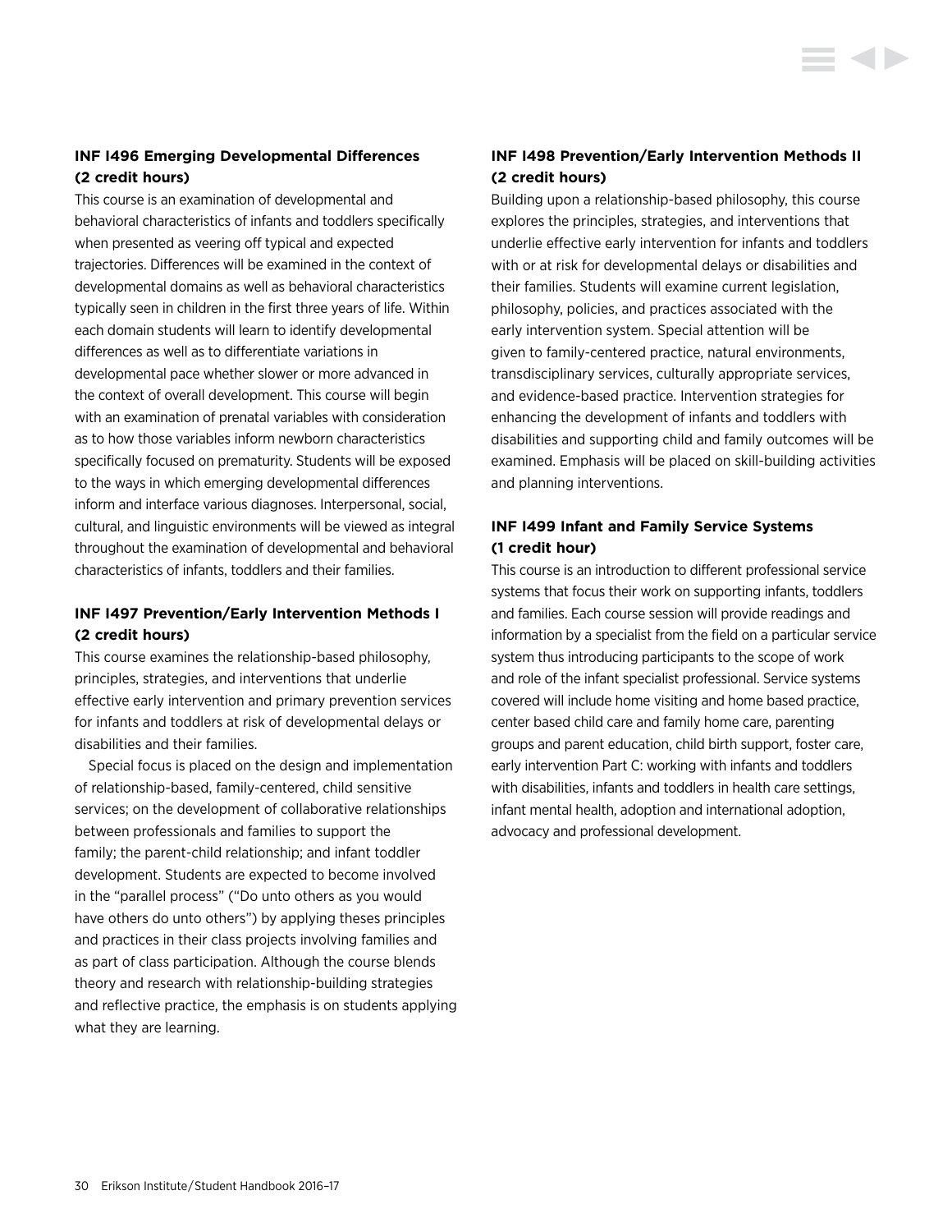### INF I496 Emerging Developmental Differences (2 credit hours)

This course is an examination of developmental and behavioral characteristics of infants and toddlers specifically when presented as veering off typical and expected trajectories. Differences will be examined in the context of developmental domains as well as behavioral characteristics typically seen in children in the first three years of life. Within each domain students will learn to identify developmental differences as well as to differentiate variations in developmental pace whether slower or more advanced in the context of overall development. This course will begin with an examination of prenatal variables with consideration as to how those variables inform newborn characteristics specifically focused on prematurity. Students will be exposed to the ways in which emerging developmental differences inform and interface various diagnoses. Interpersonal, social, cultural, and linguistic environments will be viewed as integral throughout the examination of developmental and behavioral characteristics of infants, toddlers and their families.

### INF I497 Prevention/Early Intervention Methods I (2 credit hours)

This course examines the relationship-based philosophy, principles, strategies, and interventions that underlie effective early intervention and primary prevention services for infants and toddlers at risk of developmental delays or disabilities and their families.

Special focus is placed on the design and implementation of relationship-based, family-centered, child sensitive services; on the development of collaborative relationships between professionals and families to support the family; the parent-child relationship; and infant toddler development. Students are expected to become involved in the "parallel process" ("Do unto others as you would have others do unto others") by applying theses principles and practices in their class projects involving families and as part of class participation. Although the course blends theory and research with relationship-building strategies and reflective practice, the emphasis is on students applying what they are learning.

### INF I498 Prevention/Early Intervention Methods II (2 credit hours)

Building upon a relationship-based philosophy, this course explores the principles, strategies, and interventions that underlie effective early intervention for infants and toddlers with or at risk for developmental delays or disabilities and their families. Students will examine current legislation, philosophy, policies, and practices associated with the early intervention system. Special attention will be given to family-centered practice, natural environments, transdisciplinary services, culturally appropriate services, and evidence-based practice. Intervention strategies for enhancing the development of infants and toddlers with disabilities and supporting child and family outcomes will be examined. Emphasis will be placed on skill-building activities and planning interventions.

### INF I499 Infant and Family Service Systems (1 credit hour)

This course is an introduction to different professional service systems that focus their work on supporting infants, toddlers and families. Each course session will provide readings and information by a specialist from the field on a particular service system thus introducing participants to the scope of work and role of the infant specialist professional. Service systems covered will include home visiting and home based practice, center based child care and family home care, parenting groups and parent education, child birth support, foster care, early intervention Part C: working with infants and toddlers with disabilities, infants and toddlers in health care settings, infant mental health, adoption and international adoption, advocacy and professional development.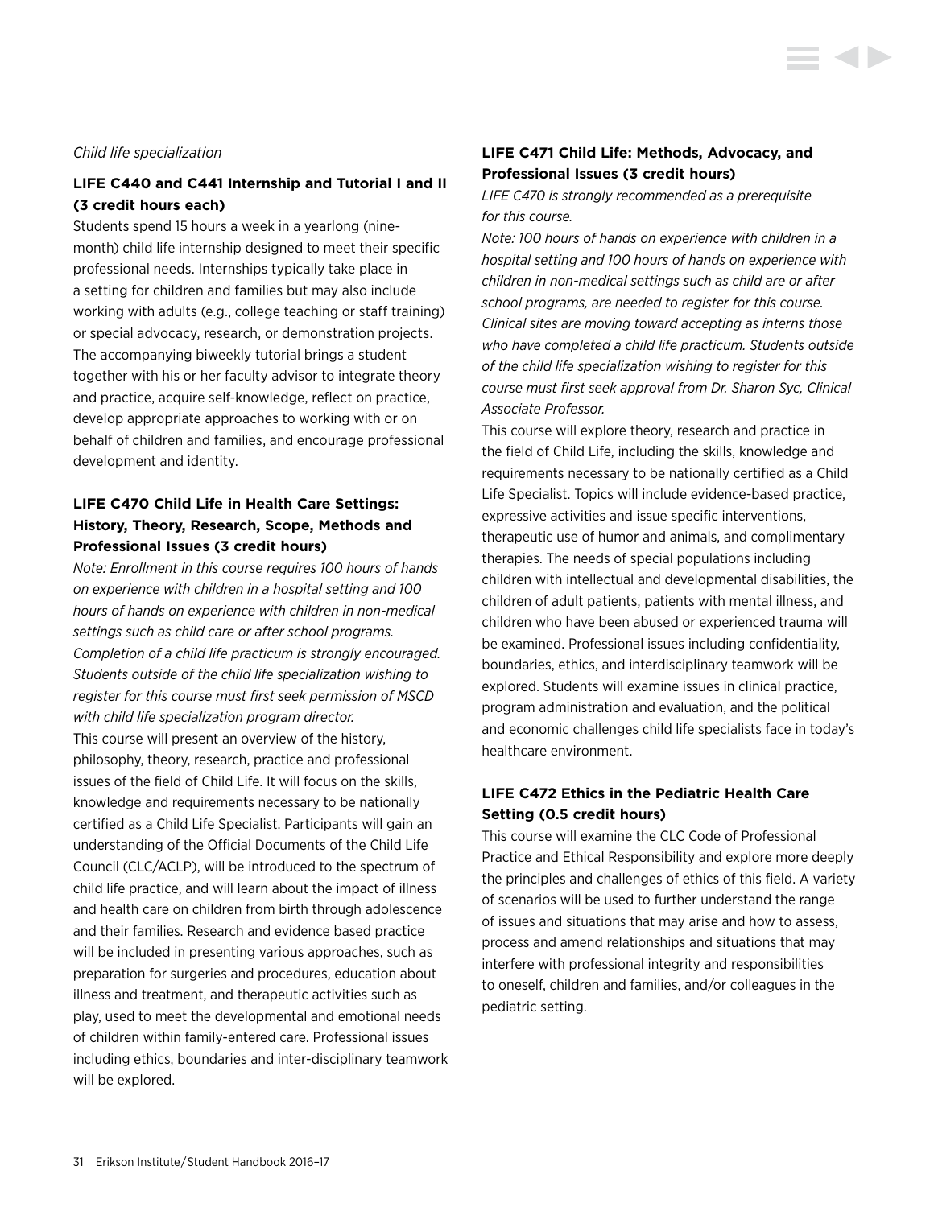*Child life specialization*

### LIFE C440 and C441 Internship and Tutorial I and II (3 credit hours each)

Students spend 15 hours a week in a yearlong (nine-month) child life internship designed to meet their specific professional needs. Internships typically take place in a setting for children and families but may also include working with adults (e.g., college teaching or staff training) or special advocacy, research, or demonstration projects. The accompanying biweekly tutorial brings a student together with his or her faculty advisor to integrate theory and practice, acquire self-knowledge, reflect on practice, develop appropriate approaches to working with or on behalf of children and families, and encourage professional development and identity.

### LIFE C470 Child Life in Health Care Settings: History, Theory, Research, Scope, Methods and Professional Issues (3 credit hours)

*Note: Enrollment in this course requires 100 hours of hands on experience with children in a hospital setting and 100 hours of hands on experience with children in non-medical settings such as child care or after school programs. Completion of a child life practicum is strongly encouraged. Students outside of the child life specialization wishing to register for this course must first seek permission of MSCD with child life specialization program director.*

This course will present an overview of the history, philosophy, theory, research, practice and professional issues of the field of Child Life. It will focus on the skills, knowledge and requirements necessary to be nationally certified as a Child Life Specialist. Participants will gain an understanding of the Official Documents of the Child Life Council (CLC/ACLP), will be introduced to the spectrum of child life practice, and will learn about the impact of illness and health care on children from birth through adolescence and their families. Research and evidence based practice will be included in presenting various approaches, such as preparation for surgeries and procedures, education about illness and treatment, and therapeutic activities such as play, used to meet the developmental and emotional needs of children within family-entered care. Professional issues including ethics, boundaries and inter-disciplinary teamwork will be explored.

### LIFE C471 Child Life: Methods, Advocacy, and Professional Issues (3 credit hours)

*LIFE C470 is strongly recommended as a prerequisite for this course.*

*Note: 100 hours of hands on experience with children in a hospital setting and 100 hours of hands on experience with children in non-medical settings such as child are or after school programs, are needed to register for this course. Clinical sites are moving toward accepting as interns those who have completed a child life practicum. Students outside of the child life specialization wishing to register for this course must first seek approval from Dr. Sharon Syc, Clinical Associate Professor.*

This course will explore theory, research and practice in the field of Child Life, including the skills, knowledge and requirements necessary to be nationally certified as a Child Life Specialist. Topics will include evidence-based practice, expressive activities and issue specific interventions, therapeutic use of humor and animals, and complimentary therapies. The needs of special populations including children with intellectual and developmental disabilities, the children of adult patients, patients with mental illness, and children who have been abused or experienced trauma will be examined. Professional issues including confidentiality, boundaries, ethics, and interdisciplinary teamwork will be explored. Students will examine issues in clinical practice, program administration and evaluation, and the political and economic challenges child life specialists face in today's healthcare environment.

### LIFE C472 Ethics in the Pediatric Health Care Setting (0.5 credit hours)

This course will examine the CLC Code of Professional Practice and Ethical Responsibility and explore more deeply the principles and challenges of ethics of this field. A variety of scenarios will be used to further understand the range of issues and situations that may arise and how to assess, process and amend relationships and situations that may interfere with professional integrity and responsibilities to oneself, children and families, and/or colleagues in the pediatric setting.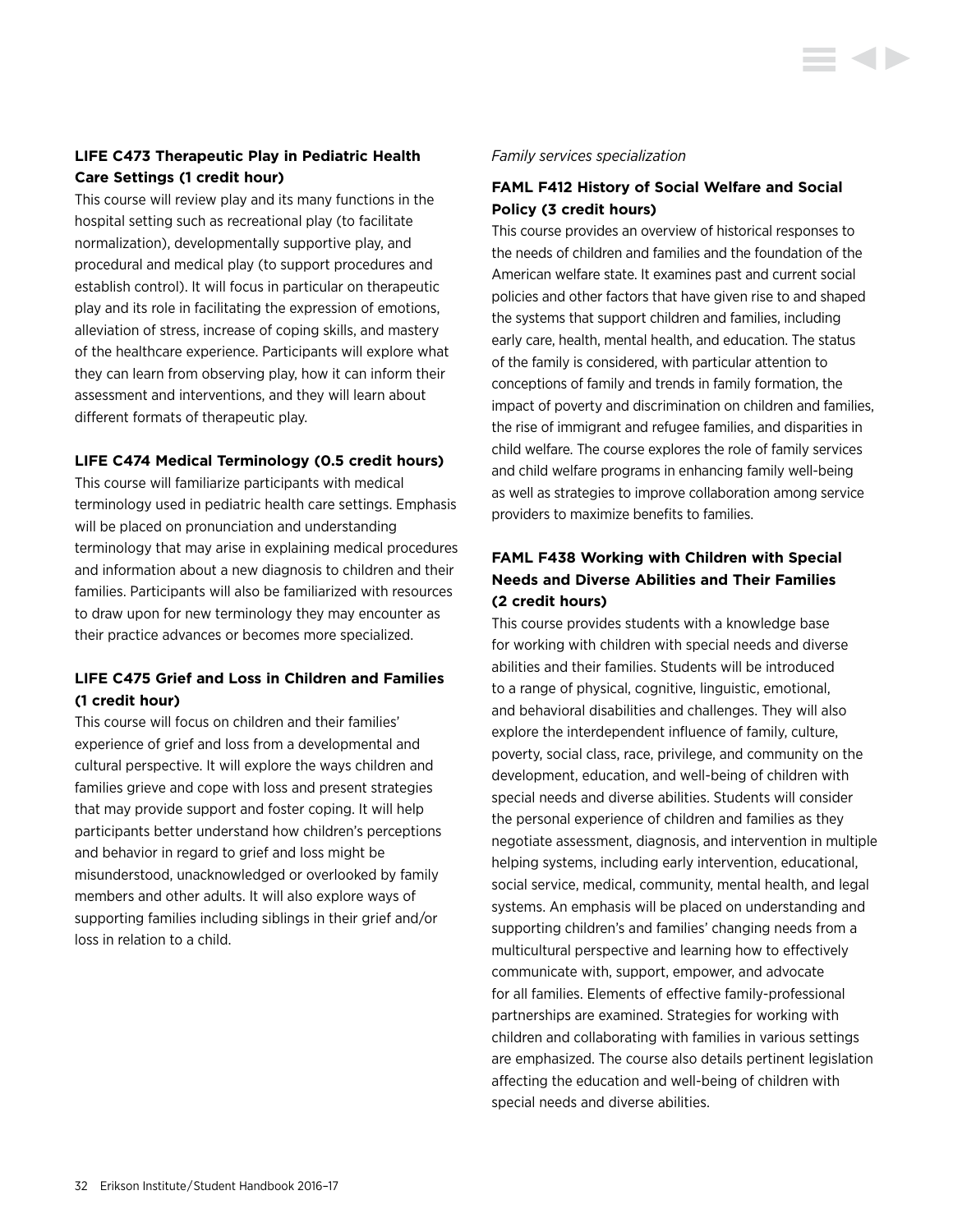### LIFE C473 Therapeutic Play in Pediatric Health Care Settings (1 credit hour)

This course will review play and its many functions in the hospital setting such as recreational play (to facilitate normalization), developmentally supportive play, and procedural and medical play (to support procedures and establish control). It will focus in particular on therapeutic play and its role in facilitating the expression of emotions, alleviation of stress, increase of coping skills, and mastery of the healthcare experience. Participants will explore what they can learn from observing play, how it can inform their assessment and interventions, and they will learn about different formats of therapeutic play.

### LIFE C474 Medical Terminology (0.5 credit hours)

This course will familiarize participants with medical terminology used in pediatric health care settings. Emphasis will be placed on pronunciation and understanding terminology that may arise in explaining medical procedures and information about a new diagnosis to children and their families. Participants will also be familiarized with resources to draw upon for new terminology they may encounter as their practice advances or becomes more specialized.

### LIFE C475 Grief and Loss in Children and Families (1 credit hour)

This course will focus on children and their families' experience of grief and loss from a developmental and cultural perspective. It will explore the ways children and families grieve and cope with loss and present strategies that may provide support and foster coping. It will help participants better understand how children's perceptions and behavior in regard to grief and loss might be misunderstood, unacknowledged or overlooked by family members and other adults. It will also explore ways of supporting families including siblings in their grief and/or loss in relation to a child.

*Family services specialization*

### FAML F412 History of Social Welfare and Social Policy (3 credit hours)

This course provides an overview of historical responses to the needs of children and families and the foundation of the American welfare state. It examines past and current social policies and other factors that have given rise to and shaped the systems that support children and families, including early care, health, mental health, and education. The status of the family is considered, with particular attention to conceptions of family and trends in family formation, the impact of poverty and discrimination on children and families, the rise of immigrant and refugee families, and disparities in child welfare. The course explores the role of family services and child welfare programs in enhancing family well-being as well as strategies to improve collaboration among service providers to maximize benefits to families.

### FAML F438 Working with Children with Special Needs and Diverse Abilities and Their Families (2 credit hours)

This course provides students with a knowledge base for working with children with special needs and diverse abilities and their families. Students will be introduced to a range of physical, cognitive, linguistic, emotional, and behavioral disabilities and challenges. They will also explore the interdependent influence of family, culture, poverty, social class, race, privilege, and community on the development, education, and well-being of children with special needs and diverse abilities. Students will consider the personal experience of children and families as they negotiate assessment, diagnosis, and intervention in multiple helping systems, including early intervention, educational, social service, medical, community, mental health, and legal systems. An emphasis will be placed on understanding and supporting children's and families' changing needs from a multicultural perspective and learning how to effectively communicate with, support, empower, and advocate for all families. Elements of effective family-professional partnerships are examined. Strategies for working with children and collaborating with families in various settings are emphasized. The course also details pertinent legislation affecting the education and well-being of children with special needs and diverse abilities.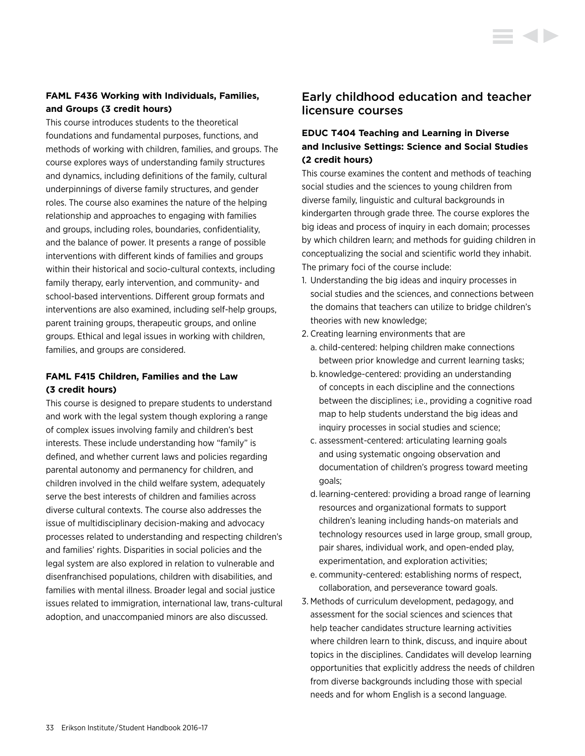### FAML F436 Working with Individuals, Families, and Groups (3 credit hours)

This course introduces students to the theoretical foundations and fundamental purposes, functions, and methods of working with children, families, and groups. The course explores ways of understanding family structures and dynamics, including definitions of the family, cultural underpinnings of diverse family structures, and gender roles. The course also examines the nature of the helping relationship and approaches to engaging with families and groups, including roles, boundaries, confidentiality, and the balance of power. It presents a range of possible interventions with different kinds of families and groups within their historical and socio-cultural contexts, including family therapy, early intervention, and community- and school-based interventions. Different group formats and interventions are also examined, including self-help groups, parent training groups, therapeutic groups, and online groups. Ethical and legal issues in working with children, families, and groups are considered.

### FAML F415 Children, Families and the Law (3 credit hours)

This course is designed to prepare students to understand and work with the legal system though exploring a range of complex issues involving family and children's best interests. These include understanding how "family" is defined, and whether current laws and policies regarding parental autonomy and permanency for children, and children involved in the child welfare system, adequately serve the best interests of children and families across diverse cultural contexts. The course also addresses the issue of multidisciplinary decision-making and advocacy processes related to understanding and respecting children's and families' rights. Disparities in social policies and the legal system are also explored in relation to vulnerable and disenfranchised populations, children with disabilities, and families with mental illness. Broader legal and social justice issues related to immigration, international law, trans-cultural adoption, and unaccompanied minors are also discussed.

## Early childhood education and teacher licensure courses

### EDUC T404 Teaching and Learning in Diverse and Inclusive Settings: Science and Social Studies (2 credit hours)

This course examines the content and methods of teaching social studies and the sciences to young children from diverse family, linguistic and cultural backgrounds in kindergarten through grade three. The course explores the big ideas and process of inquiry in each domain; processes by which children learn; and methods for guiding children in conceptualizing the social and scientific world they inhabit. The primary foci of the course include:

1. Understanding the big ideas and inquiry processes in social studies and the sciences, and connections between the domains that teachers can utilize to bridge children's theories with new knowledge;
2. Creating learning environments that are
   a. child-centered: helping children make connections between prior knowledge and current learning tasks;
   b. knowledge-centered: providing an understanding of concepts in each discipline and the connections between the disciplines; i.e., providing a cognitive road map to help students understand the big ideas and inquiry processes in social studies and science;
   c. assessment-centered: articulating learning goals and using systematic ongoing observation and documentation of children's progress toward meeting goals;
   d. learning-centered: providing a broad range of learning resources and organizational formats to support children's leaning including hands-on materials and technology resources used in large group, small group, pair shares, individual work, and open-ended play, experimentation, and exploration activities;
   e. community-centered: establishing norms of respect, collaboration, and perseverance toward goals.
3. Methods of curriculum development, pedagogy, and assessment for the social sciences and sciences that help teacher candidates structure learning activities where children learn to think, discuss, and inquire about topics in the disciplines. Candidates will develop learning opportunities that explicitly address the needs of children from diverse backgrounds including those with special needs and for whom English is a second language.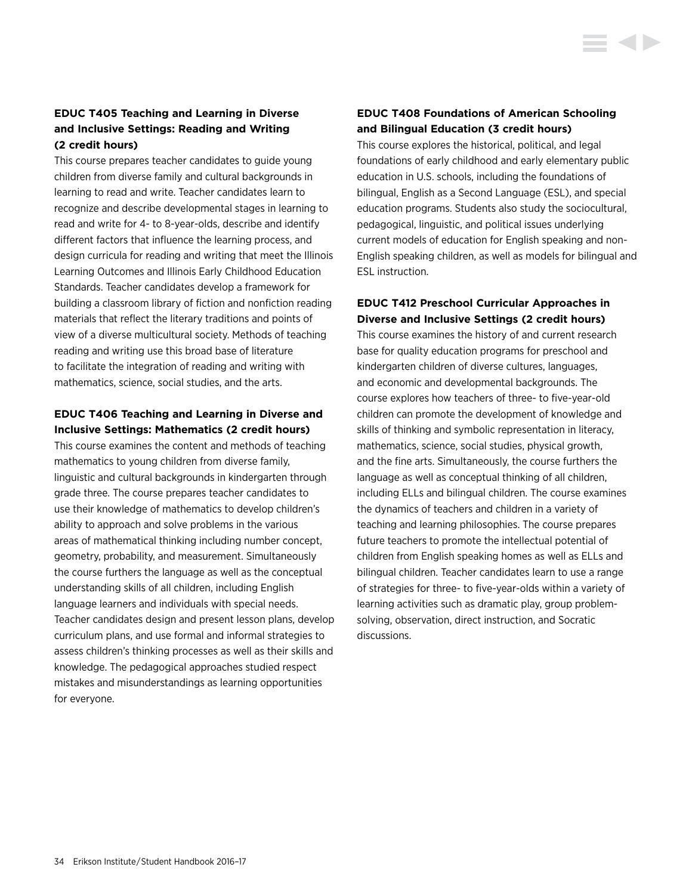### EDUC T405 Teaching and Learning in Diverse and Inclusive Settings: Reading and Writing (2 credit hours)

This course prepares teacher candidates to guide young children from diverse family and cultural backgrounds in learning to read and write. Teacher candidates learn to recognize and describe developmental stages in learning to read and write for 4- to 8-year-olds, describe and identify different factors that influence the learning process, and design curricula for reading and writing that meet the Illinois Learning Outcomes and Illinois Early Childhood Education Standards. Teacher candidates develop a framework for building a classroom library of fiction and nonfiction reading materials that reflect the literary traditions and points of view of a diverse multicultural society. Methods of teaching reading and writing use this broad base of literature to facilitate the integration of reading and writing with mathematics, science, social studies, and the arts.

### EDUC T406 Teaching and Learning in Diverse and Inclusive Settings: Mathematics (2 credit hours)

This course examines the content and methods of teaching mathematics to young children from diverse family, linguistic and cultural backgrounds in kindergarten through grade three. The course prepares teacher candidates to use their knowledge of mathematics to develop children's ability to approach and solve problems in the various areas of mathematical thinking including number concept, geometry, probability, and measurement. Simultaneously the course furthers the language as well as the conceptual understanding skills of all children, including English language learners and individuals with special needs. Teacher candidates design and present lesson plans, develop curriculum plans, and use formal and informal strategies to assess children's thinking processes as well as their skills and knowledge. The pedagogical approaches studied respect mistakes and misunderstandings as learning opportunities for everyone.

### EDUC T408 Foundations of American Schooling and Bilingual Education (3 credit hours)

This course explores the historical, political, and legal foundations of early childhood and early elementary public education in U.S. schools, including the foundations of bilingual, English as a Second Language (ESL), and special education programs. Students also study the sociocultural, pedagogical, linguistic, and political issues underlying current models of education for English speaking and non-English speaking children, as well as models for bilingual and ESL instruction.

### EDUC T412 Preschool Curricular Approaches in Diverse and Inclusive Settings (2 credit hours)

This course examines the history of and current research base for quality education programs for preschool and kindergarten children of diverse cultures, languages, and economic and developmental backgrounds. The course explores how teachers of three- to five-year-old children can promote the development of knowledge and skills of thinking and symbolic representation in literacy, mathematics, science, social studies, physical growth, and the fine arts. Simultaneously, the course furthers the language as well as conceptual thinking of all children, including ELLs and bilingual children. The course examines the dynamics of teachers and children in a variety of teaching and learning philosophies. The course prepares future teachers to promote the intellectual potential of children from English speaking homes as well as ELLs and bilingual children. Teacher candidates learn to use a range of strategies for three- to five-year-olds within a variety of learning activities such as dramatic play, group problem-solving, observation, direct instruction, and Socratic discussions.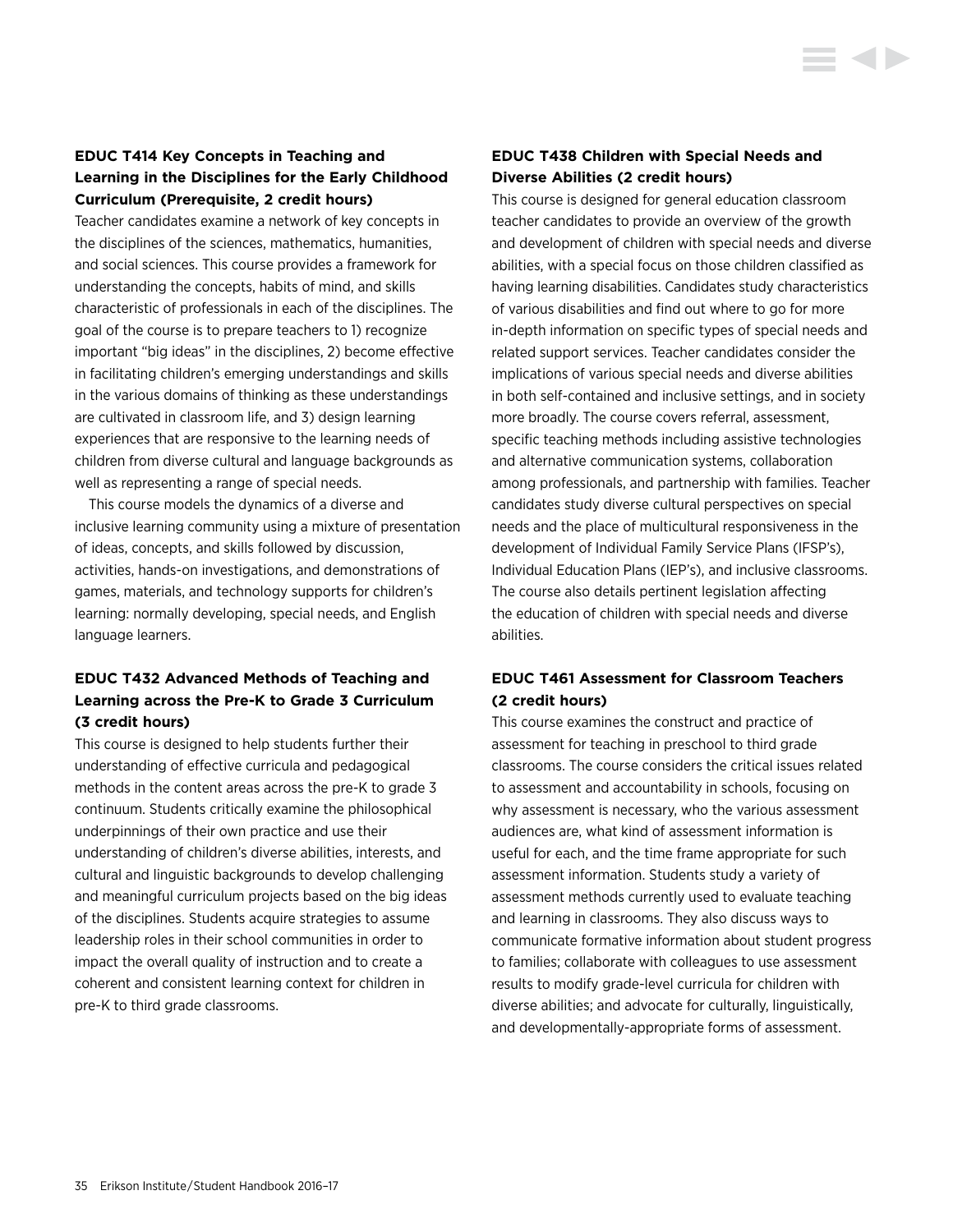### EDUC T414 Key Concepts in Teaching and Learning in the Disciplines for the Early Childhood Curriculum (Prerequisite, 2 credit hours)

Teacher candidates examine a network of key concepts in the disciplines of the sciences, mathematics, humanities, and social sciences. This course provides a framework for understanding the concepts, habits of mind, and skills characteristic of professionals in each of the disciplines. The goal of the course is to prepare teachers to 1) recognize important "big ideas" in the disciplines, 2) become effective in facilitating children's emerging understandings and skills in the various domains of thinking as these understandings are cultivated in classroom life, and 3) design learning experiences that are responsive to the learning needs of children from diverse cultural and language backgrounds as well as representing a range of special needs.

This course models the dynamics of a diverse and inclusive learning community using a mixture of presentation of ideas, concepts, and skills followed by discussion, activities, hands-on investigations, and demonstrations of games, materials, and technology supports for children's learning: normally developing, special needs, and English language learners.

### EDUC T432 Advanced Methods of Teaching and Learning across the Pre-K to Grade 3 Curriculum (3 credit hours)

This course is designed to help students further their understanding of effective curricula and pedagogical methods in the content areas across the pre-K to grade 3 continuum. Students critically examine the philosophical underpinnings of their own practice and use their understanding of children's diverse abilities, interests, and cultural and linguistic backgrounds to develop challenging and meaningful curriculum projects based on the big ideas of the disciplines. Students acquire strategies to assume leadership roles in their school communities in order to impact the overall quality of instruction and to create a coherent and consistent learning context for children in pre-K to third grade classrooms.

### EDUC T438 Children with Special Needs and Diverse Abilities (2 credit hours)

This course is designed for general education classroom teacher candidates to provide an overview of the growth and development of children with special needs and diverse abilities, with a special focus on those children classified as having learning disabilities. Candidates study characteristics of various disabilities and find out where to go for more in-depth information on specific types of special needs and related support services. Teacher candidates consider the implications of various special needs and diverse abilities in both self-contained and inclusive settings, and in society more broadly. The course covers referral, assessment, specific teaching methods including assistive technologies and alternative communication systems, collaboration among professionals, and partnership with families. Teacher candidates study diverse cultural perspectives on special needs and the place of multicultural responsiveness in the development of Individual Family Service Plans (IFSP's), Individual Education Plans (IEP's), and inclusive classrooms. The course also details pertinent legislation affecting the education of children with special needs and diverse abilities.

### EDUC T461 Assessment for Classroom Teachers (2 credit hours)

This course examines the construct and practice of assessment for teaching in preschool to third grade classrooms. The course considers the critical issues related to assessment and accountability in schools, focusing on why assessment is necessary, who the various assessment audiences are, what kind of assessment information is useful for each, and the time frame appropriate for such assessment information. Students study a variety of assessment methods currently used to evaluate teaching and learning in classrooms. They also discuss ways to communicate formative information about student progress to families; collaborate with colleagues to use assessment results to modify grade-level curricula for children with diverse abilities; and advocate for culturally, linguistically, and developmentally-appropriate forms of assessment.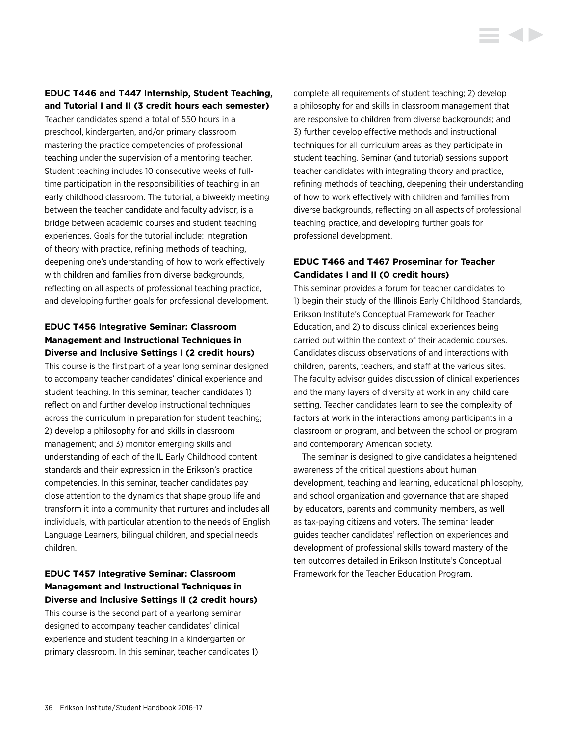### EDUC T446 and T447 Internship, Student Teaching, and Tutorial I and II (3 credit hours each semester)

Teacher candidates spend a total of 550 hours in a preschool, kindergarten, and/or primary classroom mastering the practice competencies of professional teaching under the supervision of a mentoring teacher. Student teaching includes 10 consecutive weeks of full-time participation in the responsibilities of teaching in an early childhood classroom. The tutorial, a biweekly meeting between the teacher candidate and faculty advisor, is a bridge between academic courses and student teaching experiences. Goals for the tutorial include: integration of theory with practice, refining methods of teaching, deepening one's understanding of how to work effectively with children and families from diverse backgrounds, reflecting on all aspects of professional teaching practice, and developing further goals for professional development.

### EDUC T456 Integrative Seminar: Classroom Management and Instructional Techniques in Diverse and Inclusive Settings I (2 credit hours)

This course is the first part of a year long seminar designed to accompany teacher candidates' clinical experience and student teaching. In this seminar, teacher candidates 1) reflect on and further develop instructional techniques across the curriculum in preparation for student teaching; 2) develop a philosophy for and skills in classroom management; and 3) monitor emerging skills and understanding of each of the IL Early Childhood content standards and their expression in the Erikson's practice competencies. In this seminar, teacher candidates pay close attention to the dynamics that shape group life and transform it into a community that nurtures and includes all individuals, with particular attention to the needs of English Language Learners, bilingual children, and special needs children.

### EDUC T457 Integrative Seminar: Classroom Management and Instructional Techniques in Diverse and Inclusive Settings II (2 credit hours)

This course is the second part of a yearlong seminar designed to accompany teacher candidates' clinical experience and student teaching in a kindergarten or primary classroom. In this seminar, teacher candidates 1) complete all requirements of student teaching; 2) develop a philosophy for and skills in classroom management that are responsive to children from diverse backgrounds; and 3) further develop effective methods and instructional techniques for all curriculum areas as they participate in student teaching. Seminar (and tutorial) sessions support teacher candidates with integrating theory and practice, refining methods of teaching, deepening their understanding of how to work effectively with children and families from diverse backgrounds, reflecting on all aspects of professional teaching practice, and developing further goals for professional development.

### EDUC T466 and T467 Proseminar for Teacher Candidates I and II (0 credit hours)

This seminar provides a forum for teacher candidates to 1) begin their study of the Illinois Early Childhood Standards, Erikson Institute's Conceptual Framework for Teacher Education, and 2) to discuss clinical experiences being carried out within the context of their academic courses. Candidates discuss observations of and interactions with children, parents, teachers, and staff at the various sites. The faculty advisor guides discussion of clinical experiences and the many layers of diversity at work in any child care setting. Teacher candidates learn to see the complexity of factors at work in the interactions among participants in a classroom or program, and between the school or program and contemporary American society.

The seminar is designed to give candidates a heightened awareness of the critical questions about human development, teaching and learning, educational philosophy, and school organization and governance that are shaped by educators, parents and community members, as well as tax-paying citizens and voters. The seminar leader guides teacher candidates' reflection on experiences and development of professional skills toward mastery of the ten outcomes detailed in Erikson Institute's Conceptual Framework for the Teacher Education Program.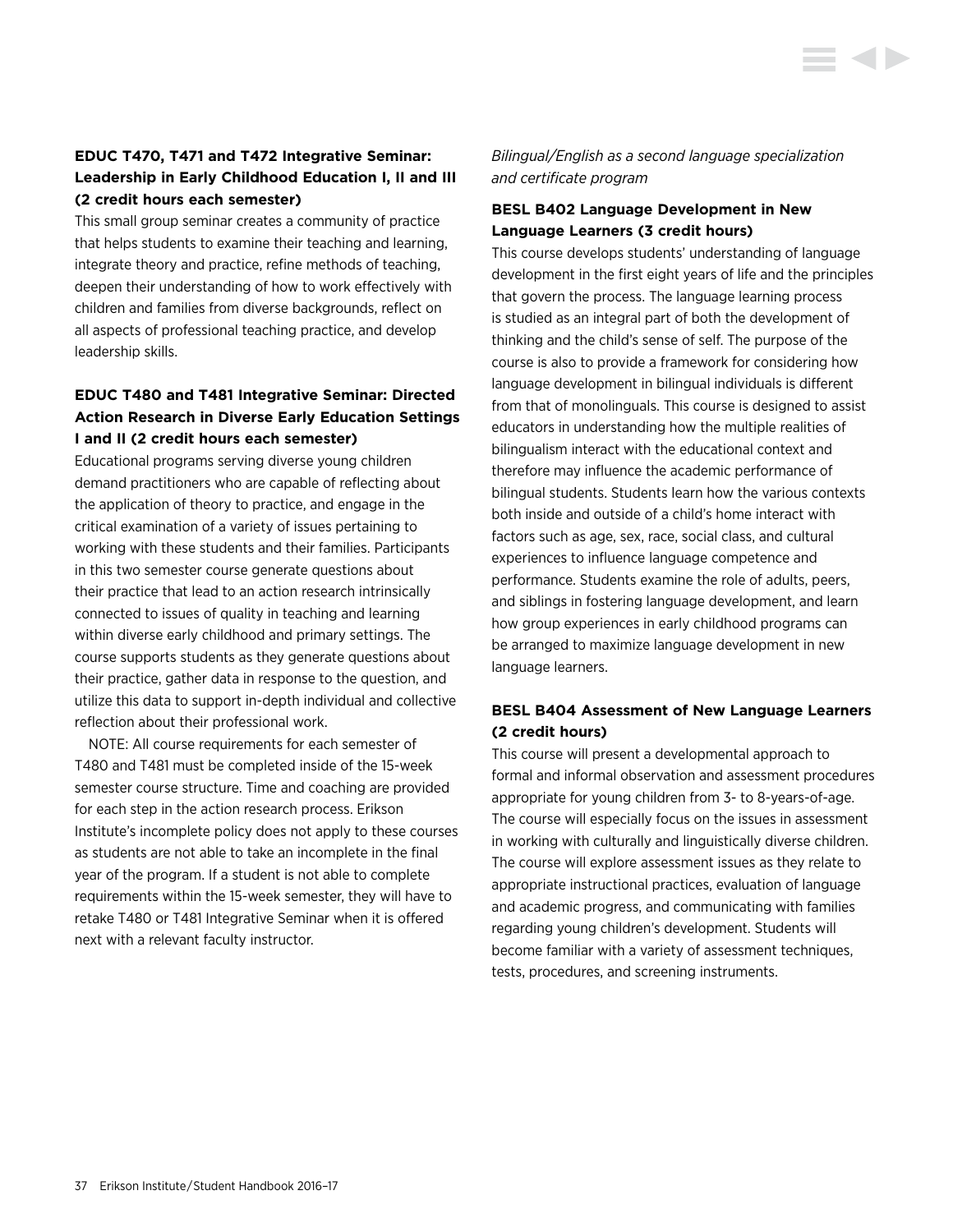### EDUC T470, T471 and T472 Integrative Seminar: Leadership in Early Childhood Education I, II and III (2 credit hours each semester)

This small group seminar creates a community of practice that helps students to examine their teaching and learning, integrate theory and practice, refine methods of teaching, deepen their understanding of how to work effectively with children and families from diverse backgrounds, reflect on all aspects of professional teaching practice, and develop leadership skills.

### EDUC T480 and T481 Integrative Seminar: Directed Action Research in Diverse Early Education Settings I and II (2 credit hours each semester)

Educational programs serving diverse young children demand practitioners who are capable of reflecting about the application of theory to practice, and engage in the critical examination of a variety of issues pertaining to working with these students and their families. Participants in this two semester course generate questions about their practice that lead to an action research intrinsically connected to issues of quality in teaching and learning within diverse early childhood and primary settings. The course supports students as they generate questions about their practice, gather data in response to the question, and utilize this data to support in-depth individual and collective reflection about their professional work.

NOTE: All course requirements for each semester of T480 and T481 must be completed inside of the 15-week semester course structure. Time and coaching are provided for each step in the action research process. Erikson Institute's incomplete policy does not apply to these courses as students are not able to take an incomplete in the final year of the program. If a student is not able to complete requirements within the 15-week semester, they will have to retake T480 or T481 Integrative Seminar when it is offered next with a relevant faculty instructor.

*Bilingual/English as a second language specialization and certificate program*

### BESL B402 Language Development in New Language Learners (3 credit hours)

This course develops students' understanding of language development in the first eight years of life and the principles that govern the process. The language learning process is studied as an integral part of both the development of thinking and the child's sense of self. The purpose of the course is also to provide a framework for considering how language development in bilingual individuals is different from that of monolinguals. This course is designed to assist educators in understanding how the multiple realities of bilingualism interact with the educational context and therefore may influence the academic performance of bilingual students. Students learn how the various contexts both inside and outside of a child's home interact with factors such as age, sex, race, social class, and cultural experiences to influence language competence and performance. Students examine the role of adults, peers, and siblings in fostering language development, and learn how group experiences in early childhood programs can be arranged to maximize language development in new language learners.

### BESL B404 Assessment of New Language Learners (2 credit hours)

This course will present a developmental approach to formal and informal observation and assessment procedures appropriate for young children from 3- to 8-years-of-age. The course will especially focus on the issues in assessment in working with culturally and linguistically diverse children. The course will explore assessment issues as they relate to appropriate instructional practices, evaluation of language and academic progress, and communicating with families regarding young children's development. Students will become familiar with a variety of assessment techniques, tests, procedures, and screening instruments.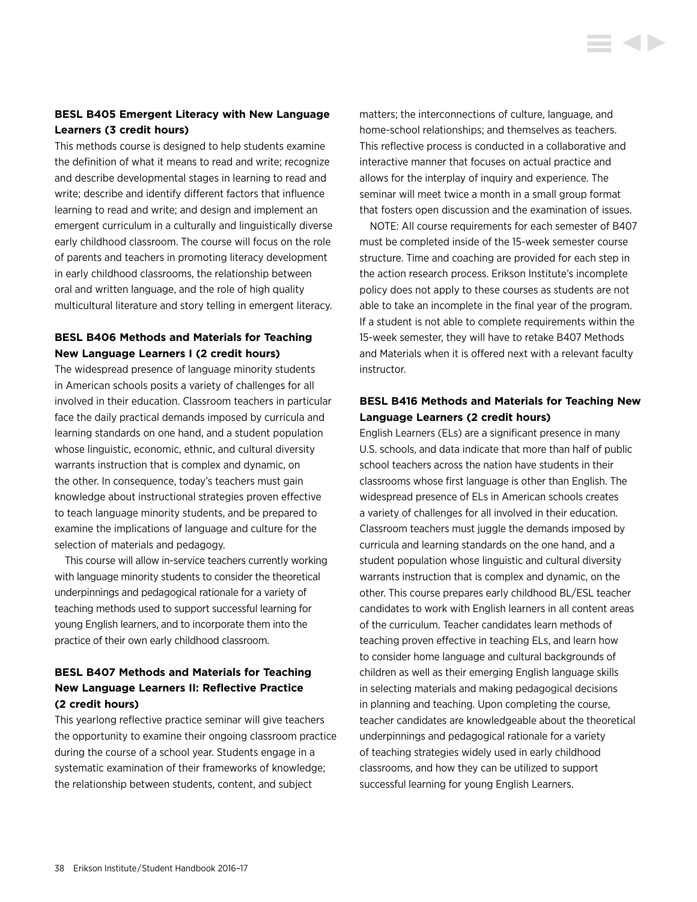### BESL B405 Emergent Literacy with New Language Learners (3 credit hours)

This methods course is designed to help students examine the definition of what it means to read and write; recognize and describe developmental stages in learning to read and write; describe and identify different factors that influence learning to read and write; and design and implement an emergent curriculum in a culturally and linguistically diverse early childhood classroom. The course will focus on the role of parents and teachers in promoting literacy development in early childhood classrooms, the relationship between oral and written language, and the role of high quality multicultural literature and story telling in emergent literacy.

### BESL B406 Methods and Materials for Teaching New Language Learners I (2 credit hours)

The widespread presence of language minority students in American schools posits a variety of challenges for all involved in their education. Classroom teachers in particular face the daily practical demands imposed by curricula and learning standards on one hand, and a student population whose linguistic, economic, ethnic, and cultural diversity warrants instruction that is complex and dynamic, on the other. In consequence, today's teachers must gain knowledge about instructional strategies proven effective to teach language minority students, and be prepared to examine the implications of language and culture for the selection of materials and pedagogy.

This course will allow in-service teachers currently working with language minority students to consider the theoretical underpinnings and pedagogical rationale for a variety of teaching methods used to support successful learning for young English learners, and to incorporate them into the practice of their own early childhood classroom.

### BESL B407 Methods and Materials for Teaching New Language Learners II: Reflective Practice (2 credit hours)

This yearlong reflective practice seminar will give teachers the opportunity to examine their ongoing classroom practice during the course of a school year. Students engage in a systematic examination of their frameworks of knowledge; the relationship between students, content, and subject matters; the interconnections of culture, language, and home-school relationships; and themselves as teachers. This reflective process is conducted in a collaborative and interactive manner that focuses on actual practice and allows for the interplay of inquiry and experience. The seminar will meet twice a month in a small group format that fosters open discussion and the examination of issues.

NOTE: All course requirements for each semester of B407 must be completed inside of the 15-week semester course structure. Time and coaching are provided for each step in the action research process. Erikson Institute's incomplete policy does not apply to these courses as students are not able to take an incomplete in the final year of the program. If a student is not able to complete requirements within the 15-week semester, they will have to retake B407 Methods and Materials when it is offered next with a relevant faculty instructor.

### BESL B416 Methods and Materials for Teaching New Language Learners (2 credit hours)

English Learners (ELs) are a significant presence in many U.S. schools, and data indicate that more than half of public school teachers across the nation have students in their classrooms whose first language is other than English. The widespread presence of ELs in American schools creates a variety of challenges for all involved in their education. Classroom teachers must juggle the demands imposed by curricula and learning standards on the one hand, and a student population whose linguistic and cultural diversity warrants instruction that is complex and dynamic, on the other. This course prepares early childhood BL/ESL teacher candidates to work with English learners in all content areas of the curriculum. Teacher candidates learn methods of teaching proven effective in teaching ELs, and learn how to consider home language and cultural backgrounds of children as well as their emerging English language skills in selecting materials and making pedagogical decisions in planning and teaching. Upon completing the course, teacher candidates are knowledgeable about the theoretical underpinnings and pedagogical rationale for a variety of teaching strategies widely used in early childhood classrooms, and how they can be utilized to support successful learning for young English Learners.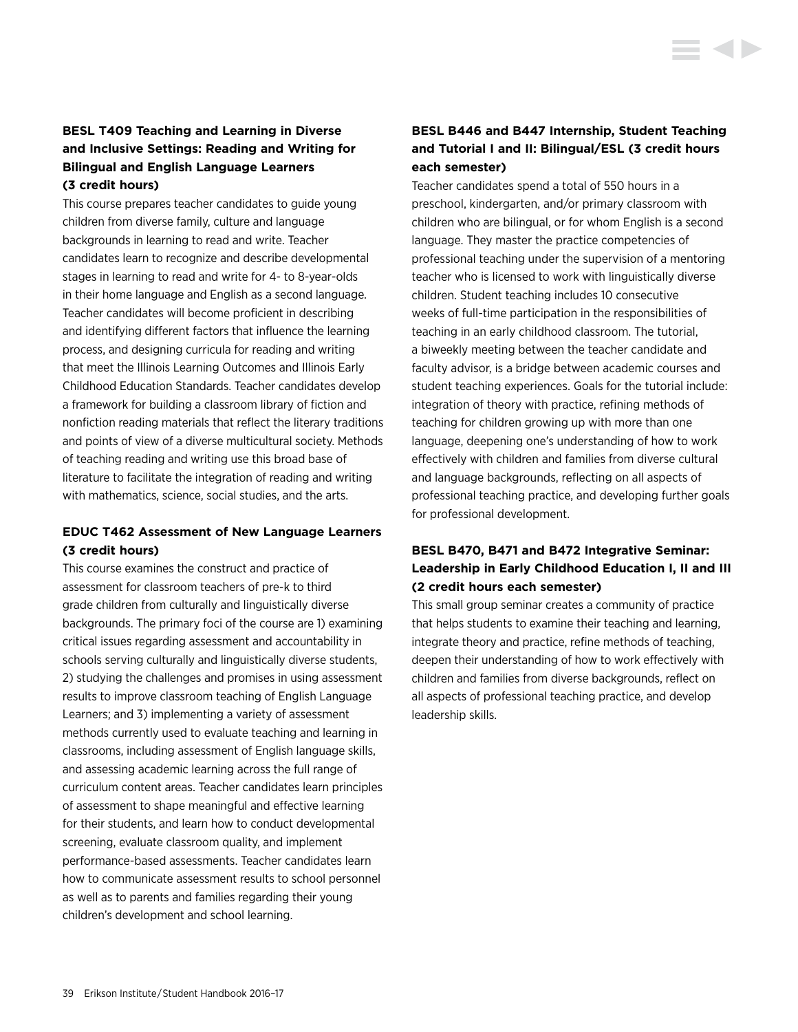### BESL T409 Teaching and Learning in Diverse and Inclusive Settings: Reading and Writing for Bilingual and English Language Learners (3 credit hours)

This course prepares teacher candidates to guide young children from diverse family, culture and language backgrounds in learning to read and write. Teacher candidates learn to recognize and describe developmental stages in learning to read and write for 4- to 8-year-olds in their home language and English as a second language. Teacher candidates will become proficient in describing and identifying different factors that influence the learning process, and designing curricula for reading and writing that meet the Illinois Learning Outcomes and Illinois Early Childhood Education Standards. Teacher candidates develop a framework for building a classroom library of fiction and nonfiction reading materials that reflect the literary traditions and points of view of a diverse multicultural society. Methods of teaching reading and writing use this broad base of literature to facilitate the integration of reading and writing with mathematics, science, social studies, and the arts.

### EDUC T462 Assessment of New Language Learners (3 credit hours)

This course examines the construct and practice of assessment for classroom teachers of pre-k to third grade children from culturally and linguistically diverse backgrounds. The primary foci of the course are 1) examining critical issues regarding assessment and accountability in schools serving culturally and linguistically diverse students, 2) studying the challenges and promises in using assessment results to improve classroom teaching of English Language Learners; and 3) implementing a variety of assessment methods currently used to evaluate teaching and learning in classrooms, including assessment of English language skills, and assessing academic learning across the full range of curriculum content areas. Teacher candidates learn principles of assessment to shape meaningful and effective learning for their students, and learn how to conduct developmental screening, evaluate classroom quality, and implement performance-based assessments. Teacher candidates learn how to communicate assessment results to school personnel as well as to parents and families regarding their young children's development and school learning.

### BESL B446 and B447 Internship, Student Teaching and Tutorial I and II: Bilingual/ESL (3 credit hours each semester)

Teacher candidates spend a total of 550 hours in a preschool, kindergarten, and/or primary classroom with children who are bilingual, or for whom English is a second language. They master the practice competencies of professional teaching under the supervision of a mentoring teacher who is licensed to work with linguistically diverse children. Student teaching includes 10 consecutive weeks of full-time participation in the responsibilities of teaching in an early childhood classroom. The tutorial, a biweekly meeting between the teacher candidate and faculty advisor, is a bridge between academic courses and student teaching experiences. Goals for the tutorial include: integration of theory with practice, refining methods of teaching for children growing up with more than one language, deepening one's understanding of how to work effectively with children and families from diverse cultural and language backgrounds, reflecting on all aspects of professional teaching practice, and developing further goals for professional development.

### BESL B470, B471 and B472 Integrative Seminar: Leadership in Early Childhood Education I, II and III (2 credit hours each semester)

This small group seminar creates a community of practice that helps students to examine their teaching and learning, integrate theory and practice, refine methods of teaching, deepen their understanding of how to work effectively with children and families from diverse backgrounds, reflect on all aspects of professional teaching practice, and develop leadership skills.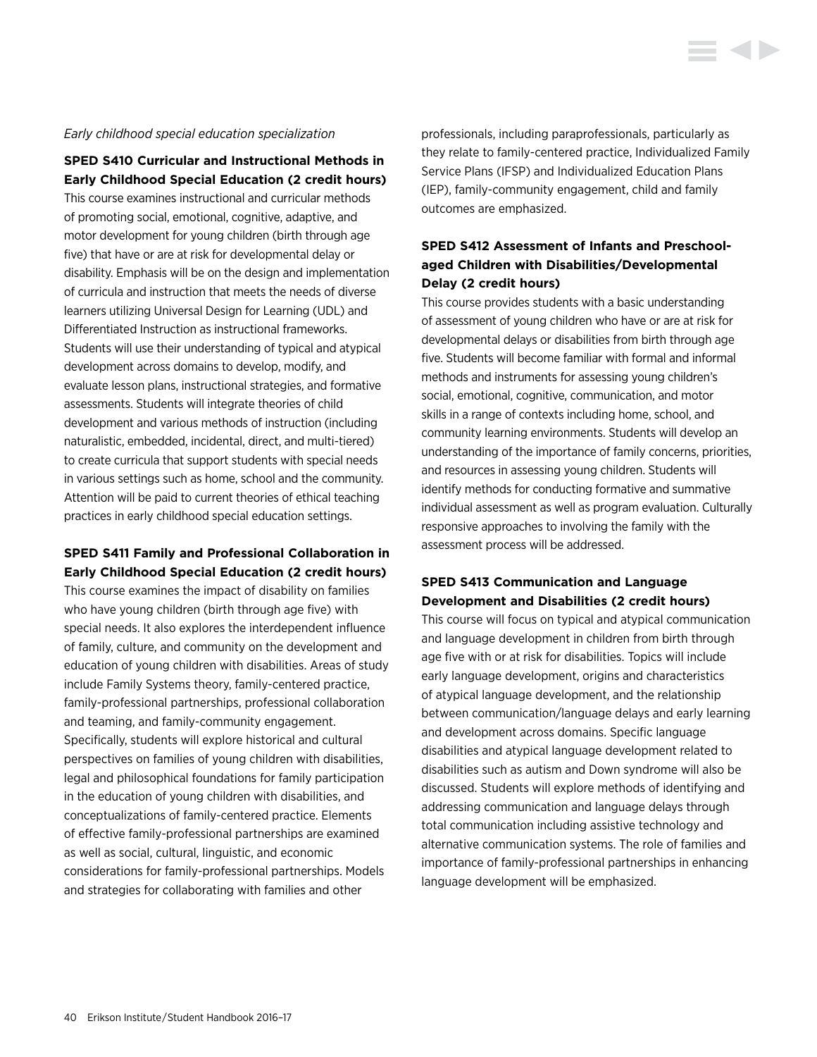*Early childhood special education specialization*

**SPED S410 Curricular and Instructional Methods in Early Childhood Special Education (2 credit hours)**

This course examines instructional and curricular methods of promoting social, emotional, cognitive, adaptive, and motor development for young children (birth through age five) that have or are at risk for developmental delay or disability. Emphasis will be on the design and implementation of curricula and instruction that meets the needs of diverse learners utilizing Universal Design for Learning (UDL) and Differentiated Instruction as instructional frameworks. Students will use their understanding of typical and atypical development across domains to develop, modify, and evaluate lesson plans, instructional strategies, and formative assessments. Students will integrate theories of child development and various methods of instruction (including naturalistic, embedded, incidental, direct, and multi-tiered) to create curricula that support students with special needs in various settings such as home, school and the community. Attention will be paid to current theories of ethical teaching practices in early childhood special education settings.

**SPED S411 Family and Professional Collaboration in Early Childhood Special Education (2 credit hours)**

This course examines the impact of disability on families who have young children (birth through age five) with special needs. It also explores the interdependent influence of family, culture, and community on the development and education of young children with disabilities. Areas of study include Family Systems theory, family-centered practice, family-professional partnerships, professional collaboration and teaming, and family-community engagement. Specifically, students will explore historical and cultural perspectives on families of young children with disabilities, legal and philosophical foundations for family participation in the education of young children with disabilities, and conceptualizations of family-centered practice. Elements of effective family-professional partnerships are examined as well as social, cultural, linguistic, and economic considerations for family-professional partnerships. Models and strategies for collaborating with families and other professionals, including paraprofessionals, particularly as they relate to family-centered practice, Individualized Family Service Plans (IFSP) and Individualized Education Plans (IEP), family-community engagement, child and family outcomes are emphasized.

**SPED S412 Assessment of Infants and Preschool-aged Children with Disabilities/Developmental Delay (2 credit hours)**

This course provides students with a basic understanding of assessment of young children who have or are at risk for developmental delays or disabilities from birth through age five. Students will become familiar with formal and informal methods and instruments for assessing young children's social, emotional, cognitive, communication, and motor skills in a range of contexts including home, school, and community learning environments. Students will develop an understanding of the importance of family concerns, priorities, and resources in assessing young children. Students will identify methods for conducting formative and summative individual assessment as well as program evaluation. Culturally responsive approaches to involving the family with the assessment process will be addressed.

**SPED S413 Communication and Language Development and Disabilities (2 credit hours)**

This course will focus on typical and atypical communication and language development in children from birth through age five with or at risk for disabilities. Topics will include early language development, origins and characteristics of atypical language development, and the relationship between communication/language delays and early learning and development across domains. Specific language disabilities and atypical language development related to disabilities such as autism and Down syndrome will also be discussed. Students will explore methods of identifying and addressing communication and language delays through total communication including assistive technology and alternative communication systems. The role of families and importance of family-professional partnerships in enhancing language development will be emphasized.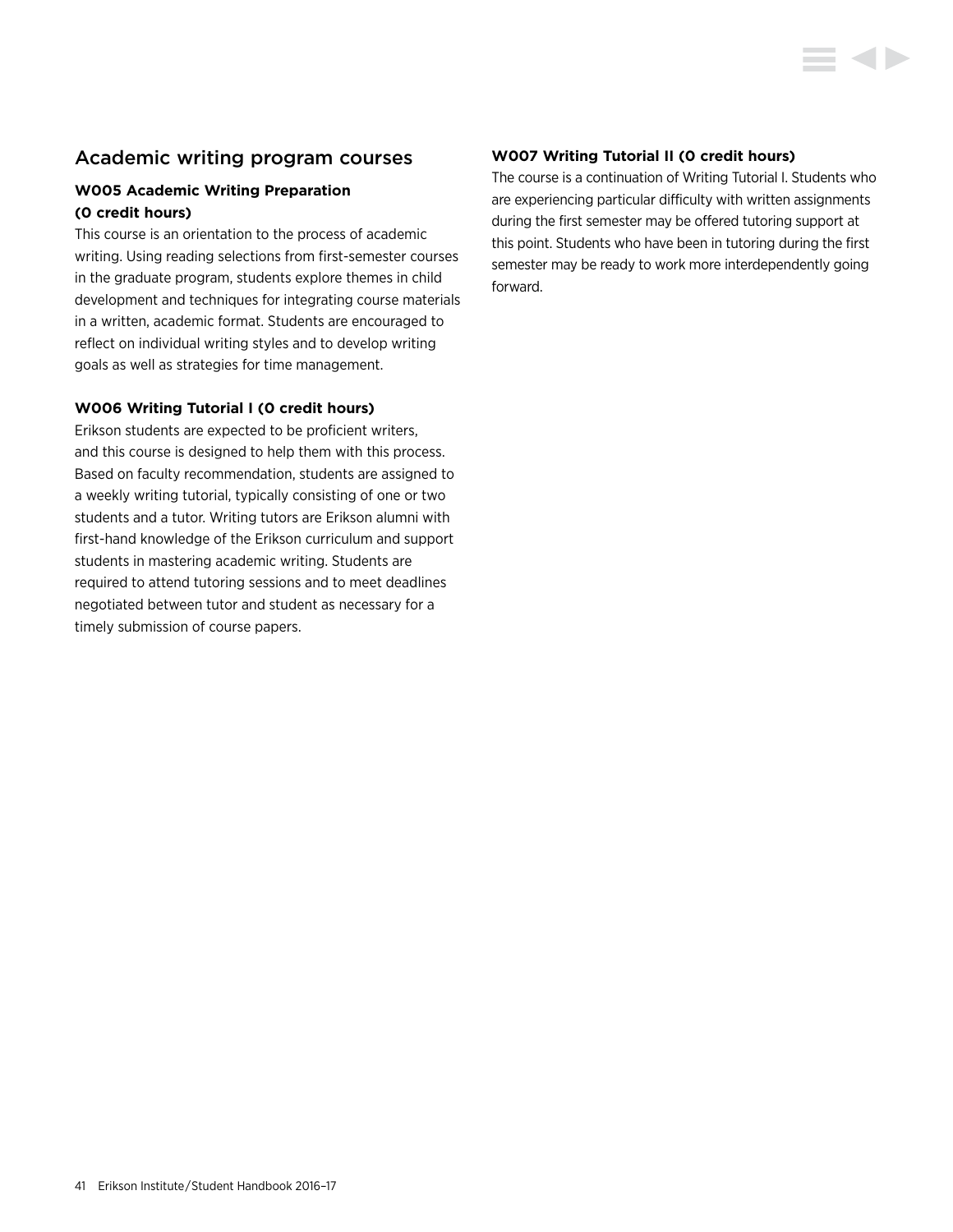## Academic writing program courses

### W005 Academic Writing Preparation (0 credit hours)

This course is an orientation to the process of academic writing. Using reading selections from first-semester courses in the graduate program, students explore themes in child development and techniques for integrating course materials in a written, academic format. Students are encouraged to reflect on individual writing styles and to develop writing goals as well as strategies for time management.

### W006 Writing Tutorial I (0 credit hours)

Erikson students are expected to be proficient writers, and this course is designed to help them with this process. Based on faculty recommendation, students are assigned to a weekly writing tutorial, typically consisting of one or two students and a tutor. Writing tutors are Erikson alumni with first-hand knowledge of the Erikson curriculum and support students in mastering academic writing. Students are required to attend tutoring sessions and to meet deadlines negotiated between tutor and student as necessary for a timely submission of course papers.

### W007 Writing Tutorial II (0 credit hours)

The course is a continuation of Writing Tutorial I. Students who are experiencing particular difficulty with written assignments during the first semester may be offered tutoring support at this point. Students who have been in tutoring during the first semester may be ready to work more interdependently going forward.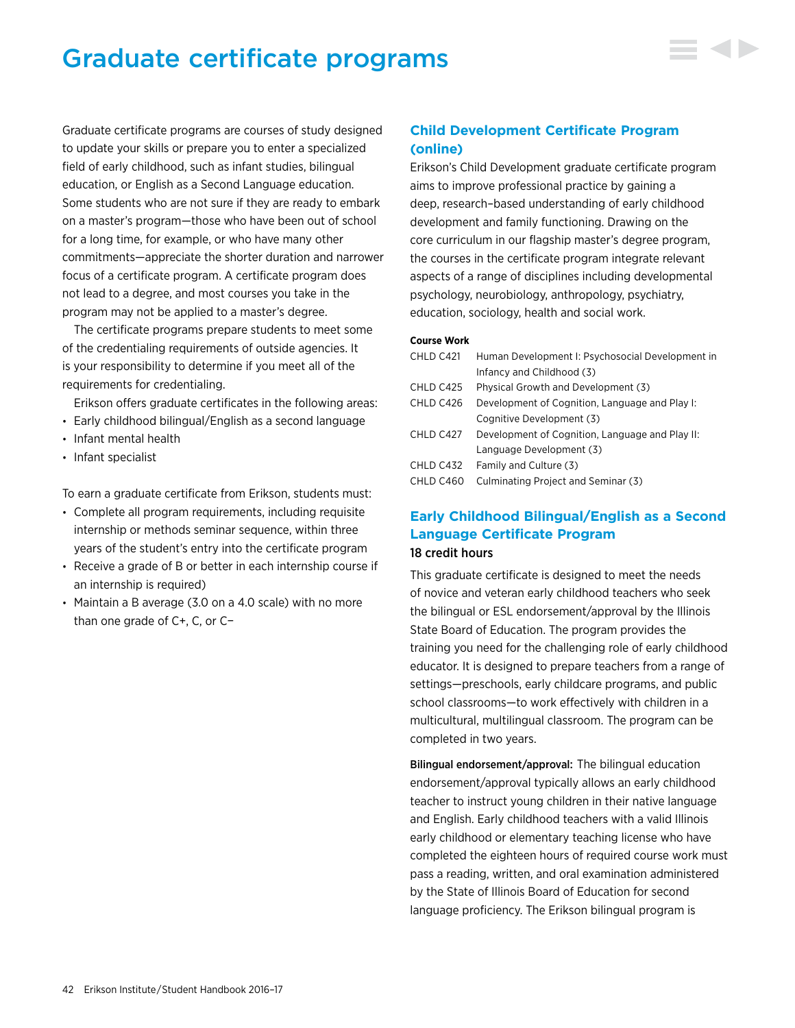# Graduate certificate programs

Graduate certificate programs are courses of study designed to update your skills or prepare you to enter a specialized field of early childhood, such as infant studies, bilingual education, or English as a Second Language education. Some students who are not sure if they are ready to embark on a master's program—those who have been out of school for a long time, for example, or who have many other commitments—appreciate the shorter duration and narrower focus of a certificate program. A certificate program does not lead to a degree, and most courses you take in the program may not be applied to a master's degree.

The certificate programs prepare students to meet some of the credentialing requirements of outside agencies. It is your responsibility to determine if you meet all of the requirements for credentialing.

Erikson offers graduate certificates in the following areas:

- Early childhood bilingual/English as a second language
- Infant mental health
- Infant specialist

To earn a graduate certificate from Erikson, students must:

- Complete all program requirements, including requisite internship or methods seminar sequence, within three years of the student's entry into the certificate program
- Receive a grade of B or better in each internship course if an internship is required)
- Maintain a B average (3.0 on a 4.0 scale) with no more than one grade of C+, C, or C−

## Child Development Certificate Program (online)

Erikson's Child Development graduate certificate program aims to improve professional practice by gaining a deep, research–based understanding of early childhood development and family functioning. Drawing on the core curriculum in our flagship master's degree program, the courses in the certificate program integrate relevant aspects of a range of disciplines including developmental psychology, neurobiology, anthropology, psychiatry, education, sociology, health and social work.

**Course Work**

| | |
|---|---|
| CHLD C421 | Human Development I: Psychosocial Development in Infancy and Childhood (3) |
| CHLD C425 | Physical Growth and Development (3) |
| CHLD C426 | Development of Cognition, Language and Play I: Cognitive Development (3) |
| CHLD C427 | Development of Cognition, Language and Play II: Language Development (3) |
| CHLD C432 | Family and Culture (3) |
| CHLD C460 | Culminating Project and Seminar (3) |

## Early Childhood Bilingual/English as a Second Language Certificate Program

18 credit hours

This graduate certificate is designed to meet the needs of novice and veteran early childhood teachers who seek the bilingual or ESL endorsement/approval by the Illinois State Board of Education. The program provides the training you need for the challenging role of early childhood educator. It is designed to prepare teachers from a range of settings—preschools, early childcare programs, and public school classrooms—to work effectively with children in a multicultural, multilingual classroom. The program can be completed in two years.

**Bilingual endorsement/approval:** The bilingual education endorsement/approval typically allows an early childhood teacher to instruct young children in their native language and English. Early childhood teachers with a valid Illinois early childhood or elementary teaching license who have completed the eighteen hours of required course work must pass a reading, written, and oral examination administered by the State of Illinois Board of Education for second language proficiency. The Erikson bilingual program is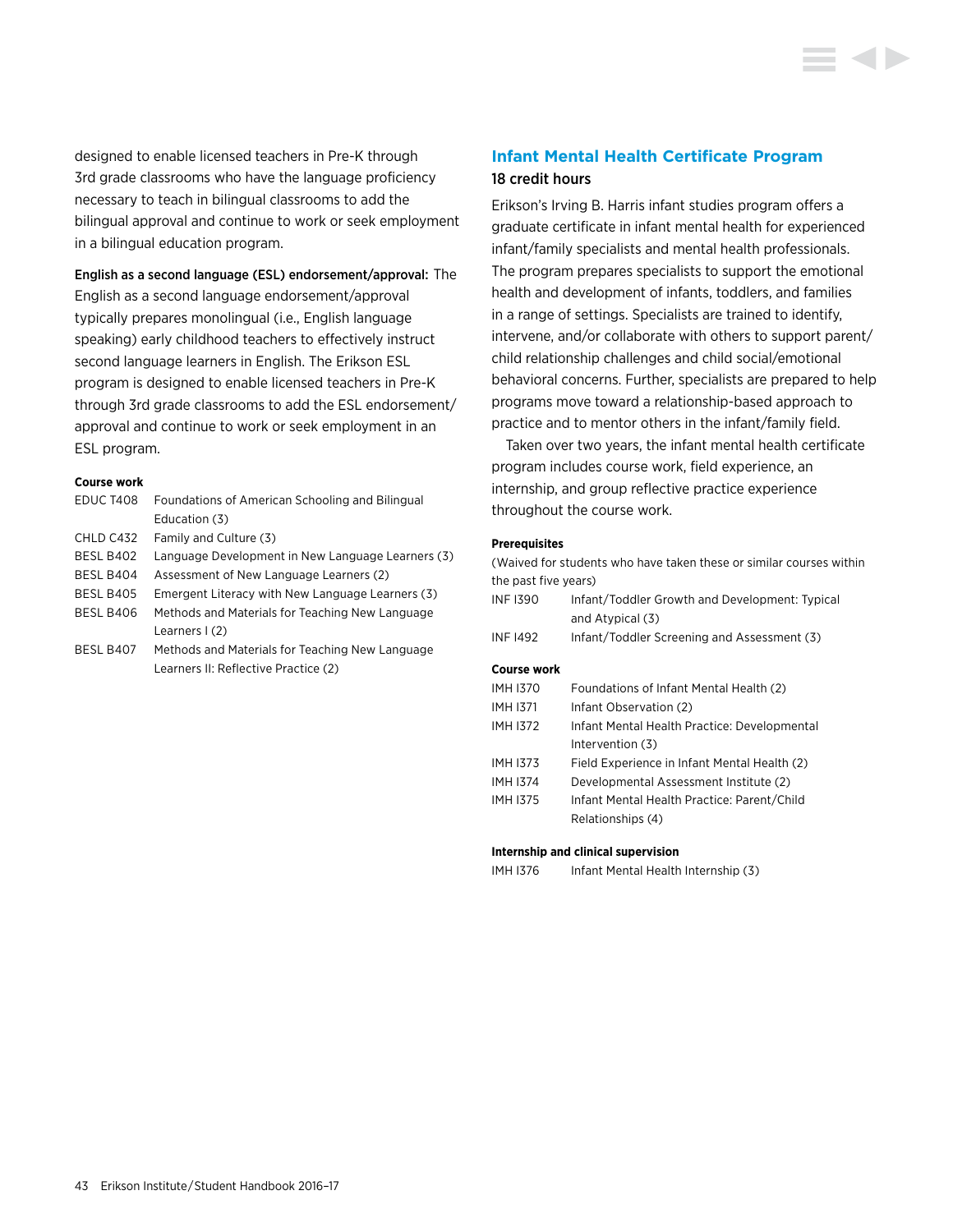designed to enable licensed teachers in Pre-K through 3rd grade classrooms who have the language proficiency necessary to teach in bilingual classrooms to add the bilingual approval and continue to work or seek employment in a bilingual education program.

**English as a second language (ESL) endorsement/approval:** The English as a second language endorsement/approval typically prepares monolingual (i.e., English language speaking) early childhood teachers to effectively instruct second language learners in English. The Erikson ESL program is designed to enable licensed teachers in Pre-K through 3rd grade classrooms to add the ESL endorsement/approval and continue to work or seek employment in an ESL program.

**Course work**

| | |
|---|---|
| EDUC T408 | Foundations of American Schooling and Bilingual Education (3) |
| CHLD C432 | Family and Culture (3) |
| BESL B402 | Language Development in New Language Learners (3) |
| BESL B404 | Assessment of New Language Learners (2) |
| BESL B405 | Emergent Literacy with New Language Learners (3) |
| BESL B406 | Methods and Materials for Teaching New Language Learners I (2) |
| BESL B407 | Methods and Materials for Teaching New Language Learners II: Reflective Practice (2) |

## Infant Mental Health Certificate Program

18 credit hours

Erikson's Irving B. Harris infant studies program offers a graduate certificate in infant mental health for experienced infant/family specialists and mental health professionals. The program prepares specialists to support the emotional health and development of infants, toddlers, and families in a range of settings. Specialists are trained to identify, intervene, and/or collaborate with others to support parent/child relationship challenges and child social/emotional behavioral concerns. Further, specialists are prepared to help programs move toward a relationship-based approach to practice and to mentor others in the infant/family field.

Taken over two years, the infant mental health certificate program includes course work, field experience, an internship, and group reflective practice experience throughout the course work.

**Prerequisites**

(Waived for students who have taken these or similar courses within the past five years)

| | |
|---|---|
| INF I390 | Infant/Toddler Growth and Development: Typical and Atypical (3) |
| INF I492 | Infant/Toddler Screening and Assessment (3) |

**Course work**

| | |
|---|---|
| IMH I370 | Foundations of Infant Mental Health (2) |
| IMH I371 | Infant Observation (2) |
| IMH I372 | Infant Mental Health Practice: Developmental Intervention (3) |
| IMH I373 | Field Experience in Infant Mental Health (2) |
| IMH I374 | Developmental Assessment Institute (2) |
| IMH I375 | Infant Mental Health Practice: Parent/Child Relationships (4) |

**Internship and clinical supervision**

| | |
|---|---|
| IMH I376 | Infant Mental Health Internship (3) |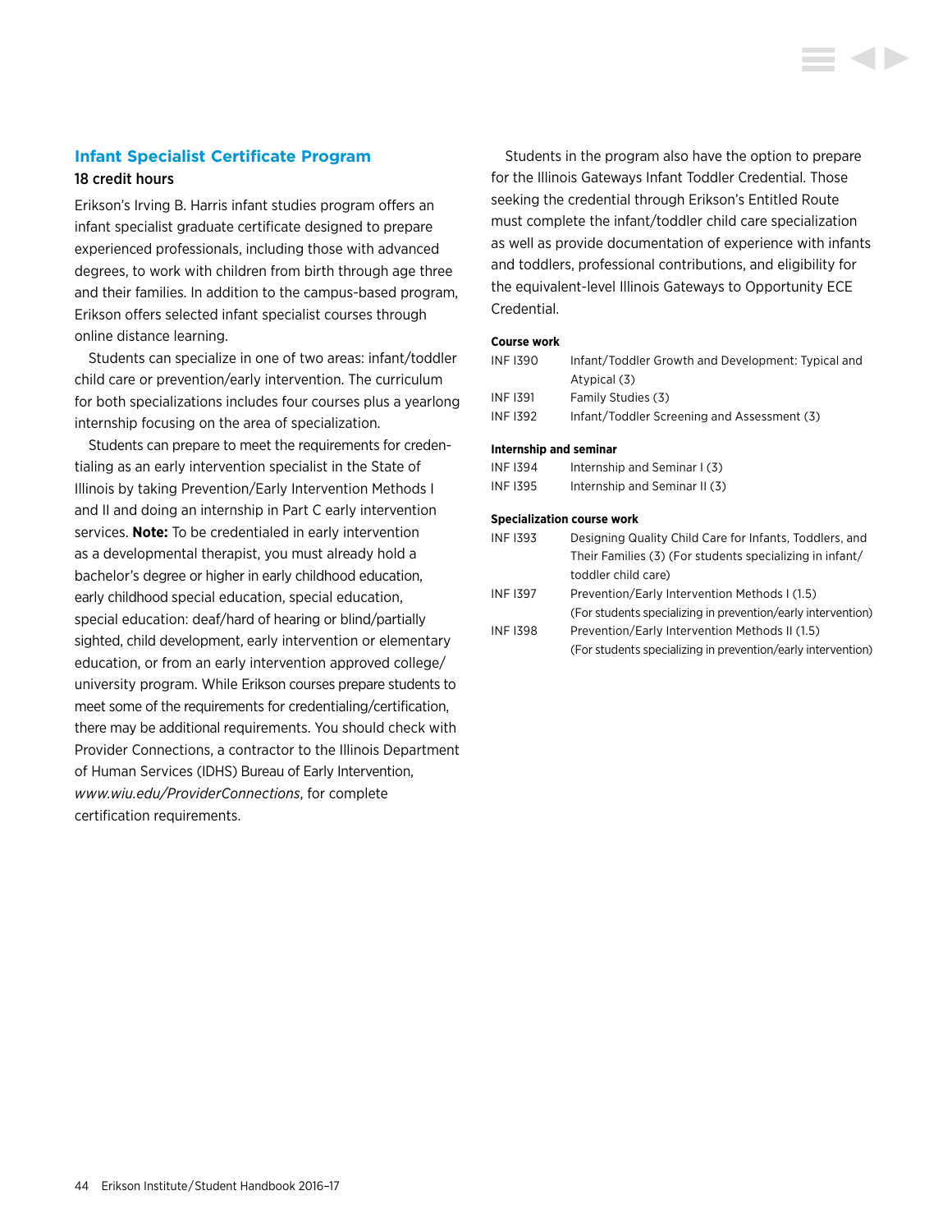## Infant Specialist Certificate Program

18 credit hours

Erikson's Irving B. Harris infant studies program offers an infant specialist graduate certificate designed to prepare experienced professionals, including those with advanced degrees, to work with children from birth through age three and their families. In addition to the campus-based program, Erikson offers selected infant specialist courses through online distance learning.

Students can specialize in one of two areas: infant/toddler child care or prevention/early intervention. The curriculum for both specializations includes four courses plus a yearlong internship focusing on the area of specialization.

Students can prepare to meet the requirements for credentialing as an early intervention specialist in the State of Illinois by taking Prevention/Early Intervention Methods I and II and doing an internship in Part C early intervention services. **Note:** To be credentialed in early intervention as a developmental therapist, you must already hold a bachelor's degree or higher in early childhood education, early childhood special education, special education, special education: deaf/hard of hearing or blind/partially sighted, child development, early intervention or elementary education, or from an early intervention approved college/university program. While Erikson courses prepare students to meet some of the requirements for credentialing/certification, there may be additional requirements. You should check with Provider Connections, a contractor to the Illinois Department of Human Services (IDHS) Bureau of Early Intervention, *www.wiu.edu/ProviderConnections*, for complete certification requirements.

Students in the program also have the option to prepare for the Illinois Gateways Infant Toddler Credential. Those seeking the credential through Erikson's Entitled Route must complete the infant/toddler child care specialization as well as provide documentation of experience with infants and toddlers, professional contributions, and eligibility for the equivalent-level Illinois Gateways to Opportunity ECE Credential.

**Course work**

| | |
|---|---|
| INF I390 | Infant/Toddler Growth and Development: Typical and Atypical (3) |
| INF I391 | Family Studies (3) |
| INF I392 | Infant/Toddler Screening and Assessment (3) |

**Internship and seminar**

| | |
|---|---|
| INF I394 | Internship and Seminar I (3) |
| INF I395 | Internship and Seminar II (3) |

**Specialization course work**

| | |
|---|---|
| INF I393 | Designing Quality Child Care for Infants, Toddlers, and Their Families (3) (For students specializing in infant/toddler child care) |
| INF I397 | Prevention/Early Intervention Methods I (1.5) (For students specializing in prevention/early intervention) |
| INF I398 | Prevention/Early Intervention Methods II (1.5) (For students specializing in prevention/early intervention) |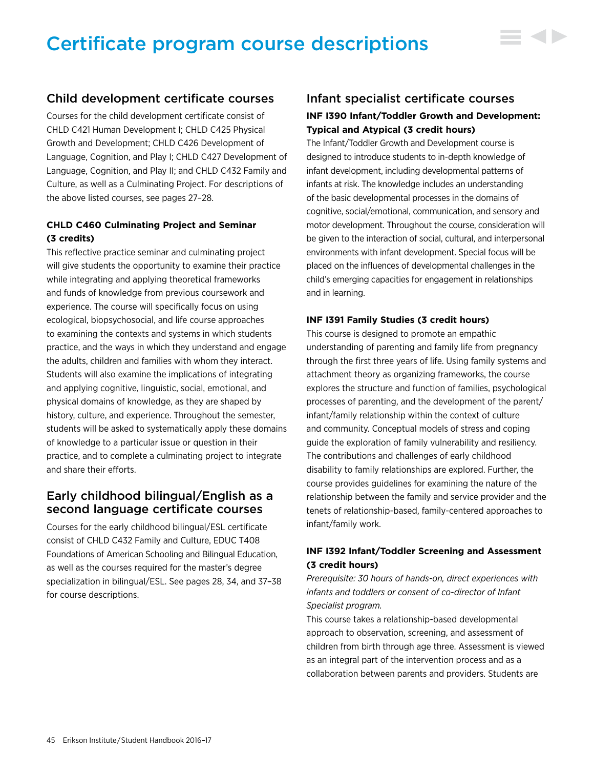# Certificate program course descriptions

## Child development certificate courses

Courses for the child development certificate consist of CHLD C421 Human Development I; CHLD C425 Physical Growth and Development; CHLD C426 Development of Language, Cognition, and Play I; CHLD C427 Development of Language, Cognition, and Play II; and CHLD C432 Family and Culture, as well as a Culminating Project. For descriptions of the above listed courses, see pages 27–28.

### CHLD C460 Culminating Project and Seminar (3 credits)

This reflective practice seminar and culminating project will give students the opportunity to examine their practice while integrating and applying theoretical frameworks and funds of knowledge from previous coursework and experience. The course will specifically focus on using ecological, biopsychosocial, and life course approaches to examining the contexts and systems in which students practice, and the ways in which they understand and engage the adults, children and families with whom they interact. Students will also examine the implications of integrating and applying cognitive, linguistic, social, emotional, and physical domains of knowledge, as they are shaped by history, culture, and experience. Throughout the semester, students will be asked to systematically apply these domains of knowledge to a particular issue or question in their practice, and to complete a culminating project to integrate and share their efforts.

## Early childhood bilingual/English as a second language certificate courses

Courses for the early childhood bilingual/ESL certificate consist of CHLD C432 Family and Culture, EDUC T408 Foundations of American Schooling and Bilingual Education, as well as the courses required for the master's degree specialization in bilingual/ESL. See pages 28, 34, and 37–38 for course descriptions.

## Infant specialist certificate courses

### INF I390 Infant/Toddler Growth and Development: Typical and Atypical (3 credit hours)

The Infant/Toddler Growth and Development course is designed to introduce students to in-depth knowledge of infant development, including developmental patterns of infants at risk. The knowledge includes an understanding of the basic developmental processes in the domains of cognitive, social/emotional, communication, and sensory and motor development. Throughout the course, consideration will be given to the interaction of social, cultural, and interpersonal environments with infant development. Special focus will be placed on the influences of developmental challenges in the child's emerging capacities for engagement in relationships and in learning.

### INF I391 Family Studies (3 credit hours)

This course is designed to promote an empathic understanding of parenting and family life from pregnancy through the first three years of life. Using family systems and attachment theory as organizing frameworks, the course explores the structure and function of families, psychological processes of parenting, and the development of the parent/infant/family relationship within the context of culture and community. Conceptual models of stress and coping guide the exploration of family vulnerability and resiliency. The contributions and challenges of early childhood disability to family relationships are explored. Further, the course provides guidelines for examining the nature of the relationship between the family and service provider and the tenets of relationship-based, family-centered approaches to infant/family work.

### INF I392 Infant/Toddler Screening and Assessment (3 credit hours)

*Prerequisite: 30 hours of hands-on, direct experiences with infants and toddlers or consent of co-director of Infant Specialist program.*

This course takes a relationship-based developmental approach to observation, screening, and assessment of children from birth through age three. Assessment is viewed as an integral part of the intervention process and as a collaboration between parents and providers. Students are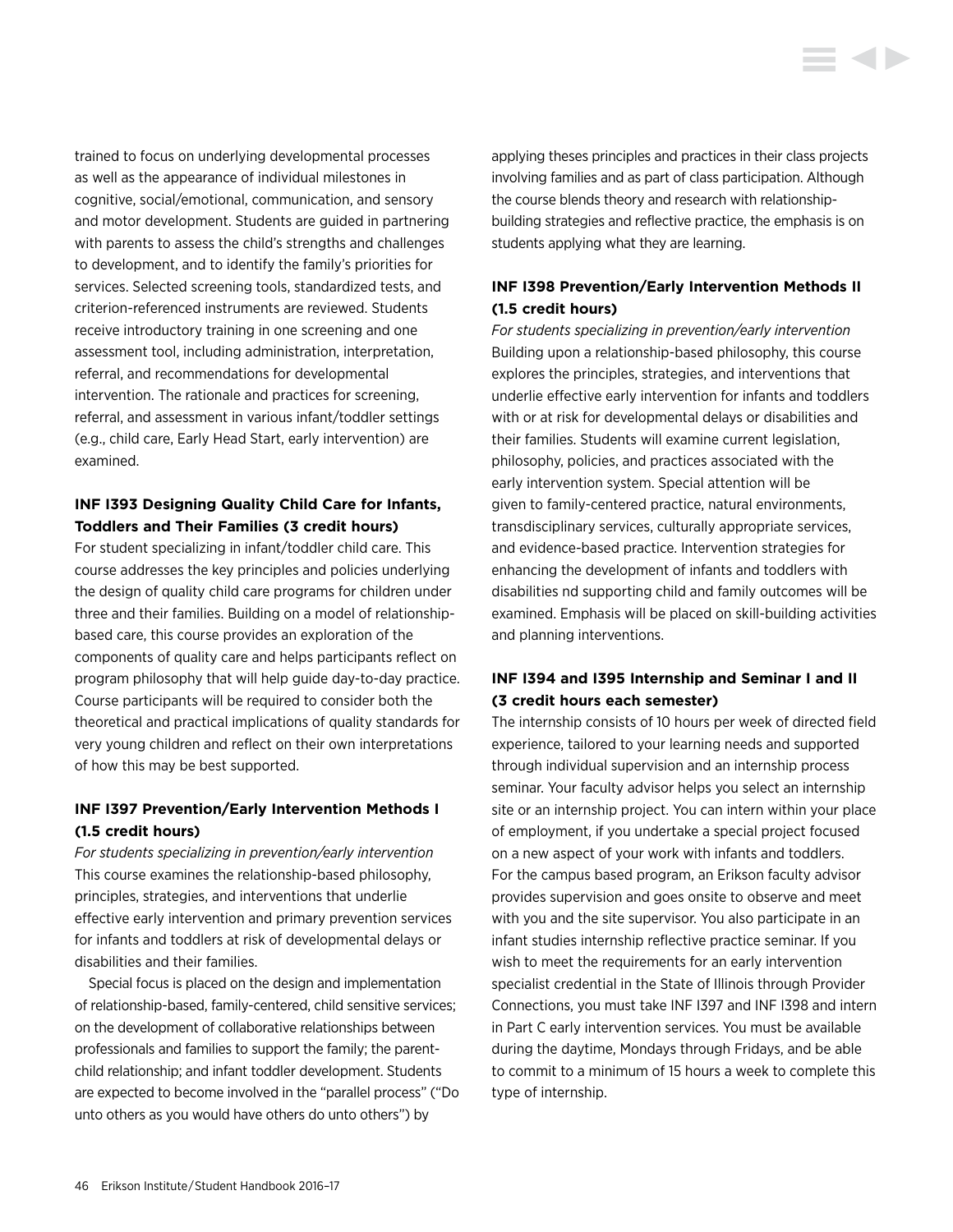trained to focus on underlying developmental processes as well as the appearance of individual milestones in cognitive, social/emotional, communication, and sensory and motor development. Students are guided in partnering with parents to assess the child's strengths and challenges to development, and to identify the family's priorities for services. Selected screening tools, standardized tests, and criterion-referenced instruments are reviewed. Students receive introductory training in one screening and one assessment tool, including administration, interpretation, referral, and recommendations for developmental intervention. The rationale and practices for screening, referral, and assessment in various infant/toddler settings (e.g., child care, Early Head Start, early intervention) are examined.

### INF I393 Designing Quality Child Care for Infants, Toddlers and Their Families (3 credit hours)

For student specializing in infant/toddler child care. This course addresses the key principles and policies underlying the design of quality child care programs for children under three and their families. Building on a model of relationship-based care, this course provides an exploration of the components of quality care and helps participants reflect on program philosophy that will help guide day-to-day practice. Course participants will be required to consider both the theoretical and practical implications of quality standards for very young children and reflect on their own interpretations of how this may be best supported.

### INF I397 Prevention/Early Intervention Methods I (1.5 credit hours)

*For students specializing in prevention/early intervention*
This course examines the relationship-based philosophy, principles, strategies, and interventions that underlie effective early intervention and primary prevention services for infants and toddlers at risk of developmental delays or disabilities and their families.

Special focus is placed on the design and implementation of relationship-based, family-centered, child sensitive services; on the development of collaborative relationships between professionals and families to support the family; the parent-child relationship; and infant toddler development. Students are expected to become involved in the "parallel process" ("Do unto others as you would have others do unto others") by applying theses principles and practices in their class projects involving families and as part of class participation. Although the course blends theory and research with relationship-building strategies and reflective practice, the emphasis is on students applying what they are learning.

### INF I398 Prevention/Early Intervention Methods II (1.5 credit hours)

*For students specializing in prevention/early intervention*
Building upon a relationship-based philosophy, this course explores the principles, strategies, and interventions that underlie effective early intervention for infants and toddlers with or at risk for developmental delays or disabilities and their families. Students will examine current legislation, philosophy, policies, and practices associated with the early intervention system. Special attention will be given to family-centered practice, natural environments, transdisciplinary services, culturally appropriate services, and evidence-based practice. Intervention strategies for enhancing the development of infants and toddlers with disabilities nd supporting child and family outcomes will be examined. Emphasis will be placed on skill-building activities and planning interventions.

### INF I394 and I395 Internship and Seminar I and II (3 credit hours each semester)

The internship consists of 10 hours per week of directed field experience, tailored to your learning needs and supported through individual supervision and an internship process seminar. Your faculty advisor helps you select an internship site or an internship project. You can intern within your place of employment, if you undertake a special project focused on a new aspect of your work with infants and toddlers. For the campus based program, an Erikson faculty advisor provides supervision and goes onsite to observe and meet with you and the site supervisor. You also participate in an infant studies internship reflective practice seminar. If you wish to meet the requirements for an early intervention specialist credential in the State of Illinois through Provider Connections, you must take INF I397 and INF I398 and intern in Part C early intervention services. You must be available during the daytime, Mondays through Fridays, and be able to commit to a minimum of 15 hours a week to complete this type of internship.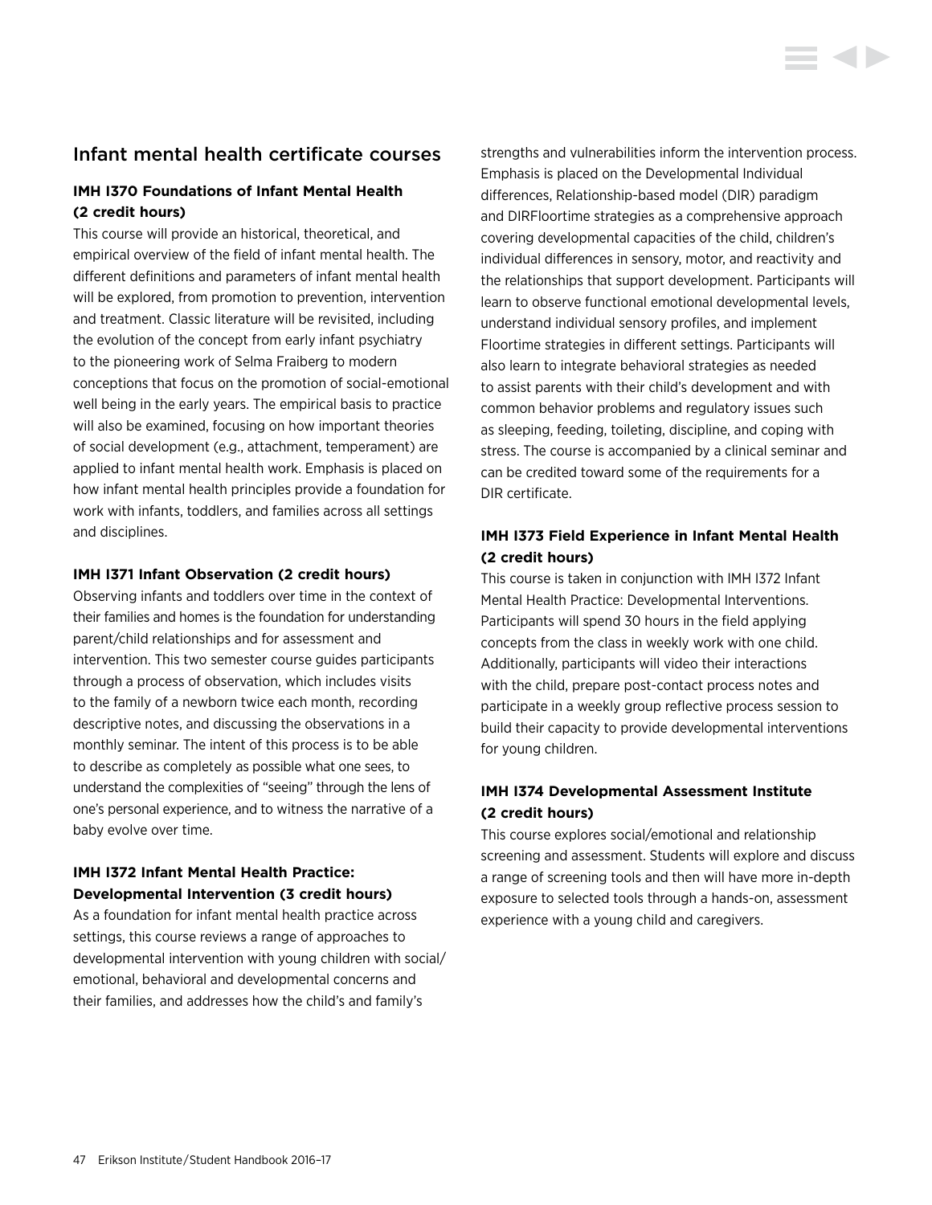## Infant mental health certificate courses

### IMH I370 Foundations of Infant Mental Health (2 credit hours)

This course will provide an historical, theoretical, and empirical overview of the field of infant mental health. The different definitions and parameters of infant mental health will be explored, from promotion to prevention, intervention and treatment. Classic literature will be revisited, including the evolution of the concept from early infant psychiatry to the pioneering work of Selma Fraiberg to modern conceptions that focus on the promotion of social-emotional well being in the early years. The empirical basis to practice will also be examined, focusing on how important theories of social development (e.g., attachment, temperament) are applied to infant mental health work. Emphasis is placed on how infant mental health principles provide a foundation for work with infants, toddlers, and families across all settings and disciplines.

### IMH I371 Infant Observation (2 credit hours)

Observing infants and toddlers over time in the context of their families and homes is the foundation for understanding parent/child relationships and for assessment and intervention. This two semester course guides participants through a process of observation, which includes visits to the family of a newborn twice each month, recording descriptive notes, and discussing the observations in a monthly seminar. The intent of this process is to be able to describe as completely as possible what one sees, to understand the complexities of "seeing" through the lens of one's personal experience, and to witness the narrative of a baby evolve over time.

### IMH I372 Infant Mental Health Practice: Developmental Intervention (3 credit hours)

As a foundation for infant mental health practice across settings, this course reviews a range of approaches to developmental intervention with young children with social/emotional, behavioral and developmental concerns and their families, and addresses how the child's and family's strengths and vulnerabilities inform the intervention process. Emphasis is placed on the Developmental Individual differences, Relationship-based model (DIR) paradigm and DIRFloortime strategies as a comprehensive approach covering developmental capacities of the child, children's individual differences in sensory, motor, and reactivity and the relationships that support development. Participants will learn to observe functional emotional developmental levels, understand individual sensory profiles, and implement Floortime strategies in different settings. Participants will also learn to integrate behavioral strategies as needed to assist parents with their child's development and with common behavior problems and regulatory issues such as sleeping, feeding, toileting, discipline, and coping with stress. The course is accompanied by a clinical seminar and can be credited toward some of the requirements for a DIR certificate.

### IMH I373 Field Experience in Infant Mental Health (2 credit hours)

This course is taken in conjunction with IMH I372 Infant Mental Health Practice: Developmental Interventions. Participants will spend 30 hours in the field applying concepts from the class in weekly work with one child. Additionally, participants will video their interactions with the child, prepare post-contact process notes and participate in a weekly group reflective process session to build their capacity to provide developmental interventions for young children.

### IMH I374 Developmental Assessment Institute (2 credit hours)

This course explores social/emotional and relationship screening and assessment. Students will explore and discuss a range of screening tools and then will have more in-depth exposure to selected tools through a hands-on, assessment experience with a young child and caregivers.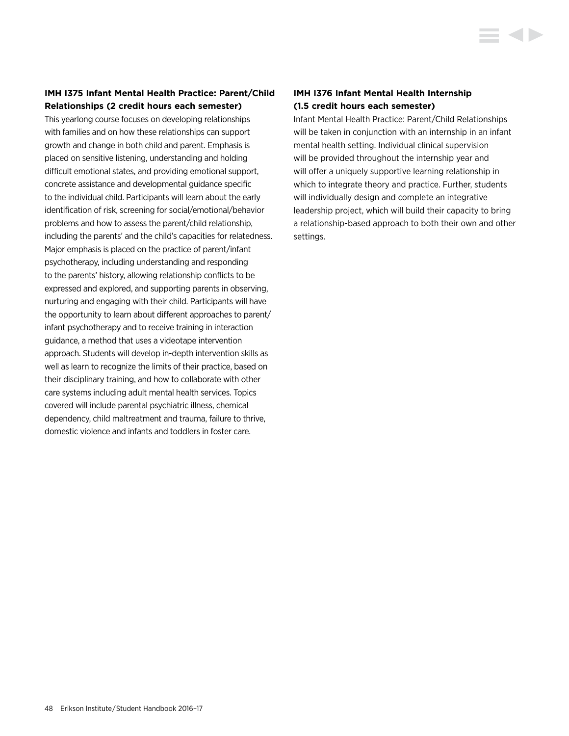### IMH I375 Infant Mental Health Practice: Parent/Child Relationships (2 credit hours each semester)

This yearlong course focuses on developing relationships with families and on how these relationships can support growth and change in both child and parent. Emphasis is placed on sensitive listening, understanding and holding difficult emotional states, and providing emotional support, concrete assistance and developmental guidance specific to the individual child. Participants will learn about the early identification of risk, screening for social/emotional/behavior problems and how to assess the parent/child relationship, including the parents' and the child's capacities for relatedness. Major emphasis is placed on the practice of parent/infant psychotherapy, including understanding and responding to the parents' history, allowing relationship conflicts to be expressed and explored, and supporting parents in observing, nurturing and engaging with their child. Participants will have the opportunity to learn about different approaches to parent/infant psychotherapy and to receive training in interaction guidance, a method that uses a videotape intervention approach. Students will develop in-depth intervention skills as well as learn to recognize the limits of their practice, based on their disciplinary training, and how to collaborate with other care systems including adult mental health services. Topics covered will include parental psychiatric illness, chemical dependency, child maltreatment and trauma, failure to thrive, domestic violence and infants and toddlers in foster care.

### IMH I376 Infant Mental Health Internship (1.5 credit hours each semester)

Infant Mental Health Practice: Parent/Child Relationships will be taken in conjunction with an internship in an infant mental health setting. Individual clinical supervision will be provided throughout the internship year and will offer a uniquely supportive learning relationship in which to integrate theory and practice. Further, students will individually design and complete an integrative leadership project, which will build their capacity to bring a relationship-based approach to both their own and other settings.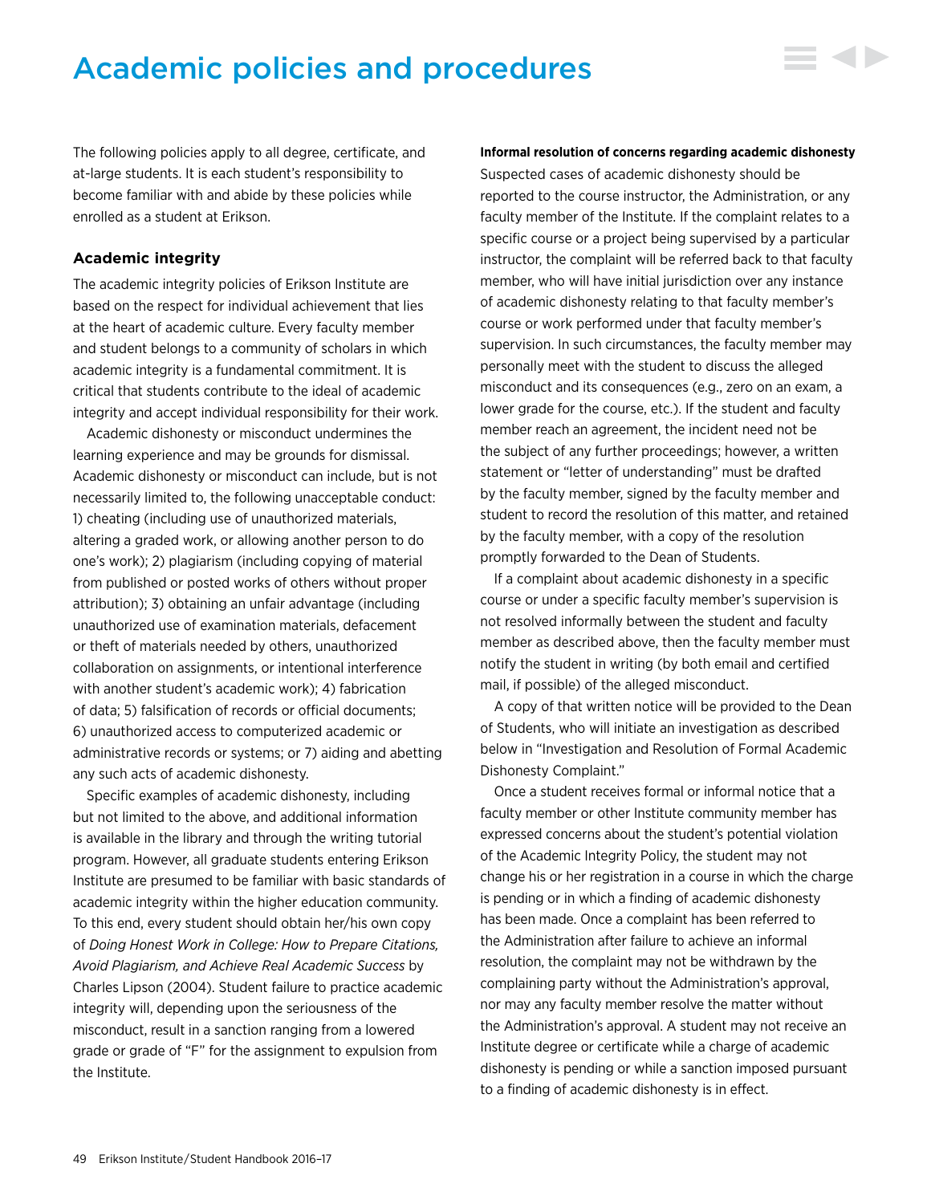# Academic policies and procedures

The following policies apply to all degree, certificate, and at-large students. It is each student's responsibility to become familiar with and abide by these policies while enrolled as a student at Erikson.

### Academic integrity

The academic integrity policies of Erikson Institute are based on the respect for individual achievement that lies at the heart of academic culture. Every faculty member and student belongs to a community of scholars in which academic integrity is a fundamental commitment. It is critical that students contribute to the ideal of academic integrity and accept individual responsibility for their work.

Academic dishonesty or misconduct undermines the learning experience and may be grounds for dismissal. Academic dishonesty or misconduct can include, but is not necessarily limited to, the following unacceptable conduct: 1) cheating (including use of unauthorized materials, altering a graded work, or allowing another person to do one's work); 2) plagiarism (including copying of material from published or posted works of others without proper attribution); 3) obtaining an unfair advantage (including unauthorized use of examination materials, defacement or theft of materials needed by others, unauthorized collaboration on assignments, or intentional interference with another student's academic work); 4) fabrication of data; 5) falsification of records or official documents; 6) unauthorized access to computerized academic or administrative records or systems; or 7) aiding and abetting any such acts of academic dishonesty.

Specific examples of academic dishonesty, including but not limited to the above, and additional information is available in the library and through the writing tutorial program. However, all graduate students entering Erikson Institute are presumed to be familiar with basic standards of academic integrity within the higher education community. To this end, every student should obtain her/his own copy of *Doing Honest Work in College: How to Prepare Citations, Avoid Plagiarism, and Achieve Real Academic Success* by Charles Lipson (2004). Student failure to practice academic integrity will, depending upon the seriousness of the misconduct, result in a sanction ranging from a lowered grade or grade of "F" for the assignment to expulsion from the Institute.

**Informal resolution of concerns regarding academic dishonesty**

Suspected cases of academic dishonesty should be reported to the course instructor, the Administration, or any faculty member of the Institute. If the complaint relates to a specific course or a project being supervised by a particular instructor, the complaint will be referred back to that faculty member, who will have initial jurisdiction over any instance of academic dishonesty relating to that faculty member's course or work performed under that faculty member's supervision. In such circumstances, the faculty member may personally meet with the student to discuss the alleged misconduct and its consequences (e.g., zero on an exam, a lower grade for the course, etc.). If the student and faculty member reach an agreement, the incident need not be the subject of any further proceedings; however, a written statement or "letter of understanding" must be drafted by the faculty member, signed by the faculty member and student to record the resolution of this matter, and retained by the faculty member, with a copy of the resolution promptly forwarded to the Dean of Students.

If a complaint about academic dishonesty in a specific course or under a specific faculty member's supervision is not resolved informally between the student and faculty member as described above, then the faculty member must notify the student in writing (by both email and certified mail, if possible) of the alleged misconduct.

A copy of that written notice will be provided to the Dean of Students, who will initiate an investigation as described below in "Investigation and Resolution of Formal Academic Dishonesty Complaint."

Once a student receives formal or informal notice that a faculty member or other Institute community member has expressed concerns about the student's potential violation of the Academic Integrity Policy, the student may not change his or her registration in a course in which the charge is pending or in which a finding of academic dishonesty has been made. Once a complaint has been referred to the Administration after failure to achieve an informal resolution, the complaint may not be withdrawn by the complaining party without the Administration's approval, nor may any faculty member resolve the matter without the Administration's approval. A student may not receive an Institute degree or certificate while a charge of academic dishonesty is pending or while a sanction imposed pursuant to a finding of academic dishonesty is in effect.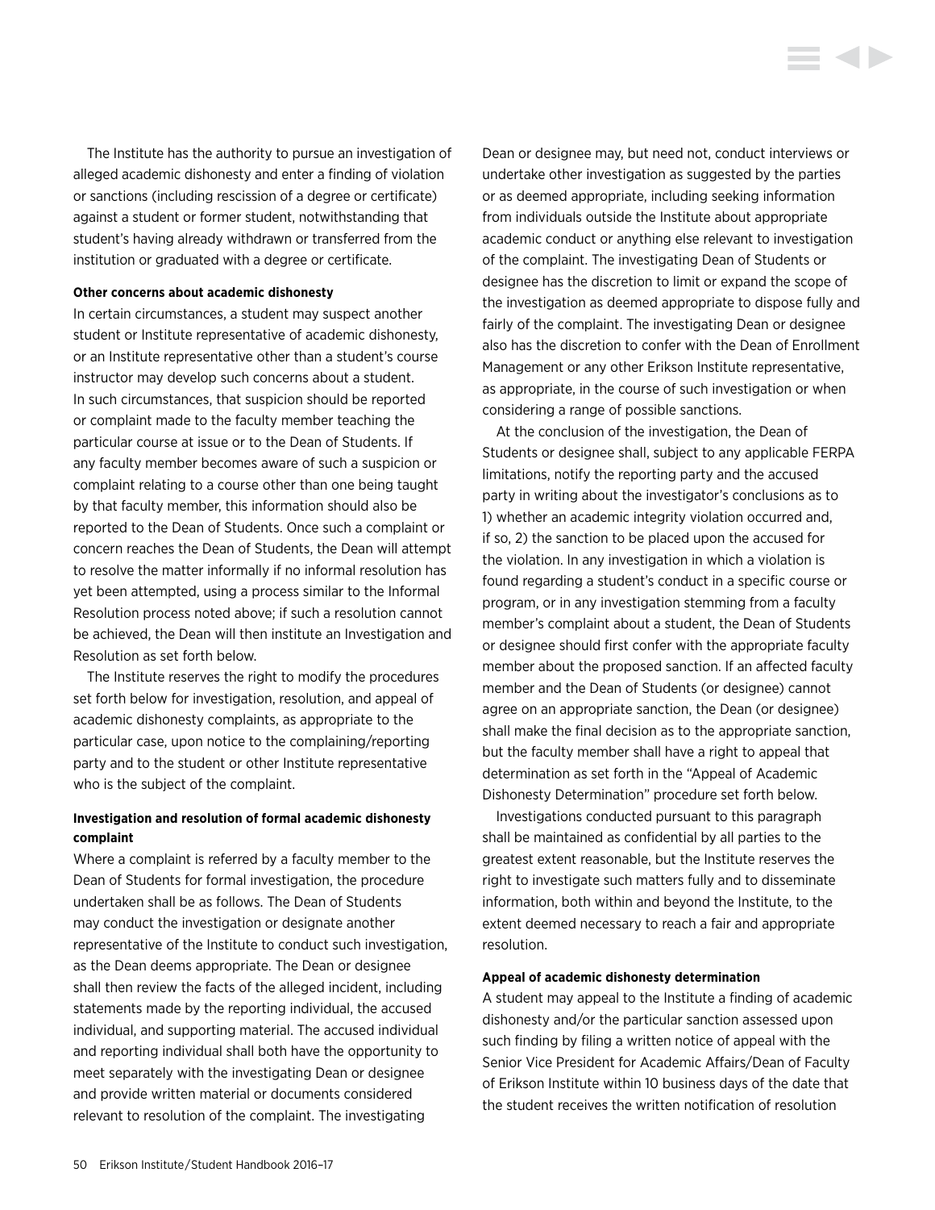The Institute has the authority to pursue an investigation of alleged academic dishonesty and enter a finding of violation or sanctions (including rescission of a degree or certificate) against a student or former student, notwithstanding that student's having already withdrawn or transferred from the institution or graduated with a degree or certificate.

**Other concerns about academic dishonesty**

In certain circumstances, a student may suspect another student or Institute representative of academic dishonesty, or an Institute representative other than a student's course instructor may develop such concerns about a student. In such circumstances, that suspicion should be reported or complaint made to the faculty member teaching the particular course at issue or to the Dean of Students. If any faculty member becomes aware of such a suspicion or complaint relating to a course other than one being taught by that faculty member, this information should also be reported to the Dean of Students. Once such a complaint or concern reaches the Dean of Students, the Dean will attempt to resolve the matter informally if no informal resolution has yet been attempted, using a process similar to the Informal Resolution process noted above; if such a resolution cannot be achieved, the Dean will then institute an Investigation and Resolution as set forth below.

The Institute reserves the right to modify the procedures set forth below for investigation, resolution, and appeal of academic dishonesty complaints, as appropriate to the particular case, upon notice to the complaining/reporting party and to the student or other Institute representative who is the subject of the complaint.

**Investigation and resolution of formal academic dishonesty complaint**

Where a complaint is referred by a faculty member to the Dean of Students for formal investigation, the procedure undertaken shall be as follows. The Dean of Students may conduct the investigation or designate another representative of the Institute to conduct such investigation, as the Dean deems appropriate. The Dean or designee shall then review the facts of the alleged incident, including statements made by the reporting individual, the accused individual, and supporting material. The accused individual and reporting individual shall both have the opportunity to meet separately with the investigating Dean or designee and provide written material or documents considered relevant to resolution of the complaint. The investigating Dean or designee may, but need not, conduct interviews or undertake other investigation as suggested by the parties or as deemed appropriate, including seeking information from individuals outside the Institute about appropriate academic conduct or anything else relevant to investigation of the complaint. The investigating Dean of Students or designee has the discretion to limit or expand the scope of the investigation as deemed appropriate to dispose fully and fairly of the complaint. The investigating Dean or designee also has the discretion to confer with the Dean of Enrollment Management or any other Erikson Institute representative, as appropriate, in the course of such investigation or when considering a range of possible sanctions.

At the conclusion of the investigation, the Dean of Students or designee shall, subject to any applicable FERPA limitations, notify the reporting party and the accused party in writing about the investigator's conclusions as to 1) whether an academic integrity violation occurred and, if so, 2) the sanction to be placed upon the accused for the violation. In any investigation in which a violation is found regarding a student's conduct in a specific course or program, or in any investigation stemming from a faculty member's complaint about a student, the Dean of Students or designee should first confer with the appropriate faculty member about the proposed sanction. If an affected faculty member and the Dean of Students (or designee) cannot agree on an appropriate sanction, the Dean (or designee) shall make the final decision as to the appropriate sanction, but the faculty member shall have a right to appeal that determination as set forth in the "Appeal of Academic Dishonesty Determination" procedure set forth below.

Investigations conducted pursuant to this paragraph shall be maintained as confidential by all parties to the greatest extent reasonable, but the Institute reserves the right to investigate such matters fully and to disseminate information, both within and beyond the Institute, to the extent deemed necessary to reach a fair and appropriate resolution.

**Appeal of academic dishonesty determination**

A student may appeal to the Institute a finding of academic dishonesty and/or the particular sanction assessed upon such finding by filing a written notice of appeal with the Senior Vice President for Academic Affairs/Dean of Faculty of Erikson Institute within 10 business days of the date that the student receives the written notification of resolution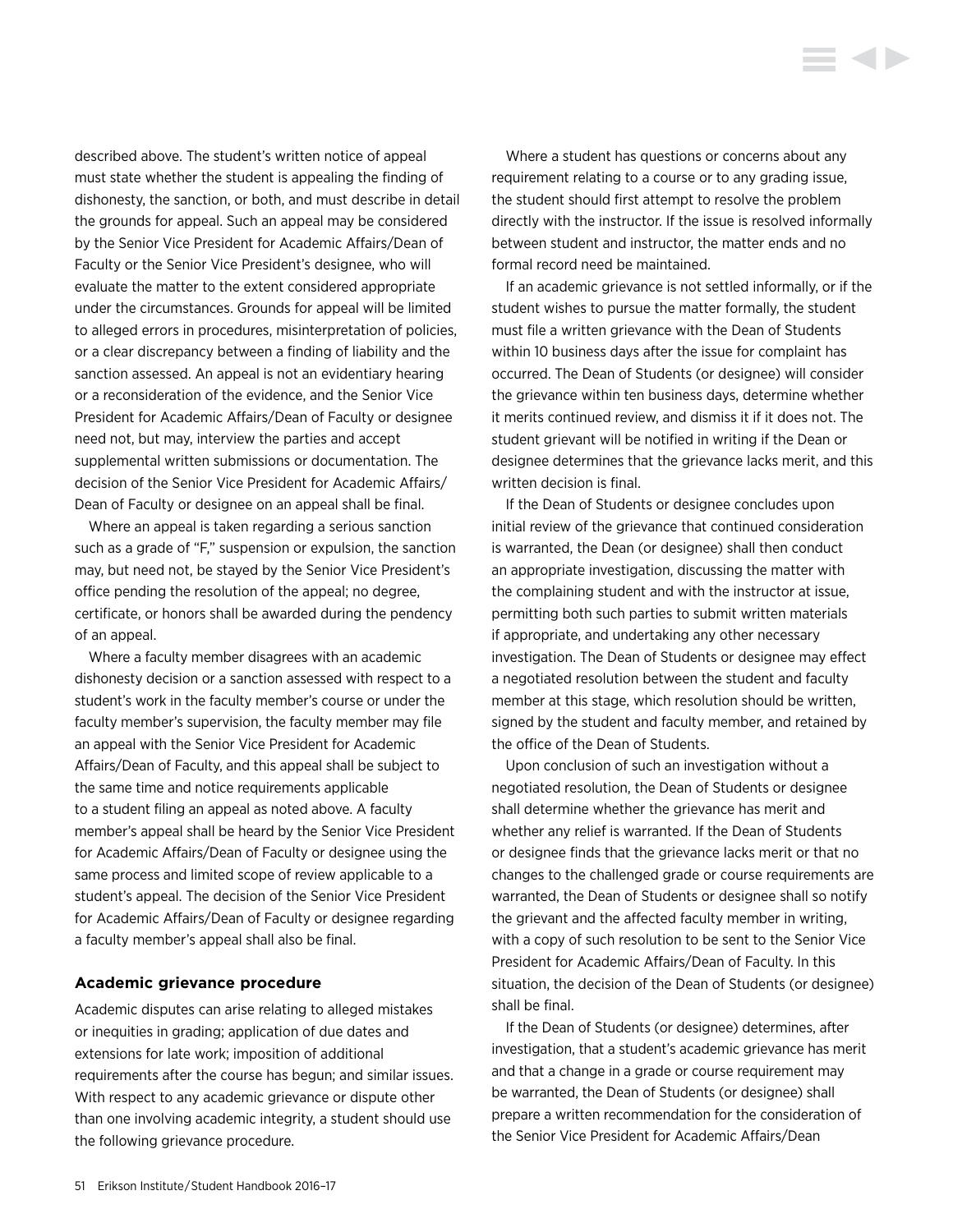described above. The student's written notice of appeal must state whether the student is appealing the finding of dishonesty, the sanction, or both, and must describe in detail the grounds for appeal. Such an appeal may be considered by the Senior Vice President for Academic Affairs/Dean of Faculty or the Senior Vice President's designee, who will evaluate the matter to the extent considered appropriate under the circumstances. Grounds for appeal will be limited to alleged errors in procedures, misinterpretation of policies, or a clear discrepancy between a finding of liability and the sanction assessed. An appeal is not an evidentiary hearing or a reconsideration of the evidence, and the Senior Vice President for Academic Affairs/Dean of Faculty or designee need not, but may, interview the parties and accept supplemental written submissions or documentation. The decision of the Senior Vice President for Academic Affairs/Dean of Faculty or designee on an appeal shall be final.

Where an appeal is taken regarding a serious sanction such as a grade of "F," suspension or expulsion, the sanction may, but need not, be stayed by the Senior Vice President's office pending the resolution of the appeal; no degree, certificate, or honors shall be awarded during the pendency of an appeal.

Where a faculty member disagrees with an academic dishonesty decision or a sanction assessed with respect to a student's work in the faculty member's course or under the faculty member's supervision, the faculty member may file an appeal with the Senior Vice President for Academic Affairs/Dean of Faculty, and this appeal shall be subject to the same time and notice requirements applicable to a student filing an appeal as noted above. A faculty member's appeal shall be heard by the Senior Vice President for Academic Affairs/Dean of Faculty or designee using the same process and limited scope of review applicable to a student's appeal. The decision of the Senior Vice President for Academic Affairs/Dean of Faculty or designee regarding a faculty member's appeal shall also be final.

### Academic grievance procedure

Academic disputes can arise relating to alleged mistakes or inequities in grading; application of due dates and extensions for late work; imposition of additional requirements after the course has begun; and similar issues. With respect to any academic grievance or dispute other than one involving academic integrity, a student should use the following grievance procedure.

Where a student has questions or concerns about any requirement relating to a course or to any grading issue, the student should first attempt to resolve the problem directly with the instructor. If the issue is resolved informally between student and instructor, the matter ends and no formal record need be maintained.

If an academic grievance is not settled informally, or if the student wishes to pursue the matter formally, the student must file a written grievance with the Dean of Students within 10 business days after the issue for complaint has occurred. The Dean of Students (or designee) will consider the grievance within ten business days, determine whether it merits continued review, and dismiss it if it does not. The student grievant will be notified in writing if the Dean or designee determines that the grievance lacks merit, and this written decision is final.

If the Dean of Students or designee concludes upon initial review of the grievance that continued consideration is warranted, the Dean (or designee) shall then conduct an appropriate investigation, discussing the matter with the complaining student and with the instructor at issue, permitting both such parties to submit written materials if appropriate, and undertaking any other necessary investigation. The Dean of Students or designee may effect a negotiated resolution between the student and faculty member at this stage, which resolution should be written, signed by the student and faculty member, and retained by the office of the Dean of Students.

Upon conclusion of such an investigation without a negotiated resolution, the Dean of Students or designee shall determine whether the grievance has merit and whether any relief is warranted. If the Dean of Students or designee finds that the grievance lacks merit or that no changes to the challenged grade or course requirements are warranted, the Dean of Students or designee shall so notify the grievant and the affected faculty member in writing, with a copy of such resolution to be sent to the Senior Vice President for Academic Affairs/Dean of Faculty. In this situation, the decision of the Dean of Students (or designee) shall be final.

If the Dean of Students (or designee) determines, after investigation, that a student's academic grievance has merit and that a change in a grade or course requirement may be warranted, the Dean of Students (or designee) shall prepare a written recommendation for the consideration of the Senior Vice President for Academic Affairs/Dean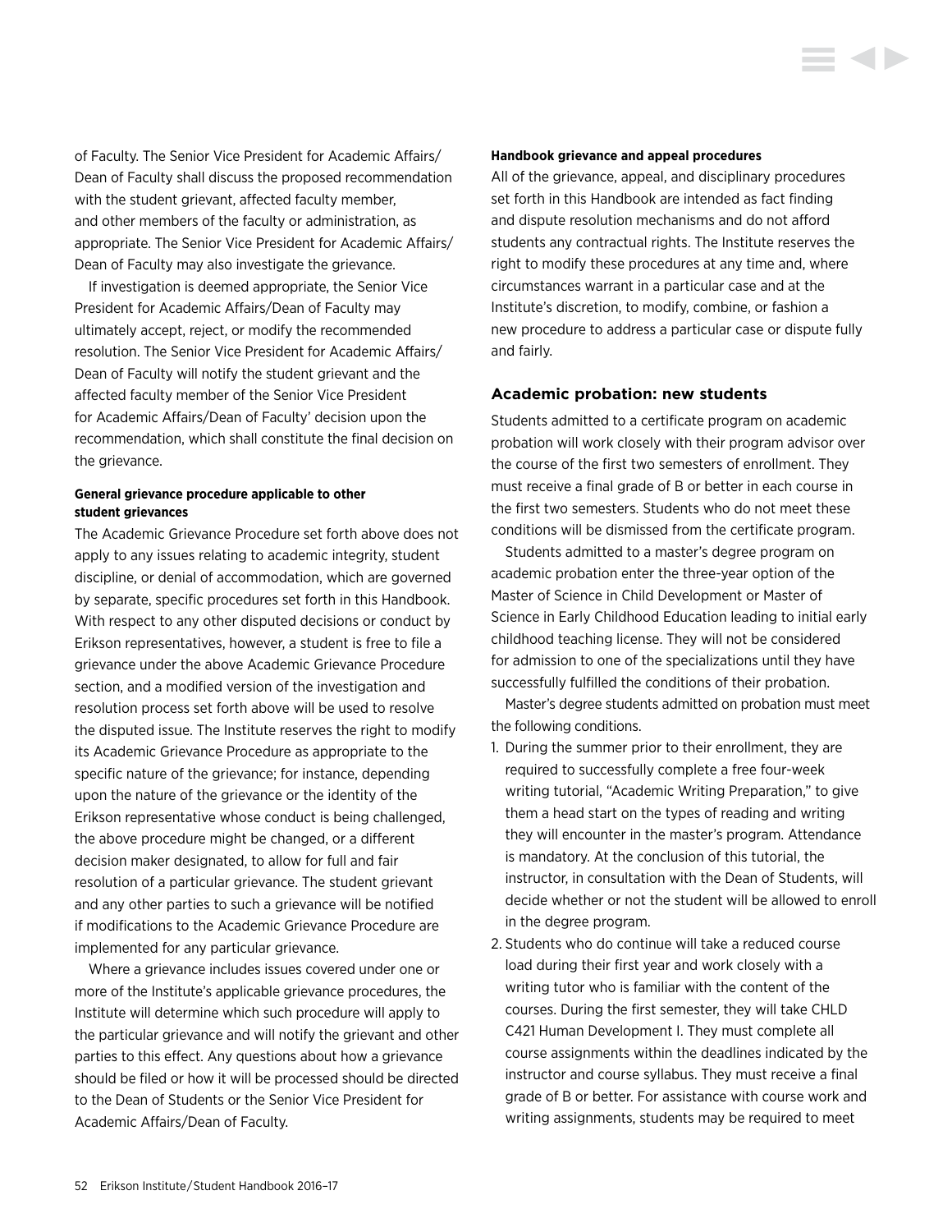of Faculty. The Senior Vice President for Academic Affairs/Dean of Faculty shall discuss the proposed recommendation with the student grievant, affected faculty member, and other members of the faculty or administration, as appropriate. The Senior Vice President for Academic Affairs/Dean of Faculty may also investigate the grievance.

If investigation is deemed appropriate, the Senior Vice President for Academic Affairs/Dean of Faculty may ultimately accept, reject, or modify the recommended resolution. The Senior Vice President for Academic Affairs/Dean of Faculty will notify the student grievant and the affected faculty member of the Senior Vice President for Academic Affairs/Dean of Faculty' decision upon the recommendation, which shall constitute the final decision on the grievance.

#### General grievance procedure applicable to other student grievances

The Academic Grievance Procedure set forth above does not apply to any issues relating to academic integrity, student discipline, or denial of accommodation, which are governed by separate, specific procedures set forth in this Handbook. With respect to any other disputed decisions or conduct by Erikson representatives, however, a student is free to file a grievance under the above Academic Grievance Procedure section, and a modified version of the investigation and resolution process set forth above will be used to resolve the disputed issue. The Institute reserves the right to modify its Academic Grievance Procedure as appropriate to the specific nature of the grievance; for instance, depending upon the nature of the grievance or the identity of the Erikson representative whose conduct is being challenged, the above procedure might be changed, or a different decision maker designated, to allow for full and fair resolution of a particular grievance. The student grievant and any other parties to such a grievance will be notified if modifications to the Academic Grievance Procedure are implemented for any particular grievance.

Where a grievance includes issues covered under one or more of the Institute's applicable grievance procedures, the Institute will determine which such procedure will apply to the particular grievance and will notify the grievant and other parties to this effect. Any questions about how a grievance should be filed or how it will be processed should be directed to the Dean of Students or the Senior Vice President for Academic Affairs/Dean of Faculty.

#### Handbook grievance and appeal procedures

All of the grievance, appeal, and disciplinary procedures set forth in this Handbook are intended as fact finding and dispute resolution mechanisms and do not afford students any contractual rights. The Institute reserves the right to modify these procedures at any time and, where circumstances warrant in a particular case and at the Institute's discretion, to modify, combine, or fashion a new procedure to address a particular case or dispute fully and fairly.

### Academic probation: new students

Students admitted to a certificate program on academic probation will work closely with their program advisor over the course of the first two semesters of enrollment. They must receive a final grade of B or better in each course in the first two semesters. Students who do not meet these conditions will be dismissed from the certificate program.

Students admitted to a master's degree program on academic probation enter the three-year option of the Master of Science in Child Development or Master of Science in Early Childhood Education leading to initial early childhood teaching license. They will not be considered for admission to one of the specializations until they have successfully fulfilled the conditions of their probation.

Master's degree students admitted on probation must meet the following conditions.

1. During the summer prior to their enrollment, they are required to successfully complete a free four-week writing tutorial, "Academic Writing Preparation," to give them a head start on the types of reading and writing they will encounter in the master's program. Attendance is mandatory. At the conclusion of this tutorial, the instructor, in consultation with the Dean of Students, will decide whether or not the student will be allowed to enroll in the degree program.
2. Students who do continue will take a reduced course load during their first year and work closely with a writing tutor who is familiar with the content of the courses. During the first semester, they will take CHLD C421 Human Development I. They must complete all course assignments within the deadlines indicated by the instructor and course syllabus. They must receive a final grade of B or better. For assistance with course work and writing assignments, students may be required to meet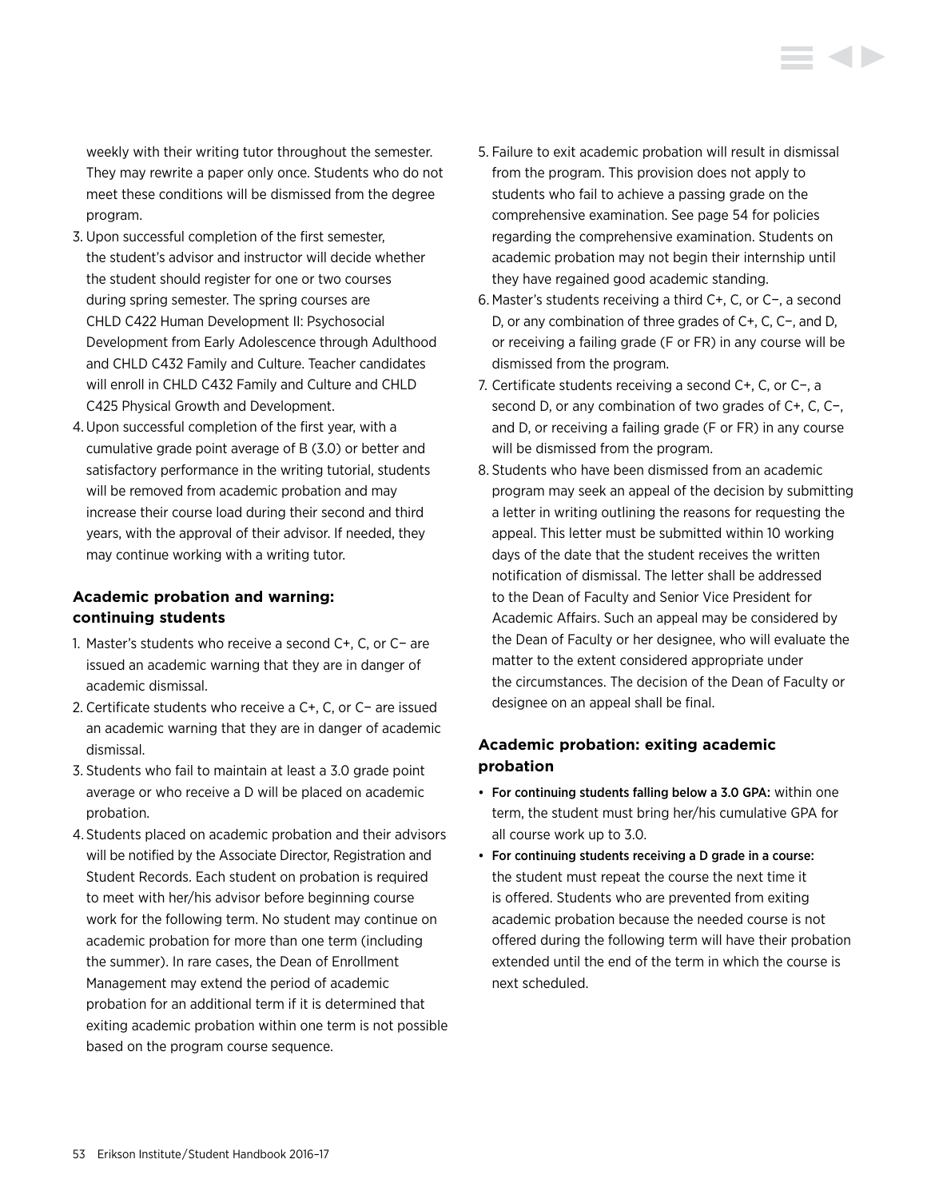weekly with their writing tutor throughout the semester. They may rewrite a paper only once. Students who do not meet these conditions will be dismissed from the degree program.

3. Upon successful completion of the first semester, the student's advisor and instructor will decide whether the student should register for one or two courses during spring semester. The spring courses are CHLD C422 Human Development II: Psychosocial Development from Early Adolescence through Adulthood and CHLD C432 Family and Culture. Teacher candidates will enroll in CHLD C432 Family and Culture and CHLD C425 Physical Growth and Development.
4. Upon successful completion of the first year, with a cumulative grade point average of B (3.0) or better and satisfactory performance in the writing tutorial, students will be removed from academic probation and may increase their course load during their second and third years, with the approval of their advisor. If needed, they may continue working with a writing tutor.

### Academic probation and warning: continuing students

1. Master's students who receive a second C+, C, or C− are issued an academic warning that they are in danger of academic dismissal.
2. Certificate students who receive a C+, C, or C− are issued an academic warning that they are in danger of academic dismissal.
3. Students who fail to maintain at least a 3.0 grade point average or who receive a D will be placed on academic probation.
4. Students placed on academic probation and their advisors will be notified by the Associate Director, Registration and Student Records. Each student on probation is required to meet with her/his advisor before beginning course work for the following term. No student may continue on academic probation for more than one term (including the summer). In rare cases, the Dean of Enrollment Management may extend the period of academic probation for an additional term if it is determined that exiting academic probation within one term is not possible based on the program course sequence.
5. Failure to exit academic probation will result in dismissal from the program. This provision does not apply to students who fail to achieve a passing grade on the comprehensive examination. See page 54 for policies regarding the comprehensive examination. Students on academic probation may not begin their internship until they have regained good academic standing.
6. Master's students receiving a third C+, C, or C−, a second D, or any combination of three grades of C+, C, C−, and D, or receiving a failing grade (F or FR) in any course will be dismissed from the program.
7. Certificate students receiving a second C+, C, or C−, a second D, or any combination of two grades of C+, C, C−, and D, or receiving a failing grade (F or FR) in any course will be dismissed from the program.
8. Students who have been dismissed from an academic program may seek an appeal of the decision by submitting a letter in writing outlining the reasons for requesting the appeal. This letter must be submitted within 10 working days of the date that the student receives the written notification of dismissal. The letter shall be addressed to the Dean of Faculty and Senior Vice President for Academic Affairs. Such an appeal may be considered by the Dean of Faculty or her designee, who will evaluate the matter to the extent considered appropriate under the circumstances. The decision of the Dean of Faculty or designee on an appeal shall be final.

### Academic probation: exiting academic probation

- **For continuing students falling below a 3.0 GPA:** within one term, the student must bring her/his cumulative GPA for all course work up to 3.0.
- **For continuing students receiving a D grade in a course:** the student must repeat the course the next time it is offered. Students who are prevented from exiting academic probation because the needed course is not offered during the following term will have their probation extended until the end of the term in which the course is next scheduled.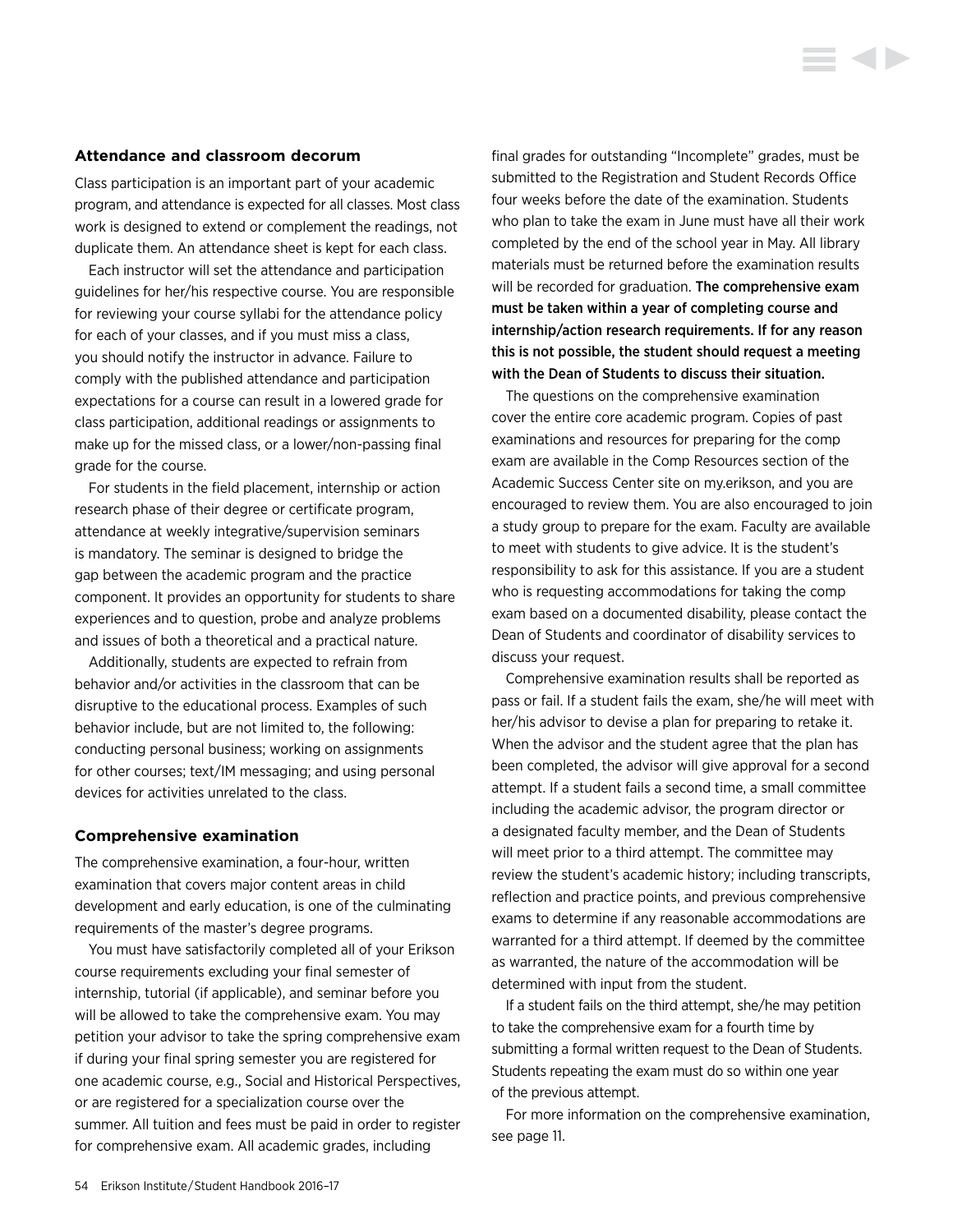### Attendance and classroom decorum

Class participation is an important part of your academic program, and attendance is expected for all classes. Most class work is designed to extend or complement the readings, not duplicate them. An attendance sheet is kept for each class.

Each instructor will set the attendance and participation guidelines for her/his respective course. You are responsible for reviewing your course syllabi for the attendance policy for each of your classes, and if you must miss a class, you should notify the instructor in advance. Failure to comply with the published attendance and participation expectations for a course can result in a lowered grade for class participation, additional readings or assignments to make up for the missed class, or a lower/non-passing final grade for the course.

For students in the field placement, internship or action research phase of their degree or certificate program, attendance at weekly integrative/supervision seminars is mandatory. The seminar is designed to bridge the gap between the academic program and the practice component. It provides an opportunity for students to share experiences and to question, probe and analyze problems and issues of both a theoretical and a practical nature.

Additionally, students are expected to refrain from behavior and/or activities in the classroom that can be disruptive to the educational process. Examples of such behavior include, but are not limited to, the following: conducting personal business; working on assignments for other courses; text/IM messaging; and using personal devices for activities unrelated to the class.

### Comprehensive examination

The comprehensive examination, a four-hour, written examination that covers major content areas in child development and early education, is one of the culminating requirements of the master's degree programs.

You must have satisfactorily completed all of your Erikson course requirements excluding your final semester of internship, tutorial (if applicable), and seminar before you will be allowed to take the comprehensive exam. You may petition your advisor to take the spring comprehensive exam if during your final spring semester you are registered for one academic course, e.g., Social and Historical Perspectives, or are registered for a specialization course over the summer. All tuition and fees must be paid in order to register for comprehensive exam. All academic grades, including final grades for outstanding "Incomplete" grades, must be submitted to the Registration and Student Records Office four weeks before the date of the examination. Students who plan to take the exam in June must have all their work completed by the end of the school year in May. All library materials must be returned before the examination results will be recorded for graduation. **The comprehensive exam must be taken within a year of completing course and internship/action research requirements. If for any reason this is not possible, the student should request a meeting with the Dean of Students to discuss their situation.**

The questions on the comprehensive examination cover the entire core academic program. Copies of past examinations and resources for preparing for the comp exam are available in the Comp Resources section of the Academic Success Center site on my.erikson, and you are encouraged to review them. You are also encouraged to join a study group to prepare for the exam. Faculty are available to meet with students to give advice. It is the student's responsibility to ask for this assistance. If you are a student who is requesting accommodations for taking the comp exam based on a documented disability, please contact the Dean of Students and coordinator of disability services to discuss your request.

Comprehensive examination results shall be reported as pass or fail. If a student fails the exam, she/he will meet with her/his advisor to devise a plan for preparing to retake it. When the advisor and the student agree that the plan has been completed, the advisor will give approval for a second attempt. If a student fails a second time, a small committee including the academic advisor, the program director or a designated faculty member, and the Dean of Students will meet prior to a third attempt. The committee may review the student's academic history; including transcripts, reflection and practice points, and previous comprehensive exams to determine if any reasonable accommodations are warranted for a third attempt. If deemed by the committee as warranted, the nature of the accommodation will be determined with input from the student.

If a student fails on the third attempt, she/he may petition to take the comprehensive exam for a fourth time by submitting a formal written request to the Dean of Students. Students repeating the exam must do so within one year of the previous attempt.

For more information on the comprehensive examination, see page 11.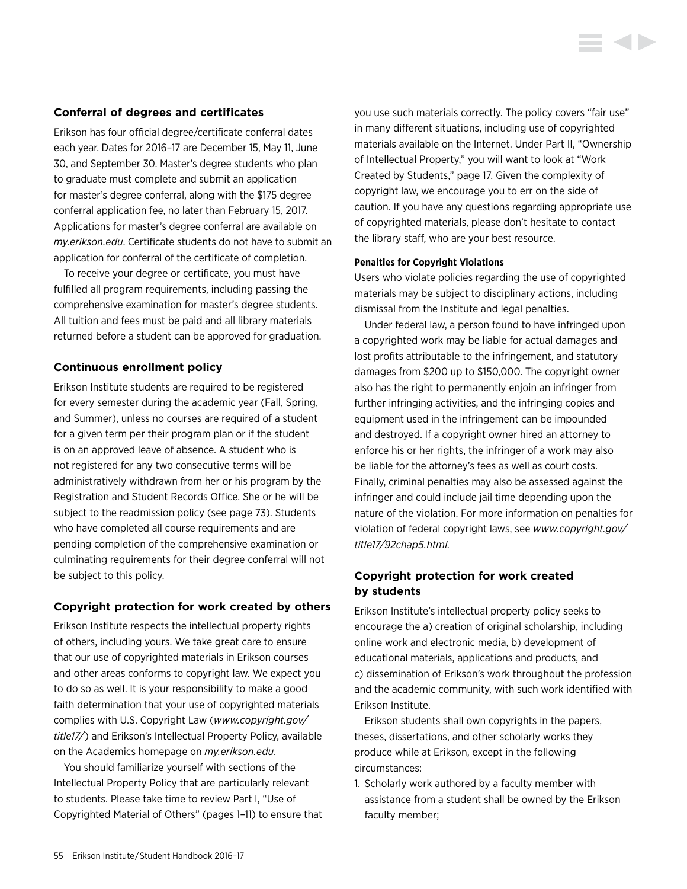## Conferral of degrees and certificates

Erikson has four official degree/certificate conferral dates each year. Dates for 2016–17 are December 15, May 11, June 30, and September 30. Master's degree students who plan to graduate must complete and submit an application for master's degree conferral, along with the $175 degree conferral application fee, no later than February 15, 2017. Applications for master's degree conferral are available on *my.erikson.edu*. Certificate students do not have to submit an application for conferral of the certificate of completion.

To receive your degree or certificate, you must have fulfilled all program requirements, including passing the comprehensive examination for master's degree students. All tuition and fees must be paid and all library materials returned before a student can be approved for graduation.

## Continuous enrollment policy

Erikson Institute students are required to be registered for every semester during the academic year (Fall, Spring, and Summer), unless no courses are required of a student for a given term per their program plan or if the student is on an approved leave of absence. A student who is not registered for any two consecutive terms will be administratively withdrawn from her or his program by the Registration and Student Records Office. She or he will be subject to the readmission policy (see page 73). Students who have completed all course requirements and are pending completion of the comprehensive examination or culminating requirements for their degree conferral will not be subject to this policy.

## Copyright protection for work created by others

Erikson Institute respects the intellectual property rights of others, including yours. We take great care to ensure that our use of copyrighted materials in Erikson courses and other areas conforms to copyright law. We expect you to do so as well. It is your responsibility to make a good faith determination that your use of copyrighted materials complies with U.S. Copyright Law (*www.copyright.gov/title17/*) and Erikson's Intellectual Property Policy, available on the Academics homepage on *my.erikson.edu*.

You should familiarize yourself with sections of the Intellectual Property Policy that are particularly relevant to students. Please take time to review Part I, "Use of Copyrighted Material of Others" (pages 1–11) to ensure that you use such materials correctly. The policy covers "fair use" in many different situations, including use of copyrighted materials available on the Internet. Under Part II, "Ownership of Intellectual Property," you will want to look at "Work Created by Students," page 17. Given the complexity of copyright law, we encourage you to err on the side of caution. If you have any questions regarding appropriate use of copyrighted materials, please don't hesitate to contact the library staff, who are your best resource.

#### Penalties for Copyright Violations

Users who violate policies regarding the use of copyrighted materials may be subject to disciplinary actions, including dismissal from the Institute and legal penalties.

Under federal law, a person found to have infringed upon a copyrighted work may be liable for actual damages and lost profits attributable to the infringement, and statutory damages from $200 up to $150,000. The copyright owner also has the right to permanently enjoin an infringer from further infringing activities, and the infringing copies and equipment used in the infringement can be impounded and destroyed. If a copyright owner hired an attorney to enforce his or her rights, the infringer of a work may also be liable for the attorney's fees as well as court costs. Finally, criminal penalties may also be assessed against the infringer and could include jail time depending upon the nature of the violation. For more information on penalties for violation of federal copyright laws, see *www.copyright.gov/title17/92chap5.html.*

## Copyright protection for work created by students

Erikson Institute's intellectual property policy seeks to encourage the a) creation of original scholarship, including online work and electronic media, b) development of educational materials, applications and products, and c) dissemination of Erikson's work throughout the profession and the academic community, with such work identified with Erikson Institute.

Erikson students shall own copyrights in the papers, theses, dissertations, and other scholarly works they produce while at Erikson, except in the following circumstances:

1. Scholarly work authored by a faculty member with assistance from a student shall be owned by the Erikson faculty member;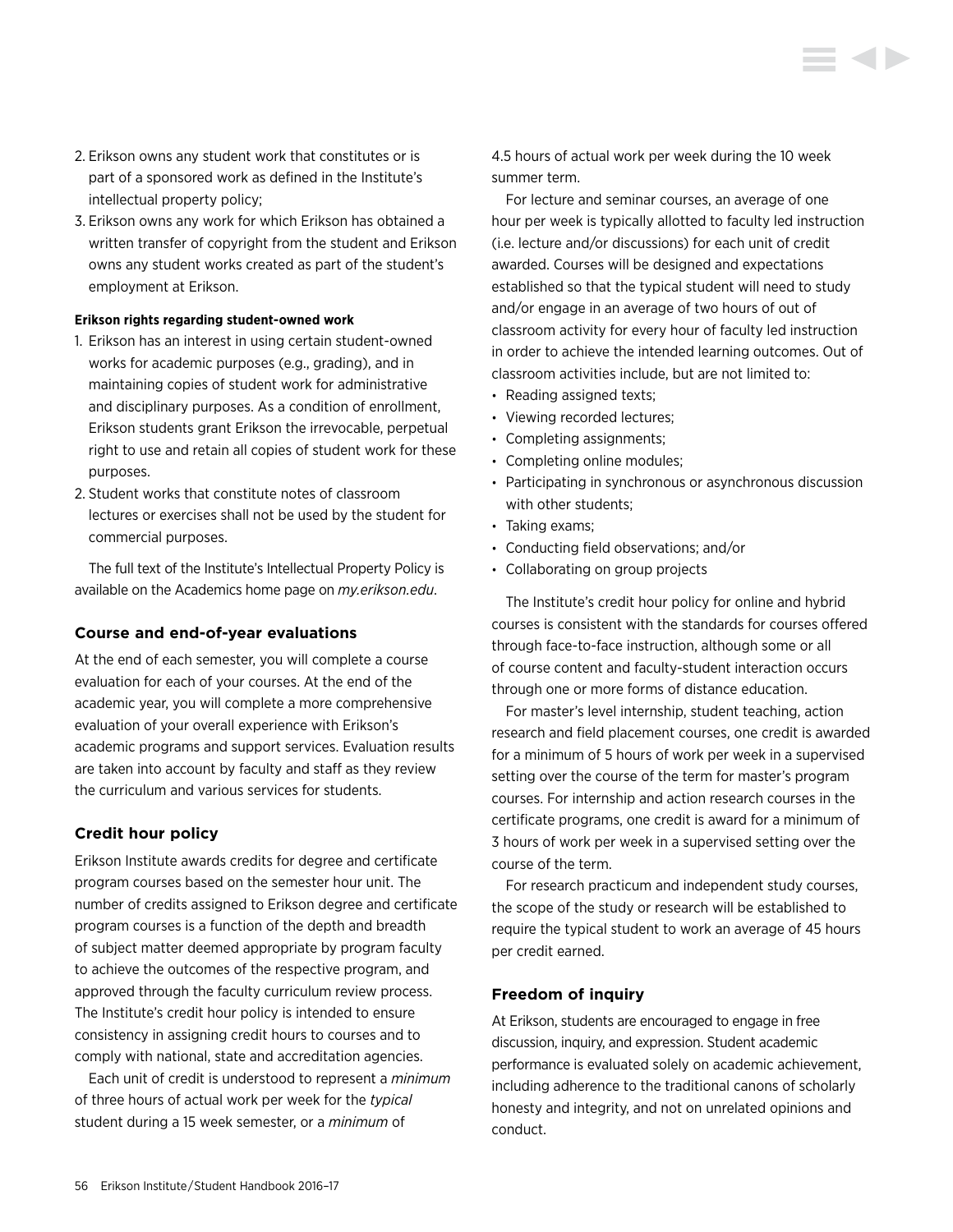2. Erikson owns any student work that constitutes or is part of a sponsored work as defined in the Institute's intellectual property policy;
3. Erikson owns any work for which Erikson has obtained a written transfer of copyright from the student and Erikson owns any student works created as part of the student's employment at Erikson.

**Erikson rights regarding student-owned work**

1. Erikson has an interest in using certain student-owned works for academic purposes (e.g., grading), and in maintaining copies of student work for administrative and disciplinary purposes. As a condition of enrollment, Erikson students grant Erikson the irrevocable, perpetual right to use and retain all copies of student work for these purposes.
2. Student works that constitute notes of classroom lectures or exercises shall not be used by the student for commercial purposes.

The full text of the Institute's Intellectual Property Policy is available on the Academics home page on *my.erikson.edu*.

### Course and end-of-year evaluations

At the end of each semester, you will complete a course evaluation for each of your courses. At the end of the academic year, you will complete a more comprehensive evaluation of your overall experience with Erikson's academic programs and support services. Evaluation results are taken into account by faculty and staff as they review the curriculum and various services for students.

### Credit hour policy

Erikson Institute awards credits for degree and certificate program courses based on the semester hour unit. The number of credits assigned to Erikson degree and certificate program courses is a function of the depth and breadth of subject matter deemed appropriate by program faculty to achieve the outcomes of the respective program, and approved through the faculty curriculum review process. The Institute's credit hour policy is intended to ensure consistency in assigning credit hours to courses and to comply with national, state and accreditation agencies.

Each unit of credit is understood to represent a *minimum* of three hours of actual work per week for the *typical* student during a 15 week semester, or a *minimum* of 4.5 hours of actual work per week during the 10 week summer term.

For lecture and seminar courses, an average of one hour per week is typically allotted to faculty led instruction (i.e. lecture and/or discussions) for each unit of credit awarded. Courses will be designed and expectations established so that the typical student will need to study and/or engage in an average of two hours of out of classroom activity for every hour of faculty led instruction in order to achieve the intended learning outcomes. Out of classroom activities include, but are not limited to:

- Reading assigned texts;
- Viewing recorded lectures;
- Completing assignments;
- Completing online modules;
- Participating in synchronous or asynchronous discussion with other students;
- Taking exams;
- Conducting field observations; and/or
- Collaborating on group projects

The Institute's credit hour policy for online and hybrid courses is consistent with the standards for courses offered through face-to-face instruction, although some or all of course content and faculty-student interaction occurs through one or more forms of distance education.

For master's level internship, student teaching, action research and field placement courses, one credit is awarded for a minimum of 5 hours of work per week in a supervised setting over the course of the term for master's program courses. For internship and action research courses in the certificate programs, one credit is award for a minimum of 3 hours of work per week in a supervised setting over the course of the term.

For research practicum and independent study courses, the scope of the study or research will be established to require the typical student to work an average of 45 hours per credit earned.

### Freedom of inquiry

At Erikson, students are encouraged to engage in free discussion, inquiry, and expression. Student academic performance is evaluated solely on academic achievement, including adherence to the traditional canons of scholarly honesty and integrity, and not on unrelated opinions and conduct.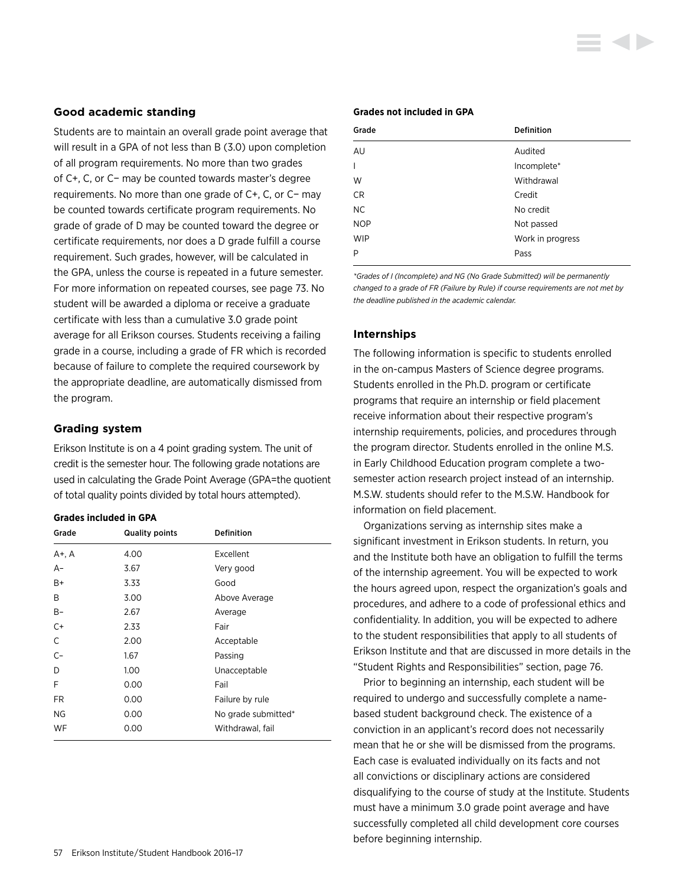## Good academic standing

Students are to maintain an overall grade point average that will result in a GPA of not less than B (3.0) upon completion of all program requirements. No more than two grades of C+, C, or C− may be counted towards master's degree requirements. No more than one grade of C+, C, or C− may be counted towards certificate program requirements. No grade of grade of D may be counted toward the degree or certificate requirements, nor does a D grade fulfill a course requirement. Such grades, however, will be calculated in the GPA, unless the course is repeated in a future semester. For more information on repeated courses, see page 73. No student will be awarded a diploma or receive a graduate certificate with less than a cumulative 3.0 grade point average for all Erikson courses. Students receiving a failing grade in a course, including a grade of FR which is recorded because of failure to complete the required coursework by the appropriate deadline, are automatically dismissed from the program.

## Grading system

Erikson Institute is on a 4 point grading system. The unit of credit is the semester hour. The following grade notations are used in calculating the Grade Point Average (GPA=the quotient of total quality points divided by total hours attempted).

**Grades included in GPA**

| Grade | Quality points | Definition |
|---|---|---|
| A+, A | 4.00 | Excellent |
| A− | 3.67 | Very good |
| B+ | 3.33 | Good |
| B | 3.00 | Above Average |
| B− | 2.67 | Average |
| C+ | 2.33 | Fair |
| C | 2.00 | Acceptable |
| C− | 1.67 | Passing |
| D | 1.00 | Unacceptable |
| F | 0.00 | Fail |
| FR | 0.00 | Failure by rule |
| NG | 0.00 | No grade submitted* |
| WF | 0.00 | Withdrawal, fail |

**Grades not included in GPA**

| Grade | Definition |
|---|---|
| AU | Audited |
| I | Incomplete* |
| W | Withdrawal |
| CR | Credit |
| NC | No credit |
| NOP | Not passed |
| WIP | Work in progress |
| P | Pass |

*\*Grades of I (Incomplete) and NG (No Grade Submitted) will be permanently changed to a grade of FR (Failure by Rule) if course requirements are not met by the deadline published in the academic calendar.*

## Internships

The following information is specific to students enrolled in the on-campus Masters of Science degree programs. Students enrolled in the Ph.D. program or certificate programs that require an internship or field placement receive information about their respective program's internship requirements, policies, and procedures through the program director. Students enrolled in the online M.S. in Early Childhood Education program complete a two-semester action research project instead of an internship. M.S.W. students should refer to the M.S.W. Handbook for information on field placement.

Organizations serving as internship sites make a significant investment in Erikson students. In return, you and the Institute both have an obligation to fulfill the terms of the internship agreement. You will be expected to work the hours agreed upon, respect the organization's goals and procedures, and adhere to a code of professional ethics and confidentiality. In addition, you will be expected to adhere to the student responsibilities that apply to all students of Erikson Institute and that are discussed in more details in the "Student Rights and Responsibilities" section, page 76.

Prior to beginning an internship, each student will be required to undergo and successfully complete a name-based student background check. The existence of a conviction in an applicant's record does not necessarily mean that he or she will be dismissed from the programs. Each case is evaluated individually on its facts and not all convictions or disciplinary actions are considered disqualifying to the course of study at the Institute. Students must have a minimum 3.0 grade point average and have successfully completed all child development core courses before beginning internship.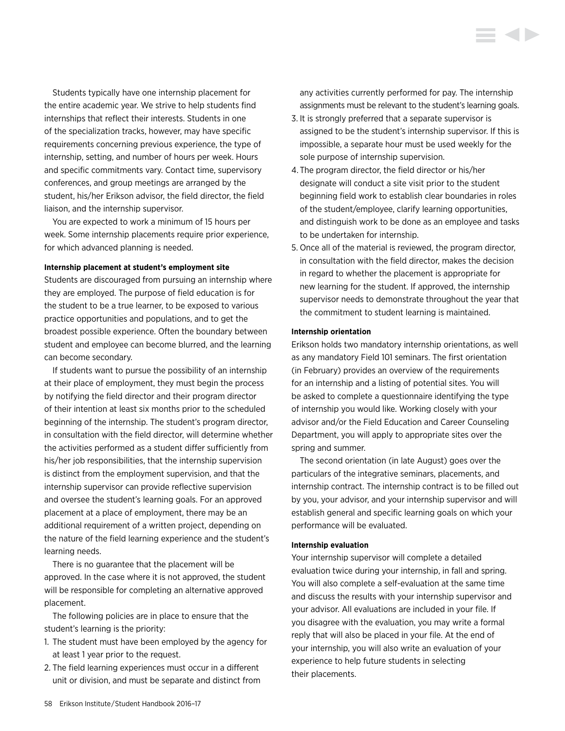Students typically have one internship placement for the entire academic year. We strive to help students find internships that reflect their interests. Students in one of the specialization tracks, however, may have specific requirements concerning previous experience, the type of internship, setting, and number of hours per week. Hours and specific commitments vary. Contact time, supervisory conferences, and group meetings are arranged by the student, his/her Erikson advisor, the field director, the field liaison, and the internship supervisor.

You are expected to work a minimum of 15 hours per week. Some internship placements require prior experience, for which advanced planning is needed.

**Internship placement at student's employment site**

Students are discouraged from pursuing an internship where they are employed. The purpose of field education is for the student to be a true learner, to be exposed to various practice opportunities and populations, and to get the broadest possible experience. Often the boundary between student and employee can become blurred, and the learning can become secondary.

If students want to pursue the possibility of an internship at their place of employment, they must begin the process by notifying the field director and their program director of their intention at least six months prior to the scheduled beginning of the internship. The student's program director, in consultation with the field director, will determine whether the activities performed as a student differ sufficiently from his/her job responsibilities, that the internship supervision is distinct from the employment supervision, and that the internship supervisor can provide reflective supervision and oversee the student's learning goals. For an approved placement at a place of employment, there may be an additional requirement of a written project, depending on the nature of the field learning experience and the student's learning needs.

There is no guarantee that the placement will be approved. In the case where it is not approved, the student will be responsible for completing an alternative approved placement.

The following policies are in place to ensure that the student's learning is the priority:

1. The student must have been employed by the agency for at least 1 year prior to the request.
2. The field learning experiences must occur in a different unit or division, and must be separate and distinct from any activities currently performed for pay. The internship assignments must be relevant to the student's learning goals.
3. It is strongly preferred that a separate supervisor is assigned to be the student's internship supervisor. If this is impossible, a separate hour must be used weekly for the sole purpose of internship supervision.
4. The program director, the field director or his/her designate will conduct a site visit prior to the student beginning field work to establish clear boundaries in roles of the student/employee, clarify learning opportunities, and distinguish work to be done as an employee and tasks to be undertaken for internship.
5. Once all of the material is reviewed, the program director, in consultation with the field director, makes the decision in regard to whether the placement is appropriate for new learning for the student. If approved, the internship supervisor needs to demonstrate throughout the year that the commitment to student learning is maintained.

**Internship orientation**

Erikson holds two mandatory internship orientations, as well as any mandatory Field 101 seminars. The first orientation (in February) provides an overview of the requirements for an internship and a listing of potential sites. You will be asked to complete a questionnaire identifying the type of internship you would like. Working closely with your advisor and/or the Field Education and Career Counseling Department, you will apply to appropriate sites over the spring and summer.

The second orientation (in late August) goes over the particulars of the integrative seminars, placements, and internship contract. The internship contract is to be filled out by you, your advisor, and your internship supervisor and will establish general and specific learning goals on which your performance will be evaluated.

**Internship evaluation**

Your internship supervisor will complete a detailed evaluation twice during your internship, in fall and spring. You will also complete a self-evaluation at the same time and discuss the results with your internship supervisor and your advisor. All evaluations are included in your file. If you disagree with the evaluation, you may write a formal reply that will also be placed in your file. At the end of your internship, you will also write an evaluation of your experience to help future students in selecting their placements.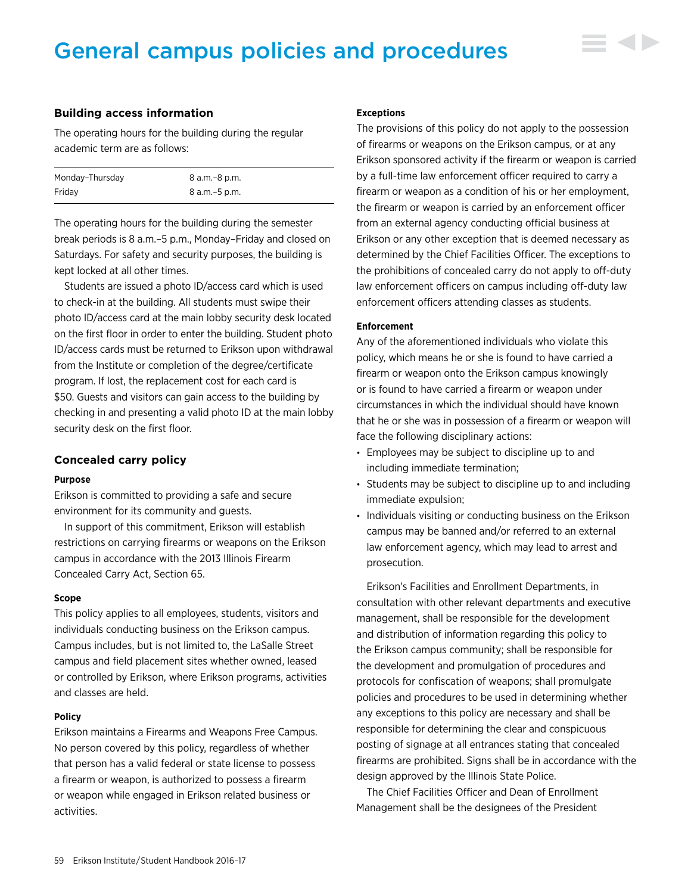# General campus policies and procedures

## Building access information

The operating hours for the building during the regular academic term are as follows:

| | |
|---|---|
| Monday–Thursday | 8 a.m.–8 p.m. |
| Friday | 8 a.m.–5 p.m. |

The operating hours for the building during the semester break periods is 8 a.m.–5 p.m., Monday–Friday and closed on Saturdays. For safety and security purposes, the building is kept locked at all other times.

Students are issued a photo ID/access card which is used to check-in at the building. All students must swipe their photo ID/access card at the main lobby security desk located on the first floor in order to enter the building. Student photo ID/access cards must be returned to Erikson upon withdrawal from the Institute or completion of the degree/certificate program. If lost, the replacement cost for each card is $50. Guests and visitors can gain access to the building by checking in and presenting a valid photo ID at the main lobby security desk on the first floor.

## Concealed carry policy

#### Purpose

Erikson is committed to providing a safe and secure environment for its community and guests.

In support of this commitment, Erikson will establish restrictions on carrying firearms or weapons on the Erikson campus in accordance with the 2013 Illinois Firearm Concealed Carry Act, Section 65.

#### Scope

This policy applies to all employees, students, visitors and individuals conducting business on the Erikson campus. Campus includes, but is not limited to, the LaSalle Street campus and field placement sites whether owned, leased or controlled by Erikson, where Erikson programs, activities and classes are held.

#### Policy

Erikson maintains a Firearms and Weapons Free Campus. No person covered by this policy, regardless of whether that person has a valid federal or state license to possess a firearm or weapon, is authorized to possess a firearm or weapon while engaged in Erikson related business or activities.

#### Exceptions

The provisions of this policy do not apply to the possession of firearms or weapons on the Erikson campus, or at any Erikson sponsored activity if the firearm or weapon is carried by a full-time law enforcement officer required to carry a firearm or weapon as a condition of his or her employment, the firearm or weapon is carried by an enforcement officer from an external agency conducting official business at Erikson or any other exception that is deemed necessary as determined by the Chief Facilities Officer. The exceptions to the prohibitions of concealed carry do not apply to off-duty law enforcement officers on campus including off-duty law enforcement officers attending classes as students.

#### Enforcement

Any of the aforementioned individuals who violate this policy, which means he or she is found to have carried a firearm or weapon onto the Erikson campus knowingly or is found to have carried a firearm or weapon under circumstances in which the individual should have known that he or she was in possession of a firearm or weapon will face the following disciplinary actions:

- Employees may be subject to discipline up to and including immediate termination;
- Students may be subject to discipline up to and including immediate expulsion;
- Individuals visiting or conducting business on the Erikson campus may be banned and/or referred to an external law enforcement agency, which may lead to arrest and prosecution.

Erikson's Facilities and Enrollment Departments, in consultation with other relevant departments and executive management, shall be responsible for the development and distribution of information regarding this policy to the Erikson campus community; shall be responsible for the development and promulgation of procedures and protocols for confiscation of weapons; shall promulgate policies and procedures to be used in determining whether any exceptions to this policy are necessary and shall be responsible for determining the clear and conspicuous posting of signage at all entrances stating that concealed firearms are prohibited. Signs shall be in accordance with the design approved by the Illinois State Police.

The Chief Facilities Officer and Dean of Enrollment Management shall be the designees of the President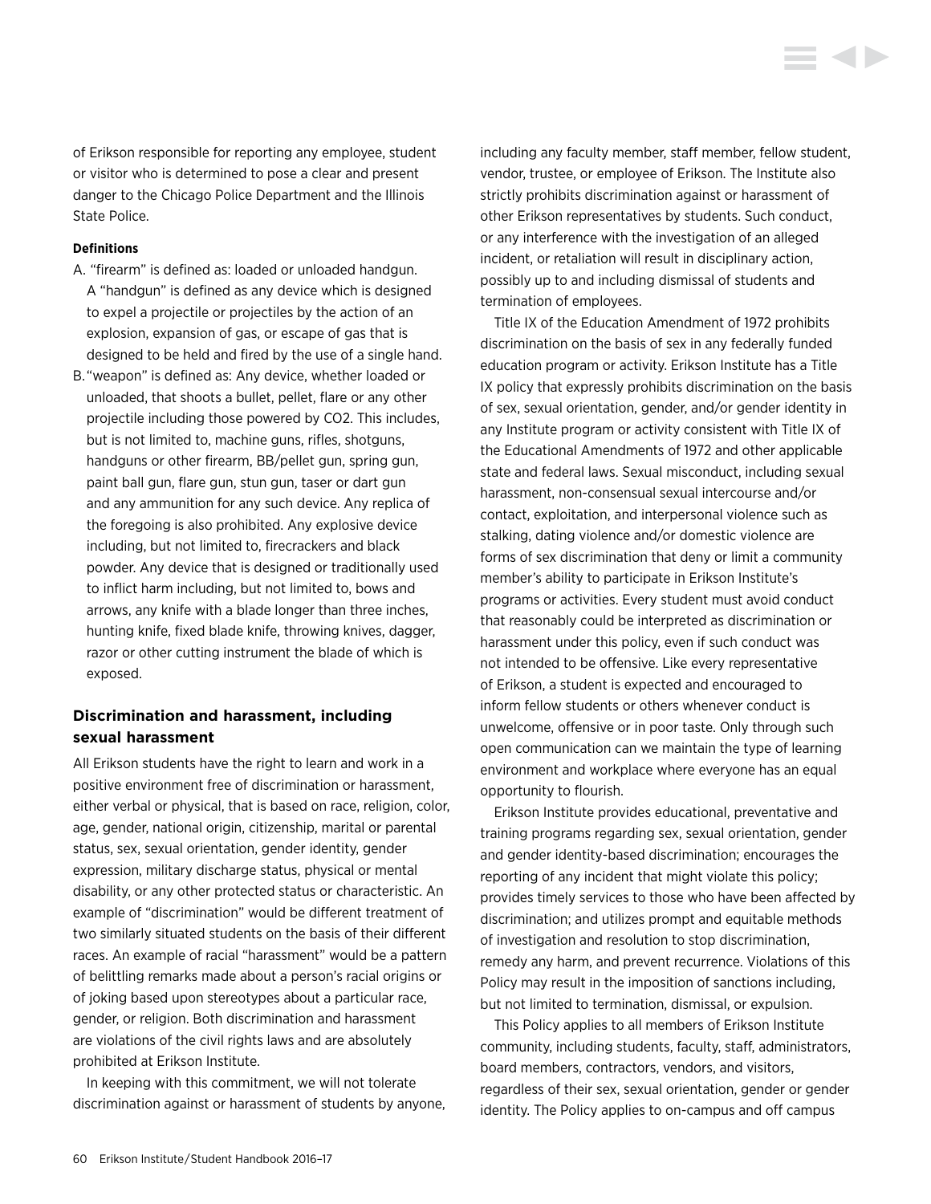of Erikson responsible for reporting any employee, student or visitor who is determined to pose a clear and present danger to the Chicago Police Department and the Illinois State Police.

**Definitions**

A. "firearm" is defined as: loaded or unloaded handgun. A "handgun" is defined as any device which is designed to expel a projectile or projectiles by the action of an explosion, expansion of gas, or escape of gas that is designed to be held and fired by the use of a single hand.

B. "weapon" is defined as: Any device, whether loaded or unloaded, that shoots a bullet, pellet, flare or any other projectile including those powered by CO2. This includes, but is not limited to, machine guns, rifles, shotguns, handguns or other firearm, BB/pellet gun, spring gun, paint ball gun, flare gun, stun gun, taser or dart gun and any ammunition for any such device. Any replica of the foregoing is also prohibited. Any explosive device including, but not limited to, firecrackers and black powder. Any device that is designed or traditionally used to inflict harm including, but not limited to, bows and arrows, any knife with a blade longer than three inches, hunting knife, fixed blade knife, throwing knives, dagger, razor or other cutting instrument the blade of which is exposed.

### Discrimination and harassment, including sexual harassment

All Erikson students have the right to learn and work in a positive environment free of discrimination or harassment, either verbal or physical, that is based on race, religion, color, age, gender, national origin, citizenship, marital or parental status, sex, sexual orientation, gender identity, gender expression, military discharge status, physical or mental disability, or any other protected status or characteristic. An example of "discrimination" would be different treatment of two similarly situated students on the basis of their different races. An example of racial "harassment" would be a pattern of belittling remarks made about a person's racial origins or of joking based upon stereotypes about a particular race, gender, or religion. Both discrimination and harassment are violations of the civil rights laws and are absolutely prohibited at Erikson Institute.

In keeping with this commitment, we will not tolerate discrimination against or harassment of students by anyone, including any faculty member, staff member, fellow student, vendor, trustee, or employee of Erikson. The Institute also strictly prohibits discrimination against or harassment of other Erikson representatives by students. Such conduct, or any interference with the investigation of an alleged incident, or retaliation will result in disciplinary action, possibly up to and including dismissal of students and termination of employees.

Title IX of the Education Amendment of 1972 prohibits discrimination on the basis of sex in any federally funded education program or activity. Erikson Institute has a Title IX policy that expressly prohibits discrimination on the basis of sex, sexual orientation, gender, and/or gender identity in any Institute program or activity consistent with Title IX of the Educational Amendments of 1972 and other applicable state and federal laws. Sexual misconduct, including sexual harassment, non-consensual sexual intercourse and/or contact, exploitation, and interpersonal violence such as stalking, dating violence and/or domestic violence are forms of sex discrimination that deny or limit a community member's ability to participate in Erikson Institute's programs or activities. Every student must avoid conduct that reasonably could be interpreted as discrimination or harassment under this policy, even if such conduct was not intended to be offensive. Like every representative of Erikson, a student is expected and encouraged to inform fellow students or others whenever conduct is unwelcome, offensive or in poor taste. Only through such open communication can we maintain the type of learning environment and workplace where everyone has an equal opportunity to flourish.

Erikson Institute provides educational, preventative and training programs regarding sex, sexual orientation, gender and gender identity-based discrimination; encourages the reporting of any incident that might violate this policy; provides timely services to those who have been affected by discrimination; and utilizes prompt and equitable methods of investigation and resolution to stop discrimination, remedy any harm, and prevent recurrence. Violations of this Policy may result in the imposition of sanctions including, but not limited to termination, dismissal, or expulsion.

This Policy applies to all members of Erikson Institute community, including students, faculty, staff, administrators, board members, contractors, vendors, and visitors, regardless of their sex, sexual orientation, gender or gender identity. The Policy applies to on-campus and off campus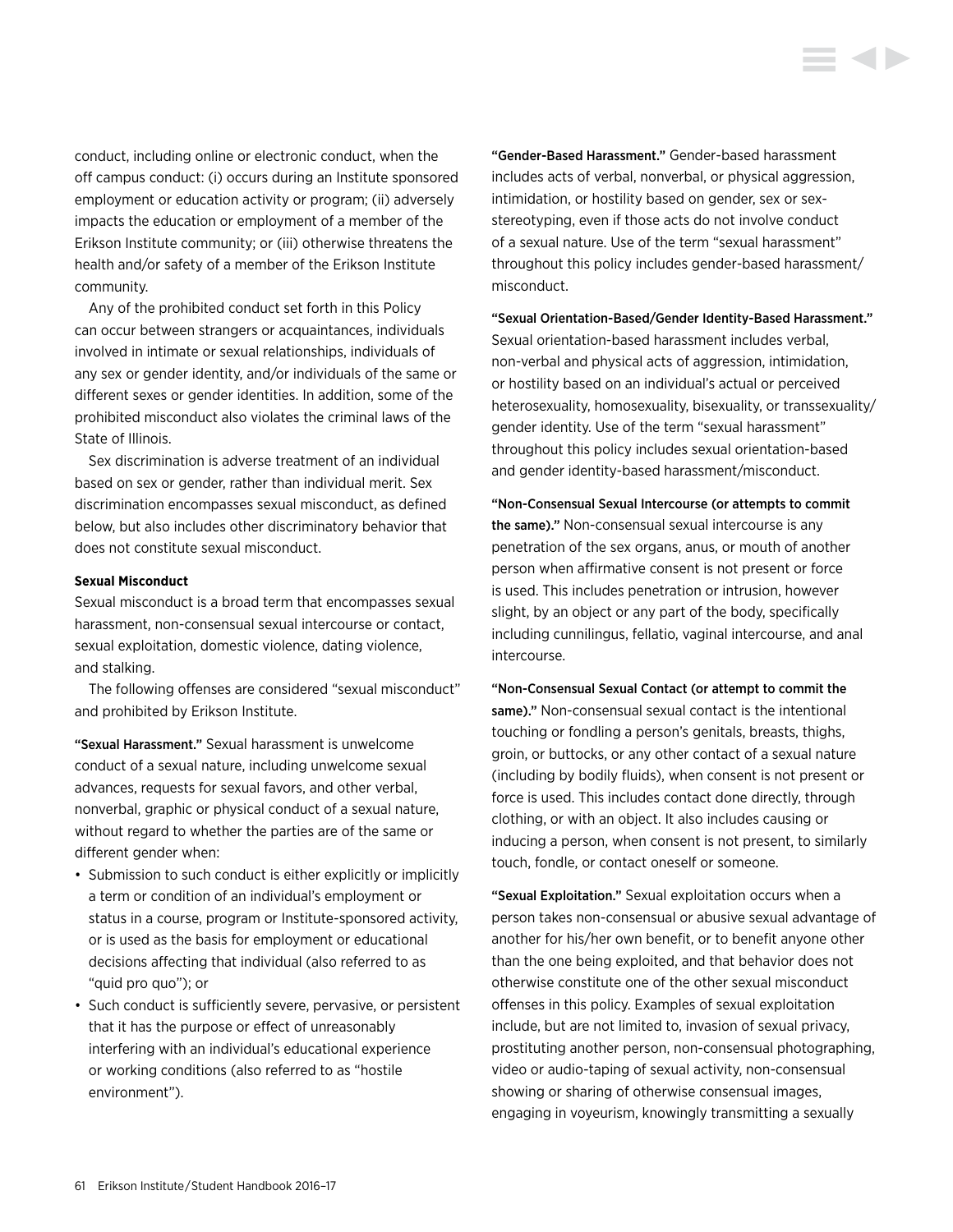conduct, including online or electronic conduct, when the off campus conduct: (i) occurs during an Institute sponsored employment or education activity or program; (ii) adversely impacts the education or employment of a member of the Erikson Institute community; or (iii) otherwise threatens the health and/or safety of a member of the Erikson Institute community.

Any of the prohibited conduct set forth in this Policy can occur between strangers or acquaintances, individuals involved in intimate or sexual relationships, individuals of any sex or gender identity, and/or individuals of the same or different sexes or gender identities. In addition, some of the prohibited misconduct also violates the criminal laws of the State of Illinois.

Sex discrimination is adverse treatment of an individual based on sex or gender, rather than individual merit. Sex discrimination encompasses sexual misconduct, as defined below, but also includes other discriminatory behavior that does not constitute sexual misconduct.

**Sexual Misconduct**

Sexual misconduct is a broad term that encompasses sexual harassment, non-consensual sexual intercourse or contact, sexual exploitation, domestic violence, dating violence, and stalking.

The following offenses are considered "sexual misconduct" and prohibited by Erikson Institute.

"Sexual Harassment." Sexual harassment is unwelcome conduct of a sexual nature, including unwelcome sexual advances, requests for sexual favors, and other verbal, nonverbal, graphic or physical conduct of a sexual nature, without regard to whether the parties are of the same or different gender when:

- Submission to such conduct is either explicitly or implicitly a term or condition of an individual's employment or status in a course, program or Institute-sponsored activity, or is used as the basis for employment or educational decisions affecting that individual (also referred to as "quid pro quo"); or
- Such conduct is sufficiently severe, pervasive, or persistent that it has the purpose or effect of unreasonably interfering with an individual's educational experience or working conditions (also referred to as "hostile environment").

"Gender-Based Harassment." Gender-based harassment includes acts of verbal, nonverbal, or physical aggression, intimidation, or hostility based on gender, sex or sex-stereotyping, even if those acts do not involve conduct of a sexual nature. Use of the term "sexual harassment" throughout this policy includes gender-based harassment/misconduct.

"Sexual Orientation-Based/Gender Identity-Based Harassment." Sexual orientation-based harassment includes verbal, non-verbal and physical acts of aggression, intimidation, or hostility based on an individual's actual or perceived heterosexuality, homosexuality, bisexuality, or transsexuality/gender identity. Use of the term "sexual harassment" throughout this policy includes sexual orientation-based and gender identity-based harassment/misconduct.

"Non-Consensual Sexual Intercourse (or attempts to commit the same)." Non-consensual sexual intercourse is any penetration of the sex organs, anus, or mouth of another person when affirmative consent is not present or force is used. This includes penetration or intrusion, however slight, by an object or any part of the body, specifically including cunnilingus, fellatio, vaginal intercourse, and anal intercourse.

"Non-Consensual Sexual Contact (or attempt to commit the same)." Non-consensual sexual contact is the intentional touching or fondling a person's genitals, breasts, thighs, groin, or buttocks, or any other contact of a sexual nature (including by bodily fluids), when consent is not present or force is used. This includes contact done directly, through clothing, or with an object. It also includes causing or inducing a person, when consent is not present, to similarly touch, fondle, or contact oneself or someone.

"Sexual Exploitation." Sexual exploitation occurs when a person takes non-consensual or abusive sexual advantage of another for his/her own benefit, or to benefit anyone other than the one being exploited, and that behavior does not otherwise constitute one of the other sexual misconduct offenses in this policy. Examples of sexual exploitation include, but are not limited to, invasion of sexual privacy, prostituting another person, non-consensual photographing, video or audio-taping of sexual activity, non-consensual showing or sharing of otherwise consensual images, engaging in voyeurism, knowingly transmitting a sexually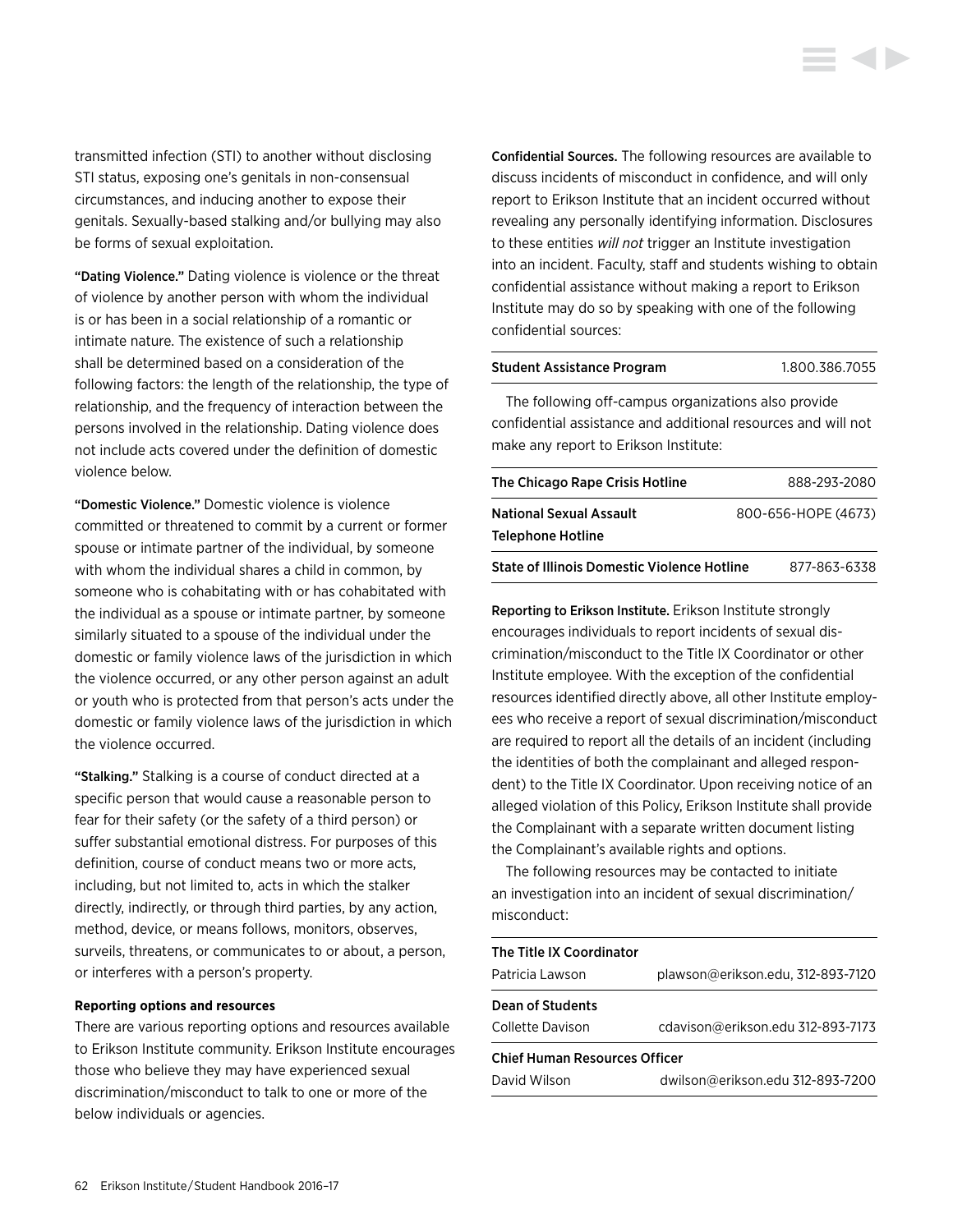transmitted infection (STI) to another without disclosing STI status, exposing one's genitals in non-consensual circumstances, and inducing another to expose their genitals. Sexually-based stalking and/or bullying may also be forms of sexual exploitation.

**"Dating Violence."** Dating violence is violence or the threat of violence by another person with whom the individual is or has been in a social relationship of a romantic or intimate nature. The existence of such a relationship shall be determined based on a consideration of the following factors: the length of the relationship, the type of relationship, and the frequency of interaction between the persons involved in the relationship. Dating violence does not include acts covered under the definition of domestic violence below.

**"Domestic Violence."** Domestic violence is violence committed or threatened to commit by a current or former spouse or intimate partner of the individual, by someone with whom the individual shares a child in common, by someone who is cohabitating with or has cohabitated with the individual as a spouse or intimate partner, by someone similarly situated to a spouse of the individual under the domestic or family violence laws of the jurisdiction in which the violence occurred, or any other person against an adult or youth who is protected from that person's acts under the domestic or family violence laws of the jurisdiction in which the violence occurred.

**"Stalking."** Stalking is a course of conduct directed at a specific person that would cause a reasonable person to fear for their safety (or the safety of a third person) or suffer substantial emotional distress. For purposes of this definition, course of conduct means two or more acts, including, but not limited to, acts in which the stalker directly, indirectly, or through third parties, by any action, method, device, or means follows, monitors, observes, surveils, threatens, or communicates to or about, a person, or interferes with a person's property.

#### Reporting options and resources

There are various reporting options and resources available to Erikson Institute community. Erikson Institute encourages those who believe they may have experienced sexual discrimination/misconduct to talk to one or more of the below individuals or agencies.

**Confidential Sources.** The following resources are available to discuss incidents of misconduct in confidence, and will only report to Erikson Institute that an incident occurred without revealing any personally identifying information. Disclosures to these entities *will not* trigger an Institute investigation into an incident. Faculty, staff and students wishing to obtain confidential assistance without making a report to Erikson Institute may do so by speaking with one of the following confidential sources:

| Student Assistance Program | 1.800.386.7055 |
|---|---|

The following off-campus organizations also provide confidential assistance and additional resources and will not make any report to Erikson Institute:

| The Chicago Rape Crisis Hotline | 888-293-2080 |
|---|---|
| National Sexual Assault Telephone Hotline | 800-656-HOPE (4673) |
| State of Illinois Domestic Violence Hotline | 877-863-6338 |

**Reporting to Erikson Institute.** Erikson Institute strongly encourages individuals to report incidents of sexual discrimination/misconduct to the Title IX Coordinator or other Institute employee. With the exception of the confidential resources identified directly above, all other Institute employees who receive a report of sexual discrimination/misconduct are required to report all the details of an incident (including the identities of both the complainant and alleged respondent) to the Title IX Coordinator. Upon receiving notice of an alleged violation of this Policy, Erikson Institute shall provide the Complainant with a separate written document listing the Complainant's available rights and options.

The following resources may be contacted to initiate an investigation into an incident of sexual discrimination/misconduct:

| The Title IX Coordinator | |
|---|---|
| Patricia Lawson | plawson@erikson.edu, 312-893-7120 |
| **Dean of Students** | |
| Collette Davison | cdavison@erikson.edu 312-893-7173 |
| **Chief Human Resources Officer** | |
| David Wilson | dwilson@erikson.edu 312-893-7200 |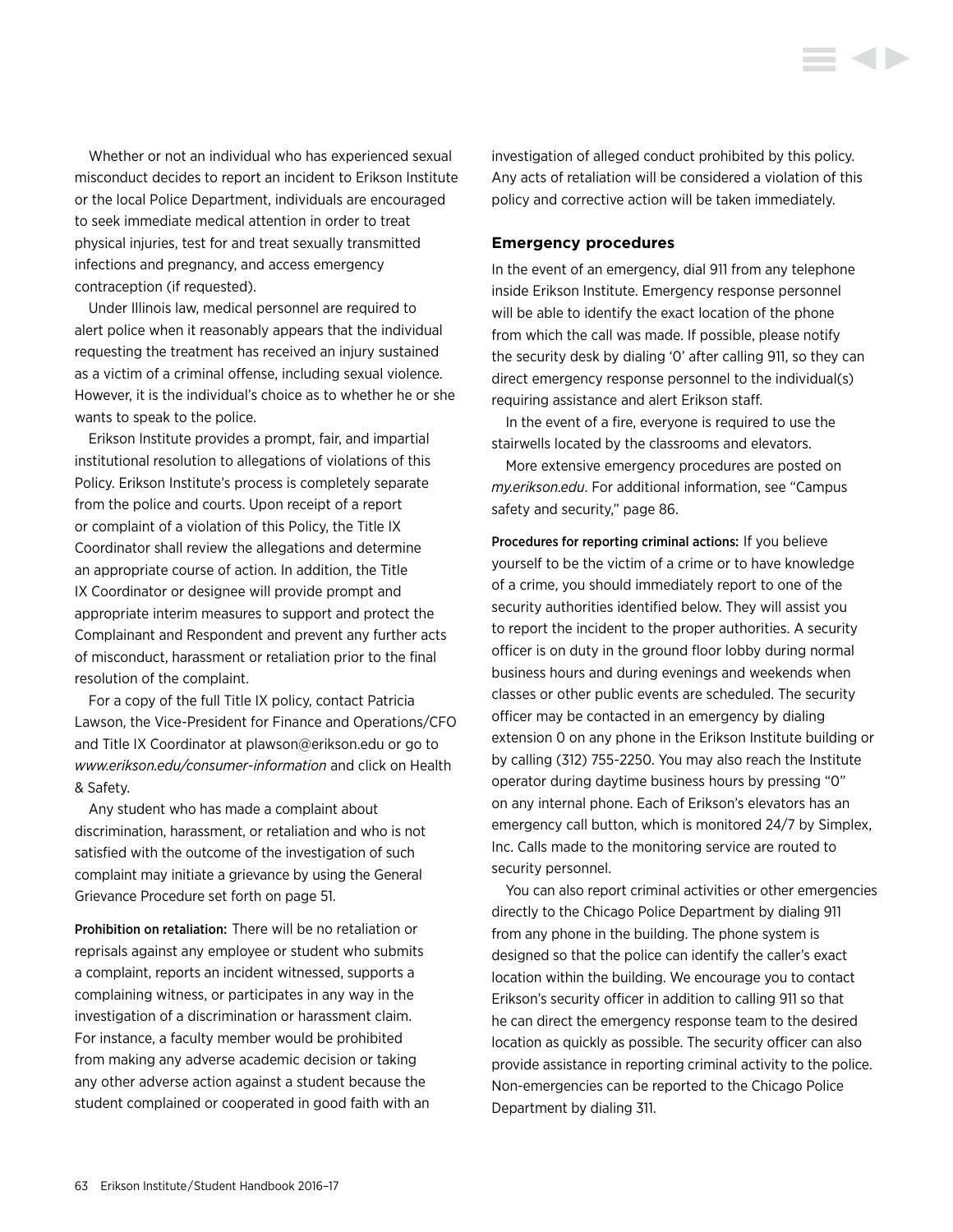Whether or not an individual who has experienced sexual misconduct decides to report an incident to Erikson Institute or the local Police Department, individuals are encouraged to seek immediate medical attention in order to treat physical injuries, test for and treat sexually transmitted infections and pregnancy, and access emergency contraception (if requested).

Under Illinois law, medical personnel are required to alert police when it reasonably appears that the individual requesting the treatment has received an injury sustained as a victim of a criminal offense, including sexual violence. However, it is the individual's choice as to whether he or she wants to speak to the police.

Erikson Institute provides a prompt, fair, and impartial institutional resolution to allegations of violations of this Policy. Erikson Institute's process is completely separate from the police and courts. Upon receipt of a report or complaint of a violation of this Policy, the Title IX Coordinator shall review the allegations and determine an appropriate course of action. In addition, the Title IX Coordinator or designee will provide prompt and appropriate interim measures to support and protect the Complainant and Respondent and prevent any further acts of misconduct, harassment or retaliation prior to the final resolution of the complaint.

For a copy of the full Title IX policy, contact Patricia Lawson, the Vice-President for Finance and Operations/CFO and Title IX Coordinator at plawson@erikson.edu or go to *www.erikson.edu/consumer-information* and click on Health & Safety.

Any student who has made a complaint about discrimination, harassment, or retaliation and who is not satisfied with the outcome of the investigation of such complaint may initiate a grievance by using the General Grievance Procedure set forth on page 51.

**Prohibition on retaliation:** There will be no retaliation or reprisals against any employee or student who submits a complaint, reports an incident witnessed, supports a complaining witness, or participates in any way in the investigation of a discrimination or harassment claim. For instance, a faculty member would be prohibited from making any adverse academic decision or taking any other adverse action against a student because the student complained or cooperated in good faith with an investigation of alleged conduct prohibited by this policy. Any acts of retaliation will be considered a violation of this policy and corrective action will be taken immediately.

### Emergency procedures

In the event of an emergency, dial 911 from any telephone inside Erikson Institute. Emergency response personnel will be able to identify the exact location of the phone from which the call was made. If possible, please notify the security desk by dialing '0' after calling 911, so they can direct emergency response personnel to the individual(s) requiring assistance and alert Erikson staff.

In the event of a fire, everyone is required to use the stairwells located by the classrooms and elevators.

More extensive emergency procedures are posted on *my.erikson.edu*. For additional information, see "Campus safety and security," page 86.

**Procedures for reporting criminal actions:** If you believe yourself to be the victim of a crime or to have knowledge of a crime, you should immediately report to one of the security authorities identified below. They will assist you to report the incident to the proper authorities. A security officer is on duty in the ground floor lobby during normal business hours and during evenings and weekends when classes or other public events are scheduled. The security officer may be contacted in an emergency by dialing extension 0 on any phone in the Erikson Institute building or by calling (312) 755-2250. You may also reach the Institute operator during daytime business hours by pressing "0" on any internal phone. Each of Erikson's elevators has an emergency call button, which is monitored 24/7 by Simplex, Inc. Calls made to the monitoring service are routed to security personnel.

You can also report criminal activities or other emergencies directly to the Chicago Police Department by dialing 911 from any phone in the building. The phone system is designed so that the police can identify the caller's exact location within the building. We encourage you to contact Erikson's security officer in addition to calling 911 so that he can direct the emergency response team to the desired location as quickly as possible. The security officer can also provide assistance in reporting criminal activity to the police. Non-emergencies can be reported to the Chicago Police Department by dialing 311.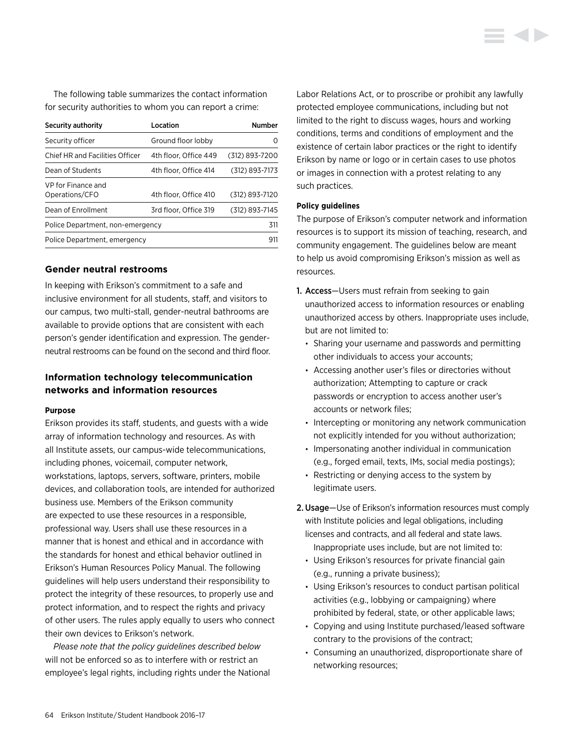The following table summarizes the contact information for security authorities to whom you can report a crime:

| Security authority | Location | Number |
|---|---|---|
| Security officer | Ground floor lobby | 0 |
| Chief HR and Facilities Officer | 4th floor, Office 449 | (312) 893-7200 |
| Dean of Students | 4th floor, Office 414 | (312) 893-7173 |
| VP for Finance and Operations/CFO | 4th floor, Office 410 | (312) 893-7120 |
| Dean of Enrollment | 3rd floor, Office 319 | (312) 893-7145 |
| Police Department, non-emergency | | 311 |
| Police Department, emergency | | 911 |

### Gender neutral restrooms

In keeping with Erikson's commitment to a safe and inclusive environment for all students, staff, and visitors to our campus, two multi-stall, gender-neutral bathrooms are available to provide options that are consistent with each person's gender identification and expression. The gender-neutral restrooms can be found on the second and third floor.

### Information technology telecommunication networks and information resources

#### Purpose

Erikson provides its staff, students, and guests with a wide array of information technology and resources. As with all Institute assets, our campus-wide telecommunications, including phones, voicemail, computer network, workstations, laptops, servers, software, printers, mobile devices, and collaboration tools, are intended for authorized business use. Members of the Erikson community are expected to use these resources in a responsible, professional way. Users shall use these resources in a manner that is honest and ethical and in accordance with the standards for honest and ethical behavior outlined in Erikson's Human Resources Policy Manual. The following guidelines will help users understand their responsibility to protect the integrity of these resources, to properly use and protect information, and to respect the rights and privacy of other users. The rules apply equally to users who connect their own devices to Erikson's network.

*Please note that the policy guidelines described below* will not be enforced so as to interfere with or restrict an employee's legal rights, including rights under the National Labor Relations Act, or to proscribe or prohibit any lawfully protected employee communications, including but not limited to the right to discuss wages, hours and working conditions, terms and conditions of employment and the existence of certain labor practices or the right to identify Erikson by name or logo or in certain cases to use photos or images in connection with a protest relating to any such practices.

#### Policy guidelines

The purpose of Erikson's computer network and information resources is to support its mission of teaching, research, and community engagement. The guidelines below are meant to help us avoid compromising Erikson's mission as well as resources.

1. Access—Users must refrain from seeking to gain unauthorized access to information resources or enabling unauthorized access by others. Inappropriate uses include, but are not limited to:
   - Sharing your username and passwords and permitting other individuals to access your accounts;
   - Accessing another user's files or directories without authorization; Attempting to capture or crack passwords or encryption to access another user's accounts or network files;
   - Intercepting or monitoring any network communication not explicitly intended for you without authorization;
   - Impersonating another individual in communication (e.g., forged email, texts, IMs, social media postings);
   - Restricting or denying access to the system by legitimate users.
2. Usage—Use of Erikson's information resources must comply with Institute policies and legal obligations, including licenses and contracts, and all federal and state laws. Inappropriate uses include, but are not limited to:
   - Using Erikson's resources for private financial gain (e.g., running a private business);
   - Using Erikson's resources to conduct partisan political activities (e.g., lobbying or campaigning) where prohibited by federal, state, or other applicable laws;
   - Copying and using Institute purchased/leased software contrary to the provisions of the contract;
   - Consuming an unauthorized, disproportionate share of networking resources;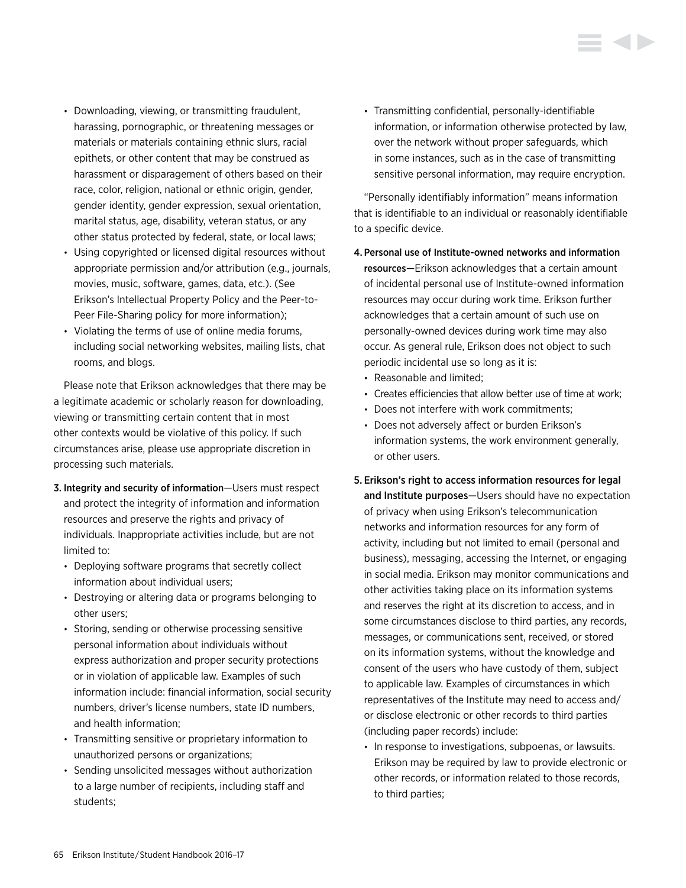- Downloading, viewing, or transmitting fraudulent, harassing, pornographic, or threatening messages or materials or materials containing ethnic slurs, racial epithets, or other content that may be construed as harassment or disparagement of others based on their race, color, religion, national or ethnic origin, gender, gender identity, gender expression, sexual orientation, marital status, age, disability, veteran status, or any other status protected by federal, state, or local laws;
- Using copyrighted or licensed digital resources without appropriate permission and/or attribution (e.g., journals, movies, music, software, games, data, etc.). (See Erikson's Intellectual Property Policy and the Peer-to-Peer File-Sharing policy for more information);
- Violating the terms of use of online media forums, including social networking websites, mailing lists, chat rooms, and blogs.

Please note that Erikson acknowledges that there may be a legitimate academic or scholarly reason for downloading, viewing or transmitting certain content that in most other contexts would be violative of this policy. If such circumstances arise, please use appropriate discretion in processing such materials.

3. **Integrity and security of information**—Users must respect and protect the integrity of information and information resources and preserve the rights and privacy of individuals. Inappropriate activities include, but are not limited to:
   - Deploying software programs that secretly collect information about individual users;
   - Destroying or altering data or programs belonging to other users;
   - Storing, sending or otherwise processing sensitive personal information about individuals without express authorization and proper security protections or in violation of applicable law. Examples of such information include: financial information, social security numbers, driver's license numbers, state ID numbers, and health information;
   - Transmitting sensitive or proprietary information to unauthorized persons or organizations;
   - Sending unsolicited messages without authorization to a large number of recipients, including staff and students;
   - Transmitting confidential, personally-identifiable information, or information otherwise protected by law, over the network without proper safeguards, which in some instances, such as in the case of transmitting sensitive personal information, may require encryption.

"Personally identifiably information" means information that is identifiable to an individual or reasonably identifiable to a specific device.

4. **Personal use of Institute-owned networks and information resources**—Erikson acknowledges that a certain amount of incidental personal use of Institute-owned information resources may occur during work time. Erikson further acknowledges that a certain amount of such use on personally-owned devices during work time may also occur. As general rule, Erikson does not object to such periodic incidental use so long as it is:
   - Reasonable and limited;
   - Creates efficiencies that allow better use of time at work;
   - Does not interfere with work commitments;
   - Does not adversely affect or burden Erikson's information systems, the work environment generally, or other users.
5. **Erikson's right to access information resources for legal and Institute purposes**—Users should have no expectation of privacy when using Erikson's telecommunication networks and information resources for any form of activity, including but not limited to email (personal and business), messaging, accessing the Internet, or engaging in social media. Erikson may monitor communications and other activities taking place on its information systems and reserves the right at its discretion to access, and in some circumstances disclose to third parties, any records, messages, or communications sent, received, or stored on its information systems, without the knowledge and consent of the users who have custody of them, subject to applicable law. Examples of circumstances in which representatives of the Institute may need to access and/or disclose electronic or other records to third parties (including paper records) include:
   - In response to investigations, subpoenas, or lawsuits. Erikson may be required by law to provide electronic or other records, or information related to those records, to third parties;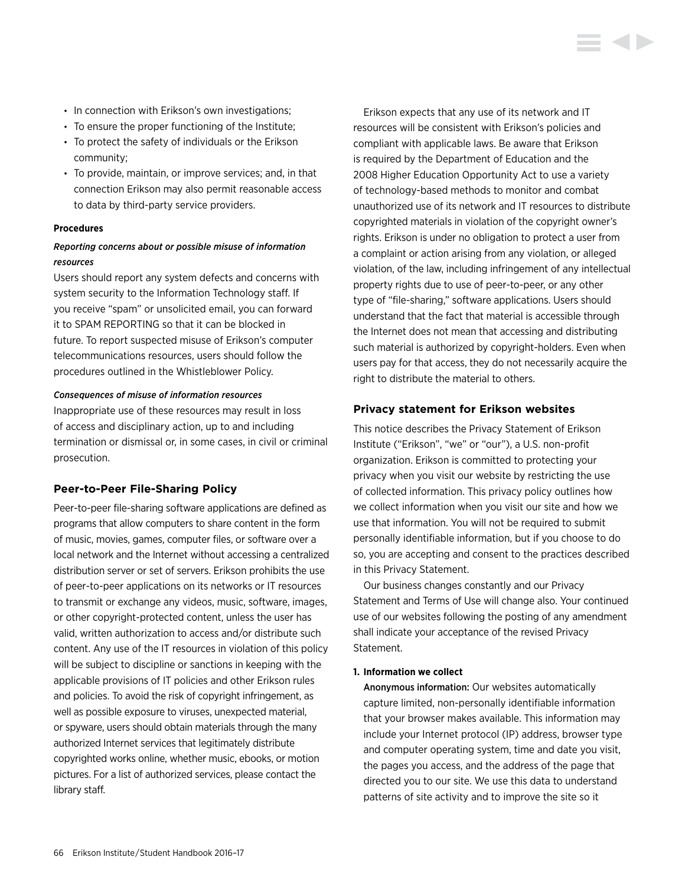- In connection with Erikson's own investigations;
- To ensure the proper functioning of the Institute;
- To protect the safety of individuals or the Erikson community;
- To provide, maintain, or improve services; and, in that connection Erikson may also permit reasonable access to data by third-party service providers.

**Procedures**

***Reporting concerns about or possible misuse of information resources***

Users should report any system defects and concerns with system security to the Information Technology staff. If you receive "spam" or unsolicited email, you can forward it to SPAM REPORTING so that it can be blocked in future. To report suspected misuse of Erikson's computer telecommunications resources, users should follow the procedures outlined in the Whistleblower Policy.

***Consequences of misuse of information resources***

Inappropriate use of these resources may result in loss of access and disciplinary action, up to and including termination or dismissal or, in some cases, in civil or criminal prosecution.

### Peer-to-Peer File-Sharing Policy

Peer-to-peer file-sharing software applications are defined as programs that allow computers to share content in the form of music, movies, games, computer files, or software over a local network and the Internet without accessing a centralized distribution server or set of servers. Erikson prohibits the use of peer-to-peer applications on its networks or IT resources to transmit or exchange any videos, music, software, images, or other copyright-protected content, unless the user has valid, written authorization to access and/or distribute such content. Any use of the IT resources in violation of this policy will be subject to discipline or sanctions in keeping with the applicable provisions of IT policies and other Erikson rules and policies. To avoid the risk of copyright infringement, as well as possible exposure to viruses, unexpected material, or spyware, users should obtain materials through the many authorized Internet services that legitimately distribute copyrighted works online, whether music, ebooks, or motion pictures. For a list of authorized services, please contact the library staff.

Erikson expects that any use of its network and IT resources will be consistent with Erikson's policies and compliant with applicable laws. Be aware that Erikson is required by the Department of Education and the 2008 Higher Education Opportunity Act to use a variety of technology-based methods to monitor and combat unauthorized use of its network and IT resources to distribute copyrighted materials in violation of the copyright owner's rights. Erikson is under no obligation to protect a user from a complaint or action arising from any violation, or alleged violation, of the law, including infringement of any intellectual property rights due to use of peer-to-peer, or any other type of "file-sharing," software applications. Users should understand that the fact that material is accessible through the Internet does not mean that accessing and distributing such material is authorized by copyright-holders. Even when users pay for that access, they do not necessarily acquire the right to distribute the material to others.

### Privacy statement for Erikson websites

This notice describes the Privacy Statement of Erikson Institute ("Erikson", "we" or "our"), a U.S. non-profit organization. Erikson is committed to protecting your privacy when you visit our website by restricting the use of collected information. This privacy policy outlines how we collect information when you visit our site and how we use that information. You will not be required to submit personally identifiable information, but if you choose to do so, you are accepting and consent to the practices described in this Privacy Statement.

Our business changes constantly and our Privacy Statement and Terms of Use will change also. Your continued use of our websites following the posting of any amendment shall indicate your acceptance of the revised Privacy Statement.

**1. Information we collect**

Anonymous information: Our websites automatically capture limited, non-personally identifiable information that your browser makes available. This information may include your Internet protocol (IP) address, browser type and computer operating system, time and date you visit, the pages you access, and the address of the page that directed you to our site. We use this data to understand patterns of site activity and to improve the site so it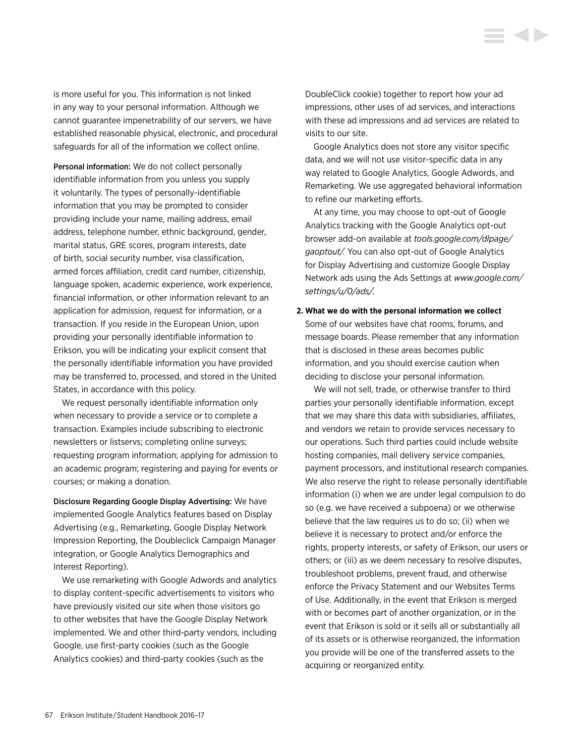is more useful for you. This information is not linked in any way to your personal information. Although we cannot guarantee impenetrability of our servers, we have established reasonable physical, electronic, and procedural safeguards for all of the information we collect online.

Personal information: We do not collect personally identifiable information from you unless you supply it voluntarily. The types of personally-identifiable information that you may be prompted to consider providing include your name, mailing address, email address, telephone number, ethnic background, gender, marital status, GRE scores, program interests, date of birth, social security number, visa classification, armed forces affiliation, credit card number, citizenship, language spoken, academic experience, work experience, financial information, or other information relevant to an application for admission, request for information, or a transaction. If you reside in the European Union, upon providing your personally identifiable information to Erikson, you will be indicating your explicit consent that the personally identifiable information you have provided may be transferred to, processed, and stored in the United States, in accordance with this policy.

We request personally identifiable information only when necessary to provide a service or to complete a transaction. Examples include subscribing to electronic newsletters or listservs; completing online surveys; requesting program information; applying for admission to an academic program; registering and paying for events or courses; or making a donation.

Disclosure Regarding Google Display Advertising: We have implemented Google Analytics features based on Display Advertising (e.g., Remarketing, Google Display Network Impression Reporting, the Doubleclick Campaign Manager integration, or Google Analytics Demographics and Interest Reporting).

We use remarketing with Google Adwords and analytics to display content-specific advertisements to visitors who have previously visited our site when those visitors go to other websites that have the Google Display Network implemented. We and other third-party vendors, including Google, use first-party cookies (such as the Google Analytics cookies) and third-party cookies (such as the DoubleClick cookie) together to report how your ad impressions, other uses of ad services, and interactions with these ad impressions and ad services are related to visits to our site.

Google Analytics does not store any visitor specific data, and we will not use visitor-specific data in any way related to Google Analytics, Google Adwords, and Remarketing. We use aggregated behavioral information to refine our marketing efforts.

At any time, you may choose to opt-out of Google Analytics tracking with the Google Analytics opt-out browser add-on available at *tools.google.com/dlpage/gaoptout/.* You can also opt-out of Google Analytics for Display Advertising and customize Google Display Network ads using the Ads Settings at *www.google.com/settings/u/0/ads/.*

**2. What we do with the personal information we collect**

Some of our websites have chat rooms, forums, and message boards. Please remember that any information that is disclosed in these areas becomes public information, and you should exercise caution when deciding to disclose your personal information.

We will not sell, trade, or otherwise transfer to third parties your personally identifiable information, except that we may share this data with subsidiaries, affiliates, and vendors we retain to provide services necessary to our operations. Such third parties could include website hosting companies, mail delivery service companies, payment processors, and institutional research companies. We also reserve the right to release personally identifiable information (i) when we are under legal compulsion to do so (e.g. we have received a subpoena) or we otherwise believe that the law requires us to do so; (ii) when we believe it is necessary to protect and/or enforce the rights, property interests, or safety of Erikson, our users or others; or (iii) as we deem necessary to resolve disputes, troubleshoot problems, prevent fraud, and otherwise enforce the Privacy Statement and our Websites Terms of Use. Additionally, in the event that Erikson is merged with or becomes part of another organization, or in the event that Erikson is sold or it sells all or substantially all of its assets or is otherwise reorganized, the information you provide will be one of the transferred assets to the acquiring or reorganized entity.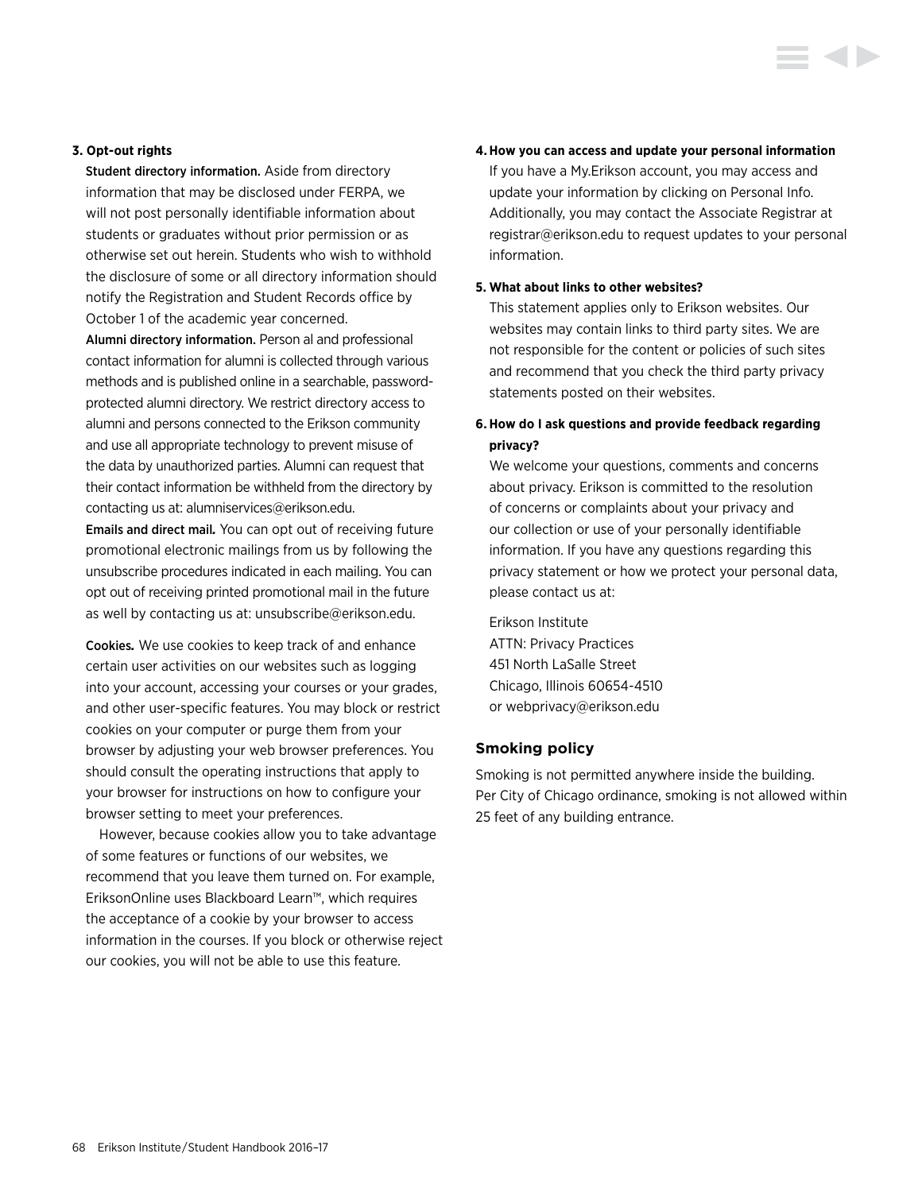**3. Opt-out rights**

**Student directory information.** Aside from directory information that may be disclosed under FERPA, we will not post personally identifiable information about students or graduates without prior permission or as otherwise set out herein. Students who wish to withhold the disclosure of some or all directory information should notify the Registration and Student Records office by October 1 of the academic year concerned.

**Alumni directory information.** Person al and professional contact information for alumni is collected through various methods and is published online in a searchable, password-protected alumni directory. We restrict directory access to alumni and persons connected to the Erikson community and use all appropriate technology to prevent misuse of the data by unauthorized parties. Alumni can request that their contact information be withheld from the directory by contacting us at: alumniservices@erikson.edu.

**Emails and direct mail.** You can opt out of receiving future promotional electronic mailings from us by following the unsubscribe procedures indicated in each mailing. You can opt out of receiving printed promotional mail in the future as well by contacting us at: unsubscribe@erikson.edu.

**Cookies.** We use cookies to keep track of and enhance certain user activities on our websites such as logging into your account, accessing your courses or your grades, and other user-specific features. You may block or restrict cookies on your computer or purge them from your browser by adjusting your web browser preferences. You should consult the operating instructions that apply to your browser for instructions on how to configure your browser setting to meet your preferences.

However, because cookies allow you to take advantage of some features or functions of our websites, we recommend that you leave them turned on. For example, EriksonOnline uses Blackboard Learn™, which requires the acceptance of a cookie by your browser to access information in the courses. If you block or otherwise reject our cookies, you will not be able to use this feature.

**4. How you can access and update your personal information**

If you have a My.Erikson account, you may access and update your information by clicking on Personal Info. Additionally, you may contact the Associate Registrar at registrar@erikson.edu to request updates to your personal information.

**5. What about links to other websites?**

This statement applies only to Erikson websites. Our websites may contain links to third party sites. We are not responsible for the content or policies of such sites and recommend that you check the third party privacy statements posted on their websites.

**6. How do I ask questions and provide feedback regarding privacy?**

We welcome your questions, comments and concerns about privacy. Erikson is committed to the resolution of concerns or complaints about your privacy and our collection or use of your personally identifiable information. If you have any questions regarding this privacy statement or how we protect your personal data, please contact us at:

Erikson Institute
ATTN: Privacy Practices
451 North LaSalle Street
Chicago, Illinois 60654-4510
or webprivacy@erikson.edu

## Smoking policy

Smoking is not permitted anywhere inside the building. Per City of Chicago ordinance, smoking is not allowed within 25 feet of any building entrance.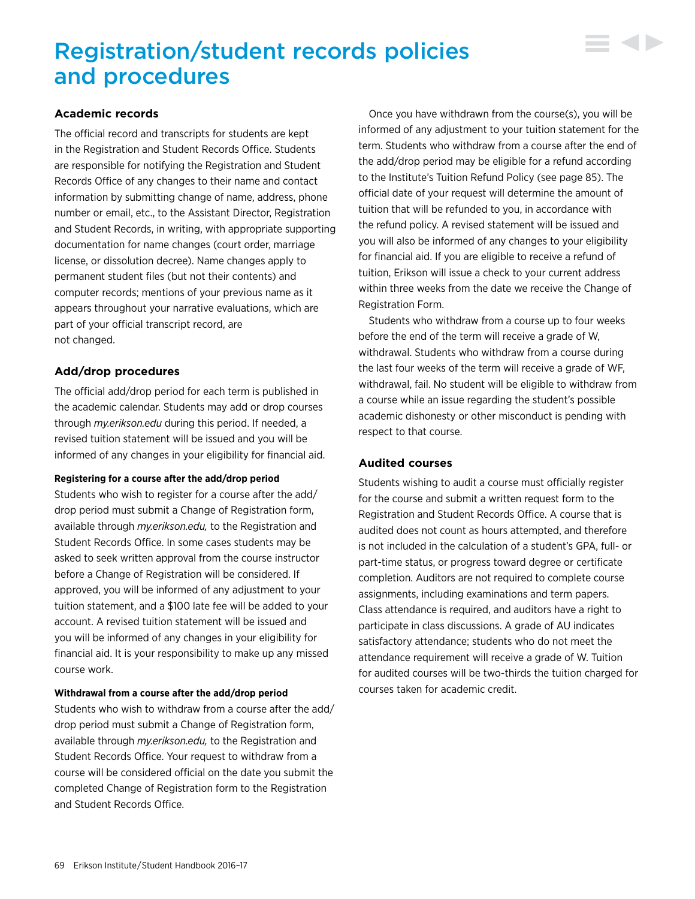# Registration/student records policies and procedures

## Academic records

The official record and transcripts for students are kept in the Registration and Student Records Office. Students are responsible for notifying the Registration and Student Records Office of any changes to their name and contact information by submitting change of name, address, phone number or email, etc., to the Assistant Director, Registration and Student Records, in writing, with appropriate supporting documentation for name changes (court order, marriage license, or dissolution decree). Name changes apply to permanent student files (but not their contents) and computer records; mentions of your previous name as it appears throughout your narrative evaluations, which are part of your official transcript record, are not changed.

## Add/drop procedures

The official add/drop period for each term is published in the academic calendar. Students may add or drop courses through *my.erikson.edu* during this period. If needed, a revised tuition statement will be issued and you will be informed of any changes in your eligibility for financial aid.

**Registering for a course after the add/drop period**

Students who wish to register for a course after the add/drop period must submit a Change of Registration form, available through *my.erikson.edu,* to the Registration and Student Records Office. In some cases students may be asked to seek written approval from the course instructor before a Change of Registration will be considered. If approved, you will be informed of any adjustment to your tuition statement, and a $100 late fee will be added to your account. A revised tuition statement will be issued and you will be informed of any changes in your eligibility for financial aid. It is your responsibility to make up any missed course work.

**Withdrawal from a course after the add/drop period**

Students who wish to withdraw from a course after the add/drop period must submit a Change of Registration form, available through *my.erikson.edu,* to the Registration and Student Records Office. Your request to withdraw from a course will be considered official on the date you submit the completed Change of Registration form to the Registration and Student Records Office.

Once you have withdrawn from the course(s), you will be informed of any adjustment to your tuition statement for the term. Students who withdraw from a course after the end of the add/drop period may be eligible for a refund according to the Institute's Tuition Refund Policy (see page 85). The official date of your request will determine the amount of tuition that will be refunded to you, in accordance with the refund policy. A revised statement will be issued and you will also be informed of any changes to your eligibility for financial aid. If you are eligible to receive a refund of tuition, Erikson will issue a check to your current address within three weeks from the date we receive the Change of Registration Form.

Students who withdraw from a course up to four weeks before the end of the term will receive a grade of W, withdrawal. Students who withdraw from a course during the last four weeks of the term will receive a grade of WF, withdrawal, fail. No student will be eligible to withdraw from a course while an issue regarding the student's possible academic dishonesty or other misconduct is pending with respect to that course.

## Audited courses

Students wishing to audit a course must officially register for the course and submit a written request form to the Registration and Student Records Office. A course that is audited does not count as hours attempted, and therefore is not included in the calculation of a student's GPA, full- or part-time status, or progress toward degree or certificate completion. Auditors are not required to complete course assignments, including examinations and term papers. Class attendance is required, and auditors have a right to participate in class discussions. A grade of AU indicates satisfactory attendance; students who do not meet the attendance requirement will receive a grade of W. Tuition for audited courses will be two-thirds the tuition charged for courses taken for academic credit.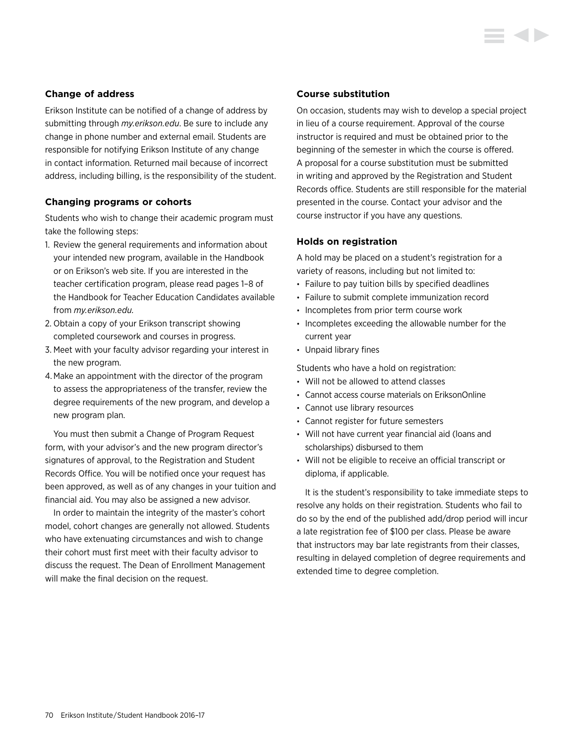### Change of address

Erikson Institute can be notified of a change of address by submitting through *my.erikson.edu*. Be sure to include any change in phone number and external email. Students are responsible for notifying Erikson Institute of any change in contact information. Returned mail because of incorrect address, including billing, is the responsibility of the student.

### Changing programs or cohorts

Students who wish to change their academic program must take the following steps:

1. Review the general requirements and information about your intended new program, available in the Handbook or on Erikson's web site. If you are interested in the teacher certification program, please read pages 1–8 of the Handbook for Teacher Education Candidates available from *my.erikson.edu.*
2. Obtain a copy of your Erikson transcript showing completed coursework and courses in progress.
3. Meet with your faculty advisor regarding your interest in the new program.
4. Make an appointment with the director of the program to assess the appropriateness of the transfer, review the degree requirements of the new program, and develop a new program plan.

You must then submit a Change of Program Request form, with your advisor's and the new program director's signatures of approval, to the Registration and Student Records Office. You will be notified once your request has been approved, as well as of any changes in your tuition and financial aid. You may also be assigned a new advisor.

In order to maintain the integrity of the master's cohort model, cohort changes are generally not allowed. Students who have extenuating circumstances and wish to change their cohort must first meet with their faculty advisor to discuss the request. The Dean of Enrollment Management will make the final decision on the request.

### Course substitution

On occasion, students may wish to develop a special project in lieu of a course requirement. Approval of the course instructor is required and must be obtained prior to the beginning of the semester in which the course is offered. A proposal for a course substitution must be submitted in writing and approved by the Registration and Student Records office. Students are still responsible for the material presented in the course. Contact your advisor and the course instructor if you have any questions.

### Holds on registration

A hold may be placed on a student's registration for a variety of reasons, including but not limited to:

- Failure to pay tuition bills by specified deadlines
- Failure to submit complete immunization record
- Incompletes from prior term course work
- Incompletes exceeding the allowable number for the current year
- Unpaid library fines

Students who have a hold on registration:

- Will not be allowed to attend classes
- Cannot access course materials on EriksonOnline
- Cannot use library resources
- Cannot register for future semesters
- Will not have current year financial aid (loans and scholarships) disbursed to them
- Will not be eligible to receive an official transcript or diploma, if applicable.

It is the student's responsibility to take immediate steps to resolve any holds on their registration. Students who fail to do so by the end of the published add/drop period will incur a late registration fee of $100 per class. Please be aware that instructors may bar late registrants from their classes, resulting in delayed completion of degree requirements and extended time to degree completion.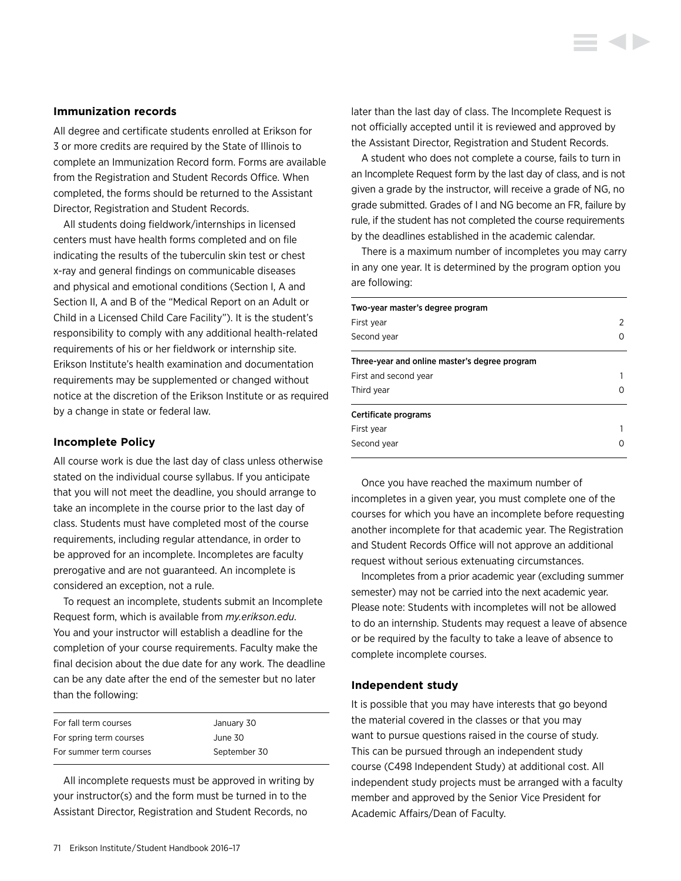### Immunization records

All degree and certificate students enrolled at Erikson for 3 or more credits are required by the State of Illinois to complete an Immunization Record form. Forms are available from the Registration and Student Records Office. When completed, the forms should be returned to the Assistant Director, Registration and Student Records.

All students doing fieldwork/internships in licensed centers must have health forms completed and on file indicating the results of the tuberculin skin test or chest x-ray and general findings on communicable diseases and physical and emotional conditions (Section I, A and Section II, A and B of the "Medical Report on an Adult or Child in a Licensed Child Care Facility"). It is the student's responsibility to comply with any additional health-related requirements of his or her fieldwork or internship site. Erikson Institute's health examination and documentation requirements may be supplemented or changed without notice at the discretion of the Erikson Institute or as required by a change in state or federal law.

### Incomplete Policy

All course work is due the last day of class unless otherwise stated on the individual course syllabus. If you anticipate that you will not meet the deadline, you should arrange to take an incomplete in the course prior to the last day of class. Students must have completed most of the course requirements, including regular attendance, in order to be approved for an incomplete. Incompletes are faculty prerogative and are not guaranteed. An incomplete is considered an exception, not a rule.

To request an incomplete, students submit an Incomplete Request form, which is available from *my.erikson.edu*. You and your instructor will establish a deadline for the completion of your course requirements. Faculty make the final decision about the due date for any work. The deadline can be any date after the end of the semester but no later than the following:

| | |
|---|---|
| For fall term courses | January 30 |
| For spring term courses | June 30 |
| For summer term courses | September 30 |

All incomplete requests must be approved in writing by your instructor(s) and the form must be turned in to the Assistant Director, Registration and Student Records, no later than the last day of class. The Incomplete Request is not officially accepted until it is reviewed and approved by the Assistant Director, Registration and Student Records.

A student who does not complete a course, fails to turn in an Incomplete Request form by the last day of class, and is not given a grade by the instructor, will receive a grade of NG, no grade submitted. Grades of I and NG become an FR, failure by rule, if the student has not completed the course requirements by the deadlines established in the academic calendar.

There is a maximum number of incompletes you may carry in any one year. It is determined by the program option you are following:

| | |
|---|---|
| **Two-year master's degree program** | |
| First year | 2 |
| Second year | 0 |
| **Three-year and online master's degree program** | |
| First and second year | 1 |
| Third year | 0 |
| **Certificate programs** | |
| First year | 1 |
| Second year | 0 |

Once you have reached the maximum number of incompletes in a given year, you must complete one of the courses for which you have an incomplete before requesting another incomplete for that academic year. The Registration and Student Records Office will not approve an additional request without serious extenuating circumstances.

Incompletes from a prior academic year (excluding summer semester) may not be carried into the next academic year. Please note: Students with incompletes will not be allowed to do an internship. Students may request a leave of absence or be required by the faculty to take a leave of absence to complete incomplete courses.

### Independent study

It is possible that you may have interests that go beyond the material covered in the classes or that you may want to pursue questions raised in the course of study. This can be pursued through an independent study course (C498 Independent Study) at additional cost. All independent study projects must be arranged with a faculty member and approved by the Senior Vice President for Academic Affairs/Dean of Faculty.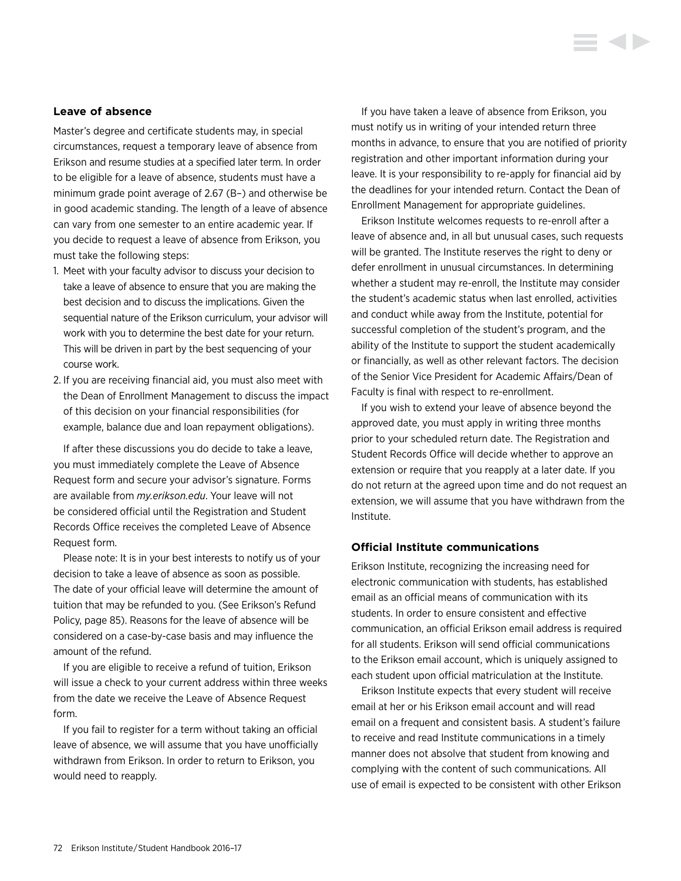### Leave of absence

Master's degree and certificate students may, in special circumstances, request a temporary leave of absence from Erikson and resume studies at a specified later term. In order to be eligible for a leave of absence, students must have a minimum grade point average of 2.67 (B–) and otherwise be in good academic standing. The length of a leave of absence can vary from one semester to an entire academic year. If you decide to request a leave of absence from Erikson, you must take the following steps:

1. Meet with your faculty advisor to discuss your decision to take a leave of absence to ensure that you are making the best decision and to discuss the implications. Given the sequential nature of the Erikson curriculum, your advisor will work with you to determine the best date for your return. This will be driven in part by the best sequencing of your course work.
2. If you are receiving financial aid, you must also meet with the Dean of Enrollment Management to discuss the impact of this decision on your financial responsibilities (for example, balance due and loan repayment obligations).

If after these discussions you do decide to take a leave, you must immediately complete the Leave of Absence Request form and secure your advisor's signature. Forms are available from *my.erikson.edu*. Your leave will not be considered official until the Registration and Student Records Office receives the completed Leave of Absence Request form.

Please note: It is in your best interests to notify us of your decision to take a leave of absence as soon as possible. The date of your official leave will determine the amount of tuition that may be refunded to you. (See Erikson's Refund Policy, page 85). Reasons for the leave of absence will be considered on a case-by-case basis and may influence the amount of the refund.

If you are eligible to receive a refund of tuition, Erikson will issue a check to your current address within three weeks from the date we receive the Leave of Absence Request form.

If you fail to register for a term without taking an official leave of absence, we will assume that you have unofficially withdrawn from Erikson. In order to return to Erikson, you would need to reapply.

If you have taken a leave of absence from Erikson, you must notify us in writing of your intended return three months in advance, to ensure that you are notified of priority registration and other important information during your leave. It is your responsibility to re-apply for financial aid by the deadlines for your intended return. Contact the Dean of Enrollment Management for appropriate guidelines.

Erikson Institute welcomes requests to re-enroll after a leave of absence and, in all but unusual cases, such requests will be granted. The Institute reserves the right to deny or defer enrollment in unusual circumstances. In determining whether a student may re-enroll, the Institute may consider the student's academic status when last enrolled, activities and conduct while away from the Institute, potential for successful completion of the student's program, and the ability of the Institute to support the student academically or financially, as well as other relevant factors. The decision of the Senior Vice President for Academic Affairs/Dean of Faculty is final with respect to re-enrollment.

If you wish to extend your leave of absence beyond the approved date, you must apply in writing three months prior to your scheduled return date. The Registration and Student Records Office will decide whether to approve an extension or require that you reapply at a later date. If you do not return at the agreed upon time and do not request an extension, we will assume that you have withdrawn from the Institute.

### Official Institute communications

Erikson Institute, recognizing the increasing need for electronic communication with students, has established email as an official means of communication with its students. In order to ensure consistent and effective communication, an official Erikson email address is required for all students. Erikson will send official communications to the Erikson email account, which is uniquely assigned to each student upon official matriculation at the Institute.

Erikson Institute expects that every student will receive email at her or his Erikson email account and will read email on a frequent and consistent basis. A student's failure to receive and read Institute communications in a timely manner does not absolve that student from knowing and complying with the content of such communications. All use of email is expected to be consistent with other Erikson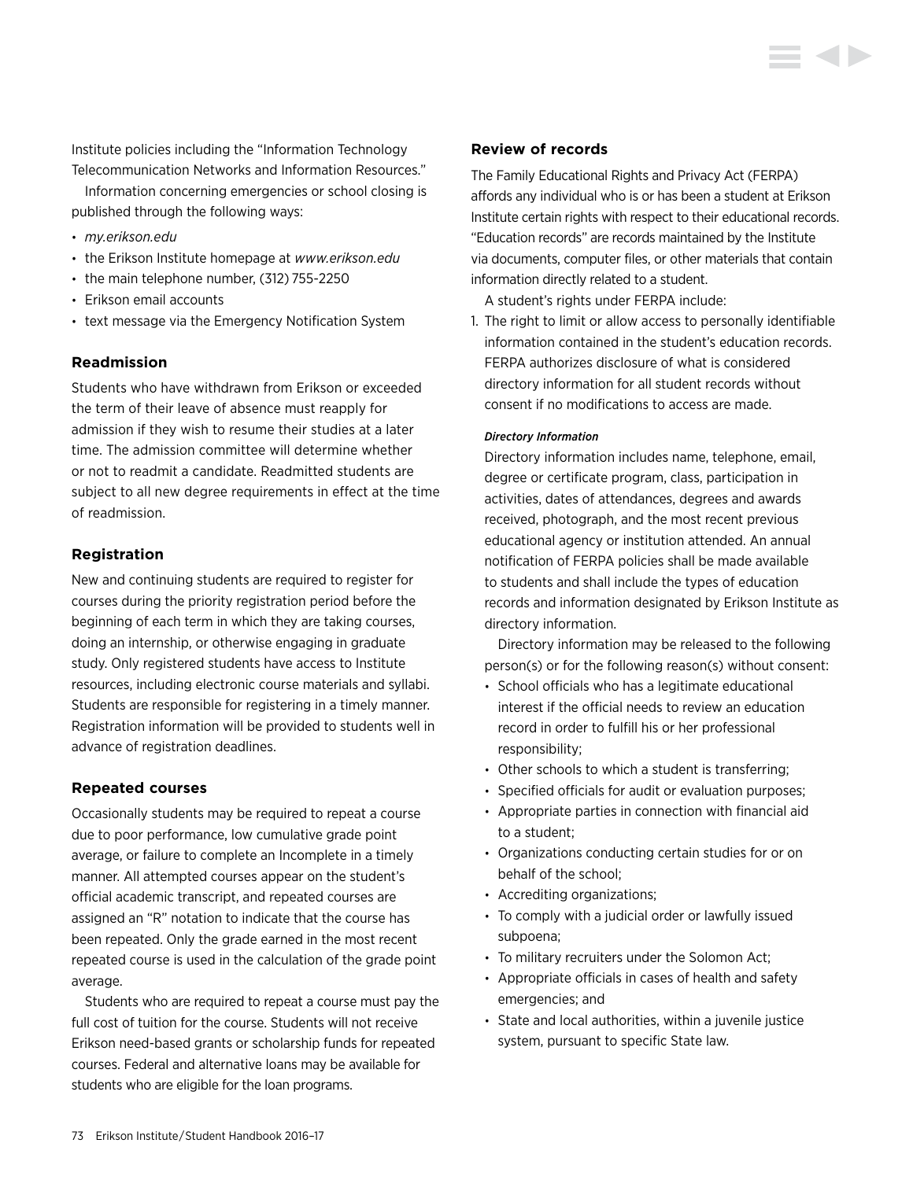Institute policies including the "Information Technology Telecommunication Networks and Information Resources."

Information concerning emergencies or school closing is published through the following ways:

- *my.erikson.edu*
- the Erikson Institute homepage at *www.erikson.edu*
- the main telephone number, (312) 755-2250
- Erikson email accounts
- text message via the Emergency Notification System

### Readmission

Students who have withdrawn from Erikson or exceeded the term of their leave of absence must reapply for admission if they wish to resume their studies at a later time. The admission committee will determine whether or not to readmit a candidate. Readmitted students are subject to all new degree requirements in effect at the time of readmission.

### Registration

New and continuing students are required to register for courses during the priority registration period before the beginning of each term in which they are taking courses, doing an internship, or otherwise engaging in graduate study. Only registered students have access to Institute resources, including electronic course materials and syllabi. Students are responsible for registering in a timely manner. Registration information will be provided to students well in advance of registration deadlines.

### Repeated courses

Occasionally students may be required to repeat a course due to poor performance, low cumulative grade point average, or failure to complete an Incomplete in a timely manner. All attempted courses appear on the student's official academic transcript, and repeated courses are assigned an "R" notation to indicate that the course has been repeated. Only the grade earned in the most recent repeated course is used in the calculation of the grade point average.

Students who are required to repeat a course must pay the full cost of tuition for the course. Students will not receive Erikson need-based grants or scholarship funds for repeated courses. Federal and alternative loans may be available for students who are eligible for the loan programs.

### Review of records

The Family Educational Rights and Privacy Act (FERPA) affords any individual who is or has been a student at Erikson Institute certain rights with respect to their educational records. "Education records" are records maintained by the Institute via documents, computer files, or other materials that contain information directly related to a student.

A student's rights under FERPA include:

1. The right to limit or allow access to personally identifiable information contained in the student's education records. FERPA authorizes disclosure of what is considered directory information for all student records without consent if no modifications to access are made.

   ***Directory Information***

   Directory information includes name, telephone, email, degree or certificate program, class, participation in activities, dates of attendances, degrees and awards received, photograph, and the most recent previous educational agency or institution attended. An annual notification of FERPA policies shall be made available to students and shall include the types of education records and information designated by Erikson Institute as directory information.

   Directory information may be released to the following person(s) or for the following reason(s) without consent:

   - School officials who has a legitimate educational interest if the official needs to review an education record in order to fulfill his or her professional responsibility;
   - Other schools to which a student is transferring;
   - Specified officials for audit or evaluation purposes;
   - Appropriate parties in connection with financial aid to a student;
   - Organizations conducting certain studies for or on behalf of the school;
   - Accrediting organizations;
   - To comply with a judicial order or lawfully issued subpoena;
   - To military recruiters under the Solomon Act;
   - Appropriate officials in cases of health and safety emergencies; and
   - State and local authorities, within a juvenile justice system, pursuant to specific State law.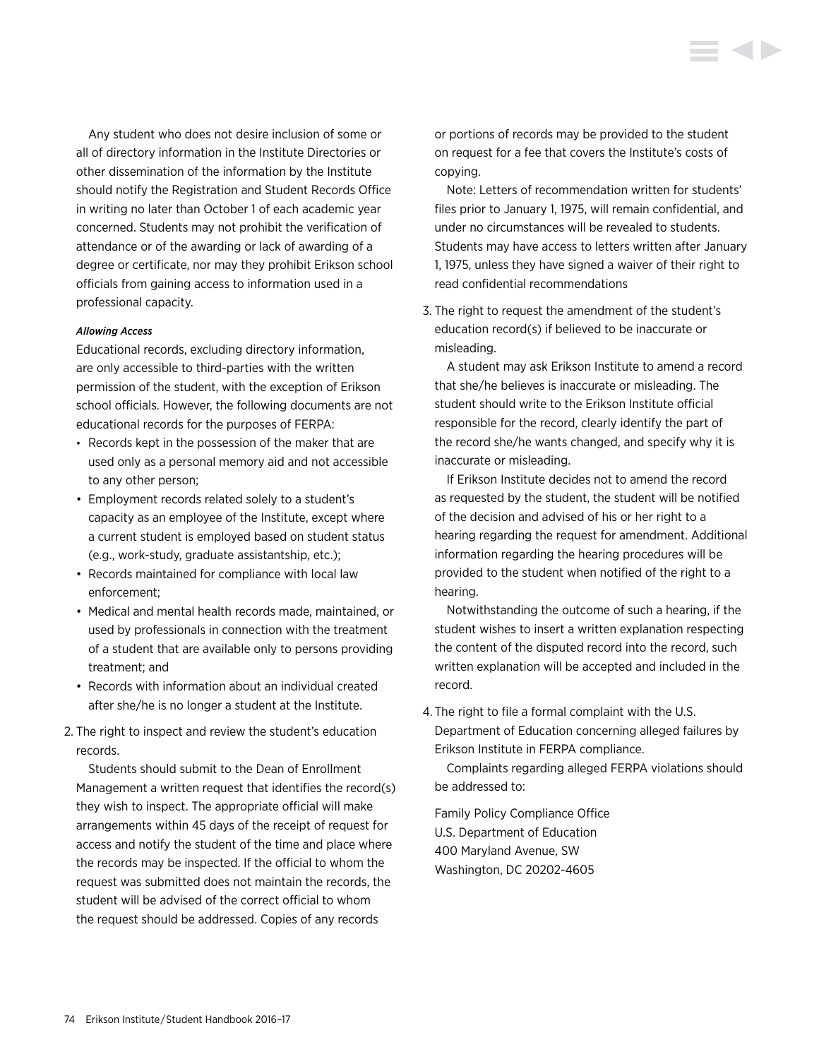Any student who does not desire inclusion of some or all of directory information in the Institute Directories or other dissemination of the information by the Institute should notify the Registration and Student Records Office in writing no later than October 1 of each academic year concerned. Students may not prohibit the verification of attendance or of the awarding or lack of awarding of a degree or certificate, nor may they prohibit Erikson school officials from gaining access to information used in a professional capacity.

***Allowing Access***

Educational records, excluding directory information, are only accessible to third-parties with the written permission of the student, with the exception of Erikson school officials. However, the following documents are not educational records for the purposes of FERPA:

- Records kept in the possession of the maker that are used only as a personal memory aid and not accessible to any other person;
- Employment records related solely to a student's capacity as an employee of the Institute, except where a current student is employed based on student status (e.g., work-study, graduate assistantship, etc.);
- Records maintained for compliance with local law enforcement;
- Medical and mental health records made, maintained, or used by professionals in connection with the treatment of a student that are available only to persons providing treatment; and
- Records with information about an individual created after she/he is no longer a student at the Institute.

2. The right to inspect and review the student's education records.

   Students should submit to the Dean of Enrollment Management a written request that identifies the record(s) they wish to inspect. The appropriate official will make arrangements within 45 days of the receipt of request for access and notify the student of the time and place where the records may be inspected. If the official to whom the request was submitted does not maintain the records, the student will be advised of the correct official to whom the request should be addressed. Copies of any records or portions of records may be provided to the student on request for a fee that covers the Institute's costs of copying.

   Note: Letters of recommendation written for students' files prior to January 1, 1975, will remain confidential, and under no circumstances will be revealed to students. Students may have access to letters written after January 1, 1975, unless they have signed a waiver of their right to read confidential recommendations

3. The right to request the amendment of the student's education record(s) if believed to be inaccurate or misleading.

   A student may ask Erikson Institute to amend a record that she/he believes is inaccurate or misleading. The student should write to the Erikson Institute official responsible for the record, clearly identify the part of the record she/he wants changed, and specify why it is inaccurate or misleading.

   If Erikson Institute decides not to amend the record as requested by the student, the student will be notified of the decision and advised of his or her right to a hearing regarding the request for amendment. Additional information regarding the hearing procedures will be provided to the student when notified of the right to a hearing.

   Notwithstanding the outcome of such a hearing, if the student wishes to insert a written explanation respecting the content of the disputed record into the record, such written explanation will be accepted and included in the record.

4. The right to file a formal complaint with the U.S. Department of Education concerning alleged failures by Erikson Institute in FERPA compliance.

   Complaints regarding alleged FERPA violations should be addressed to:

   Family Policy Compliance Office
   U.S. Department of Education
   400 Maryland Avenue, SW
   Washington, DC 20202-4605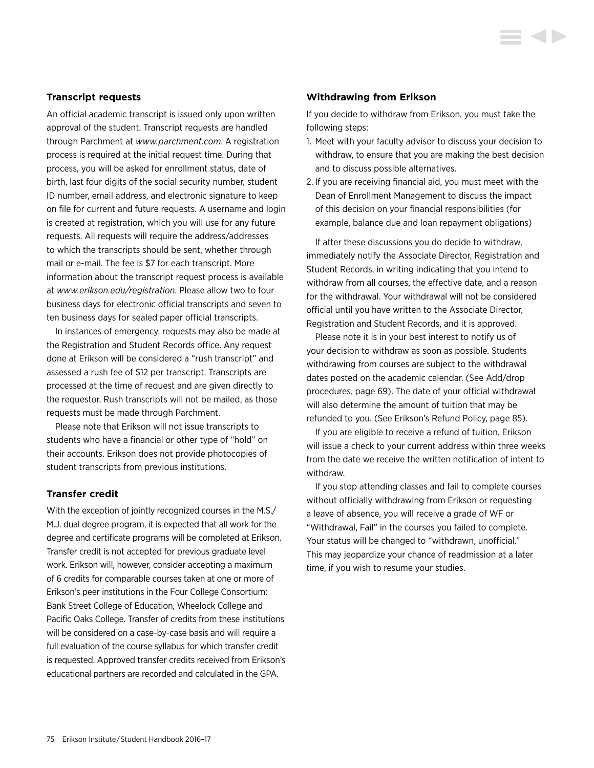### Transcript requests

An official academic transcript is issued only upon written approval of the student. Transcript requests are handled through Parchment at *www.parchment.com*. A registration process is required at the initial request time. During that process, you will be asked for enrollment status, date of birth, last four digits of the social security number, student ID number, email address, and electronic signature to keep on file for current and future requests. A username and login is created at registration, which you will use for any future requests. All requests will require the address/addresses to which the transcripts should be sent, whether through mail or e-mail. The fee is $7 for each transcript. More information about the transcript request process is available at *www.erikson.edu/registration*. Please allow two to four business days for electronic official transcripts and seven to ten business days for sealed paper official transcripts.

In instances of emergency, requests may also be made at the Registration and Student Records office. Any request done at Erikson will be considered a "rush transcript" and assessed a rush fee of $12 per transcript. Transcripts are processed at the time of request and are given directly to the requestor. Rush transcripts will not be mailed, as those requests must be made through Parchment.

Please note that Erikson will not issue transcripts to students who have a financial or other type of "hold" on their accounts. Erikson does not provide photocopies of student transcripts from previous institutions.

### Transfer credit

With the exception of jointly recognized courses in the M.S./M.J. dual degree program, it is expected that all work for the degree and certificate programs will be completed at Erikson. Transfer credit is not accepted for previous graduate level work. Erikson will, however, consider accepting a maximum of 6 credits for comparable courses taken at one or more of Erikson's peer institutions in the Four College Consortium: Bank Street College of Education, Wheelock College and Pacific Oaks College. Transfer of credits from these institutions will be considered on a case-by-case basis and will require a full evaluation of the course syllabus for which transfer credit is requested. Approved transfer credits received from Erikson's educational partners are recorded and calculated in the GPA.

### Withdrawing from Erikson

If you decide to withdraw from Erikson, you must take the following steps:

1. Meet with your faculty advisor to discuss your decision to withdraw, to ensure that you are making the best decision and to discuss possible alternatives.
2. If you are receiving financial aid, you must meet with the Dean of Enrollment Management to discuss the impact of this decision on your financial responsibilities (for example, balance due and loan repayment obligations)

If after these discussions you do decide to withdraw, immediately notify the Associate Director, Registration and Student Records, in writing indicating that you intend to withdraw from all courses, the effective date, and a reason for the withdrawal. Your withdrawal will not be considered official until you have written to the Associate Director, Registration and Student Records, and it is approved.

Please note it is in your best interest to notify us of your decision to withdraw as soon as possible. Students withdrawing from courses are subject to the withdrawal dates posted on the academic calendar. (See Add/drop procedures, page 69). The date of your official withdrawal will also determine the amount of tuition that may be refunded to you. (See Erikson's Refund Policy, page 85).

If you are eligible to receive a refund of tuition, Erikson will issue a check to your current address within three weeks from the date we receive the written notification of intent to withdraw.

If you stop attending classes and fail to complete courses without officially withdrawing from Erikson or requesting a leave of absence, you will receive a grade of WF or "Withdrawal, Fail" in the courses you failed to complete. Your status will be changed to "withdrawn, unofficial." This may jeopardize your chance of readmission at a later time, if you wish to resume your studies.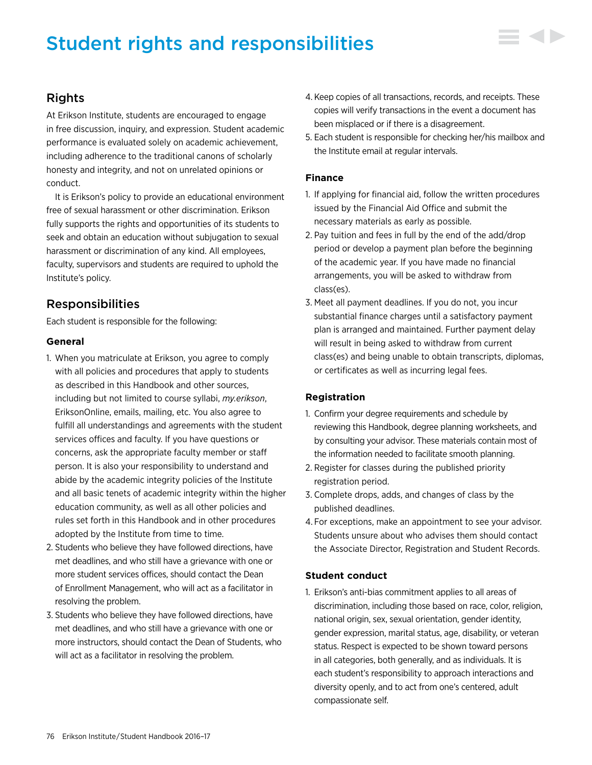# Student rights and responsibilities

## Rights

At Erikson Institute, students are encouraged to engage in free discussion, inquiry, and expression. Student academic performance is evaluated solely on academic achievement, including adherence to the traditional canons of scholarly honesty and integrity, and not on unrelated opinions or conduct.

It is Erikson's policy to provide an educational environment free of sexual harassment or other discrimination. Erikson fully supports the rights and opportunities of its students to seek and obtain an education without subjugation to sexual harassment or discrimination of any kind. All employees, faculty, supervisors and students are required to uphold the Institute's policy.

## Responsibilities

Each student is responsible for the following:

### General

1. When you matriculate at Erikson, you agree to comply with all policies and procedures that apply to students as described in this Handbook and other sources, including but not limited to course syllabi, *my.erikson*, EriksonOnline, emails, mailing, etc. You also agree to fulfill all understandings and agreements with the student services offices and faculty. If you have questions or concerns, ask the appropriate faculty member or staff person. It is also your responsibility to understand and abide by the academic integrity policies of the Institute and all basic tenets of academic integrity within the higher education community, as well as all other policies and rules set forth in this Handbook and in other procedures adopted by the Institute from time to time.
2. Students who believe they have followed directions, have met deadlines, and who still have a grievance with one or more student services offices, should contact the Dean of Enrollment Management, who will act as a facilitator in resolving the problem.
3. Students who believe they have followed directions, have met deadlines, and who still have a grievance with one or more instructors, should contact the Dean of Students, who will act as a facilitator in resolving the problem.
4. Keep copies of all transactions, records, and receipts. These copies will verify transactions in the event a document has been misplaced or if there is a disagreement.
5. Each student is responsible for checking her/his mailbox and the Institute email at regular intervals.

### Finance

1. If applying for financial aid, follow the written procedures issued by the Financial Aid Office and submit the necessary materials as early as possible.
2. Pay tuition and fees in full by the end of the add/drop period or develop a payment plan before the beginning of the academic year. If you have made no financial arrangements, you will be asked to withdraw from class(es).
3. Meet all payment deadlines. If you do not, you incur substantial finance charges until a satisfactory payment plan is arranged and maintained. Further payment delay will result in being asked to withdraw from current class(es) and being unable to obtain transcripts, diplomas, or certificates as well as incurring legal fees.

### Registration

1. Confirm your degree requirements and schedule by reviewing this Handbook, degree planning worksheets, and by consulting your advisor. These materials contain most of the information needed to facilitate smooth planning.
2. Register for classes during the published priority registration period.
3. Complete drops, adds, and changes of class by the published deadlines.
4. For exceptions, make an appointment to see your advisor. Students unsure about who advises them should contact the Associate Director, Registration and Student Records.

### Student conduct

1. Erikson's anti-bias commitment applies to all areas of discrimination, including those based on race, color, religion, national origin, sex, sexual orientation, gender identity, gender expression, marital status, age, disability, or veteran status. Respect is expected to be shown toward persons in all categories, both generally, and as individuals. It is each student's responsibility to approach interactions and diversity openly, and to act from one's centered, adult compassionate self.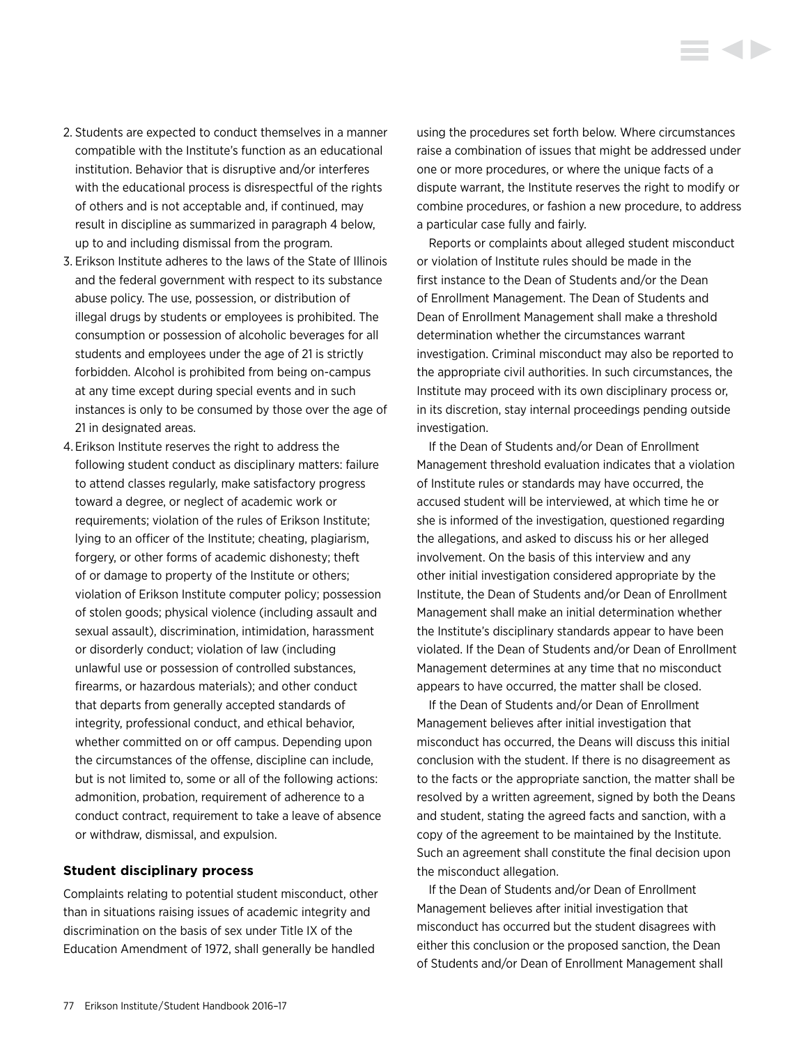2. Students are expected to conduct themselves in a manner compatible with the Institute's function as an educational institution. Behavior that is disruptive and/or interferes with the educational process is disrespectful of the rights of others and is not acceptable and, if continued, may result in discipline as summarized in paragraph 4 below, up to and including dismissal from the program.
3. Erikson Institute adheres to the laws of the State of Illinois and the federal government with respect to its substance abuse policy. The use, possession, or distribution of illegal drugs by students or employees is prohibited. The consumption or possession of alcoholic beverages for all students and employees under the age of 21 is strictly forbidden. Alcohol is prohibited from being on-campus at any time except during special events and in such instances is only to be consumed by those over the age of 21 in designated areas.
4. Erikson Institute reserves the right to address the following student conduct as disciplinary matters: failure to attend classes regularly, make satisfactory progress toward a degree, or neglect of academic work or requirements; violation of the rules of Erikson Institute; lying to an officer of the Institute; cheating, plagiarism, forgery, or other forms of academic dishonesty; theft of or damage to property of the Institute or others; violation of Erikson Institute computer policy; possession of stolen goods; physical violence (including assault and sexual assault), discrimination, intimidation, harassment or disorderly conduct; violation of law (including unlawful use or possession of controlled substances, firearms, or hazardous materials); and other conduct that departs from generally accepted standards of integrity, professional conduct, and ethical behavior, whether committed on or off campus. Depending upon the circumstances of the offense, discipline can include, but is not limited to, some or all of the following actions: admonition, probation, requirement of adherence to a conduct contract, requirement to take a leave of absence or withdraw, dismissal, and expulsion.

### Student disciplinary process

Complaints relating to potential student misconduct, other than in situations raising issues of academic integrity and discrimination on the basis of sex under Title IX of the Education Amendment of 1972, shall generally be handled using the procedures set forth below. Where circumstances raise a combination of issues that might be addressed under one or more procedures, or where the unique facts of a dispute warrant, the Institute reserves the right to modify or combine procedures, or fashion a new procedure, to address a particular case fully and fairly.

Reports or complaints about alleged student misconduct or violation of Institute rules should be made in the first instance to the Dean of Students and/or the Dean of Enrollment Management. The Dean of Students and Dean of Enrollment Management shall make a threshold determination whether the circumstances warrant investigation. Criminal misconduct may also be reported to the appropriate civil authorities. In such circumstances, the Institute may proceed with its own disciplinary process or, in its discretion, stay internal proceedings pending outside investigation.

If the Dean of Students and/or Dean of Enrollment Management threshold evaluation indicates that a violation of Institute rules or standards may have occurred, the accused student will be interviewed, at which time he or she is informed of the investigation, questioned regarding the allegations, and asked to discuss his or her alleged involvement. On the basis of this interview and any other initial investigation considered appropriate by the Institute, the Dean of Students and/or Dean of Enrollment Management shall make an initial determination whether the Institute's disciplinary standards appear to have been violated. If the Dean of Students and/or Dean of Enrollment Management determines at any time that no misconduct appears to have occurred, the matter shall be closed.

If the Dean of Students and/or Dean of Enrollment Management believes after initial investigation that misconduct has occurred, the Deans will discuss this initial conclusion with the student. If there is no disagreement as to the facts or the appropriate sanction, the matter shall be resolved by a written agreement, signed by both the Deans and student, stating the agreed facts and sanction, with a copy of the agreement to be maintained by the Institute. Such an agreement shall constitute the final decision upon the misconduct allegation.

If the Dean of Students and/or Dean of Enrollment Management believes after initial investigation that misconduct has occurred but the student disagrees with either this conclusion or the proposed sanction, the Dean of Students and/or Dean of Enrollment Management shall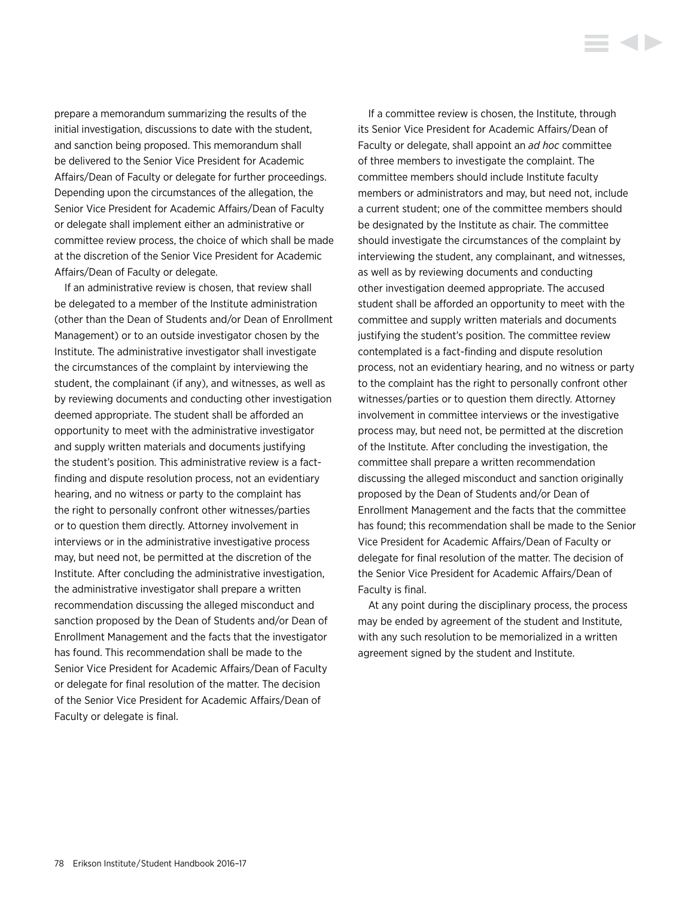prepare a memorandum summarizing the results of the initial investigation, discussions to date with the student, and sanction being proposed. This memorandum shall be delivered to the Senior Vice President for Academic Affairs/Dean of Faculty or delegate for further proceedings. Depending upon the circumstances of the allegation, the Senior Vice President for Academic Affairs/Dean of Faculty or delegate shall implement either an administrative or committee review process, the choice of which shall be made at the discretion of the Senior Vice President for Academic Affairs/Dean of Faculty or delegate.

If an administrative review is chosen, that review shall be delegated to a member of the Institute administration (other than the Dean of Students and/or Dean of Enrollment Management) or to an outside investigator chosen by the Institute. The administrative investigator shall investigate the circumstances of the complaint by interviewing the student, the complainant (if any), and witnesses, as well as by reviewing documents and conducting other investigation deemed appropriate. The student shall be afforded an opportunity to meet with the administrative investigator and supply written materials and documents justifying the student's position. This administrative review is a fact-finding and dispute resolution process, not an evidentiary hearing, and no witness or party to the complaint has the right to personally confront other witnesses/parties or to question them directly. Attorney involvement in interviews or in the administrative investigative process may, but need not, be permitted at the discretion of the Institute. After concluding the administrative investigation, the administrative investigator shall prepare a written recommendation discussing the alleged misconduct and sanction proposed by the Dean of Students and/or Dean of Enrollment Management and the facts that the investigator has found. This recommendation shall be made to the Senior Vice President for Academic Affairs/Dean of Faculty or delegate for final resolution of the matter. The decision of the Senior Vice President for Academic Affairs/Dean of Faculty or delegate is final.

If a committee review is chosen, the Institute, through its Senior Vice President for Academic Affairs/Dean of Faculty or delegate, shall appoint an *ad hoc* committee of three members to investigate the complaint. The committee members should include Institute faculty members or administrators and may, but need not, include a current student; one of the committee members should be designated by the Institute as chair. The committee should investigate the circumstances of the complaint by interviewing the student, any complainant, and witnesses, as well as by reviewing documents and conducting other investigation deemed appropriate. The accused student shall be afforded an opportunity to meet with the committee and supply written materials and documents justifying the student's position. The committee review contemplated is a fact-finding and dispute resolution process, not an evidentiary hearing, and no witness or party to the complaint has the right to personally confront other witnesses/parties or to question them directly. Attorney involvement in committee interviews or the investigative process may, but need not, be permitted at the discretion of the Institute. After concluding the investigation, the committee shall prepare a written recommendation discussing the alleged misconduct and sanction originally proposed by the Dean of Students and/or Dean of Enrollment Management and the facts that the committee has found; this recommendation shall be made to the Senior Vice President for Academic Affairs/Dean of Faculty or delegate for final resolution of the matter. The decision of the Senior Vice President for Academic Affairs/Dean of Faculty is final.

At any point during the disciplinary process, the process may be ended by agreement of the student and Institute, with any such resolution to be memorialized in a written agreement signed by the student and Institute.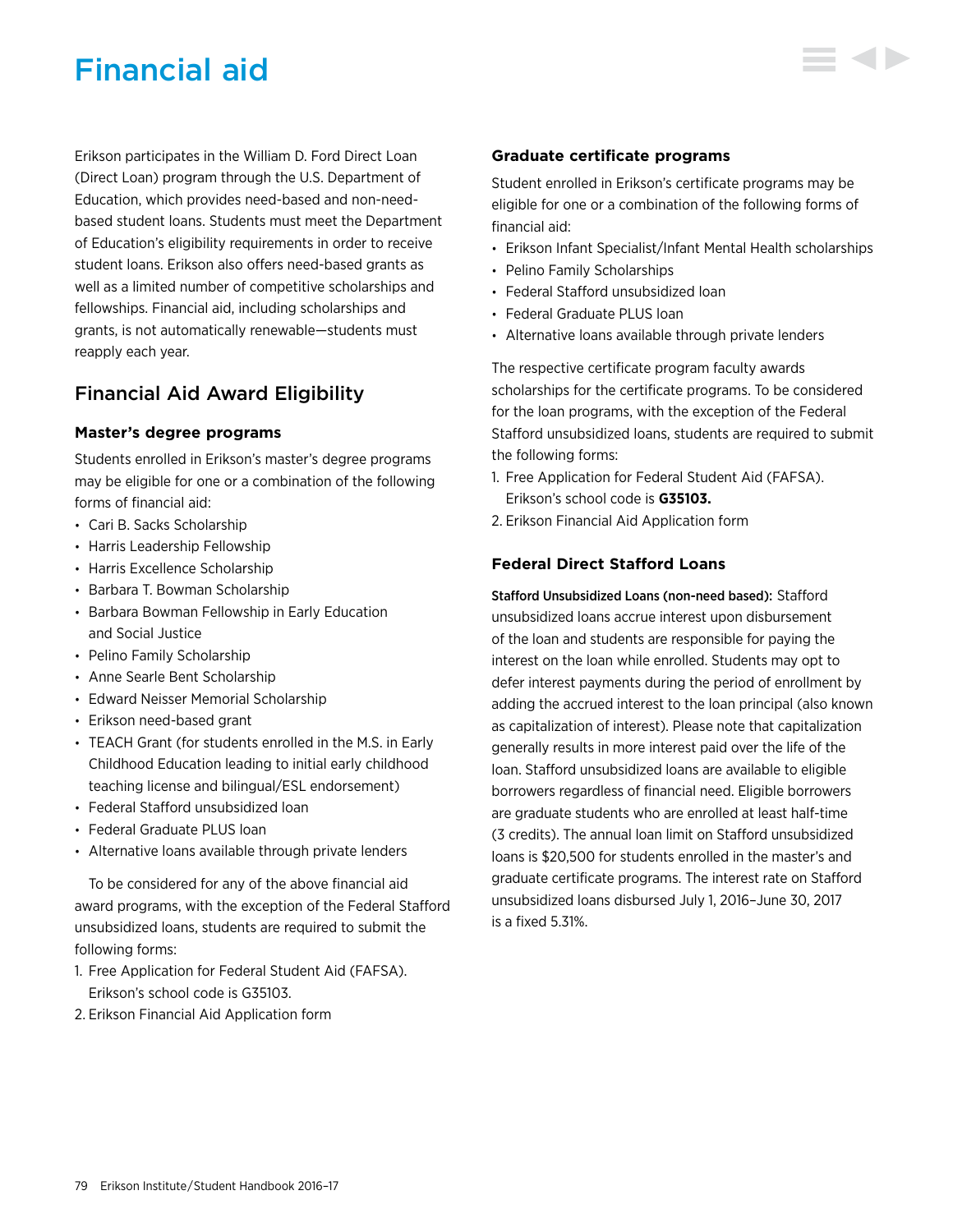# Financial aid

Erikson participates in the William D. Ford Direct Loan (Direct Loan) program through the U.S. Department of Education, which provides need-based and non-need-based student loans. Students must meet the Department of Education's eligibility requirements in order to receive student loans. Erikson also offers need-based grants as well as a limited number of competitive scholarships and fellowships. Financial aid, including scholarships and grants, is not automatically renewable—students must reapply each year.

## Financial Aid Award Eligibility

### Master's degree programs

Students enrolled in Erikson's master's degree programs may be eligible for one or a combination of the following forms of financial aid:

- Cari B. Sacks Scholarship
- Harris Leadership Fellowship
- Harris Excellence Scholarship
- Barbara T. Bowman Scholarship
- Barbara Bowman Fellowship in Early Education and Social Justice
- Pelino Family Scholarship
- Anne Searle Bent Scholarship
- Edward Neisser Memorial Scholarship
- Erikson need-based grant
- TEACH Grant (for students enrolled in the M.S. in Early Childhood Education leading to initial early childhood teaching license and bilingual/ESL endorsement)
- Federal Stafford unsubsidized loan
- Federal Graduate PLUS loan
- Alternative loans available through private lenders

To be considered for any of the above financial aid award programs, with the exception of the Federal Stafford unsubsidized loans, students are required to submit the following forms:

1. Free Application for Federal Student Aid (FAFSA). Erikson's school code is G35103.
2. Erikson Financial Aid Application form

### Graduate certificate programs

Student enrolled in Erikson's certificate programs may be eligible for one or a combination of the following forms of financial aid:

- Erikson Infant Specialist/Infant Mental Health scholarships
- Pelino Family Scholarships
- Federal Stafford unsubsidized loan
- Federal Graduate PLUS loan
- Alternative loans available through private lenders

The respective certificate program faculty awards scholarships for the certificate programs. To be considered for the loan programs, with the exception of the Federal Stafford unsubsidized loans, students are required to submit the following forms:

1. Free Application for Federal Student Aid (FAFSA). Erikson's school code is **G35103.**
2. Erikson Financial Aid Application form

### Federal Direct Stafford Loans

**Stafford Unsubsidized Loans (non-need based):** Stafford unsubsidized loans accrue interest upon disbursement of the loan and students are responsible for paying the interest on the loan while enrolled. Students may opt to defer interest payments during the period of enrollment by adding the accrued interest to the loan principal (also known as capitalization of interest). Please note that capitalization generally results in more interest paid over the life of the loan. Stafford unsubsidized loans are available to eligible borrowers regardless of financial need. Eligible borrowers are graduate students who are enrolled at least half-time (3 credits). The annual loan limit on Stafford unsubsidized loans is $20,500 for students enrolled in the master's and graduate certificate programs. The interest rate on Stafford unsubsidized loans disbursed July 1, 2016–June 30, 2017 is a fixed 5.31%.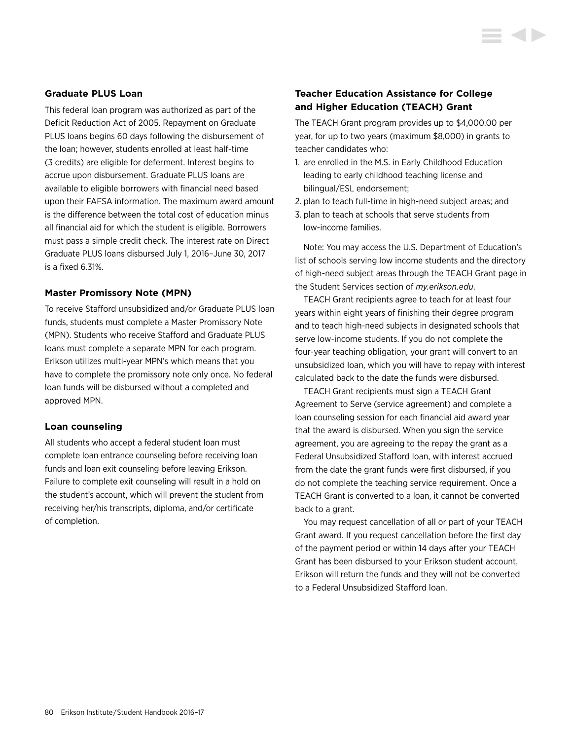### Graduate PLUS Loan

This federal loan program was authorized as part of the Deficit Reduction Act of 2005. Repayment on Graduate PLUS loans begins 60 days following the disbursement of the loan; however, students enrolled at least half-time (3 credits) are eligible for deferment. Interest begins to accrue upon disbursement. Graduate PLUS loans are available to eligible borrowers with financial need based upon their FAFSA information. The maximum award amount is the difference between the total cost of education minus all financial aid for which the student is eligible. Borrowers must pass a simple credit check. The interest rate on Direct Graduate PLUS loans disbursed July 1, 2016–June 30, 2017 is a fixed 6.31%.

### Master Promissory Note (MPN)

To receive Stafford unsubsidized and/or Graduate PLUS loan funds, students must complete a Master Promissory Note (MPN). Students who receive Stafford and Graduate PLUS loans must complete a separate MPN for each program. Erikson utilizes multi-year MPN's which means that you have to complete the promissory note only once. No federal loan funds will be disbursed without a completed and approved MPN.

### Loan counseling

All students who accept a federal student loan must complete loan entrance counseling before receiving loan funds and loan exit counseling before leaving Erikson. Failure to complete exit counseling will result in a hold on the student's account, which will prevent the student from receiving her/his transcripts, diploma, and/or certificate of completion.

### Teacher Education Assistance for College and Higher Education (TEACH) Grant

The TEACH Grant program provides up to $4,000.00 per year, for up to two years (maximum $8,000) in grants to teacher candidates who:

1. are enrolled in the M.S. in Early Childhood Education leading to early childhood teaching license and bilingual/ESL endorsement;
2. plan to teach full-time in high-need subject areas; and
3. plan to teach at schools that serve students from low-income families.

Note: You may access the U.S. Department of Education's list of schools serving low income students and the directory of high-need subject areas through the TEACH Grant page in the Student Services section of *my.erikson.edu*.

TEACH Grant recipients agree to teach for at least four years within eight years of finishing their degree program and to teach high-need subjects in designated schools that serve low-income students. If you do not complete the four-year teaching obligation, your grant will convert to an unsubsidized loan, which you will have to repay with interest calculated back to the date the funds were disbursed.

TEACH Grant recipients must sign a TEACH Grant Agreement to Serve (service agreement) and complete a loan counseling session for each financial aid award year that the award is disbursed. When you sign the service agreement, you are agreeing to the repay the grant as a Federal Unsubsidized Stafford loan, with interest accrued from the date the grant funds were first disbursed, if you do not complete the teaching service requirement. Once a TEACH Grant is converted to a loan, it cannot be converted back to a grant.

You may request cancellation of all or part of your TEACH Grant award. If you request cancellation before the first day of the payment period or within 14 days after your TEACH Grant has been disbursed to your Erikson student account, Erikson will return the funds and they will not be converted to a Federal Unsubsidized Stafford loan.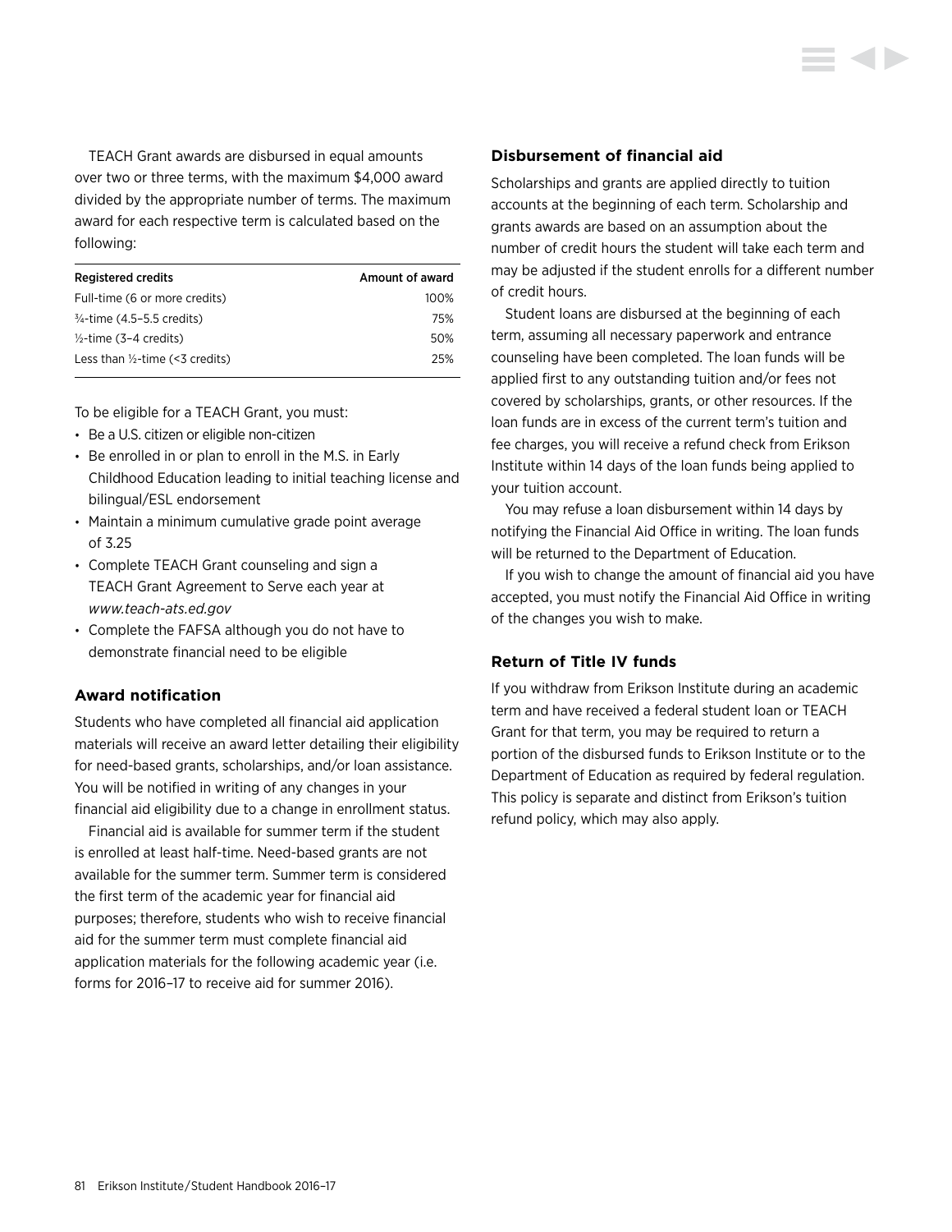TEACH Grant awards are disbursed in equal amounts over two or three terms, with the maximum $4,000 award divided by the appropriate number of terms. The maximum award for each respective term is calculated based on the following:

| Registered credits | Amount of award |
|---|---|
| Full-time (6 or more credits) | 100% |
| ¾-time (4.5–5.5 credits) | 75% |
| ½-time (3–4 credits) | 50% |
| Less than ½-time (<3 credits) | 25% |

To be eligible for a TEACH Grant, you must:

- Be a U.S. citizen or eligible non-citizen
- Be enrolled in or plan to enroll in the M.S. in Early Childhood Education leading to initial teaching license and bilingual/ESL endorsement
- Maintain a minimum cumulative grade point average of 3.25
- Complete TEACH Grant counseling and sign a TEACH Grant Agreement to Serve each year at *www.teach-ats.ed.gov*
- Complete the FAFSA although you do not have to demonstrate financial need to be eligible

### Award notification

Students who have completed all financial aid application materials will receive an award letter detailing their eligibility for need-based grants, scholarships, and/or loan assistance. You will be notified in writing of any changes in your financial aid eligibility due to a change in enrollment status.

Financial aid is available for summer term if the student is enrolled at least half-time. Need-based grants are not available for the summer term. Summer term is considered the first term of the academic year for financial aid purposes; therefore, students who wish to receive financial aid for the summer term must complete financial aid application materials for the following academic year (i.e. forms for 2016–17 to receive aid for summer 2016).

### Disbursement of financial aid

Scholarships and grants are applied directly to tuition accounts at the beginning of each term. Scholarship and grants awards are based on an assumption about the number of credit hours the student will take each term and may be adjusted if the student enrolls for a different number of credit hours.

Student loans are disbursed at the beginning of each term, assuming all necessary paperwork and entrance counseling have been completed. The loan funds will be applied first to any outstanding tuition and/or fees not covered by scholarships, grants, or other resources. If the loan funds are in excess of the current term's tuition and fee charges, you will receive a refund check from Erikson Institute within 14 days of the loan funds being applied to your tuition account.

You may refuse a loan disbursement within 14 days by notifying the Financial Aid Office in writing. The loan funds will be returned to the Department of Education.

If you wish to change the amount of financial aid you have accepted, you must notify the Financial Aid Office in writing of the changes you wish to make.

### Return of Title IV funds

If you withdraw from Erikson Institute during an academic term and have received a federal student loan or TEACH Grant for that term, you may be required to return a portion of the disbursed funds to Erikson Institute or to the Department of Education as required by federal regulation. This policy is separate and distinct from Erikson's tuition refund policy, which may also apply.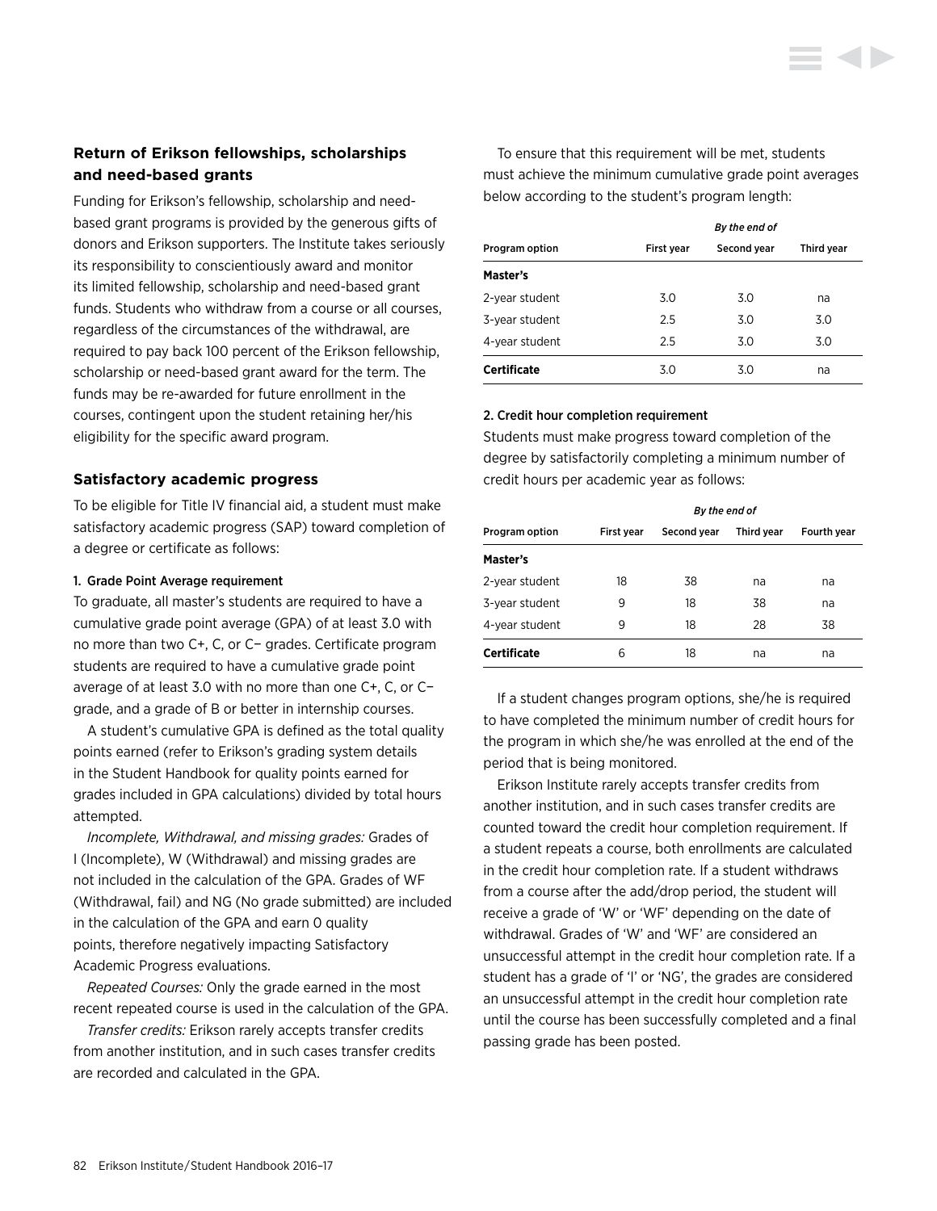## Return of Erikson fellowships, scholarships and need-based grants

Funding for Erikson's fellowship, scholarship and need-based grant programs is provided by the generous gifts of donors and Erikson supporters. The Institute takes seriously its responsibility to conscientiously award and monitor its limited fellowship, scholarship and need-based grant funds. Students who withdraw from a course or all courses, regardless of the circumstances of the withdrawal, are required to pay back 100 percent of the Erikson fellowship, scholarship or need-based grant award for the term. The funds may be re-awarded for future enrollment in the courses, contingent upon the student retaining her/his eligibility for the specific award program.

## Satisfactory academic progress

To be eligible for Title IV financial aid, a student must make satisfactory academic progress (SAP) toward completion of a degree or certificate as follows:

### 1. Grade Point Average requirement

To graduate, all master's students are required to have a cumulative grade point average (GPA) of at least 3.0 with no more than two C+, C, or C− grades. Certificate program students are required to have a cumulative grade point average of at least 3.0 with no more than one C+, C, or C− grade, and a grade of B or better in internship courses.

A student's cumulative GPA is defined as the total quality points earned (refer to Erikson's grading system details in the Student Handbook for quality points earned for grades included in GPA calculations) divided by total hours attempted.

*Incomplete, Withdrawal, and missing grades:* Grades of I (Incomplete), W (Withdrawal) and missing grades are not included in the calculation of the GPA. Grades of WF (Withdrawal, fail) and NG (No grade submitted) are included in the calculation of the GPA and earn 0 quality points, therefore negatively impacting Satisfactory Academic Progress evaluations.

*Repeated Courses:* Only the grade earned in the most recent repeated course is used in the calculation of the GPA.

*Transfer credits:* Erikson rarely accepts transfer credits from another institution, and in such cases transfer credits are recorded and calculated in the GPA.

To ensure that this requirement will be met, students must achieve the minimum cumulative grade point averages below according to the student's program length:

| | *By the end of* | | |
|---|---|---|---|
| **Program option** | **First year** | **Second year** | **Third year** |
| **Master's** | | | |
| 2-year student | 3.0 | 3.0 | na |
| 3-year student | 2.5 | 3.0 | 3.0 |
| 4-year student | 2.5 | 3.0 | 3.0 |
| **Certificate** | 3.0 | 3.0 | na |

### 2. Credit hour completion requirement

Students must make progress toward completion of the degree by satisfactorily completing a minimum number of credit hours per academic year as follows:

| | *By the end of* | | | |
|---|---|---|---|---|
| **Program option** | **First year** | **Second year** | **Third year** | **Fourth year** |
| **Master's** | | | | |
| 2-year student | 18 | 38 | na | na |
| 3-year student | 9 | 18 | 38 | na |
| 4-year student | 9 | 18 | 28 | 38 |
| **Certificate** | 6 | 18 | na | na |

If a student changes program options, she/he is required to have completed the minimum number of credit hours for the program in which she/he was enrolled at the end of the period that is being monitored.

Erikson Institute rarely accepts transfer credits from another institution, and in such cases transfer credits are counted toward the credit hour completion requirement. If a student repeats a course, both enrollments are calculated in the credit hour completion rate. If a student withdraws from a course after the add/drop period, the student will receive a grade of 'W' or 'WF' depending on the date of withdrawal. Grades of 'W' and 'WF' are considered an unsuccessful attempt in the credit hour completion rate. If a student has a grade of 'I' or 'NG', the grades are considered an unsuccessful attempt in the credit hour completion rate until the course has been successfully completed and a final passing grade has been posted.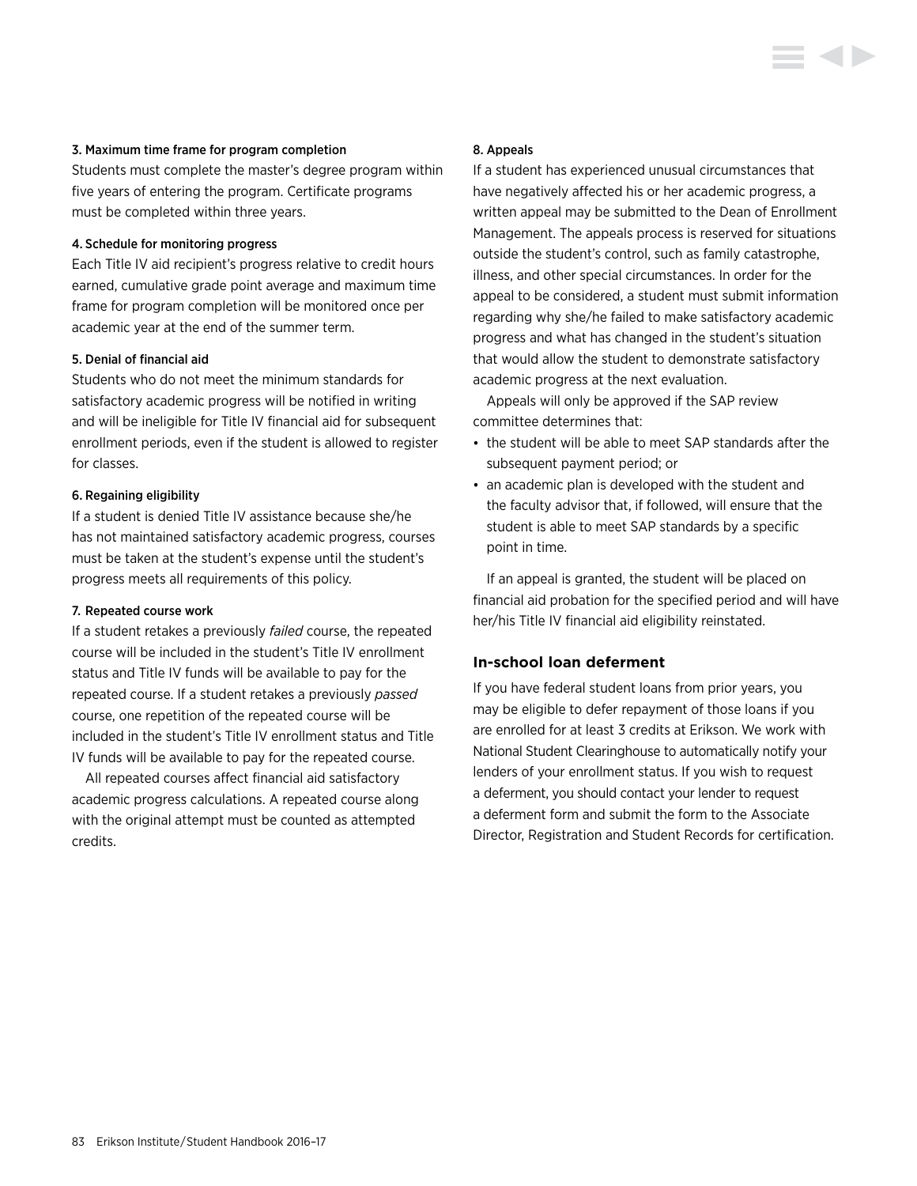#### 3. Maximum time frame for program completion

Students must complete the master's degree program within five years of entering the program. Certificate programs must be completed within three years.

#### 4. Schedule for monitoring progress

Each Title IV aid recipient's progress relative to credit hours earned, cumulative grade point average and maximum time frame for program completion will be monitored once per academic year at the end of the summer term.

#### 5. Denial of financial aid

Students who do not meet the minimum standards for satisfactory academic progress will be notified in writing and will be ineligible for Title IV financial aid for subsequent enrollment periods, even if the student is allowed to register for classes.

#### 6. Regaining eligibility

If a student is denied Title IV assistance because she/he has not maintained satisfactory academic progress, courses must be taken at the student's expense until the student's progress meets all requirements of this policy.

#### 7. Repeated course work

If a student retakes a previously *failed* course, the repeated course will be included in the student's Title IV enrollment status and Title IV funds will be available to pay for the repeated course. If a student retakes a previously *passed* course, one repetition of the repeated course will be included in the student's Title IV enrollment status and Title IV funds will be available to pay for the repeated course.

All repeated courses affect financial aid satisfactory academic progress calculations. A repeated course along with the original attempt must be counted as attempted credits.

#### 8. Appeals

If a student has experienced unusual circumstances that have negatively affected his or her academic progress, a written appeal may be submitted to the Dean of Enrollment Management. The appeals process is reserved for situations outside the student's control, such as family catastrophe, illness, and other special circumstances. In order for the appeal to be considered, a student must submit information regarding why she/he failed to make satisfactory academic progress and what has changed in the student's situation that would allow the student to demonstrate satisfactory academic progress at the next evaluation.

Appeals will only be approved if the SAP review committee determines that:

- the student will be able to meet SAP standards after the subsequent payment period; or
- an academic plan is developed with the student and the faculty advisor that, if followed, will ensure that the student is able to meet SAP standards by a specific point in time.

If an appeal is granted, the student will be placed on financial aid probation for the specified period and will have her/his Title IV financial aid eligibility reinstated.

### In-school loan deferment

If you have federal student loans from prior years, you may be eligible to defer repayment of those loans if you are enrolled for at least 3 credits at Erikson. We work with National Student Clearinghouse to automatically notify your lenders of your enrollment status. If you wish to request a deferment, you should contact your lender to request a deferment form and submit the form to the Associate Director, Registration and Student Records for certification.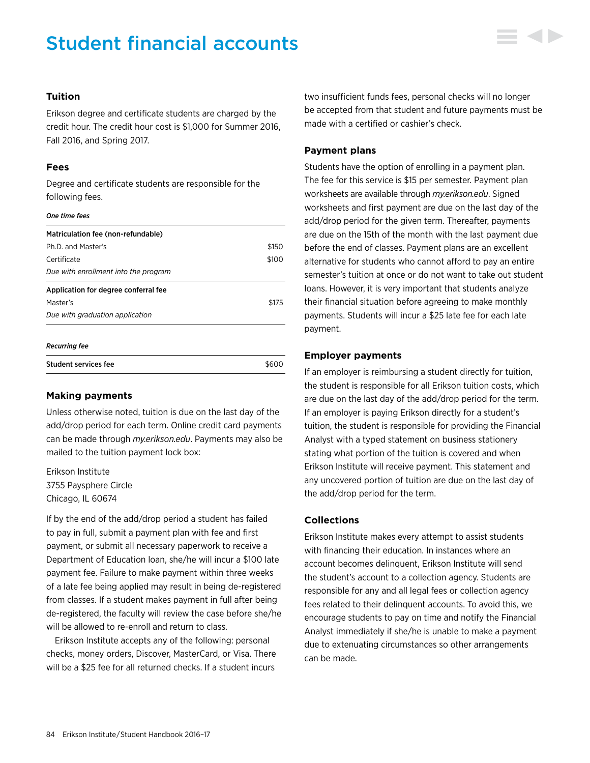# Student financial accounts

### Tuition

Erikson degree and certificate students are charged by the credit hour. The credit hour cost is $1,000 for Summer 2016, Fall 2016, and Spring 2017.

### Fees

Degree and certificate students are responsible for the following fees.

***One time fees***

| | |
|---|---|
| **Matriculation fee (non-refundable)** | |
| Ph.D. and Master's | $150 |
| Certificate | $100 |
| *Due with enrollment into the program* | |
| **Application for degree conferral fee** | |
| Master's | $175 |
| *Due with graduation application* | |

***Recurring fee***

| | |
|---|---|
| **Student services fee** | $600 |

### Making payments

Unless otherwise noted, tuition is due on the last day of the add/drop period for each term. Online credit card payments can be made through *my.erikson.edu*. Payments may also be mailed to the tuition payment lock box:

Erikson Institute
3755 Paysphere Circle
Chicago, IL 60674

If by the end of the add/drop period a student has failed to pay in full, submit a payment plan with fee and first payment, or submit all necessary paperwork to receive a Department of Education loan, she/he will incur a $100 late payment fee. Failure to make payment within three weeks of a late fee being applied may result in being de-registered from classes. If a student makes payment in full after being de-registered, the faculty will review the case before she/he will be allowed to re-enroll and return to class.

Erikson Institute accepts any of the following: personal checks, money orders, Discover, MasterCard, or Visa. There will be a $25 fee for all returned checks. If a student incurs two insufficient funds fees, personal checks will no longer be accepted from that student and future payments must be made with a certified or cashier's check.

### Payment plans

Students have the option of enrolling in a payment plan. The fee for this service is $15 per semester. Payment plan worksheets are available through *my.erikson.edu*. Signed worksheets and first payment are due on the last day of the add/drop period for the given term. Thereafter, payments are due on the 15th of the month with the last payment due before the end of classes. Payment plans are an excellent alternative for students who cannot afford to pay an entire semester's tuition at once or do not want to take out student loans. However, it is very important that students analyze their financial situation before agreeing to make monthly payments. Students will incur a $25 late fee for each late payment.

### Employer payments

If an employer is reimbursing a student directly for tuition, the student is responsible for all Erikson tuition costs, which are due on the last day of the add/drop period for the term. If an employer is paying Erikson directly for a student's tuition, the student is responsible for providing the Financial Analyst with a typed statement on business stationery stating what portion of the tuition is covered and when Erikson Institute will receive payment. This statement and any uncovered portion of tuition are due on the last day of the add/drop period for the term.

### Collections

Erikson Institute makes every attempt to assist students with financing their education. In instances where an account becomes delinquent, Erikson Institute will send the student's account to a collection agency. Students are responsible for any and all legal fees or collection agency fees related to their delinquent accounts. To avoid this, we encourage students to pay on time and notify the Financial Analyst immediately if she/he is unable to make a payment due to extenuating circumstances so other arrangements can be made.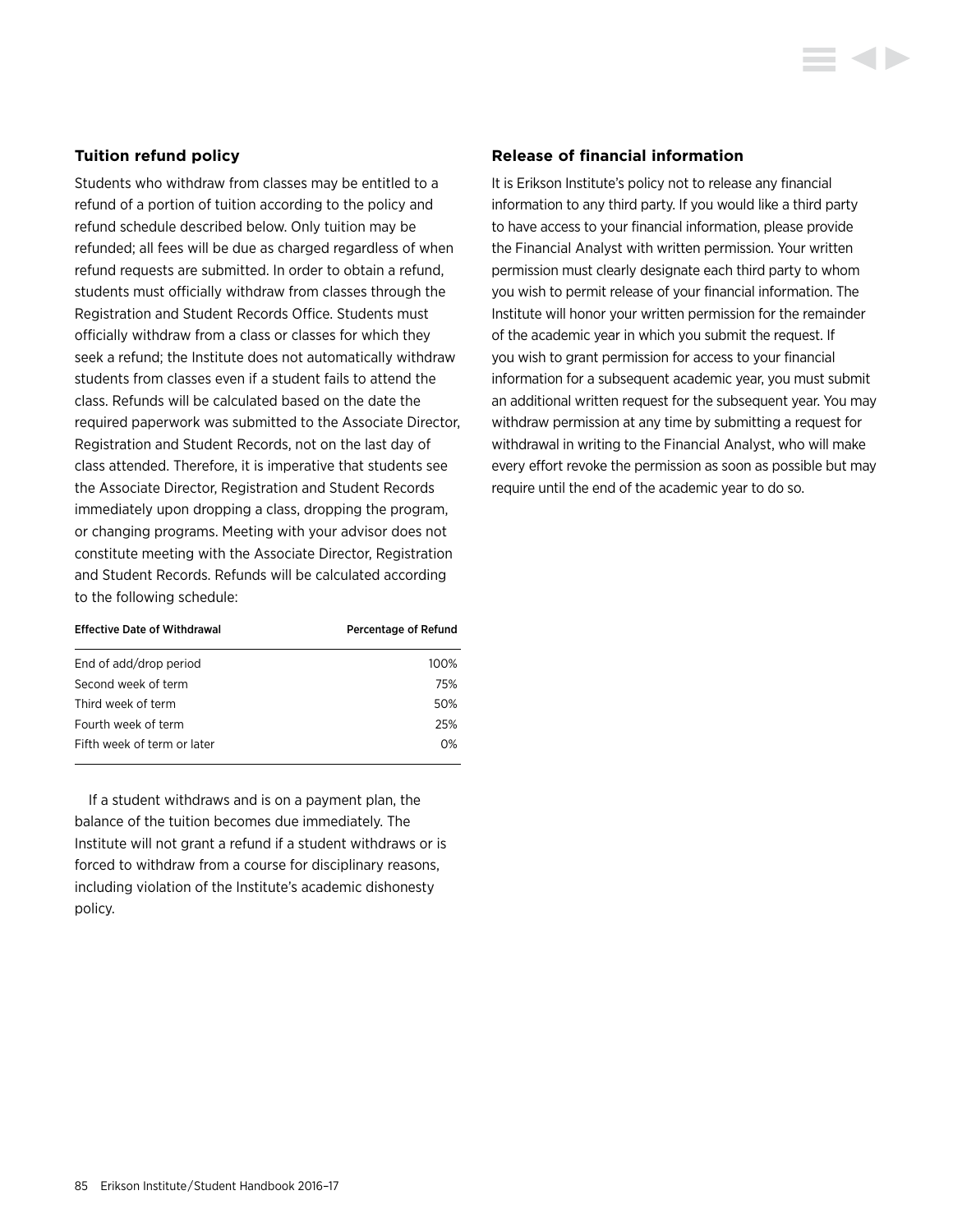### Tuition refund policy

Students who withdraw from classes may be entitled to a refund of a portion of tuition according to the policy and refund schedule described below. Only tuition may be refunded; all fees will be due as charged regardless of when refund requests are submitted. In order to obtain a refund, students must officially withdraw from classes through the Registration and Student Records Office. Students must officially withdraw from a class or classes for which they seek a refund; the Institute does not automatically withdraw students from classes even if a student fails to attend the class. Refunds will be calculated based on the date the required paperwork was submitted to the Associate Director, Registration and Student Records, not on the last day of class attended. Therefore, it is imperative that students see the Associate Director, Registration and Student Records immediately upon dropping a class, dropping the program, or changing programs. Meeting with your advisor does not constitute meeting with the Associate Director, Registration and Student Records. Refunds will be calculated according to the following schedule:

| Effective Date of Withdrawal | Percentage of Refund |
| --- | ---: |
| End of add/drop period | 100% |
| Second week of term | 75% |
| Third week of term | 50% |
| Fourth week of term | 25% |
| Fifth week of term or later | 0% |

If a student withdraws and is on a payment plan, the balance of the tuition becomes due immediately. The Institute will not grant a refund if a student withdraws or is forced to withdraw from a course for disciplinary reasons, including violation of the Institute's academic dishonesty policy.

### Release of financial information

It is Erikson Institute's policy not to release any financial information to any third party. If you would like a third party to have access to your financial information, please provide the Financial Analyst with written permission. Your written permission must clearly designate each third party to whom you wish to permit release of your financial information. The Institute will honor your written permission for the remainder of the academic year in which you submit the request. If you wish to grant permission for access to your financial information for a subsequent academic year, you must submit an additional written request for the subsequent year. You may withdraw permission at any time by submitting a request for withdrawal in writing to the Financial Analyst, who will make every effort revoke the permission as soon as possible but may require until the end of the academic year to do so.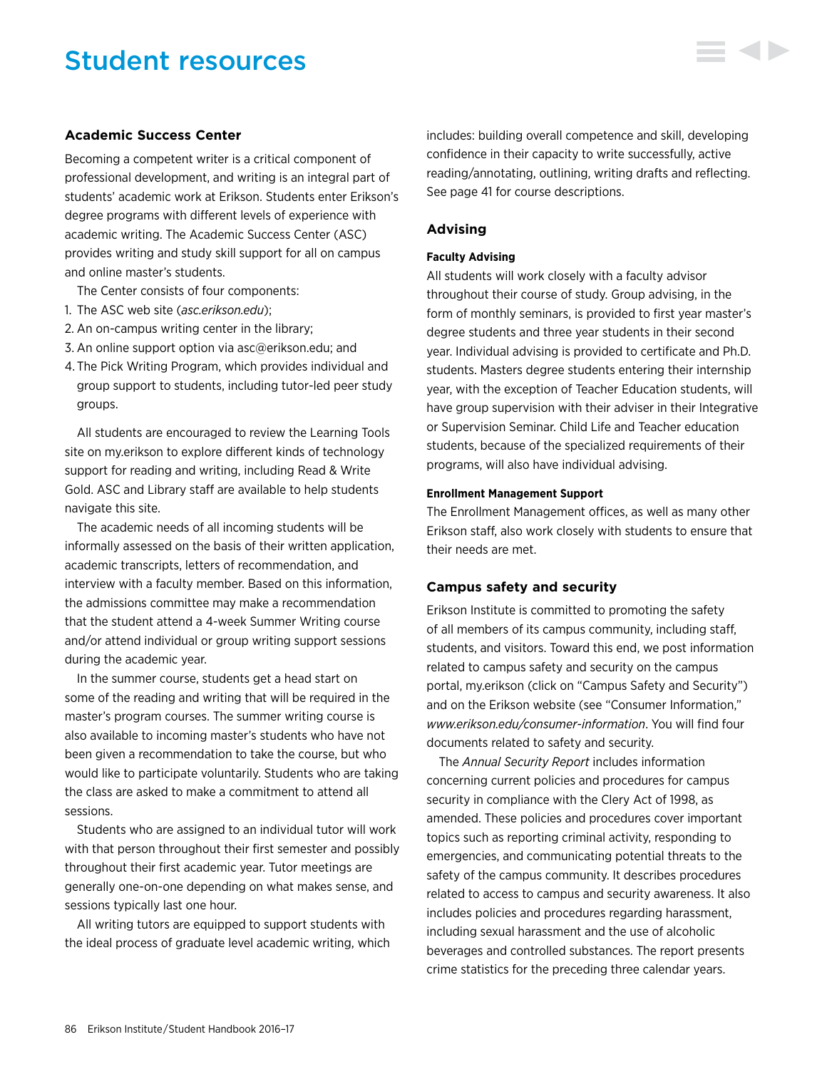# Student resources

### Academic Success Center

Becoming a competent writer is a critical component of professional development, and writing is an integral part of students' academic work at Erikson. Students enter Erikson's degree programs with different levels of experience with academic writing. The Academic Success Center (ASC) provides writing and study skill support for all on campus and online master's students.

The Center consists of four components:

1. The ASC web site (*asc.erikson.edu*);
2. An on-campus writing center in the library;
3. An online support option via asc@erikson.edu; and
4. The Pick Writing Program, which provides individual and group support to students, including tutor-led peer study groups.

All students are encouraged to review the Learning Tools site on my.erikson to explore different kinds of technology support for reading and writing, including Read & Write Gold. ASC and Library staff are available to help students navigate this site.

The academic needs of all incoming students will be informally assessed on the basis of their written application, academic transcripts, letters of recommendation, and interview with a faculty member. Based on this information, the admissions committee may make a recommendation that the student attend a 4-week Summer Writing course and/or attend individual or group writing support sessions during the academic year.

In the summer course, students get a head start on some of the reading and writing that will be required in the master's program courses. The summer writing course is also available to incoming master's students who have not been given a recommendation to take the course, but who would like to participate voluntarily. Students who are taking the class are asked to make a commitment to attend all sessions.

Students who are assigned to an individual tutor will work with that person throughout their first semester and possibly throughout their first academic year. Tutor meetings are generally one-on-one depending on what makes sense, and sessions typically last one hour.

All writing tutors are equipped to support students with the ideal process of graduate level academic writing, which includes: building overall competence and skill, developing confidence in their capacity to write successfully, active reading/annotating, outlining, writing drafts and reflecting. See page 41 for course descriptions.

### Advising

#### Faculty Advising

All students will work closely with a faculty advisor throughout their course of study. Group advising, in the form of monthly seminars, is provided to first year master's degree students and three year students in their second year. Individual advising is provided to certificate and Ph.D. students. Masters degree students entering their internship year, with the exception of Teacher Education students, will have group supervision with their adviser in their Integrative or Supervision Seminar. Child Life and Teacher education students, because of the specialized requirements of their programs, will also have individual advising.

#### Enrollment Management Support

The Enrollment Management offices, as well as many other Erikson staff, also work closely with students to ensure that their needs are met.

### Campus safety and security

Erikson Institute is committed to promoting the safety of all members of its campus community, including staff, students, and visitors. Toward this end, we post information related to campus safety and security on the campus portal, my.erikson (click on "Campus Safety and Security") and on the Erikson website (see "Consumer Information," *www.erikson.edu/consumer-information*. You will find four documents related to safety and security.

The *Annual Security Report* includes information concerning current policies and procedures for campus security in compliance with the Clery Act of 1998, as amended. These policies and procedures cover important topics such as reporting criminal activity, responding to emergencies, and communicating potential threats to the safety of the campus community. It describes procedures related to access to campus and security awareness. It also includes policies and procedures regarding harassment, including sexual harassment and the use of alcoholic beverages and controlled substances. The report presents crime statistics for the preceding three calendar years.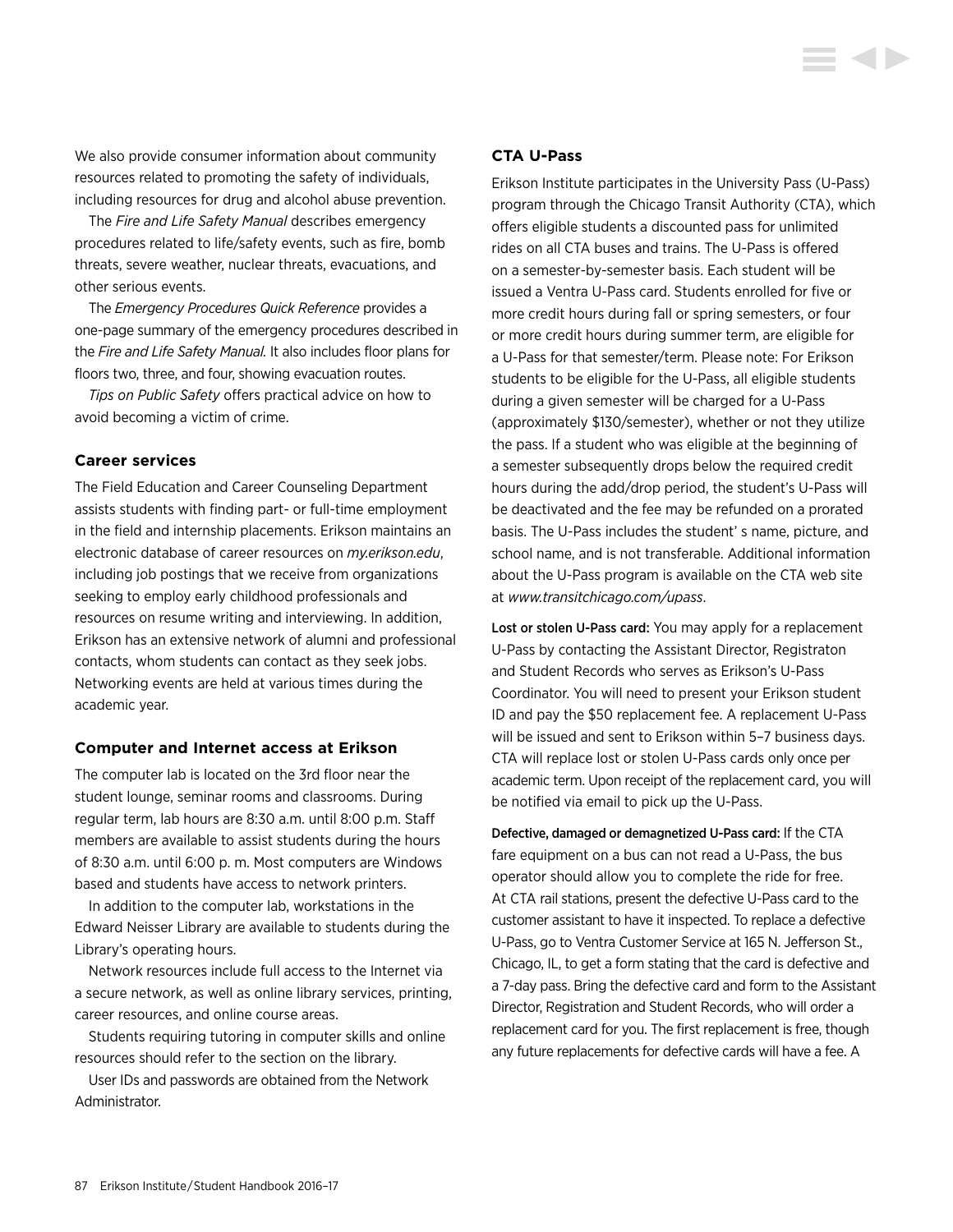We also provide consumer information about community resources related to promoting the safety of individuals, including resources for drug and alcohol abuse prevention.

The *Fire and Life Safety Manual* describes emergency procedures related to life/safety events, such as fire, bomb threats, severe weather, nuclear threats, evacuations, and other serious events.

The *Emergency Procedures Quick Reference* provides a one-page summary of the emergency procedures described in the *Fire and Life Safety Manual.* It also includes floor plans for floors two, three, and four, showing evacuation routes.

*Tips on Public Safety* offers practical advice on how to avoid becoming a victim of crime.

### Career services

The Field Education and Career Counseling Department assists students with finding part- or full-time employment in the field and internship placements. Erikson maintains an electronic database of career resources on *my.erikson.edu*, including job postings that we receive from organizations seeking to employ early childhood professionals and resources on resume writing and interviewing. In addition, Erikson has an extensive network of alumni and professional contacts, whom students can contact as they seek jobs. Networking events are held at various times during the academic year.

### Computer and Internet access at Erikson

The computer lab is located on the 3rd floor near the student lounge, seminar rooms and classrooms. During regular term, lab hours are 8:30 a.m. until 8:00 p.m. Staff members are available to assist students during the hours of 8:30 a.m. until 6:00 p. m. Most computers are Windows based and students have access to network printers.

In addition to the computer lab, workstations in the Edward Neisser Library are available to students during the Library's operating hours.

Network resources include full access to the Internet via a secure network, as well as online library services, printing, career resources, and online course areas.

Students requiring tutoring in computer skills and online resources should refer to the section on the library.

User IDs and passwords are obtained from the Network Administrator.

### CTA U-Pass

Erikson Institute participates in the University Pass (U-Pass) program through the Chicago Transit Authority (CTA), which offers eligible students a discounted pass for unlimited rides on all CTA buses and trains. The U-Pass is offered on a semester-by-semester basis. Each student will be issued a Ventra U-Pass card. Students enrolled for five or more credit hours during fall or spring semesters, or four or more credit hours during summer term, are eligible for a U-Pass for that semester/term. Please note: For Erikson students to be eligible for the U-Pass, all eligible students during a given semester will be charged for a U-Pass (approximately $130/semester), whether or not they utilize the pass. If a student who was eligible at the beginning of a semester subsequently drops below the required credit hours during the add/drop period, the student's U-Pass will be deactivated and the fee may be refunded on a prorated basis. The U-Pass includes the student' s name, picture, and school name, and is not transferable. Additional information about the U-Pass program is available on the CTA web site at *www.transitchicago.com/upass*.

**Lost or stolen U-Pass card:** You may apply for a replacement U-Pass by contacting the Assistant Director, Registraton and Student Records who serves as Erikson's U-Pass Coordinator. You will need to present your Erikson student ID and pay the $50 replacement fee. A replacement U-Pass will be issued and sent to Erikson within 5–7 business days. CTA will replace lost or stolen U-Pass cards only once per academic term. Upon receipt of the replacement card, you will be notified via email to pick up the U-Pass.

**Defective, damaged or demagnetized U-Pass card:** If the CTA fare equipment on a bus can not read a U-Pass, the bus operator should allow you to complete the ride for free. At CTA rail stations, present the defective U-Pass card to the customer assistant to have it inspected. To replace a defective U-Pass, go to Ventra Customer Service at 165 N. Jefferson St., Chicago, IL, to get a form stating that the card is defective and a 7-day pass. Bring the defective card and form to the Assistant Director, Registration and Student Records, who will order a replacement card for you. The first replacement is free, though any future replacements for defective cards will have a fee. A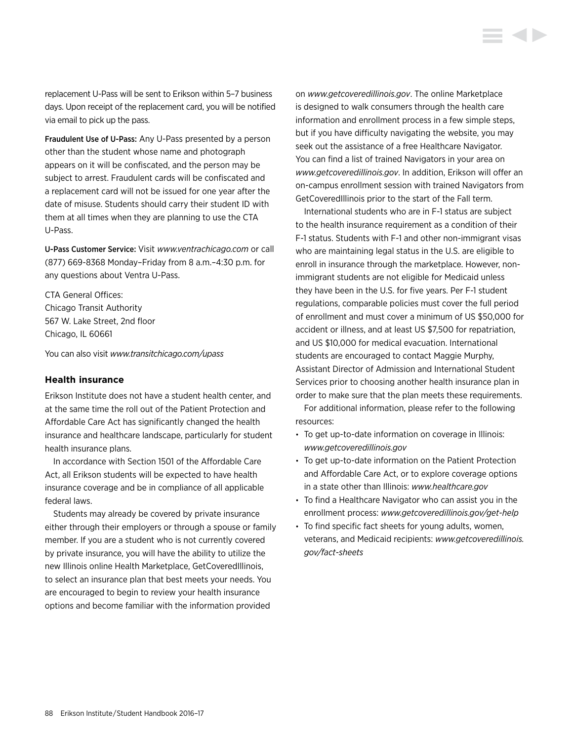replacement U-Pass will be sent to Erikson within 5–7 business days. Upon receipt of the replacement card, you will be notified via email to pick up the pass.

**Fraudulent Use of U-Pass:** Any U-Pass presented by a person other than the student whose name and photograph appears on it will be confiscated, and the person may be subject to arrest. Fraudulent cards will be confiscated and a replacement card will not be issued for one year after the date of misuse. Students should carry their student ID with them at all times when they are planning to use the CTA U-Pass.

**U-Pass Customer Service:** Visit *www.ventrachicago.com* or call (877) 669-8368 Monday–Friday from 8 a.m.–4:30 p.m. for any questions about Ventra U-Pass.

CTA General Offices:
Chicago Transit Authority
567 W. Lake Street, 2nd floor
Chicago, IL 60661

You can also visit *www.transitchicago.com/upass*

### Health insurance

Erikson Institute does not have a student health center, and at the same time the roll out of the Patient Protection and Affordable Care Act has significantly changed the health insurance and healthcare landscape, particularly for student health insurance plans.

In accordance with Section 1501 of the Affordable Care Act, all Erikson students will be expected to have health insurance coverage and be in compliance of all applicable federal laws.

Students may already be covered by private insurance either through their employers or through a spouse or family member. If you are a student who is not currently covered by private insurance, you will have the ability to utilize the new Illinois online Health Marketplace, GetCoveredIllinois, to select an insurance plan that best meets your needs. You are encouraged to begin to review your health insurance options and become familiar with the information provided on *www.getcoveredillinois.gov*. The online Marketplace is designed to walk consumers through the health care information and enrollment process in a few simple steps, but if you have difficulty navigating the website, you may seek out the assistance of a free Healthcare Navigator. You can find a list of trained Navigators in your area on *www.getcoveredillinois.gov*. In addition, Erikson will offer an on-campus enrollment session with trained Navigators from GetCoveredIllinois prior to the start of the Fall term.

International students who are in F-1 status are subject to the health insurance requirement as a condition of their F-1 status. Students with F-1 and other non-immigrant visas who are maintaining legal status in the U.S. are eligible to enroll in insurance through the marketplace. However, non-immigrant students are not eligible for Medicaid unless they have been in the U.S. for five years. Per F-1 student regulations, comparable policies must cover the full period of enrollment and must cover a minimum of US $50,000 for accident or illness, and at least US $7,500 for repatriation, and US $10,000 for medical evacuation. International students are encouraged to contact Maggie Murphy, Assistant Director of Admission and International Student Services prior to choosing another health insurance plan in order to make sure that the plan meets these requirements.

For additional information, please refer to the following resources:

- To get up-to-date information on coverage in Illinois: *www.getcoveredillinois.gov*
- To get up-to-date information on the Patient Protection and Affordable Care Act, or to explore coverage options in a state other than Illinois: *www.healthcare.gov*
- To find a Healthcare Navigator who can assist you in the enrollment process: *www.getcoveredillinois.gov/get-help*
- To find specific fact sheets for young adults, women, veterans, and Medicaid recipients: *www.getcoveredillinois.gov/fact-sheets*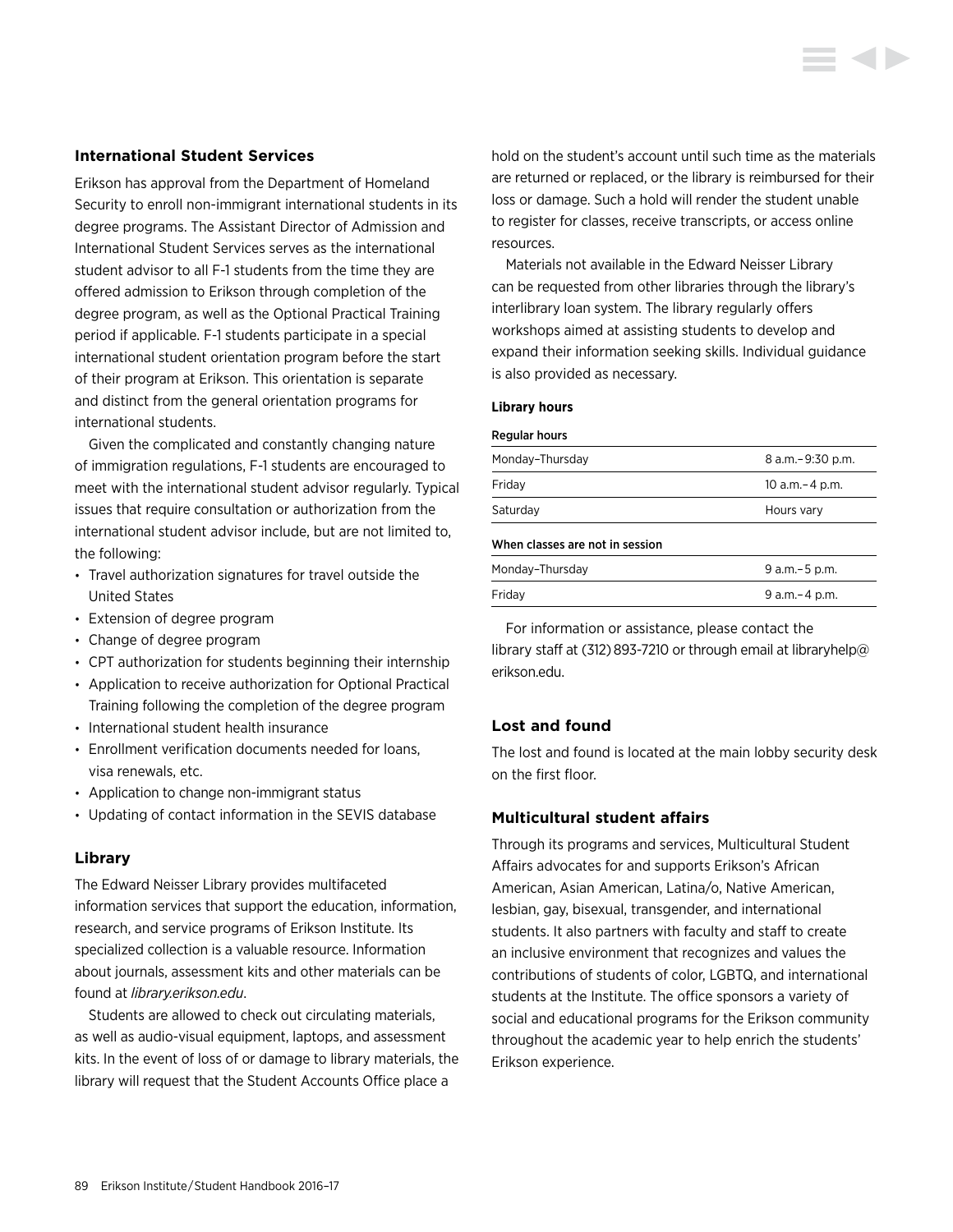## International Student Services

Erikson has approval from the Department of Homeland Security to enroll non-immigrant international students in its degree programs. The Assistant Director of Admission and International Student Services serves as the international student advisor to all F-1 students from the time they are offered admission to Erikson through completion of the degree program, as well as the Optional Practical Training period if applicable. F-1 students participate in a special international student orientation program before the start of their program at Erikson. This orientation is separate and distinct from the general orientation programs for international students.

Given the complicated and constantly changing nature of immigration regulations, F-1 students are encouraged to meet with the international student advisor regularly. Typical issues that require consultation or authorization from the international student advisor include, but are not limited to, the following:

- Travel authorization signatures for travel outside the United States
- Extension of degree program
- Change of degree program
- CPT authorization for students beginning their internship
- Application to receive authorization for Optional Practical Training following the completion of the degree program
- International student health insurance
- Enrollment verification documents needed for loans, visa renewals, etc.
- Application to change non-immigrant status
- Updating of contact information in the SEVIS database

## Library

The Edward Neisser Library provides multifaceted information services that support the education, information, research, and service programs of Erikson Institute. Its specialized collection is a valuable resource. Information about journals, assessment kits and other materials can be found at *library.erikson.edu*.

Students are allowed to check out circulating materials, as well as audio-visual equipment, laptops, and assessment kits. In the event of loss of or damage to library materials, the library will request that the Student Accounts Office place a hold on the student's account until such time as the materials are returned or replaced, or the library is reimbursed for their loss or damage. Such a hold will render the student unable to register for classes, receive transcripts, or access online resources.

Materials not available in the Edward Neisser Library can be requested from other libraries through the library's interlibrary loan system. The library regularly offers workshops aimed at assisting students to develop and expand their information seeking skills. Individual guidance is also provided as necessary.

**Library hours**

| Regular hours | |
|---|---|
| Monday–Thursday | 8 a.m.–9:30 p.m. |
| Friday | 10 a.m.–4 p.m. |
| Saturday | Hours vary |
| **When classes are not in session** | |
| Monday–Thursday | 9 a.m.–5 p.m. |
| Friday | 9 a.m.–4 p.m. |

For information or assistance, please contact the library staff at (312) 893-7210 or through email at libraryhelp@erikson.edu.

## Lost and found

The lost and found is located at the main lobby security desk on the first floor.

## Multicultural student affairs

Through its programs and services, Multicultural Student Affairs advocates for and supports Erikson's African American, Asian American, Latina/o, Native American, lesbian, gay, bisexual, transgender, and international students. It also partners with faculty and staff to create an inclusive environment that recognizes and values the contributions of students of color, LGBTQ, and international students at the Institute. The office sponsors a variety of social and educational programs for the Erikson community throughout the academic year to help enrich the students' Erikson experience.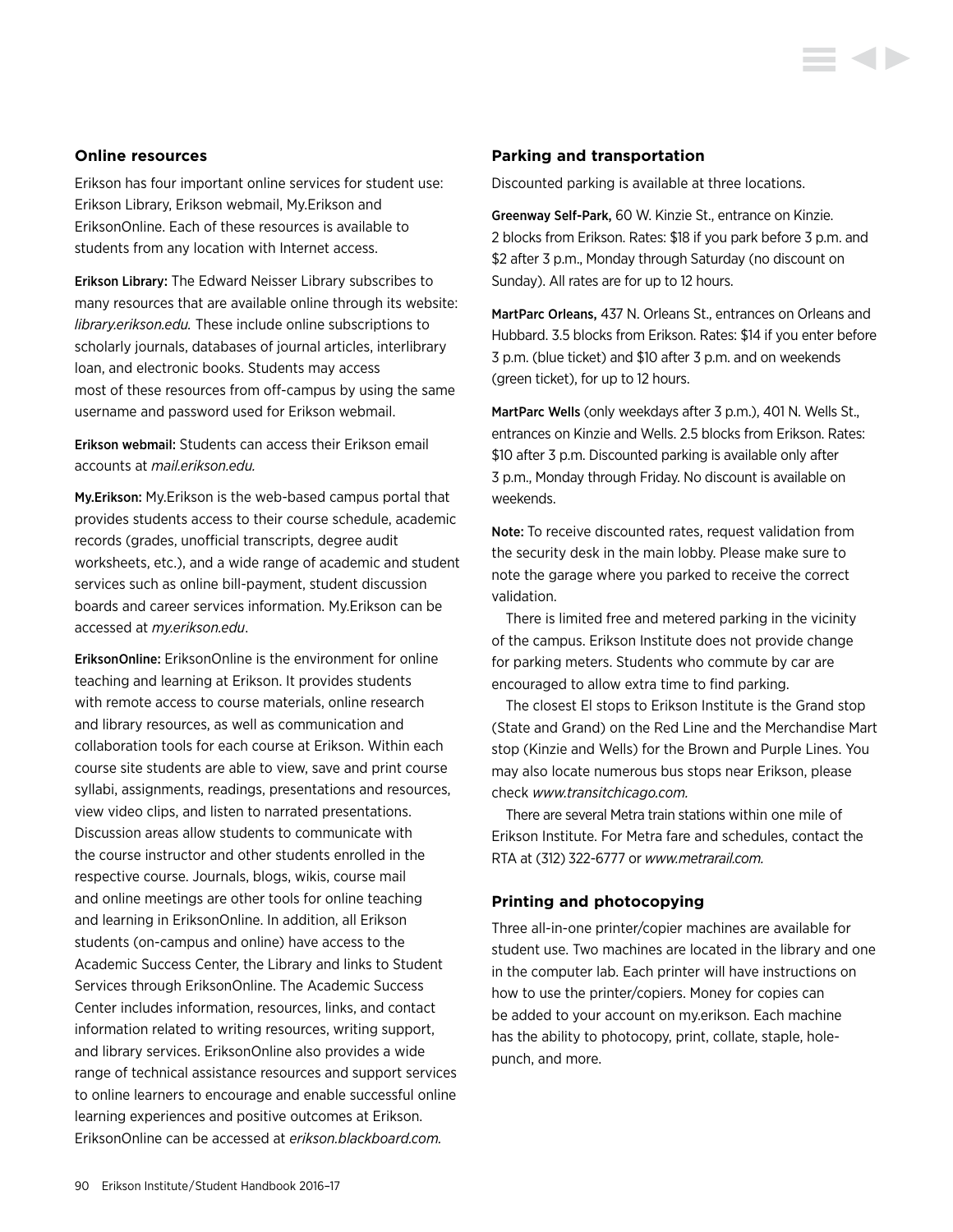## Online resources

Erikson has four important online services for student use: Erikson Library, Erikson webmail, My.Erikson and EriksonOnline. Each of these resources is available to students from any location with Internet access.

**Erikson Library:** The Edward Neisser Library subscribes to many resources that are available online through its website: *library.erikson.edu.* These include online subscriptions to scholarly journals, databases of journal articles, interlibrary loan, and electronic books. Students may access most of these resources from off-campus by using the same username and password used for Erikson webmail.

**Erikson webmail:** Students can access their Erikson email accounts at *mail.erikson.edu.*

**My.Erikson:** My.Erikson is the web-based campus portal that provides students access to their course schedule, academic records (grades, unofficial transcripts, degree audit worksheets, etc.), and a wide range of academic and student services such as online bill-payment, student discussion boards and career services information. My.Erikson can be accessed at *my.erikson.edu*.

**EriksonOnline:** EriksonOnline is the environment for online teaching and learning at Erikson. It provides students with remote access to course materials, online research and library resources, as well as communication and collaboration tools for each course at Erikson. Within each course site students are able to view, save and print course syllabi, assignments, readings, presentations and resources, view video clips, and listen to narrated presentations. Discussion areas allow students to communicate with the course instructor and other students enrolled in the respective course. Journals, blogs, wikis, course mail and online meetings are other tools for online teaching and learning in EriksonOnline. In addition, all Erikson students (on-campus and online) have access to the Academic Success Center, the Library and links to Student Services through EriksonOnline. The Academic Success Center includes information, resources, links, and contact information related to writing resources, writing support, and library services. EriksonOnline also provides a wide range of technical assistance resources and support services to online learners to encourage and enable successful online learning experiences and positive outcomes at Erikson. EriksonOnline can be accessed at *erikson.blackboard.com.*

## Parking and transportation

Discounted parking is available at three locations.

**Greenway Self-Park,** 60 W. Kinzie St., entrance on Kinzie. 2 blocks from Erikson. Rates: $18 if you park before 3 p.m. and $2 after 3 p.m., Monday through Saturday (no discount on Sunday). All rates are for up to 12 hours.

**MartParc Orleans,** 437 N. Orleans St., entrances on Orleans and Hubbard. 3.5 blocks from Erikson. Rates: $14 if you enter before 3 p.m. (blue ticket) and $10 after 3 p.m. and on weekends (green ticket), for up to 12 hours.

**MartParc Wells** (only weekdays after 3 p.m.), 401 N. Wells St., entrances on Kinzie and Wells. 2.5 blocks from Erikson. Rates: $10 after 3 p.m. Discounted parking is available only after 3 p.m., Monday through Friday. No discount is available on weekends.

**Note:** To receive discounted rates, request validation from the security desk in the main lobby. Please make sure to note the garage where you parked to receive the correct validation.

There is limited free and metered parking in the vicinity of the campus. Erikson Institute does not provide change for parking meters. Students who commute by car are encouraged to allow extra time to find parking.

The closest El stops to Erikson Institute is the Grand stop (State and Grand) on the Red Line and the Merchandise Mart stop (Kinzie and Wells) for the Brown and Purple Lines. You may also locate numerous bus stops near Erikson, please check *www.transitchicago.com.*

There are several Metra train stations within one mile of Erikson Institute. For Metra fare and schedules, contact the RTA at (312) 322-6777 or *www.metrarail.com.*

## Printing and photocopying

Three all-in-one printer/copier machines are available for student use. Two machines are located in the library and one in the computer lab. Each printer will have instructions on how to use the printer/copiers. Money for copies can be added to your account on my.erikson. Each machine has the ability to photocopy, print, collate, staple, hole-punch, and more.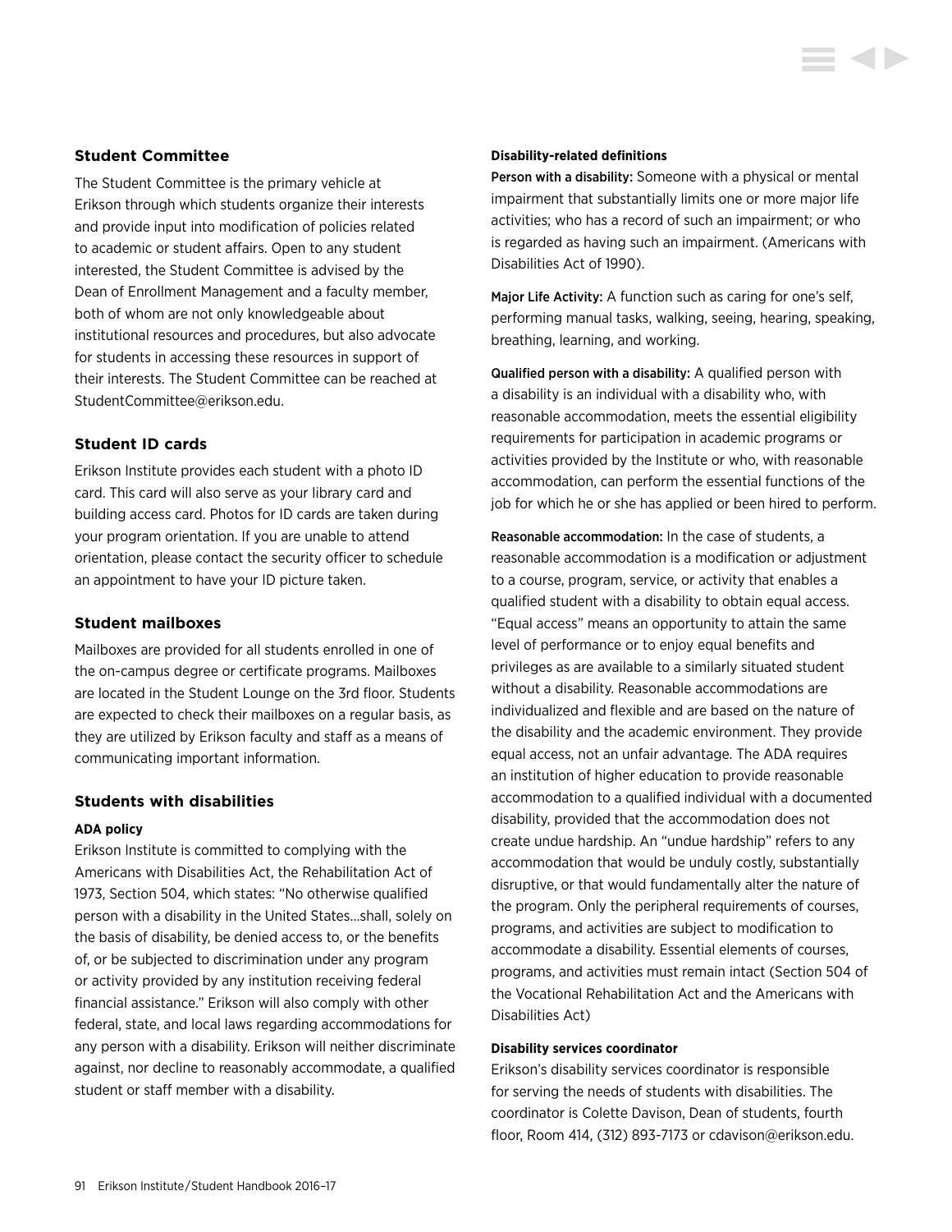## Student Committee

The Student Committee is the primary vehicle at Erikson through which students organize their interests and provide input into modification of policies related to academic or student affairs. Open to any student interested, the Student Committee is advised by the Dean of Enrollment Management and a faculty member, both of whom are not only knowledgeable about institutional resources and procedures, but also advocate for students in accessing these resources in support of their interests. The Student Committee can be reached at StudentCommittee@erikson.edu.

## Student ID cards

Erikson Institute provides each student with a photo ID card. This card will also serve as your library card and building access card. Photos for ID cards are taken during your program orientation. If you are unable to attend orientation, please contact the security officer to schedule an appointment to have your ID picture taken.

## Student mailboxes

Mailboxes are provided for all students enrolled in one of the on-campus degree or certificate programs. Mailboxes are located in the Student Lounge on the 3rd floor. Students are expected to check their mailboxes on a regular basis, as they are utilized by Erikson faculty and staff as a means of communicating important information.

## Students with disabilities

### ADA policy

Erikson Institute is committed to complying with the Americans with Disabilities Act, the Rehabilitation Act of 1973, Section 504, which states: "No otherwise qualified person with a disability in the United States…shall, solely on the basis of disability, be denied access to, or the benefits of, or be subjected to discrimination under any program or activity provided by any institution receiving federal financial assistance." Erikson will also comply with other federal, state, and local laws regarding accommodations for any person with a disability. Erikson will neither discriminate against, nor decline to reasonably accommodate, a qualified student or staff member with a disability.

### Disability-related definitions

**Person with a disability:** Someone with a physical or mental impairment that substantially limits one or more major life activities; who has a record of such an impairment; or who is regarded as having such an impairment. (Americans with Disabilities Act of 1990).

**Major Life Activity:** A function such as caring for one's self, performing manual tasks, walking, seeing, hearing, speaking, breathing, learning, and working.

**Qualified person with a disability:** A qualified person with a disability is an individual with a disability who, with reasonable accommodation, meets the essential eligibility requirements for participation in academic programs or activities provided by the Institute or who, with reasonable accommodation, can perform the essential functions of the job for which he or she has applied or been hired to perform.

**Reasonable accommodation:** In the case of students, a reasonable accommodation is a modification or adjustment to a course, program, service, or activity that enables a qualified student with a disability to obtain equal access. "Equal access" means an opportunity to attain the same level of performance or to enjoy equal benefits and privileges as are available to a similarly situated student without a disability. Reasonable accommodations are individualized and flexible and are based on the nature of the disability and the academic environment. They provide equal access, not an unfair advantage. The ADA requires an institution of higher education to provide reasonable accommodation to a qualified individual with a documented disability, provided that the accommodation does not create undue hardship. An "undue hardship" refers to any accommodation that would be unduly costly, substantially disruptive, or that would fundamentally alter the nature of the program. Only the peripheral requirements of courses, programs, and activities are subject to modification to accommodate a disability. Essential elements of courses, programs, and activities must remain intact (Section 504 of the Vocational Rehabilitation Act and the Americans with Disabilities Act)

### Disability services coordinator

Erikson's disability services coordinator is responsible for serving the needs of students with disabilities. The coordinator is Colette Davison, Dean of students, fourth floor, Room 414, (312) 893-7173 or cdavison@erikson.edu.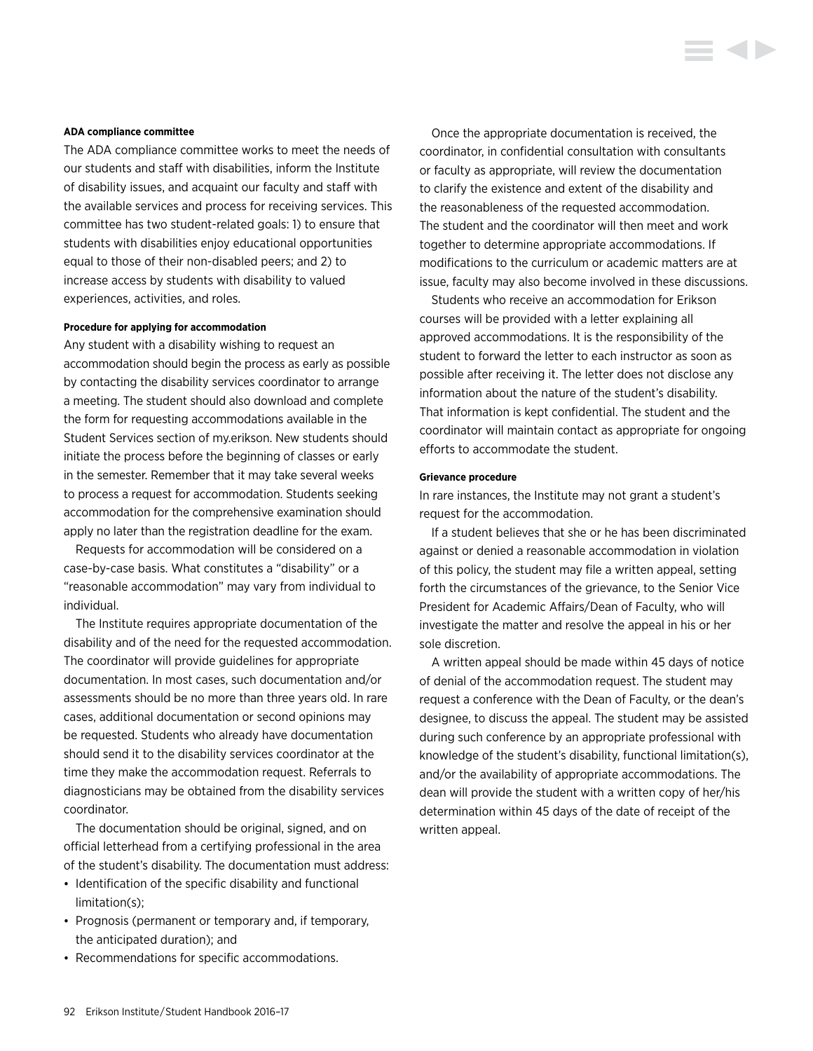**ADA compliance committee**

The ADA compliance committee works to meet the needs of our students and staff with disabilities, inform the Institute of disability issues, and acquaint our faculty and staff with the available services and process for receiving services. This committee has two student-related goals: 1) to ensure that students with disabilities enjoy educational opportunities equal to those of their non-disabled peers; and 2) to increase access by students with disability to valued experiences, activities, and roles.

**Procedure for applying for accommodation**

Any student with a disability wishing to request an accommodation should begin the process as early as possible by contacting the disability services coordinator to arrange a meeting. The student should also download and complete the form for requesting accommodations available in the Student Services section of my.erikson. New students should initiate the process before the beginning of classes or early in the semester. Remember that it may take several weeks to process a request for accommodation. Students seeking accommodation for the comprehensive examination should apply no later than the registration deadline for the exam.

Requests for accommodation will be considered on a case-by-case basis. What constitutes a "disability" or a "reasonable accommodation" may vary from individual to individual.

The Institute requires appropriate documentation of the disability and of the need for the requested accommodation. The coordinator will provide guidelines for appropriate documentation. In most cases, such documentation and/or assessments should be no more than three years old. In rare cases, additional documentation or second opinions may be requested. Students who already have documentation should send it to the disability services coordinator at the time they make the accommodation request. Referrals to diagnosticians may be obtained from the disability services coordinator.

The documentation should be original, signed, and on official letterhead from a certifying professional in the area of the student's disability. The documentation must address:

- Identification of the specific disability and functional limitation(s);
- Prognosis (permanent or temporary and, if temporary, the anticipated duration); and
- Recommendations for specific accommodations.

Once the appropriate documentation is received, the coordinator, in confidential consultation with consultants or faculty as appropriate, will review the documentation to clarify the existence and extent of the disability and the reasonableness of the requested accommodation. The student and the coordinator will then meet and work together to determine appropriate accommodations. If modifications to the curriculum or academic matters are at issue, faculty may also become involved in these discussions.

Students who receive an accommodation for Erikson courses will be provided with a letter explaining all approved accommodations. It is the responsibility of the student to forward the letter to each instructor as soon as possible after receiving it. The letter does not disclose any information about the nature of the student's disability. That information is kept confidential. The student and the coordinator will maintain contact as appropriate for ongoing efforts to accommodate the student.

**Grievance procedure**

In rare instances, the Institute may not grant a student's request for the accommodation.

If a student believes that she or he has been discriminated against or denied a reasonable accommodation in violation of this policy, the student may file a written appeal, setting forth the circumstances of the grievance, to the Senior Vice President for Academic Affairs/Dean of Faculty, who will investigate the matter and resolve the appeal in his or her sole discretion.

A written appeal should be made within 45 days of notice of denial of the accommodation request. The student may request a conference with the Dean of Faculty, or the dean's designee, to discuss the appeal. The student may be assisted during such conference by an appropriate professional with knowledge of the student's disability, functional limitation(s), and/or the availability of appropriate accommodations. The dean will provide the student with a written copy of her/his determination within 45 days of the date of receipt of the written appeal.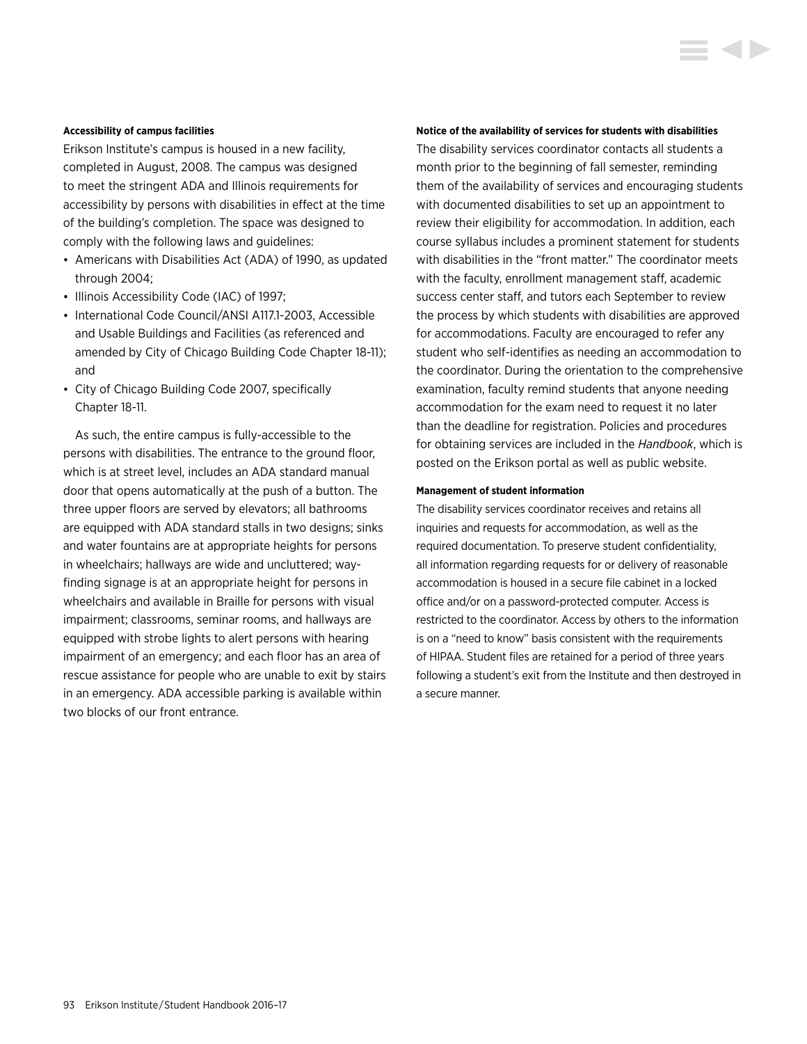#### Accessibility of campus facilities

Erikson Institute's campus is housed in a new facility, completed in August, 2008. The campus was designed to meet the stringent ADA and Illinois requirements for accessibility by persons with disabilities in effect at the time of the building's completion. The space was designed to comply with the following laws and guidelines:

- Americans with Disabilities Act (ADA) of 1990, as updated through 2004;
- Illinois Accessibility Code (IAC) of 1997;
- International Code Council/ANSI A117.1-2003, Accessible and Usable Buildings and Facilities (as referenced and amended by City of Chicago Building Code Chapter 18-11); and
- City of Chicago Building Code 2007, specifically Chapter 18-11.

As such, the entire campus is fully-accessible to the persons with disabilities. The entrance to the ground floor, which is at street level, includes an ADA standard manual door that opens automatically at the push of a button. The three upper floors are served by elevators; all bathrooms are equipped with ADA standard stalls in two designs; sinks and water fountains are at appropriate heights for persons in wheelchairs; hallways are wide and uncluttered; way-finding signage is at an appropriate height for persons in wheelchairs and available in Braille for persons with visual impairment; classrooms, seminar rooms, and hallways are equipped with strobe lights to alert persons with hearing impairment of an emergency; and each floor has an area of rescue assistance for people who are unable to exit by stairs in an emergency. ADA accessible parking is available within two blocks of our front entrance.

#### Notice of the availability of services for students with disabilities

The disability services coordinator contacts all students a month prior to the beginning of fall semester, reminding them of the availability of services and encouraging students with documented disabilities to set up an appointment to review their eligibility for accommodation. In addition, each course syllabus includes a prominent statement for students with disabilities in the "front matter." The coordinator meets with the faculty, enrollment management staff, academic success center staff, and tutors each September to review the process by which students with disabilities are approved for accommodations. Faculty are encouraged to refer any student who self-identifies as needing an accommodation to the coordinator. During the orientation to the comprehensive examination, faculty remind students that anyone needing accommodation for the exam need to request it no later than the deadline for registration. Policies and procedures for obtaining services are included in the *Handbook*, which is posted on the Erikson portal as well as public website.

#### Management of student information

The disability services coordinator receives and retains all inquiries and requests for accommodation, as well as the required documentation. To preserve student confidentiality, all information regarding requests for or delivery of reasonable accommodation is housed in a secure file cabinet in a locked office and/or on a password-protected computer. Access is restricted to the coordinator. Access by others to the information is on a "need to know" basis consistent with the requirements of HIPAA. Student files are retained for a period of three years following a student's exit from the Institute and then destroyed in a secure manner.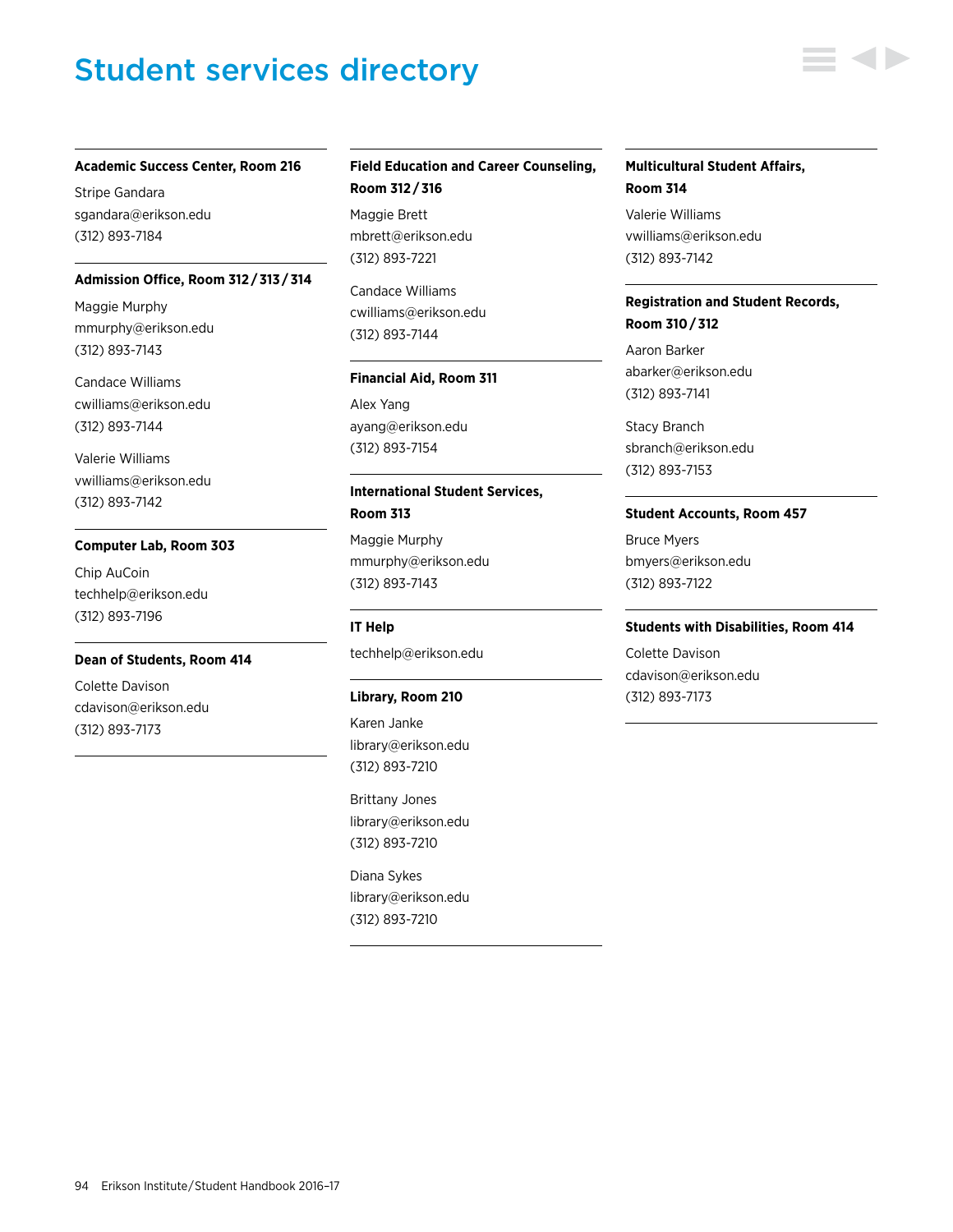# Student services directory

**Academic Success Center, Room 216**

Stripe Gandara
sgandara@erikson.edu
(312) 893-7184

**Admission Office, Room 312 / 313 / 314**

Maggie Murphy
mmurphy@erikson.edu
(312) 893-7143

Candace Williams
cwilliams@erikson.edu
(312) 893-7144

Valerie Williams
vwilliams@erikson.edu
(312) 893-7142

**Computer Lab, Room 303**

Chip AuCoin
techhelp@erikson.edu
(312) 893-7196

**Dean of Students, Room 414**

Colette Davison
cdavison@erikson.edu
(312) 893-7173

**Field Education and Career Counseling, Room 312 / 316**

Maggie Brett
mbrett@erikson.edu
(312) 893-7221

Candace Williams
cwilliams@erikson.edu
(312) 893-7144

**Financial Aid, Room 311**

Alex Yang
ayang@erikson.edu
(312) 893-7154

**International Student Services, Room 313**

Maggie Murphy
mmurphy@erikson.edu
(312) 893-7143

**IT Help**

techhelp@erikson.edu

**Library, Room 210**

Karen Janke
library@erikson.edu
(312) 893-7210

Brittany Jones
library@erikson.edu
(312) 893-7210

Diana Sykes
library@erikson.edu
(312) 893-7210

**Multicultural Student Affairs, Room 314**

Valerie Williams
vwilliams@erikson.edu
(312) 893-7142

**Registration and Student Records, Room 310 / 312**

Aaron Barker
abarker@erikson.edu
(312) 893-7141

Stacy Branch
sbranch@erikson.edu
(312) 893-7153

**Student Accounts, Room 457**

Bruce Myers
bmyers@erikson.edu
(312) 893-7122

**Students with Disabilities, Room 414**

Colette Davison
cdavison@erikson.edu
(312) 893-7173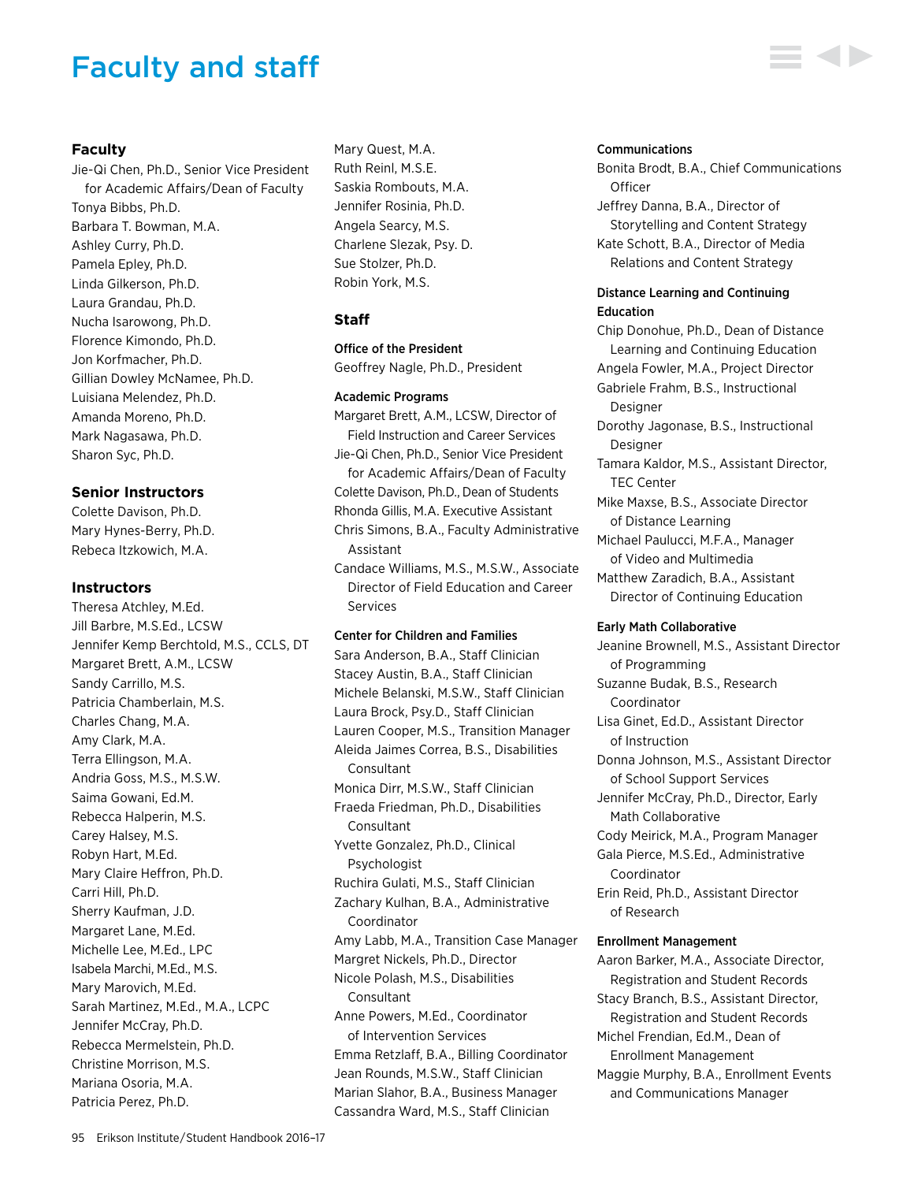# Faculty and staff

## Faculty

Jie-Qi Chen, Ph.D., Senior Vice President for Academic Affairs/Dean of Faculty
Tonya Bibbs, Ph.D.
Barbara T. Bowman, M.A.
Ashley Curry, Ph.D.
Pamela Epley, Ph.D.
Linda Gilkerson, Ph.D.
Laura Grandau, Ph.D.
Nucha Isarowong, Ph.D.
Florence Kimondo, Ph.D.
Jon Korfmacher, Ph.D.
Gillian Dowley McNamee, Ph.D.
Luisiana Melendez, Ph.D.
Amanda Moreno, Ph.D.
Mark Nagasawa, Ph.D.
Sharon Syc, Ph.D.

## Senior Instructors

Colette Davison, Ph.D.
Mary Hynes-Berry, Ph.D.
Rebeca Itzkowich, M.A.

## Instructors

Theresa Atchley, M.Ed.
Jill Barbre, M.S.Ed., LCSW
Jennifer Kemp Berchtold, M.S., CCLS, DT
Margaret Brett, A.M., LCSW
Sandy Carrillo, M.S.
Patricia Chamberlain, M.S.
Charles Chang, M.A.
Amy Clark, M.A.
Terra Ellingson, M.A.
Andria Goss, M.S., M.S.W.
Saima Gowani, Ed.M.
Rebecca Halperin, M.S.
Carey Halsey, M.S.
Robyn Hart, M.Ed.
Mary Claire Heffron, Ph.D.
Carri Hill, Ph.D.
Sherry Kaufman, J.D.
Margaret Lane, M.Ed.
Michelle Lee, M.Ed., LPC
Isabela Marchi, M.Ed., M.S.
Mary Marovich, M.Ed.
Sarah Martinez, M.Ed., M.A., LCPC
Jennifer McCray, Ph.D.
Rebecca Mermelstein, Ph.D.
Christine Morrison, M.S.
Mariana Osoria, M.A.
Patricia Perez, Ph.D.
Mary Quest, M.A.
Ruth Reinl, M.S.E.
Saskia Rombouts, M.A.
Jennifer Rosinia, Ph.D.
Angela Searcy, M.S.
Charlene Slezak, Psy. D.
Sue Stolzer, Ph.D.
Robin York, M.S.

## Staff

### Office of the President

Geoffrey Nagle, Ph.D., President

### Academic Programs

Margaret Brett, A.M., LCSW, Director of Field Instruction and Career Services
Jie-Qi Chen, Ph.D., Senior Vice President for Academic Affairs/Dean of Faculty
Colette Davison, Ph.D., Dean of Students
Rhonda Gillis, M.A. Executive Assistant
Chris Simons, B.A., Faculty Administrative Assistant
Candace Williams, M.S., M.S.W., Associate Director of Field Education and Career Services

### Center for Children and Families

Sara Anderson, B.A., Staff Clinician
Stacey Austin, B.A., Staff Clinician
Michele Belanski, M.S.W., Staff Clinician
Laura Brock, Psy.D., Staff Clinician
Lauren Cooper, M.S., Transition Manager
Aleida Jaimes Correa, B.S., Disabilities Consultant
Monica Dirr, M.S.W., Staff Clinician
Fraeda Friedman, Ph.D., Disabilities Consultant
Yvette Gonzalez, Ph.D., Clinical Psychologist
Ruchira Gulati, M.S., Staff Clinician
Zachary Kulhan, B.A., Administrative Coordinator
Amy Labb, M.A., Transition Case Manager
Margret Nickels, Ph.D., Director
Nicole Polash, M.S., Disabilities Consultant
Anne Powers, M.Ed., Coordinator of Intervention Services
Emma Retzlaff, B.A., Billing Coordinator
Jean Rounds, M.S.W., Staff Clinician
Marian Slahor, B.A., Business Manager
Cassandra Ward, M.S., Staff Clinician

### Communications

Bonita Brodt, B.A., Chief Communications Officer
Jeffrey Danna, B.A., Director of Storytelling and Content Strategy
Kate Schott, B.A., Director of Media Relations and Content Strategy

### Distance Learning and Continuing Education

Chip Donohue, Ph.D., Dean of Distance Learning and Continuing Education
Angela Fowler, M.A., Project Director
Gabriele Frahm, B.S., Instructional Designer
Dorothy Jagonase, B.S., Instructional Designer
Tamara Kaldor, M.S., Assistant Director, TEC Center
Mike Maxse, B.S., Associate Director of Distance Learning
Michael Paulucci, M.F.A., Manager of Video and Multimedia
Matthew Zaradich, B.A., Assistant Director of Continuing Education

### Early Math Collaborative

Jeanine Brownell, M.S., Assistant Director of Programming
Suzanne Budak, B.S., Research Coordinator
Lisa Ginet, Ed.D., Assistant Director of Instruction
Donna Johnson, M.S., Assistant Director of School Support Services
Jennifer McCray, Ph.D., Director, Early Math Collaborative
Cody Meirick, M.A., Program Manager
Gala Pierce, M.S.Ed., Administrative Coordinator
Erin Reid, Ph.D., Assistant Director of Research

### Enrollment Management

Aaron Barker, M.A., Associate Director, Registration and Student Records
Stacy Branch, B.S., Assistant Director, Registration and Student Records
Michel Frendian, Ed.M., Dean of Enrollment Management
Maggie Murphy, B.A., Enrollment Events and Communications Manager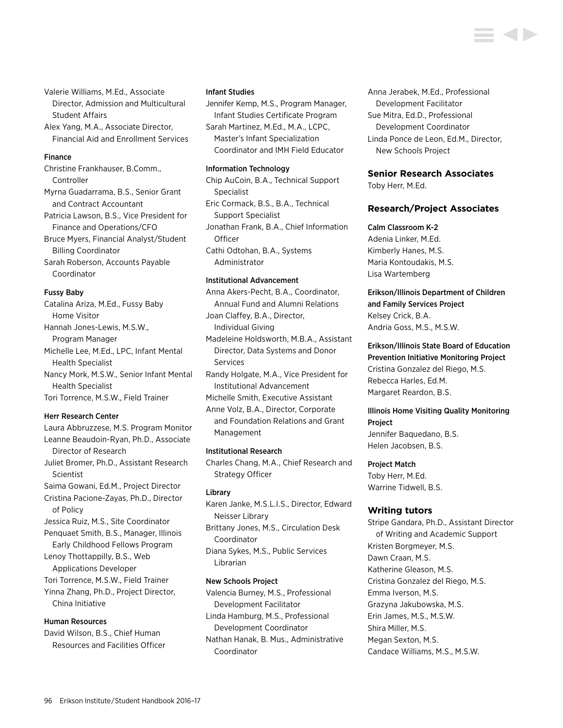Valerie Williams, M.Ed., Associate Director, Admission and Multicultural Student Affairs

Alex Yang, M.A., Associate Director, Financial Aid and Enrollment Services

#### Finance

Christine Frankhauser, B.Comm., Controller

Myrna Guadarrama, B.S., Senior Grant and Contract Accountant

Patricia Lawson, B.S., Vice President for Finance and Operations/CFO

Bruce Myers, Financial Analyst/Student Billing Coordinator

Sarah Roberson, Accounts Payable Coordinator

#### Fussy Baby

Catalina Ariza, M.Ed., Fussy Baby Home Visitor

Hannah Jones-Lewis, M.S.W., Program Manager

Michelle Lee, M.Ed., LPC, Infant Mental Health Specialist

Nancy Mork, M.S.W., Senior Infant Mental Health Specialist

Tori Torrence, M.S.W., Field Trainer

#### Herr Research Center

Laura Abbruzzese, M.S. Program Monitor

Leanne Beaudoin-Ryan, Ph.D., Associate Director of Research

Juliet Bromer, Ph.D., Assistant Research Scientist

Saima Gowani, Ed.M., Project Director

Cristina Pacione-Zayas, Ph.D., Director of Policy

Jessica Ruiz, M.S., Site Coordinator

Penquaet Smith, B.S., Manager, Illinois Early Childhood Fellows Program

Lenoy Thottappilly, B.S., Web Applications Developer

Tori Torrence, M.S.W., Field Trainer

Yinna Zhang, Ph.D., Project Director, China Initiative

#### Human Resources

David Wilson, B.S., Chief Human Resources and Facilities Officer

#### Infant Studies

Jennifer Kemp, M.S., Program Manager, Infant Studies Certificate Program

Sarah Martinez, M.Ed., M.A., LCPC, Master's Infant Specialization Coordinator and IMH Field Educator

#### Information Technology

Chip AuCoin, B.A., Technical Support Specialist

Eric Cormack, B.S., B.A., Technical Support Specialist

Jonathan Frank, B.A., Chief Information Officer

Cathi Odtohan, B.A., Systems Administrator

#### Institutional Advancement

Anna Akers-Pecht, B.A., Coordinator, Annual Fund and Alumni Relations

Joan Claffey, B.A., Director, Individual Giving

Madeleine Holdsworth, M.B.A., Assistant Director, Data Systems and Donor Services

Randy Holgate, M.A., Vice President for Institutional Advancement

Michelle Smith, Executive Assistant

Anne Volz, B.A., Director, Corporate and Foundation Relations and Grant Management

#### Institutional Research

Charles Chang, M.A., Chief Research and Strategy Officer

#### Library

Karen Janke, M.S.L.I.S., Director, Edward Neisser Library

Brittany Jones, M.S., Circulation Desk Coordinator

Diana Sykes, M.S., Public Services Librarian

#### New Schools Project

Valencia Burney, M.S., Professional Development Facilitator

Linda Hamburg, M.S., Professional Development Coordinator

Nathan Hanak, B. Mus., Administrative Coordinator

Anna Jerabek, M.Ed., Professional Development Facilitator

Sue Mitra, Ed.D., Professional Development Coordinator

Linda Ponce de Leon, Ed.M., Director, New Schools Project

### Senior Research Associates

Toby Herr, M.Ed.

### Research/Project Associates

#### Calm Classroom K-2

Adenia Linker, M.Ed.

Kimberly Hanes, M.S.

Maria Kontoudakis, M.S.

Lisa Wartemberg

#### Erikson/Illinois Department of Children and Family Services Project

Kelsey Crick, B.A.

Andria Goss, M.S., M.S.W.

#### Erikson/Illinois State Board of Education Prevention Initiative Monitoring Project

Cristina Gonzalez del Riego, M.S.

Rebecca Harles, Ed.M.

Margaret Reardon, B.S.

#### Illinois Home Visiting Quality Monitoring Project

Jennifer Baquedano, B.S.

Helen Jacobsen, B.S.

#### Project Match

Toby Herr, M.Ed.

Warrine Tidwell, B.S.

### Writing tutors

Stripe Gandara, Ph.D., Assistant Director of Writing and Academic Support

Kristen Borgmeyer, M.S.

Dawn Craan, M.S.

Katherine Gleason, M.S.

Cristina Gonzalez del Riego, M.S.

Emma Iverson, M.S.

Grazyna Jakubowska, M.S.

Erin James, M.S., M.S.W.

Shira Miller, M.S.

Megan Sexton, M.S.

Candace Williams, M.S., M.S.W.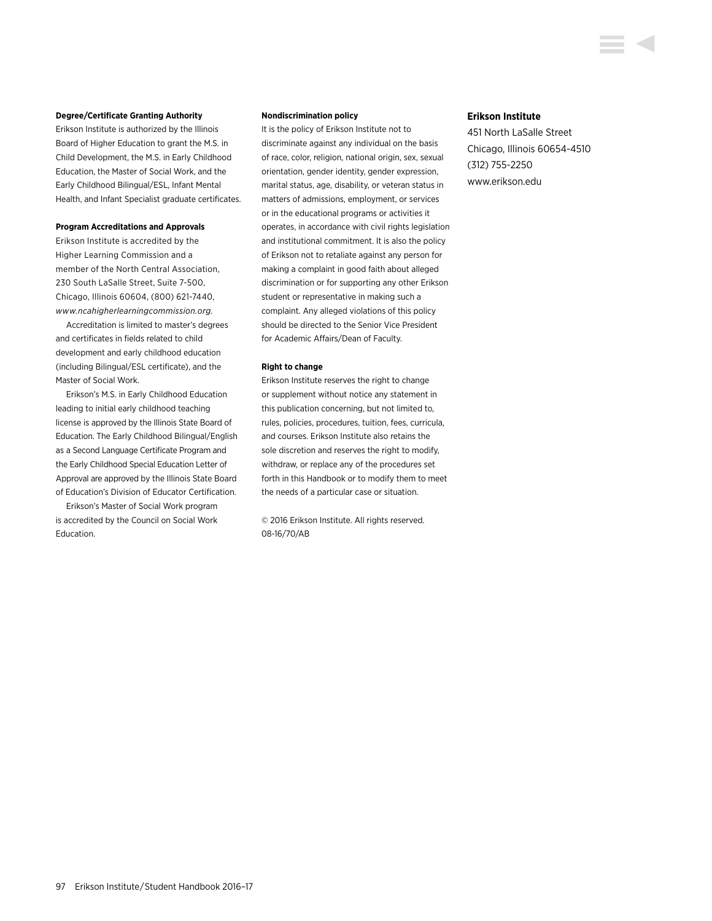**Degree/Certificate Granting Authority**

Erikson Institute is authorized by the Illinois Board of Higher Education to grant the M.S. in Child Development, the M.S. in Early Childhood Education, the Master of Social Work, and the Early Childhood Bilingual/ESL, Infant Mental Health, and Infant Specialist graduate certificates.

**Program Accreditations and Approvals**

Erikson Institute is accredited by the Higher Learning Commission and a member of the North Central Association, 230 South LaSalle Street, Suite 7-500, Chicago, Illinois 60604, (800) 621-7440, *www.ncahigherlearningcommission.org*.

Accreditation is limited to master's degrees and certificates in fields related to child development and early childhood education (including Bilingual/ESL certificate), and the Master of Social Work.

Erikson's M.S. in Early Childhood Education leading to initial early childhood teaching license is approved by the Illinois State Board of Education. The Early Childhood Bilingual/English as a Second Language Certificate Program and the Early Childhood Special Education Letter of Approval are approved by the Illinois State Board of Education's Division of Educator Certification.

Erikson's Master of Social Work program is accredited by the Council on Social Work Education.

**Nondiscrimination policy**

It is the policy of Erikson Institute not to discriminate against any individual on the basis of race, color, religion, national origin, sex, sexual orientation, gender identity, gender expression, marital status, age, disability, or veteran status in matters of admissions, employment, or services or in the educational programs or activities it operates, in accordance with civil rights legislation and institutional commitment. It is also the policy of Erikson not to retaliate against any person for making a complaint in good faith about alleged discrimination or for supporting any other Erikson student or representative in making such a complaint. Any alleged violations of this policy should be directed to the Senior Vice President for Academic Affairs/Dean of Faculty.

**Right to change**

Erikson Institute reserves the right to change or supplement without notice any statement in this publication concerning, but not limited to, rules, policies, procedures, tuition, fees, curricula, and courses. Erikson Institute also retains the sole discretion and reserves the right to modify, withdraw, or replace any of the procedures set forth in this Handbook or to modify them to meet the needs of a particular case or situation.

© 2016 Erikson Institute. All rights reserved.
08-16/70/AB

**Erikson Institute**

451 North LaSalle Street
Chicago, Illinois 60654-4510
(312) 755-2250
www.erikson.edu